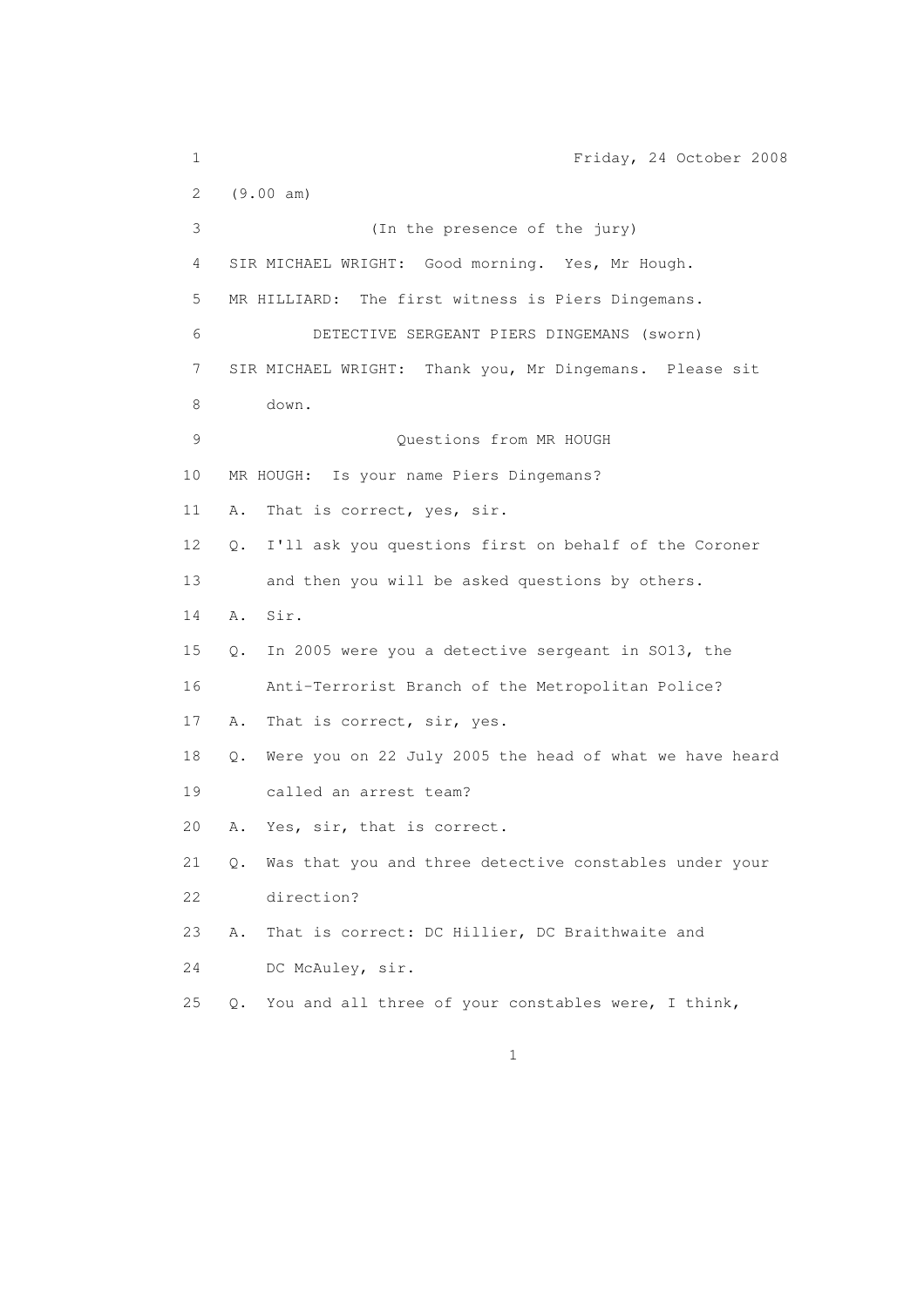Friday, 24 October 2008

(9.00 am)

(In the presence of the jury)

SIR MICHAEL WRIGHT: Good morning. Yes, Mr Hough.

MR HILLIARD: The first witness is Piers Dingemans.

DETECTIVE SERGEANT PIERS DINGEMANS (sworn)

SIR MICHAEL WRIGHT: Thank you, Mr Dingemans. Please sit down.

Questions from MR HOUGH

MR HOUGH: Is your name Piers Dingemans?

A. That is correct, yes, sir.

Q. I'll ask you questions first on behalf of the Coroner and then you will be asked questions by others.

A. Sir.

Q. In 2005 were you a detective sergeant in SO13, the Anti-Terrorist Branch of the Metropolitan Police?

A. That is correct, sir, yes.

Q. Were you on 22 July 2005 the head of what we have heard called an arrest team?

A. Yes, sir, that is correct.

Q. Was that you and three detective constables under your direction?

A. That is correct: DC Hillier, DC Braithwaite and DC McAuley, sir.

Q. You and all three of your constables were, I think,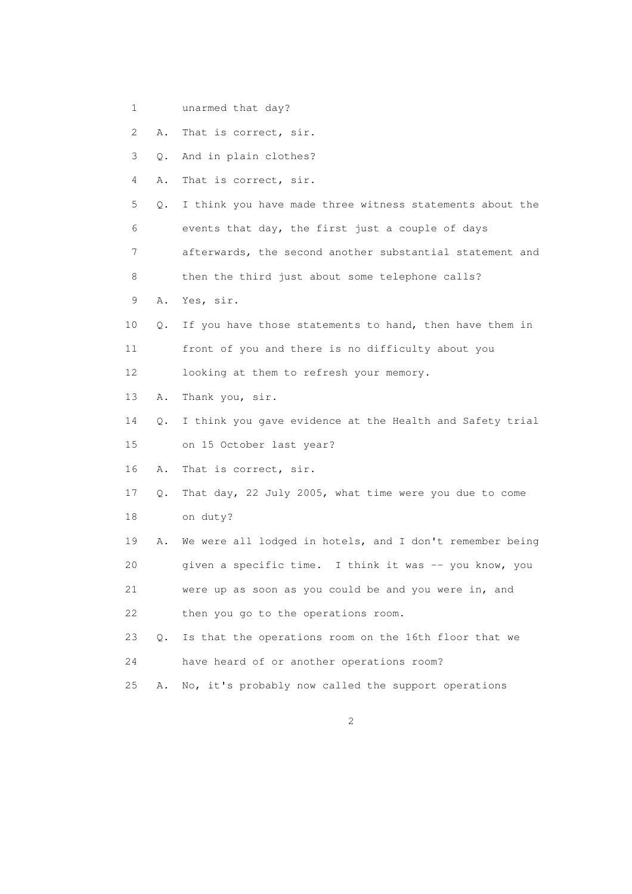1 unarmed that day?

2 A. That is correct, sir.

3 Q. And in plain clothes?

4 A. That is correct, sir.

5 Q. I think you have made three witness statements about the

6 events that day, the first just a couple of days

7 afterwards, the second another substantial statement and

8 then the third just about some telephone calls?

9 A. Yes, sir.

10 Q. If you have those statements to hand, then have them in

11 front of you and there is no difficulty about you

12 looking at them to refresh your memory.

13 A. Thank you, sir.

14 Q. I think you gave evidence at the Health and Safety trial

15 on 15 October last year?

16 A. That is correct, sir.

17 Q. That day, 22 July 2005, what time were you due to come

18 on duty?

19 A. We were all lodged in hotels, and I don't remember being

20 given a specific time. I think it was -- you know, you

21 were up as soon as you could be and you were in, and

22 then you go to the operations room.

23 Q. Is that the operations room on the 16th floor that we

24 have heard of or another operations room?

25 A. No, it's probably now called the support operations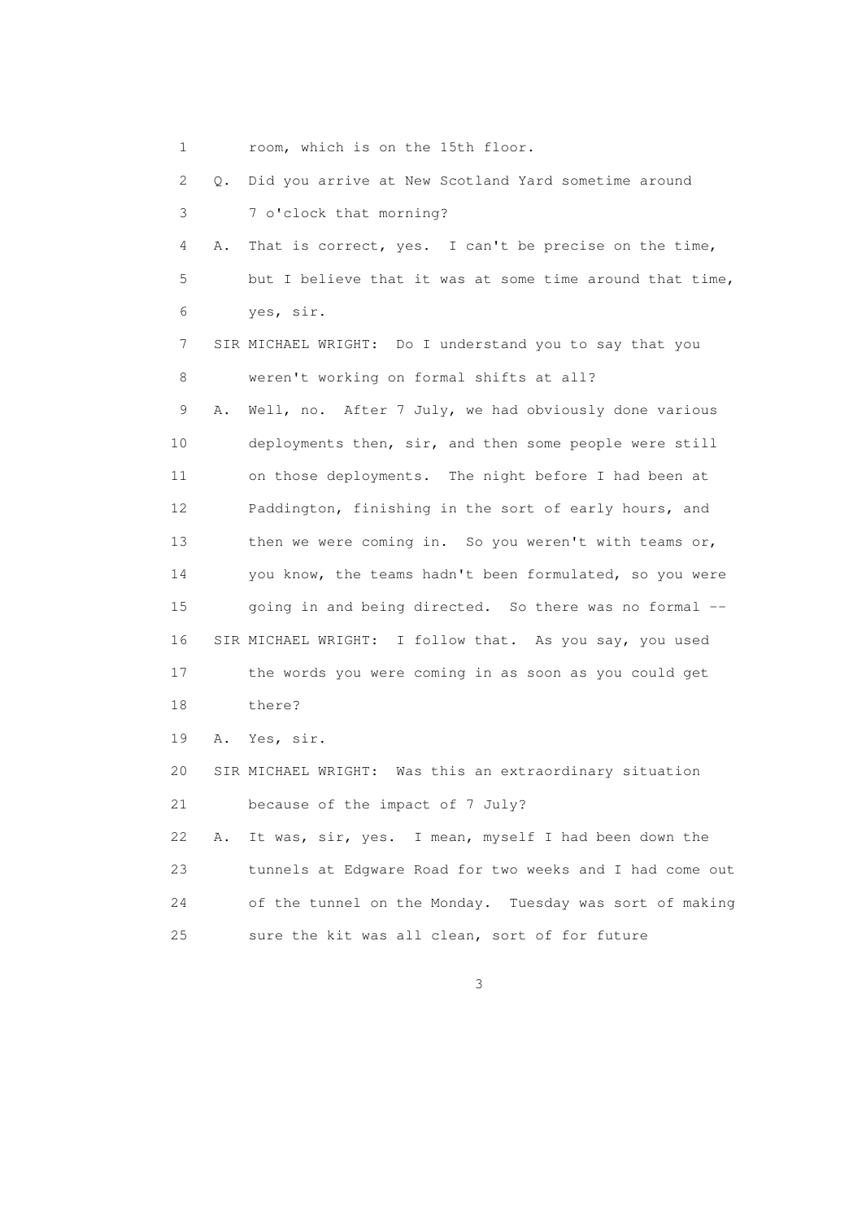1 room, which is on the 15th floor.

2 Q. Did you arrive at New Scotland Yard sometime around

3 7 o'clock that morning?

4 A. That is correct, yes. I can't be precise on the time,

5 but I believe that it was at some time around that time,

6 yes, sir.

7 SIR MICHAEL WRIGHT: Do I understand you to say that you

8 weren't working on formal shifts at all?

9 A. Well, no. After 7 July, we had obviously done various

10 deployments then, sir, and then some people were still

11 on those deployments. The night before I had been at

12 Paddington, finishing in the sort of early hours, and

13 then we were coming in. So you weren't with teams or,

14 you know, the teams hadn't been formulated, so you were

15 going in and being directed. So there was no formal --

16 SIR MICHAEL WRIGHT: I follow that. As you say, you used

17 the words you were coming in as soon as you could get

18 there?

19 A. Yes, sir.

20 SIR MICHAEL WRIGHT: Was this an extraordinary situation

21 because of the impact of 7 July?

22 A. It was, sir, yes. I mean, myself I had been down the

23 tunnels at Edgware Road for two weeks and I had come out

24 of the tunnel on the Monday. Tuesday was sort of making

25 sure the kit was all clean, sort of for future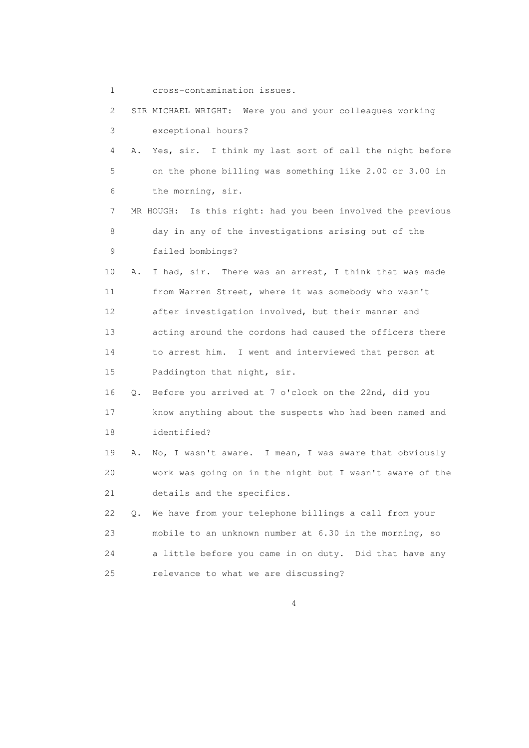1 cross-contamination issues.

2 SIR MICHAEL WRIGHT: Were you and your colleagues working

3 exceptional hours?

4 A. Yes, sir. I think my last sort of call the night before

5 on the phone billing was something like 2.00 or 3.00 in

6 the morning, sir.

7 MR HOUGH: Is this right: had you been involved the previous

8 day in any of the investigations arising out of the

9 failed bombings?

10 A. I had, sir. There was an arrest, I think that was made

11 from Warren Street, where it was somebody who wasn't

12 after investigation involved, but their manner and

13 acting around the cordons had caused the officers there

14 to arrest him. I went and interviewed that person at

15 Paddington that night, sir.

16 Q. Before you arrived at 7 o'clock on the 22nd, did you

17 know anything about the suspects who had been named and

18 identified?

19 A. No, I wasn't aware. I mean, I was aware that obviously

20 work was going on in the night but I wasn't aware of the

21 details and the specifics.

22 Q. We have from your telephone billings a call from your

23 mobile to an unknown number at 6.30 in the morning, so

24 a little before you came in on duty. Did that have any

25 relevance to what we are discussing?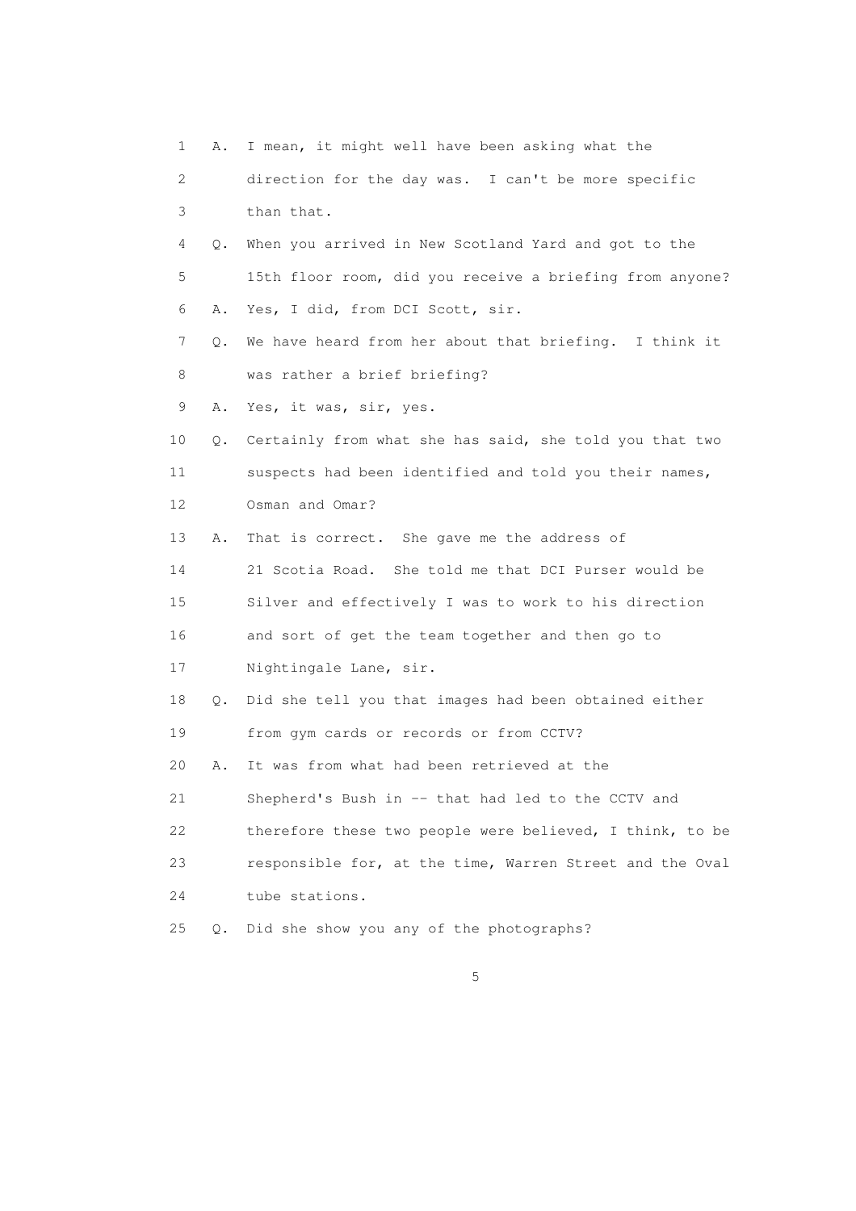1 A. I mean, it might well have been asking what the
2 direction for the day was. I can't be more specific
3 than that.
4 Q. When you arrived in New Scotland Yard and got to the
5 15th floor room, did you receive a briefing from anyone?
6 A. Yes, I did, from DCI Scott, sir.
7 Q. We have heard from her about that briefing. I think it
8 was rather a brief briefing?
9 A. Yes, it was, sir, yes.
10 Q. Certainly from what she has said, she told you that two
11 suspects had been identified and told you their names,
12 Osman and Omar?
13 A. That is correct. She gave me the address of
14 21 Scotia Road. She told me that DCI Purser would be
15 Silver and effectively I was to work to his direction
16 and sort of get the team together and then go to
17 Nightingale Lane, sir.
18 Q. Did she tell you that images had been obtained either
19 from gym cards or records or from CCTV?
20 A. It was from what had been retrieved at the
21 Shepherd's Bush in -- that had led to the CCTV and
22 therefore these two people were believed, I think, to be
23 responsible for, at the time, Warren Street and the Oval
24 tube stations.
25 Q. Did she show you any of the photographs?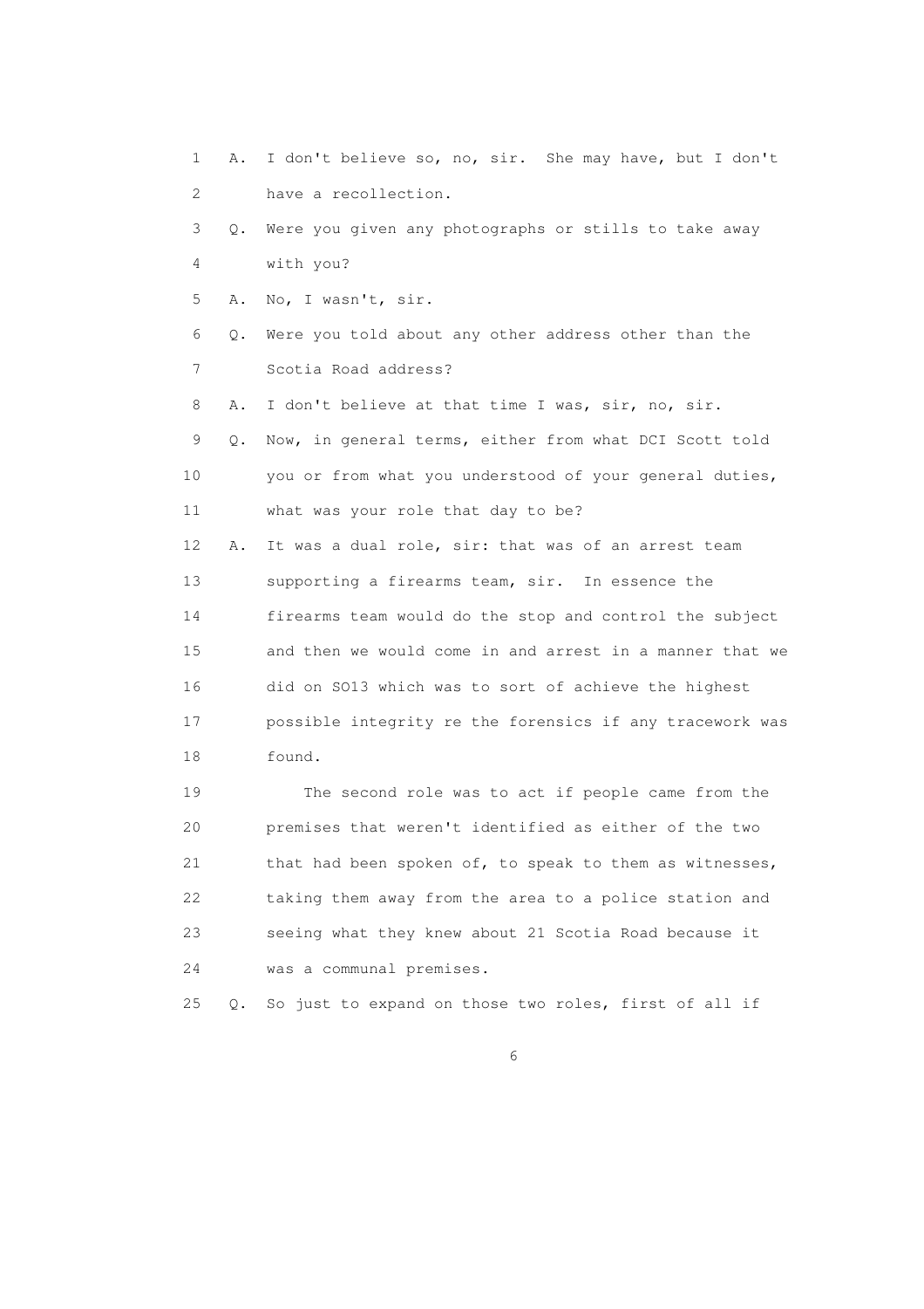1 A. I don't believe so, no, sir. She may have, but I don't
2 have a recollection.
3 Q. Were you given any photographs or stills to take away
4 with you?
5 A. No, I wasn't, sir.
6 Q. Were you told about any other address other than the
7 Scotia Road address?
8 A. I don't believe at that time I was, sir, no, sir.
9 Q. Now, in general terms, either from what DCI Scott told
10 you or from what you understood of your general duties,
11 what was your role that day to be?
12 A. It was a dual role, sir: that was of an arrest team
13 supporting a firearms team, sir. In essence the
14 firearms team would do the stop and control the subject
15 and then we would come in and arrest in a manner that we
16 did on SO13 which was to sort of achieve the highest
17 possible integrity re the forensics if any tracework was
18 found.
19 The second role was to act if people came from the
20 premises that weren't identified as either of the two
21 that had been spoken of, to speak to them as witnesses,
22 taking them away from the area to a police station and
23 seeing what they knew about 21 Scotia Road because it
24 was a communal premises.
25 Q. So just to expand on those two roles, first of all if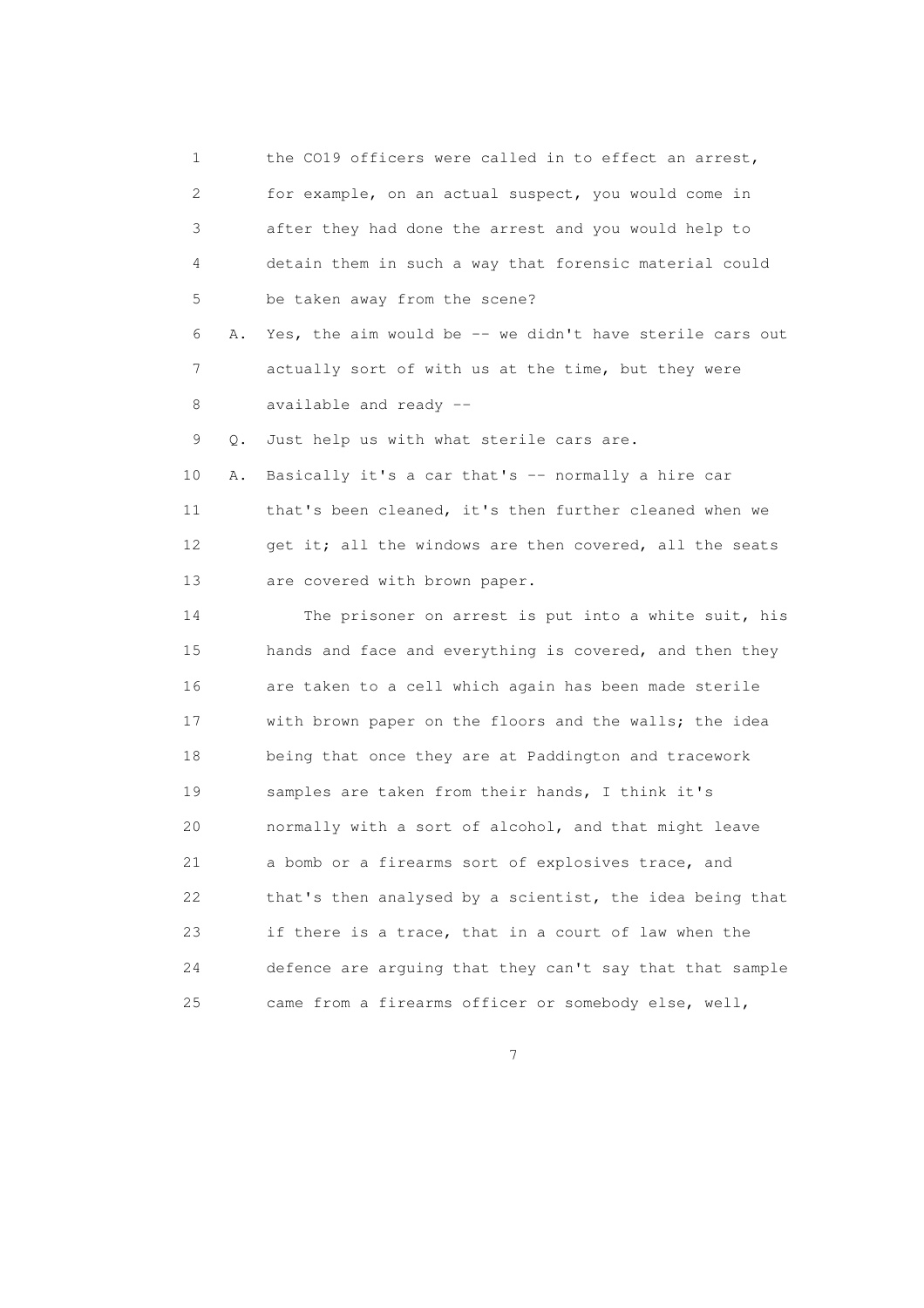1 the CO19 officers were called in to effect an arrest,
2 for example, on an actual suspect, you would come in
3 after they had done the arrest and you would help to
4 detain them in such a way that forensic material could
5 be taken away from the scene?

6 A. Yes, the aim would be -- we didn't have sterile cars out
7 actually sort of with us at the time, but they were
8 available and ready --

9 Q. Just help us with what sterile cars are.

10 A. Basically it's a car that's -- normally a hire car
11 that's been cleaned, it's then further cleaned when we
12 get it; all the windows are then covered, all the seats
13 are covered with brown paper.

14 The prisoner on arrest is put into a white suit, his
15 hands and face and everything is covered, and then they
16 are taken to a cell which again has been made sterile
17 with brown paper on the floors and the walls; the idea
18 being that once they are at Paddington and tracework
19 samples are taken from their hands, I think it's
20 normally with a sort of alcohol, and that might leave
21 a bomb or a firearms sort of explosives trace, and
22 that's then analysed by a scientist, the idea being that
23 if there is a trace, that in a court of law when the
24 defence are arguing that they can't say that that sample
25 came from a firearms officer or somebody else, well,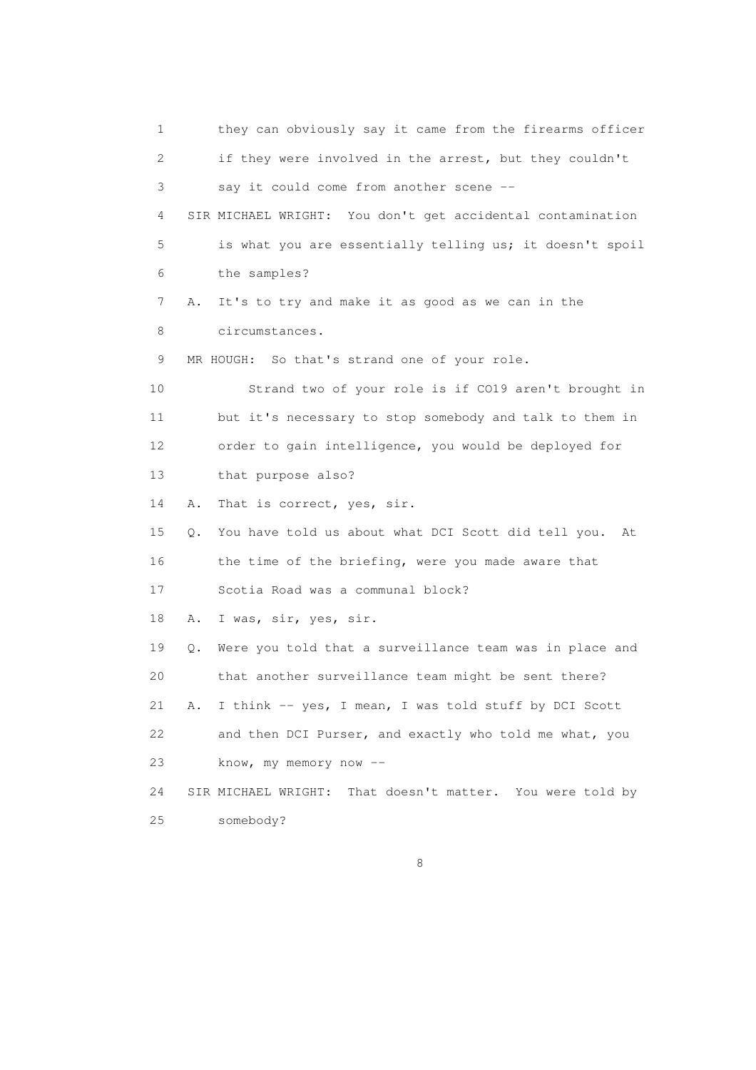1 they can obviously say it came from the firearms officer
2 if they were involved in the arrest, but they couldn't
3 say it could come from another scene --
4 SIR MICHAEL WRIGHT: You don't get accidental contamination
5 is what you are essentially telling us; it doesn't spoil
6 the samples?
7 A. It's to try and make it as good as we can in the
8 circumstances.
9 MR HOUGH: So that's strand one of your role.
10 Strand two of your role is if CO19 aren't brought in
11 but it's necessary to stop somebody and talk to them in
12 order to gain intelligence, you would be deployed for
13 that purpose also?
14 A. That is correct, yes, sir.
15 Q. You have told us about what DCI Scott did tell you. At
16 the time of the briefing, were you made aware that
17 Scotia Road was a communal block?
18 A. I was, sir, yes, sir.
19 Q. Were you told that a surveillance team was in place and
20 that another surveillance team might be sent there?
21 A. I think -- yes, I mean, I was told stuff by DCI Scott
22 and then DCI Purser, and exactly who told me what, you
23 know, my memory now --
24 SIR MICHAEL WRIGHT: That doesn't matter. You were told by
25 somebody?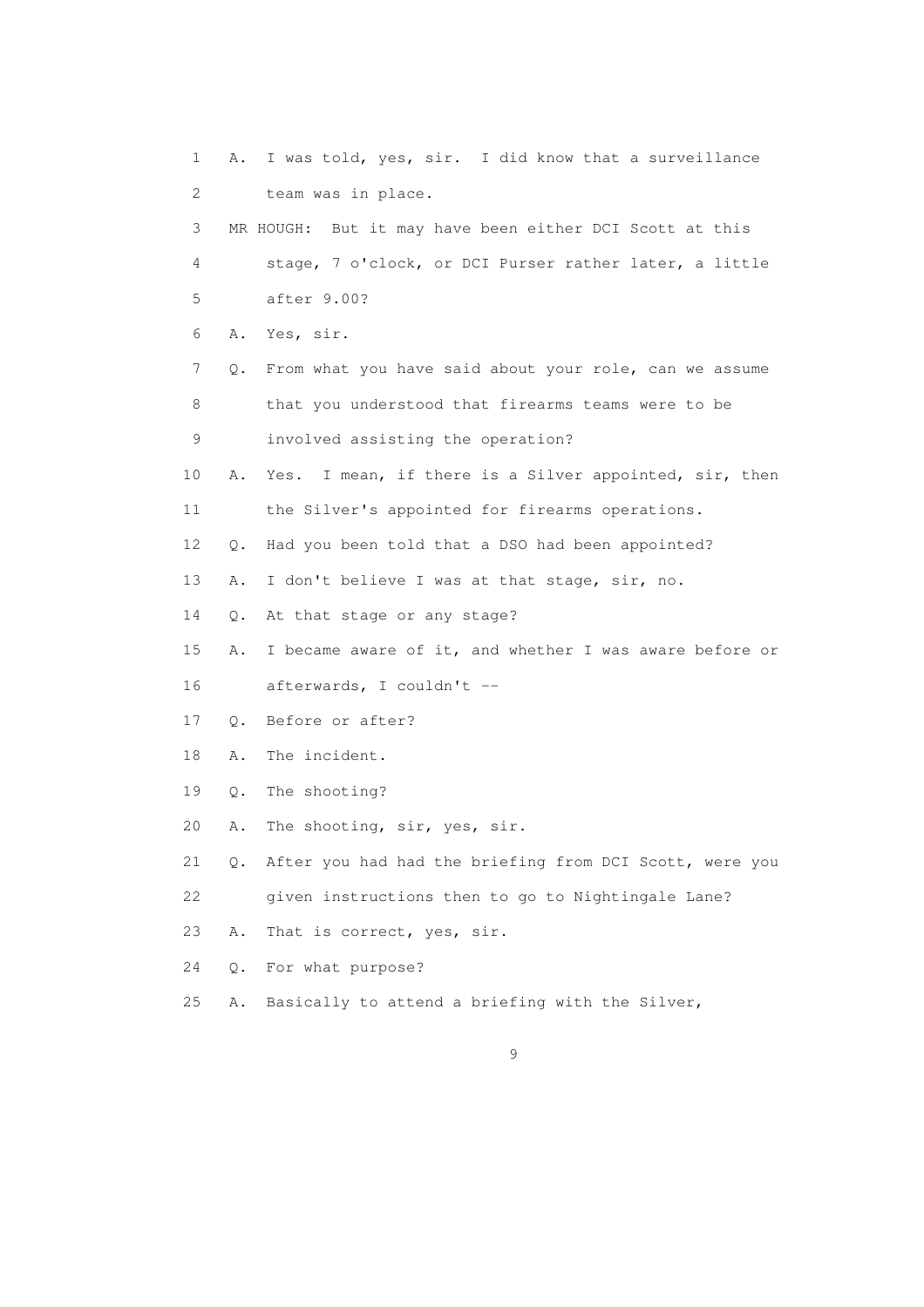1 A. I was told, yes, sir. I did know that a surveillance
2 team was in place.
3 MR HOUGH: But it may have been either DCI Scott at this
4 stage, 7 o'clock, or DCI Purser rather later, a little
5 after 9.00?
6 A. Yes, sir.
7 Q. From what you have said about your role, can we assume
8 that you understood that firearms teams were to be
9 involved assisting the operation?
10 A. Yes. I mean, if there is a Silver appointed, sir, then
11 the Silver's appointed for firearms operations.
12 Q. Had you been told that a DSO had been appointed?
13 A. I don't believe I was at that stage, sir, no.
14 Q. At that stage or any stage?
15 A. I became aware of it, and whether I was aware before or
16 afterwards, I couldn't --
17 Q. Before or after?
18 A. The incident.
19 Q. The shooting?
20 A. The shooting, sir, yes, sir.
21 Q. After you had had the briefing from DCI Scott, were you
22 given instructions then to go to Nightingale Lane?
23 A. That is correct, yes, sir.
24 Q. For what purpose?
25 A. Basically to attend a briefing with the Silver,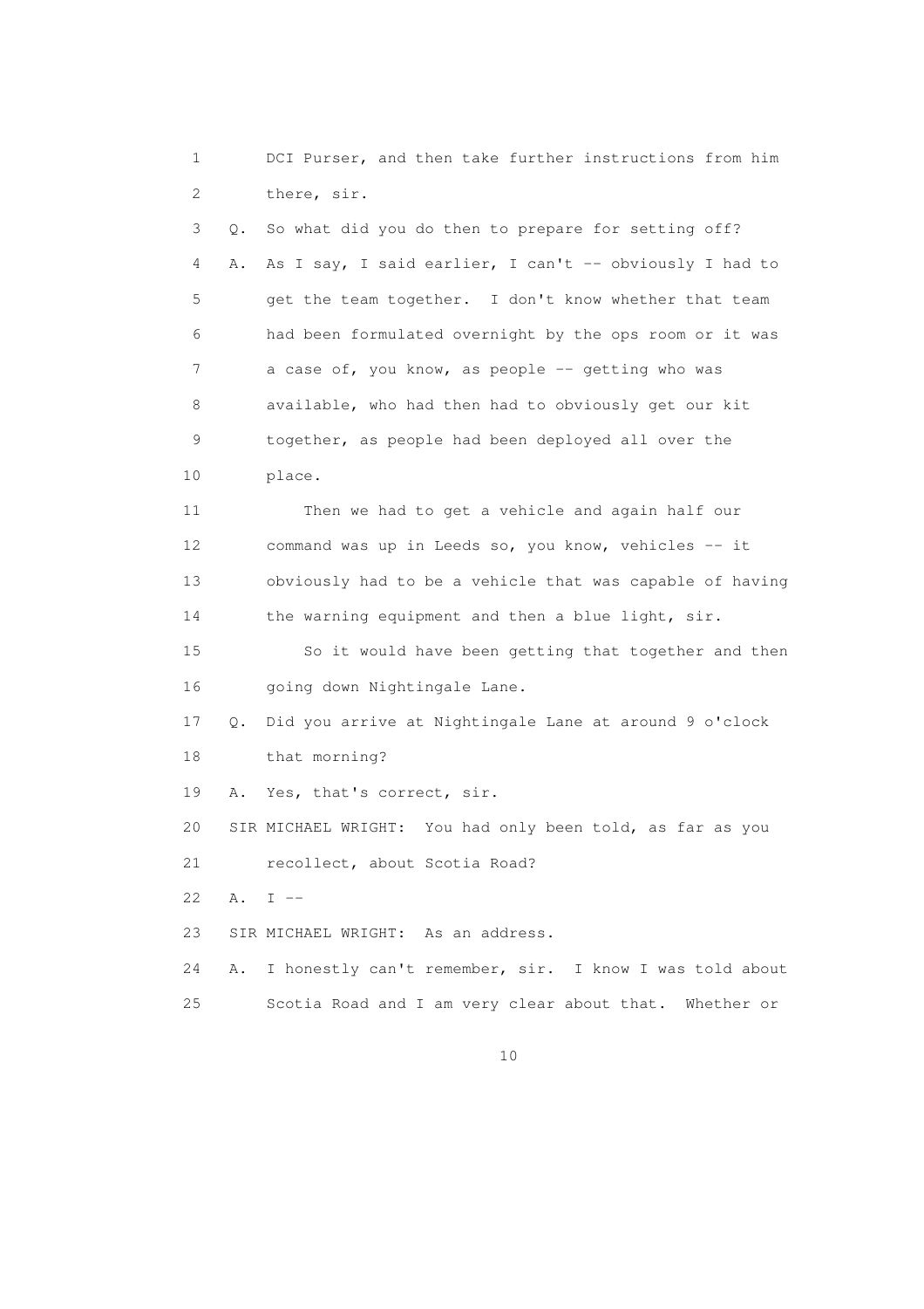1 DCI Purser, and then take further instructions from him
2 there, sir.

3 Q. So what did you do then to prepare for setting off?

4 A. As I say, I said earlier, I can't -- obviously I had to
5 get the team together. I don't know whether that team
6 had been formulated overnight by the ops room or it was
7 a case of, you know, as people -- getting who was
8 available, who had then had to obviously get our kit
9 together, as people had been deployed all over the
10 place.

11 Then we had to get a vehicle and again half our
12 command was up in Leeds so, you know, vehicles -- it
13 obviously had to be a vehicle that was capable of having
14 the warning equipment and then a blue light, sir.

15 So it would have been getting that together and then
16 going down Nightingale Lane.

17 Q. Did you arrive at Nightingale Lane at around 9 o'clock
18 that morning?

19 A. Yes, that's correct, sir.

20 SIR MICHAEL WRIGHT: You had only been told, as far as you
21 recollect, about Scotia Road?

22 A. I --

23 SIR MICHAEL WRIGHT: As an address.

24 A. I honestly can't remember, sir. I know I was told about
25 Scotia Road and I am very clear about that. Whether or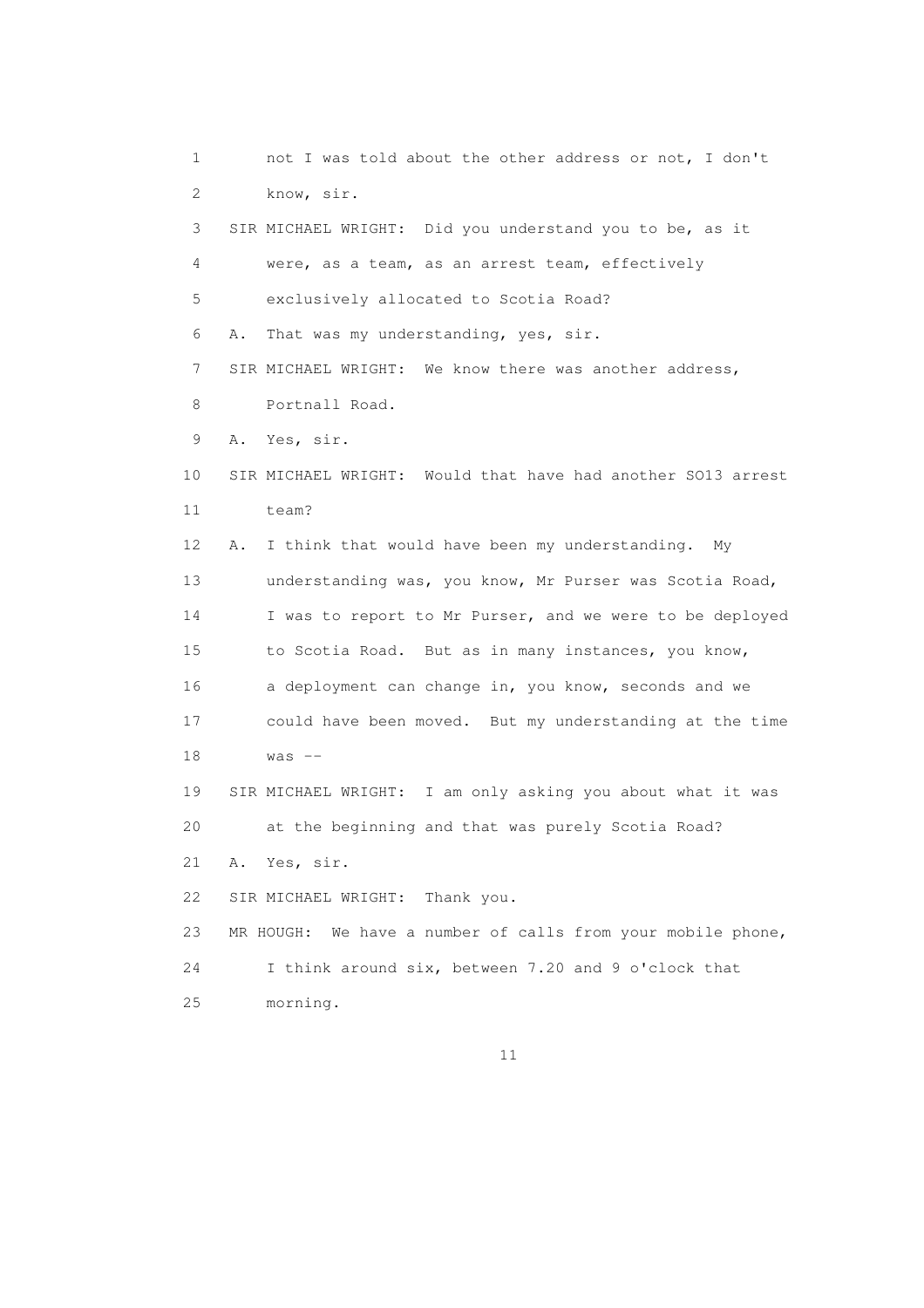1 not I was told about the other address or not, I don't
2 know, sir.
3 SIR MICHAEL WRIGHT: Did you understand you to be, as it
4 were, as a team, as an arrest team, effectively
5 exclusively allocated to Scotia Road?
6 A. That was my understanding, yes, sir.
7 SIR MICHAEL WRIGHT: We know there was another address,
8 Portnall Road.
9 A. Yes, sir.
10 SIR MICHAEL WRIGHT: Would that have had another SO13 arrest
11 team?
12 A. I think that would have been my understanding. My
13 understanding was, you know, Mr Purser was Scotia Road,
14 I was to report to Mr Purser, and we were to be deployed
15 to Scotia Road. But as in many instances, you know,
16 a deployment can change in, you know, seconds and we
17 could have been moved. But my understanding at the time
18 was --
19 SIR MICHAEL WRIGHT: I am only asking you about what it was
20 at the beginning and that was purely Scotia Road?
21 A. Yes, sir.
22 SIR MICHAEL WRIGHT: Thank you.
23 MR HOUGH: We have a number of calls from your mobile phone,
24 I think around six, between 7.20 and 9 o'clock that
25 morning.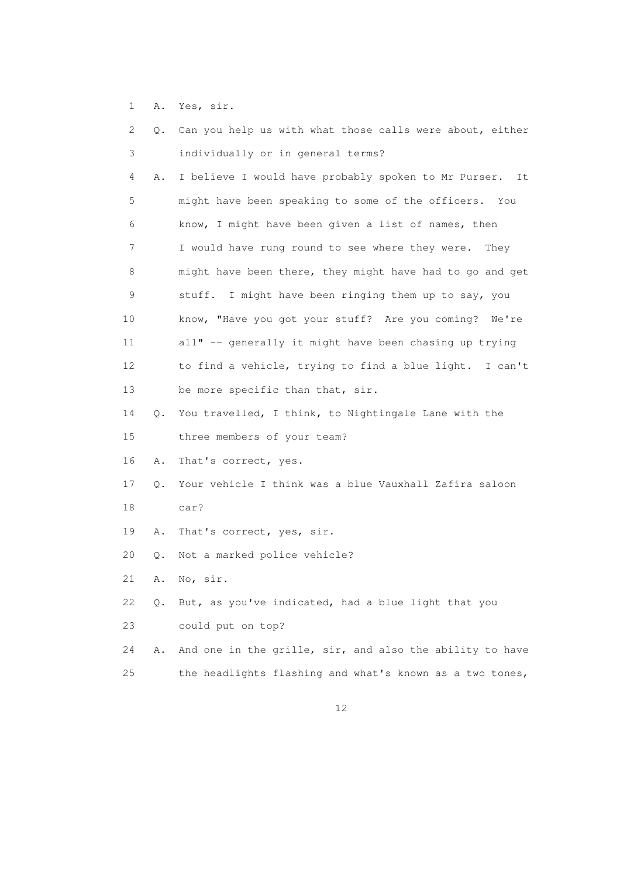1 A. Yes, sir.

2 Q. Can you help us with what those calls were about, either
3 individually or in general terms?

4 A. I believe I would have probably spoken to Mr Purser. It
5 might have been speaking to some of the officers. You
6 know, I might have been given a list of names, then
7 I would have rung round to see where they were. They
8 might have been there, they might have had to go and get
9 stuff. I might have been ringing them up to say, you
10 know, "Have you got your stuff? Are you coming? We're
11 all" -- generally it might have been chasing up trying
12 to find a vehicle, trying to find a blue light. I can't
13 be more specific than that, sir.

14 Q. You travelled, I think, to Nightingale Lane with the
15 three members of your team?

16 A. That's correct, yes.

17 Q. Your vehicle I think was a blue Vauxhall Zafira saloon
18 car?

19 A. That's correct, yes, sir.

20 Q. Not a marked police vehicle?

21 A. No, sir.

22 Q. But, as you've indicated, had a blue light that you
23 could put on top?

24 A. And one in the grille, sir, and also the ability to have
25 the headlights flashing and what's known as a two tones,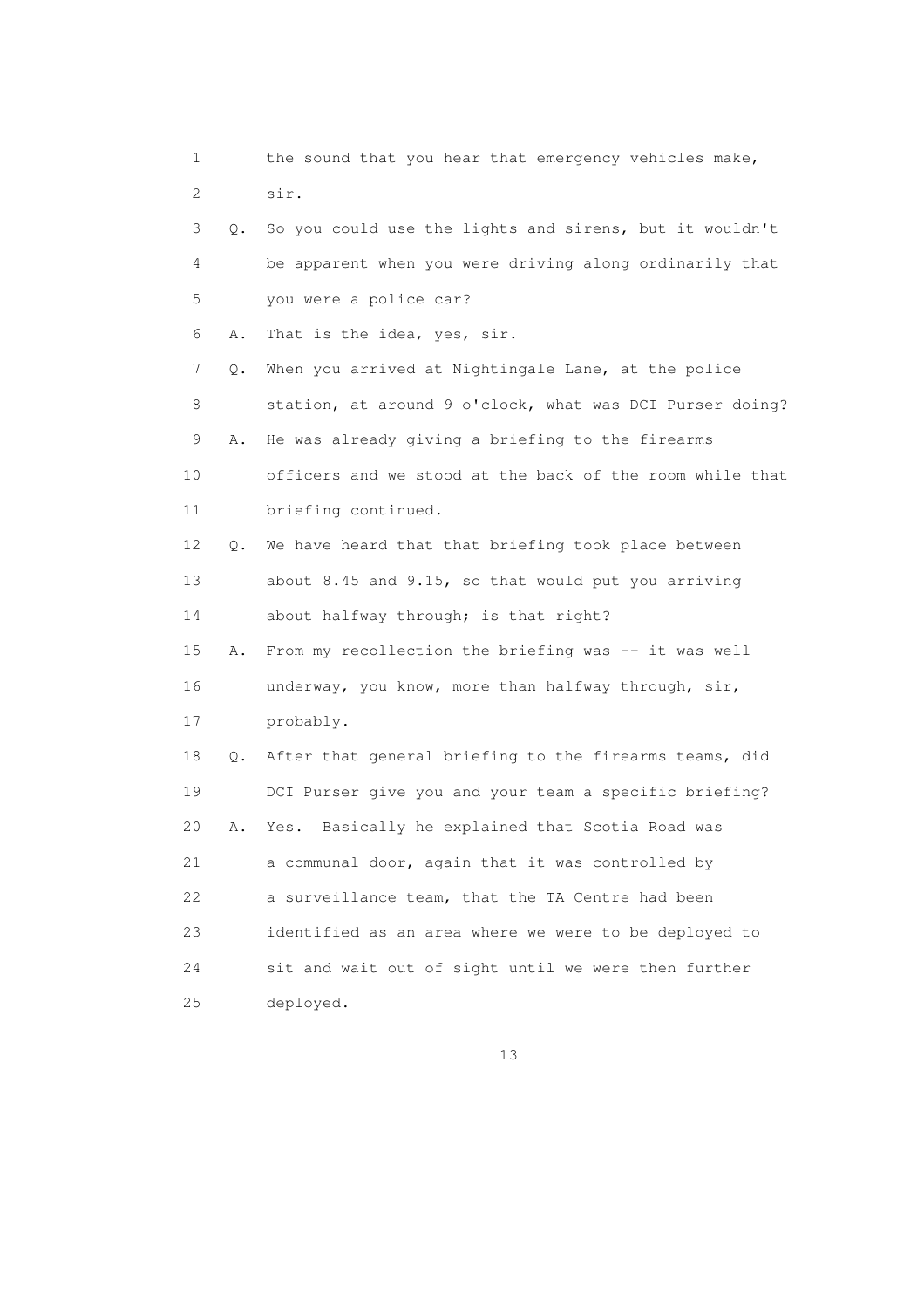1 the sound that you hear that emergency vehicles make,
2 sir.
3 Q. So you could use the lights and sirens, but it wouldn't
4 be apparent when you were driving along ordinarily that
5 you were a police car?
6 A. That is the idea, yes, sir.
7 Q. When you arrived at Nightingale Lane, at the police
8 station, at around 9 o'clock, what was DCI Purser doing?
9 A. He was already giving a briefing to the firearms
10 officers and we stood at the back of the room while that
11 briefing continued.
12 Q. We have heard that that briefing took place between
13 about 8.45 and 9.15, so that would put you arriving
14 about halfway through; is that right?
15 A. From my recollection the briefing was -- it was well
16 underway, you know, more than halfway through, sir,
17 probably.
18 Q. After that general briefing to the firearms teams, did
19 DCI Purser give you and your team a specific briefing?
20 A. Yes. Basically he explained that Scotia Road was
21 a communal door, again that it was controlled by
22 a surveillance team, that the TA Centre had been
23 identified as an area where we were to be deployed to
24 sit and wait out of sight until we were then further
25 deployed.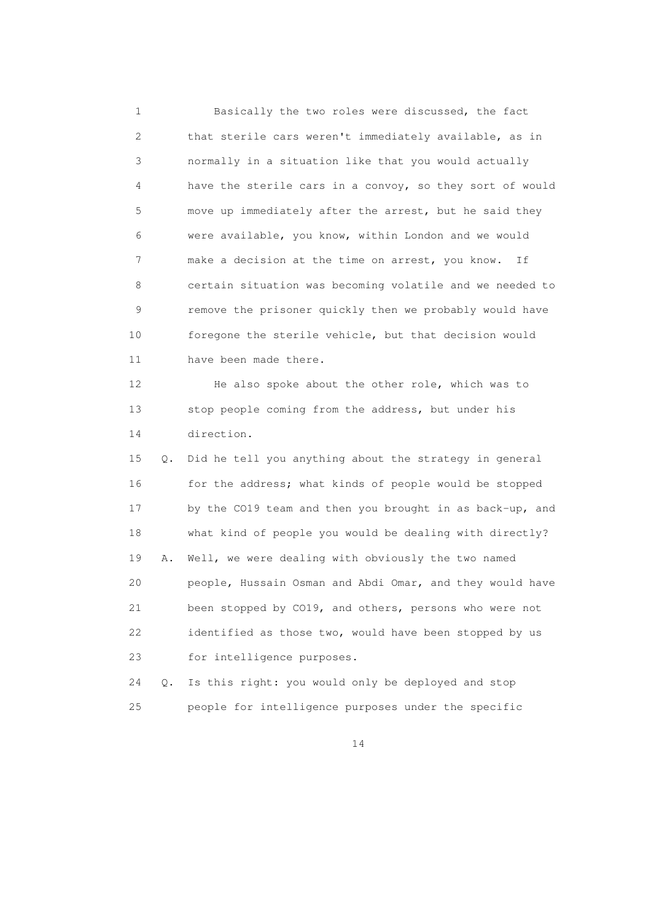1 Basically the two roles were discussed, the fact
2 that sterile cars weren't immediately available, as in
3 normally in a situation like that you would actually
4 have the sterile cars in a convoy, so they sort of would
5 move up immediately after the arrest, but he said they
6 were available, you know, within London and we would
7 make a decision at the time on arrest, you know. If
8 certain situation was becoming volatile and we needed to
9 remove the prisoner quickly then we probably would have
10 foregone the sterile vehicle, but that decision would
11 have been made there.

12 He also spoke about the other role, which was to
13 stop people coming from the address, but under his
14 direction.

15 Q. Did he tell you anything about the strategy in general
16 for the address; what kinds of people would be stopped
17 by the CO19 team and then you brought in as back-up, and
18 what kind of people you would be dealing with directly?

19 A. Well, we were dealing with obviously the two named
20 people, Hussain Osman and Abdi Omar, and they would have
21 been stopped by CO19, and others, persons who were not
22 identified as those two, would have been stopped by us
23 for intelligence purposes.

24 Q. Is this right: you would only be deployed and stop
25 people for intelligence purposes under the specific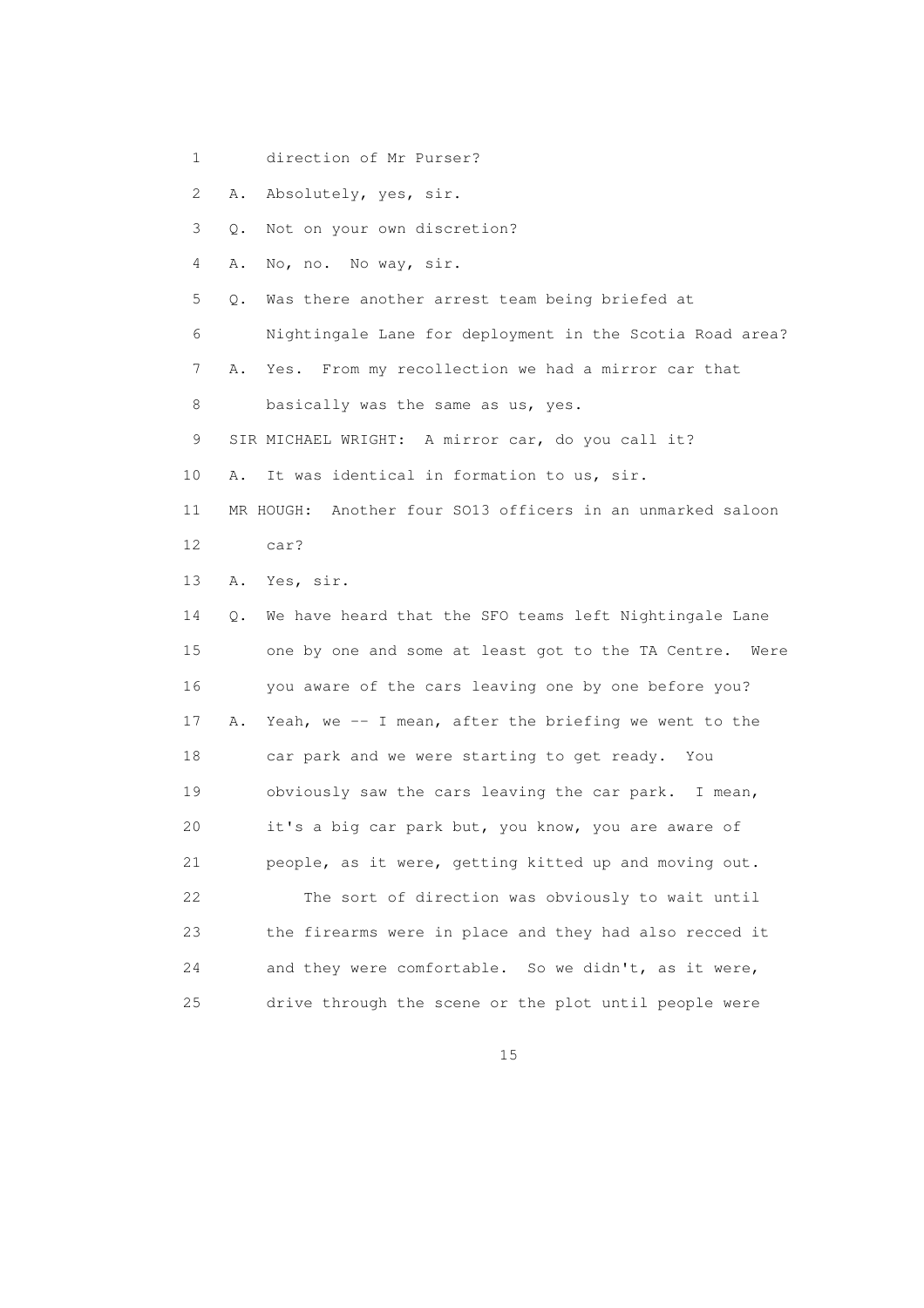1 direction of Mr Purser?

2 A. Absolutely, yes, sir.

3 Q. Not on your own discretion?

4 A. No, no. No way, sir.

5 Q. Was there another arrest team being briefed at

6 Nightingale Lane for deployment in the Scotia Road area?

7 A. Yes. From my recollection we had a mirror car that

8 basically was the same as us, yes.

9 SIR MICHAEL WRIGHT: A mirror car, do you call it?

10 A. It was identical in formation to us, sir.

11 MR HOUGH: Another four SO13 officers in an unmarked saloon

12 car?

13 A. Yes, sir.

14 Q. We have heard that the SFO teams left Nightingale Lane

15 one by one and some at least got to the TA Centre. Were

16 you aware of the cars leaving one by one before you?

17 A. Yeah, we -- I mean, after the briefing we went to the

18 car park and we were starting to get ready. You

19 obviously saw the cars leaving the car park. I mean,

20 it's a big car park but, you know, you are aware of

21 people, as it were, getting kitted up and moving out.

22 The sort of direction was obviously to wait until

23 the firearms were in place and they had also recced it

24 and they were comfortable. So we didn't, as it were,

25 drive through the scene or the plot until people were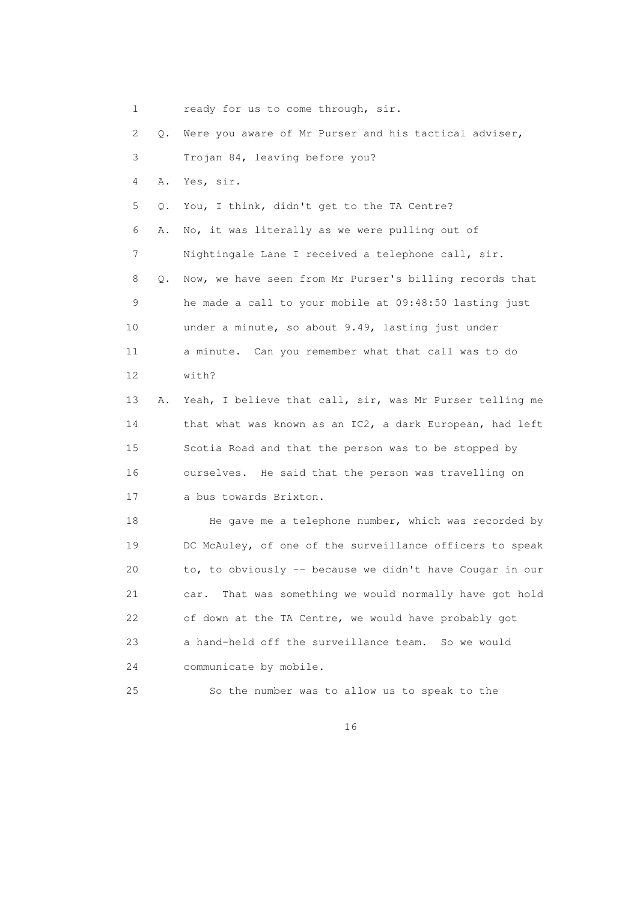1 ready for us to come through, sir.

2 Q. Were you aware of Mr Purser and his tactical adviser,

3 Trojan 84, leaving before you?

4 A. Yes, sir.

5 Q. You, I think, didn't get to the TA Centre?

6 A. No, it was literally as we were pulling out of

7 Nightingale Lane I received a telephone call, sir.

8 Q. Now, we have seen from Mr Purser's billing records that

9 he made a call to your mobile at 09:48:50 lasting just

10 under a minute, so about 9.49, lasting just under

11 a minute. Can you remember what that call was to do

12 with?

13 A. Yeah, I believe that call, sir, was Mr Purser telling me

14 that what was known as an IC2, a dark European, had left

15 Scotia Road and that the person was to be stopped by

16 ourselves. He said that the person was travelling on

17 a bus towards Brixton.

18 He gave me a telephone number, which was recorded by

19 DC McAuley, of one of the surveillance officers to speak

20 to, to obviously -- because we didn't have Cougar in our

21 car. That was something we would normally have got hold

22 of down at the TA Centre, we would have probably got

23 a hand-held off the surveillance team. So we would

24 communicate by mobile.

25 So the number was to allow us to speak to the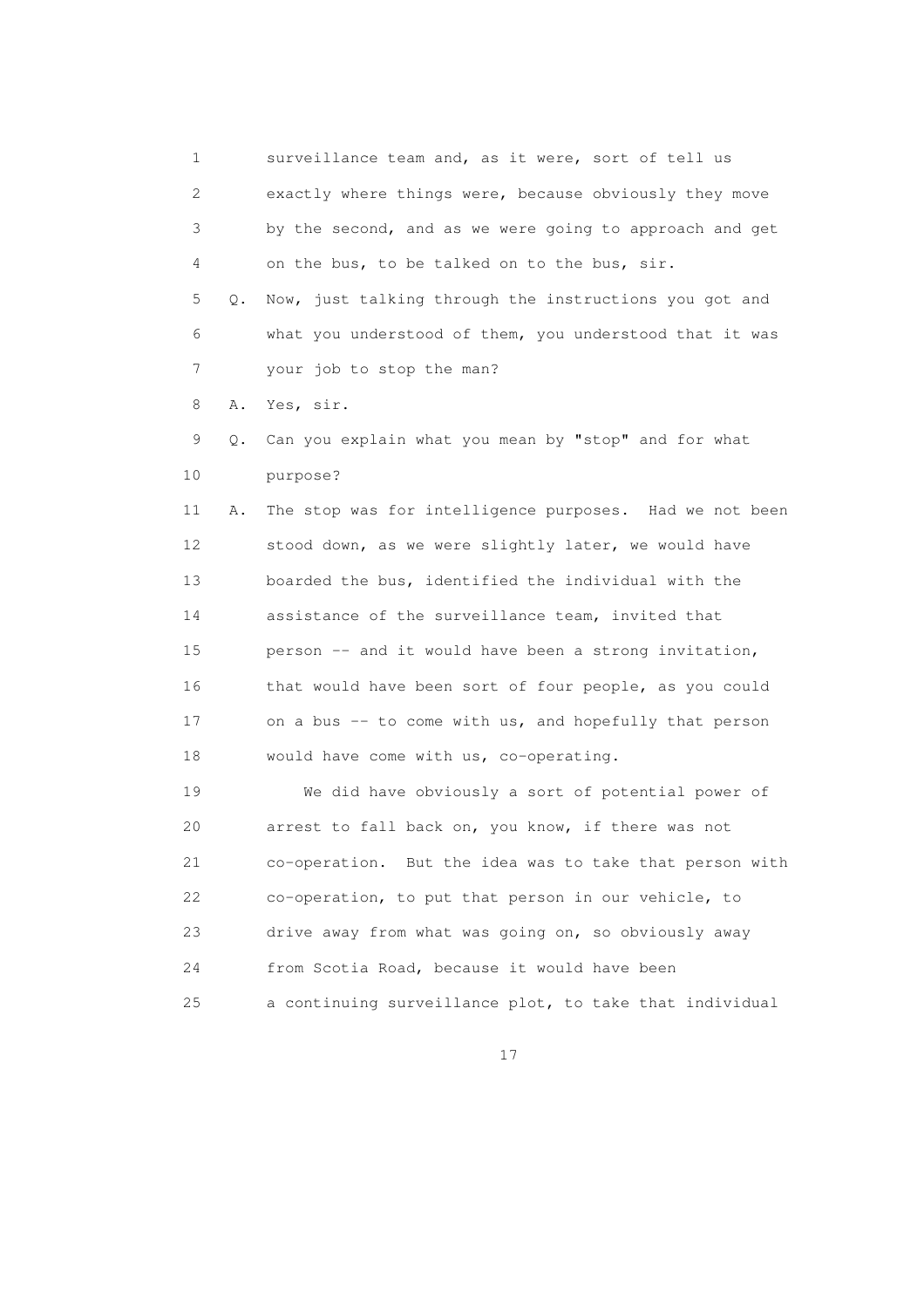1 surveillance team and, as it were, sort of tell us
2 exactly where things were, because obviously they move
3 by the second, and as we were going to approach and get
4 on the bus, to be talked on to the bus, sir.

5 Q. Now, just talking through the instructions you got and
6 what you understood of them, you understood that it was
7 your job to stop the man?

8 A. Yes, sir.

9 Q. Can you explain what you mean by "stop" and for what
10 purpose?

11 A. The stop was for intelligence purposes. Had we not been
12 stood down, as we were slightly later, we would have
13 boarded the bus, identified the individual with the
14 assistance of the surveillance team, invited that
15 person -- and it would have been a strong invitation,
16 that would have been sort of four people, as you could
17 on a bus -- to come with us, and hopefully that person
18 would have come with us, co-operating.

19 We did have obviously a sort of potential power of
20 arrest to fall back on, you know, if there was not
21 co-operation. But the idea was to take that person with
22 co-operation, to put that person in our vehicle, to
23 drive away from what was going on, so obviously away
24 from Scotia Road, because it would have been
25 a continuing surveillance plot, to take that individual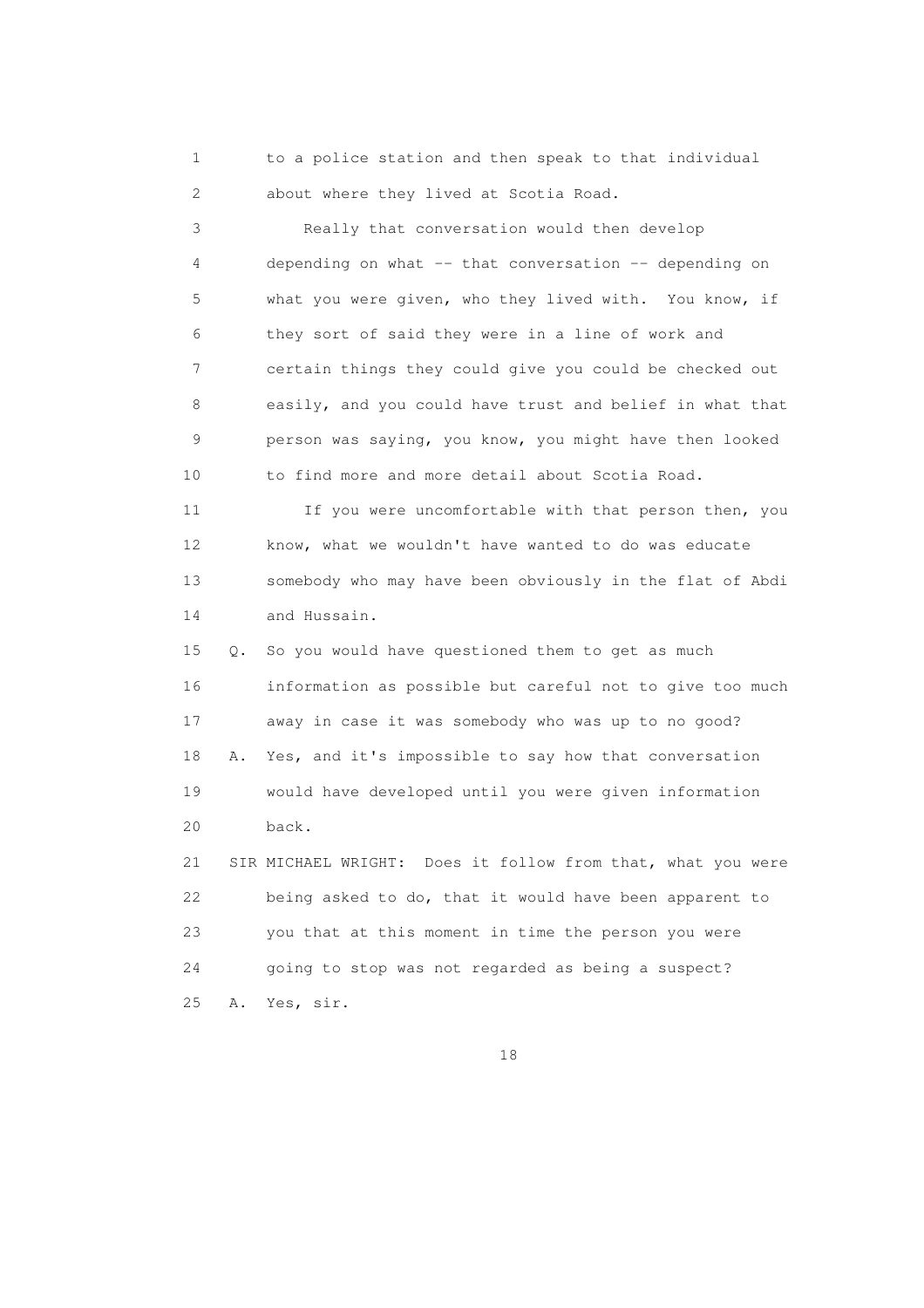to a police station and then speak to that individual about where they lived at Scotia Road.

Really that conversation would then develop depending on what -- that conversation -- depending on what you were given, who they lived with. You know, if they sort of said they were in a line of work and certain things they could give you could be checked out easily, and you could have trust and belief in what that person was saying, you know, you might have then looked to find more and more detail about Scotia Road.

If you were uncomfortable with that person then, you know, what we wouldn't have wanted to do was educate somebody who may have been obviously in the flat of Abdi and Hussain.

Q. So you would have questioned them to get as much information as possible but careful not to give too much away in case it was somebody who was up to no good?

A. Yes, and it's impossible to say how that conversation would have developed until you were given information back.

SIR MICHAEL WRIGHT: Does it follow from that, what you were being asked to do, that it would have been apparent to you that at this moment in time the person you were going to stop was not regarded as being a suspect?

A. Yes, sir.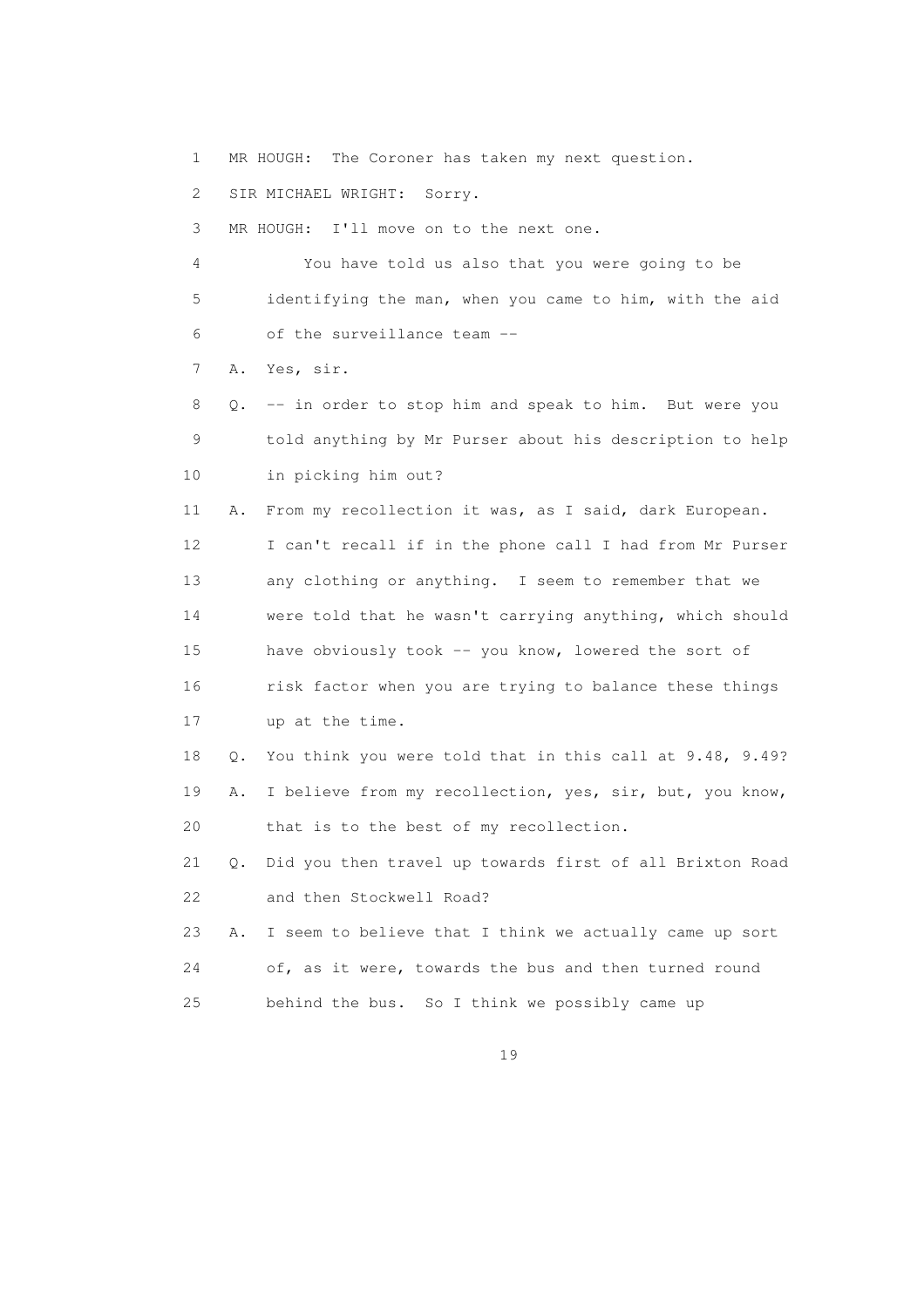1 MR HOUGH: The Coroner has taken my next question.

2 SIR MICHAEL WRIGHT: Sorry.

3 MR HOUGH: I'll move on to the next one.

4 You have told us also that you were going to be

5 identifying the man, when you came to him, with the aid

6 of the surveillance team --

7 A. Yes, sir.

8 Q. -- in order to stop him and speak to him. But were you

9 told anything by Mr Purser about his description to help

10 in picking him out?

11 A. From my recollection it was, as I said, dark European.

12 I can't recall if in the phone call I had from Mr Purser

13 any clothing or anything. I seem to remember that we

14 were told that he wasn't carrying anything, which should

15 have obviously took -- you know, lowered the sort of

16 risk factor when you are trying to balance these things

17 up at the time.

18 Q. You think you were told that in this call at 9.48, 9.49?

19 A. I believe from my recollection, yes, sir, but, you know,

20 that is to the best of my recollection.

21 Q. Did you then travel up towards first of all Brixton Road

22 and then Stockwell Road?

23 A. I seem to believe that I think we actually came up sort

24 of, as it were, towards the bus and then turned round

25 behind the bus. So I think we possibly came up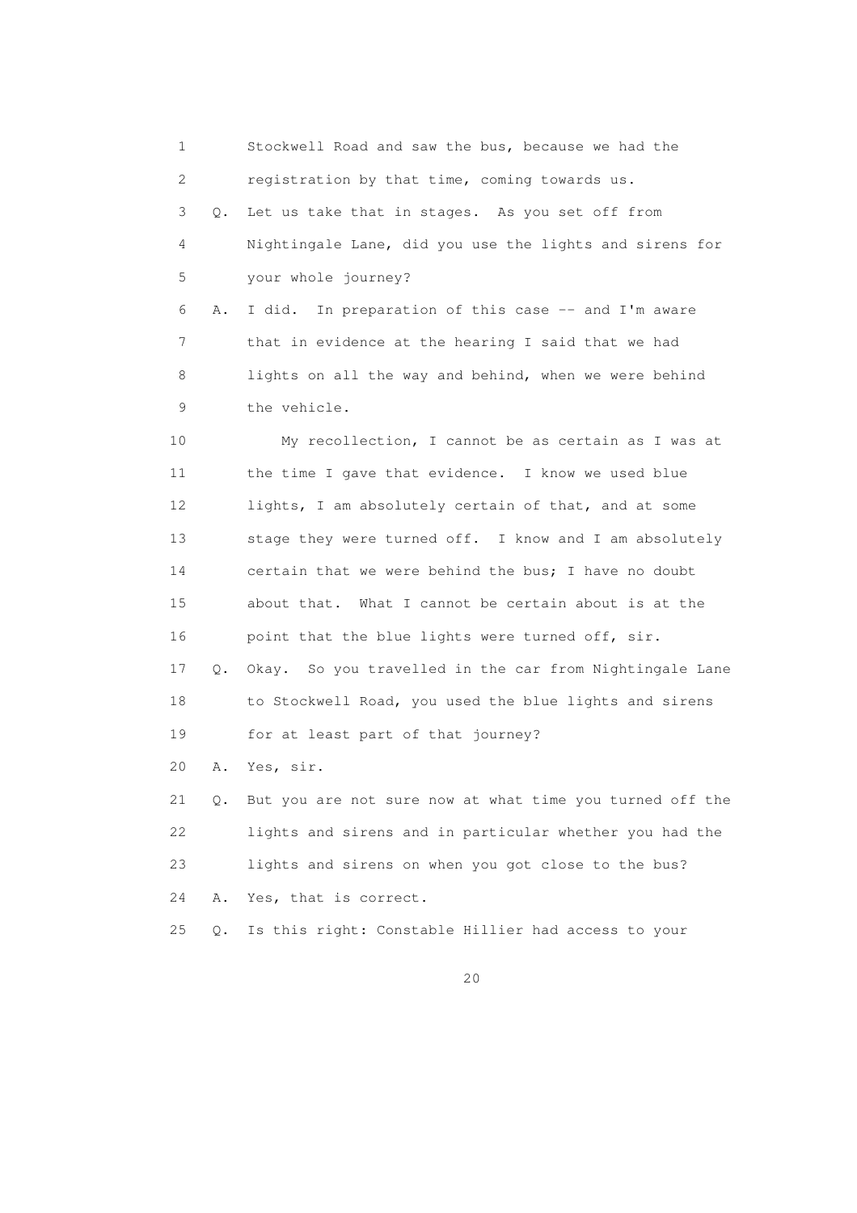1 Stockwell Road and saw the bus, because we had the
2 registration by that time, coming towards us.
3 Q. Let us take that in stages. As you set off from
4 Nightingale Lane, did you use the lights and sirens for
5 your whole journey?
6 A. I did. In preparation of this case -- and I'm aware
7 that in evidence at the hearing I said that we had
8 lights on all the way and behind, when we were behind
9 the vehicle.
10 My recollection, I cannot be as certain as I was at
11 the time I gave that evidence. I know we used blue
12 lights, I am absolutely certain of that, and at some
13 stage they were turned off. I know and I am absolutely
14 certain that we were behind the bus; I have no doubt
15 about that. What I cannot be certain about is at the
16 point that the blue lights were turned off, sir.
17 Q. Okay. So you travelled in the car from Nightingale Lane
18 to Stockwell Road, you used the blue lights and sirens
19 for at least part of that journey?
20 A. Yes, sir.
21 Q. But you are not sure now at what time you turned off the
22 lights and sirens and in particular whether you had the
23 lights and sirens on when you got close to the bus?
24 A. Yes, that is correct.
25 Q. Is this right: Constable Hillier had access to your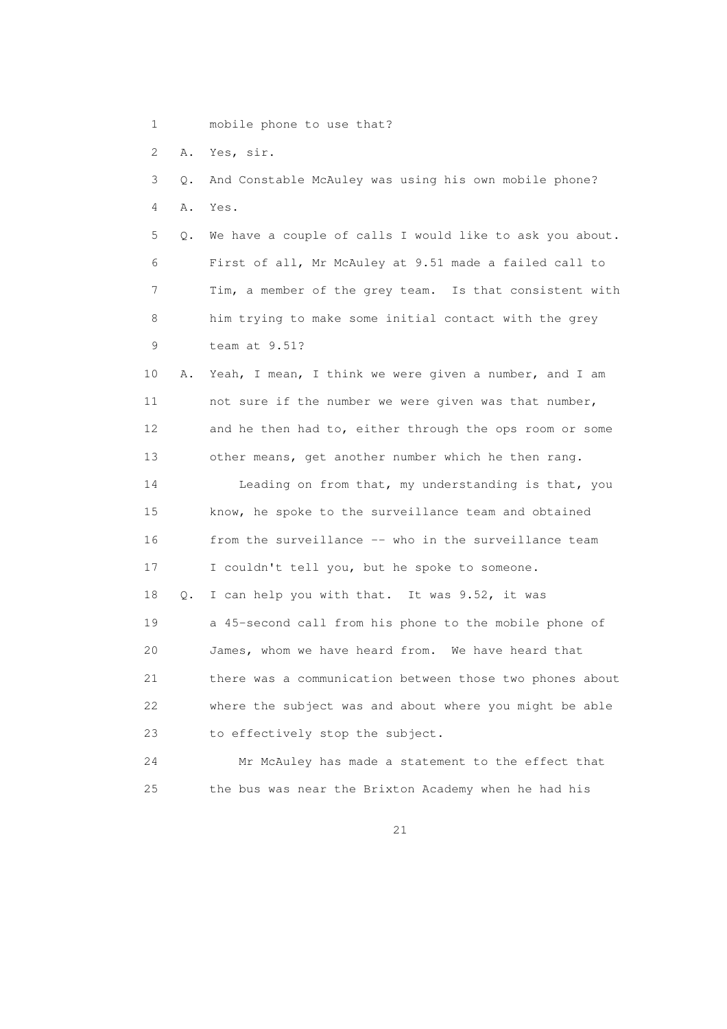1 mobile phone to use that?

2 A. Yes, sir.

3 Q. And Constable McAuley was using his own mobile phone?

4 A. Yes.

5 Q. We have a couple of calls I would like to ask you about.

6 First of all, Mr McAuley at 9.51 made a failed call to

7 Tim, a member of the grey team. Is that consistent with

8 him trying to make some initial contact with the grey

9 team at 9.51?

10 A. Yeah, I mean, I think we were given a number, and I am

11 not sure if the number we were given was that number,

12 and he then had to, either through the ops room or some

13 other means, get another number which he then rang.

14 Leading on from that, my understanding is that, you

15 know, he spoke to the surveillance team and obtained

16 from the surveillance -- who in the surveillance team

17 I couldn't tell you, but he spoke to someone.

18 Q. I can help you with that. It was 9.52, it was

19 a 45-second call from his phone to the mobile phone of

20 James, whom we have heard from. We have heard that

21 there was a communication between those two phones about

22 where the subject was and about where you might be able

23 to effectively stop the subject.

24 Mr McAuley has made a statement to the effect that

25 the bus was near the Brixton Academy when he had his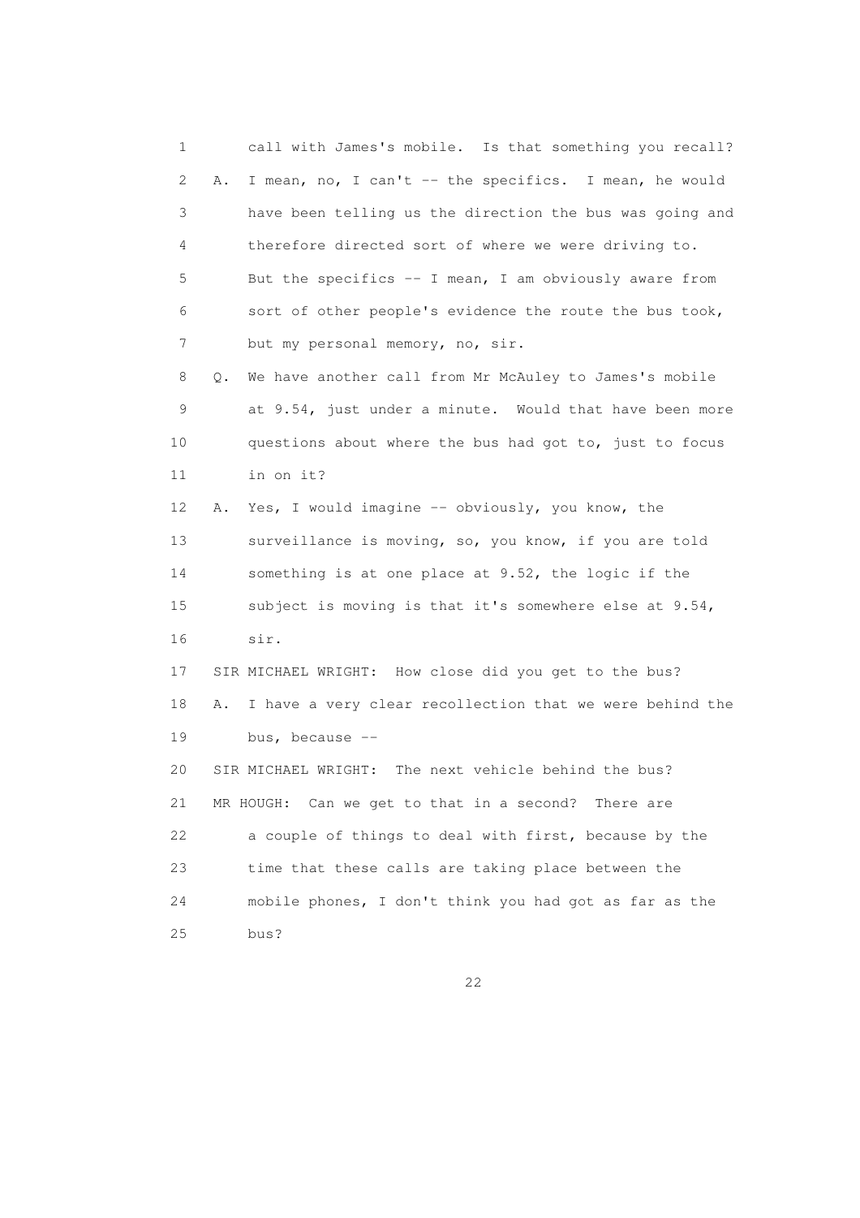1 call with James's mobile. Is that something you recall?

2 A. I mean, no, I can't -- the specifics. I mean, he would

3 have been telling us the direction the bus was going and

4 therefore directed sort of where we were driving to.

5 But the specifics -- I mean, I am obviously aware from

6 sort of other people's evidence the route the bus took,

7 but my personal memory, no, sir.

8 Q. We have another call from Mr McAuley to James's mobile

9 at 9.54, just under a minute. Would that have been more

10 questions about where the bus had got to, just to focus

11 in on it?

12 A. Yes, I would imagine -- obviously, you know, the

13 surveillance is moving, so, you know, if you are told

14 something is at one place at 9.52, the logic if the

15 subject is moving is that it's somewhere else at 9.54,

16 sir.

17 SIR MICHAEL WRIGHT: How close did you get to the bus?

18 A. I have a very clear recollection that we were behind the

19 bus, because --

20 SIR MICHAEL WRIGHT: The next vehicle behind the bus?

21 MR HOUGH: Can we get to that in a second? There are

22 a couple of things to deal with first, because by the

23 time that these calls are taking place between the

24 mobile phones, I don't think you had got as far as the

25 bus?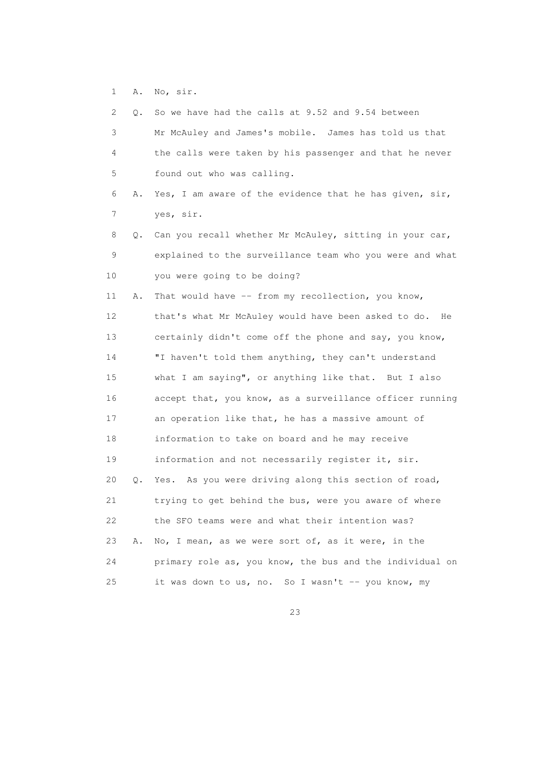1 A. No, sir.

2 Q. So we have had the calls at 9.52 and 9.54 between

3 Mr McAuley and James's mobile. James has told us that

4 the calls were taken by his passenger and that he never

5 found out who was calling.

6 A. Yes, I am aware of the evidence that he has given, sir,

7 yes, sir.

8 Q. Can you recall whether Mr McAuley, sitting in your car,

9 explained to the surveillance team who you were and what

10 you were going to be doing?

11 A. That would have -- from my recollection, you know,

12 that's what Mr McAuley would have been asked to do. He

13 certainly didn't come off the phone and say, you know,

14 "I haven't told them anything, they can't understand

15 what I am saying", or anything like that. But I also

16 accept that, you know, as a surveillance officer running

17 an operation like that, he has a massive amount of

18 information to take on board and he may receive

19 information and not necessarily register it, sir.

20 Q. Yes. As you were driving along this section of road,

21 trying to get behind the bus, were you aware of where

22 the SFO teams were and what their intention was?

23 A. No, I mean, as we were sort of, as it were, in the

24 primary role as, you know, the bus and the individual on

25 it was down to us, no. So I wasn't -- you know, my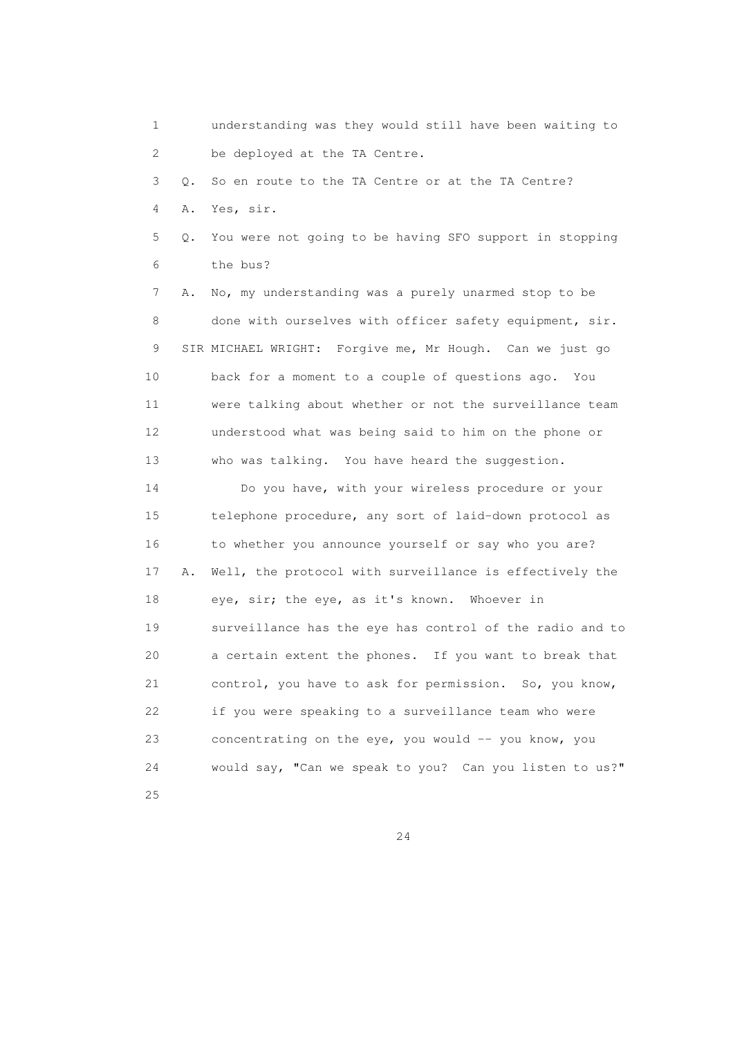1 understanding was they would still have been waiting to
2 be deployed at the TA Centre.
3 Q. So en route to the TA Centre or at the TA Centre?
4 A. Yes, sir.
5 Q. You were not going to be having SFO support in stopping
6 the bus?
7 A. No, my understanding was a purely unarmed stop to be
8 done with ourselves with officer safety equipment, sir.
9 SIR MICHAEL WRIGHT: Forgive me, Mr Hough. Can we just go
10 back for a moment to a couple of questions ago. You
11 were talking about whether or not the surveillance team
12 understood what was being said to him on the phone or
13 who was talking. You have heard the suggestion.
14 Do you have, with your wireless procedure or your
15 telephone procedure, any sort of laid-down protocol as
16 to whether you announce yourself or say who you are?
17 A. Well, the protocol with surveillance is effectively the
18 eye, sir; the eye, as it's known. Whoever in
19 surveillance has the eye has control of the radio and to
20 a certain extent the phones. If you want to break that
21 control, you have to ask for permission. So, you know,
22 if you were speaking to a surveillance team who were
23 concentrating on the eye, you would -- you know, you
24 would say, "Can we speak to you? Can you listen to us?"
25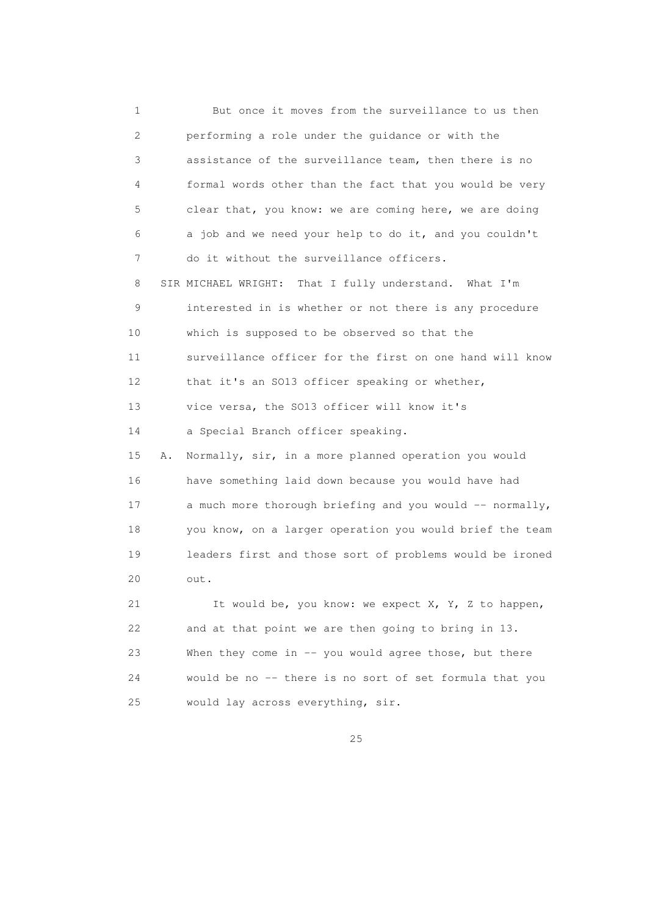But once it moves from the surveillance to us then performing a role under the guidance or with the assistance of the surveillance team, then there is no formal words other than the fact that you would be very clear that, you know: we are coming here, we are doing a job and we need your help to do it, and you couldn't do it without the surveillance officers.

SIR MICHAEL WRIGHT: That I fully understand. What I'm interested in is whether or not there is any procedure which is supposed to be observed so that the surveillance officer for the first on one hand will know that it's an SO13 officer speaking or whether, vice versa, the SO13 officer will know it's a Special Branch officer speaking.

A. Normally, sir, in a more planned operation you would have something laid down because you would have had a much more thorough briefing and you would -- normally, you know, on a larger operation you would brief the team leaders first and those sort of problems would be ironed out.

It would be, you know: we expect X, Y, Z to happen, and at that point we are then going to bring in 13. When they come in -- you would agree those, but there would be no -- there is no sort of set formula that you would lay across everything, sir.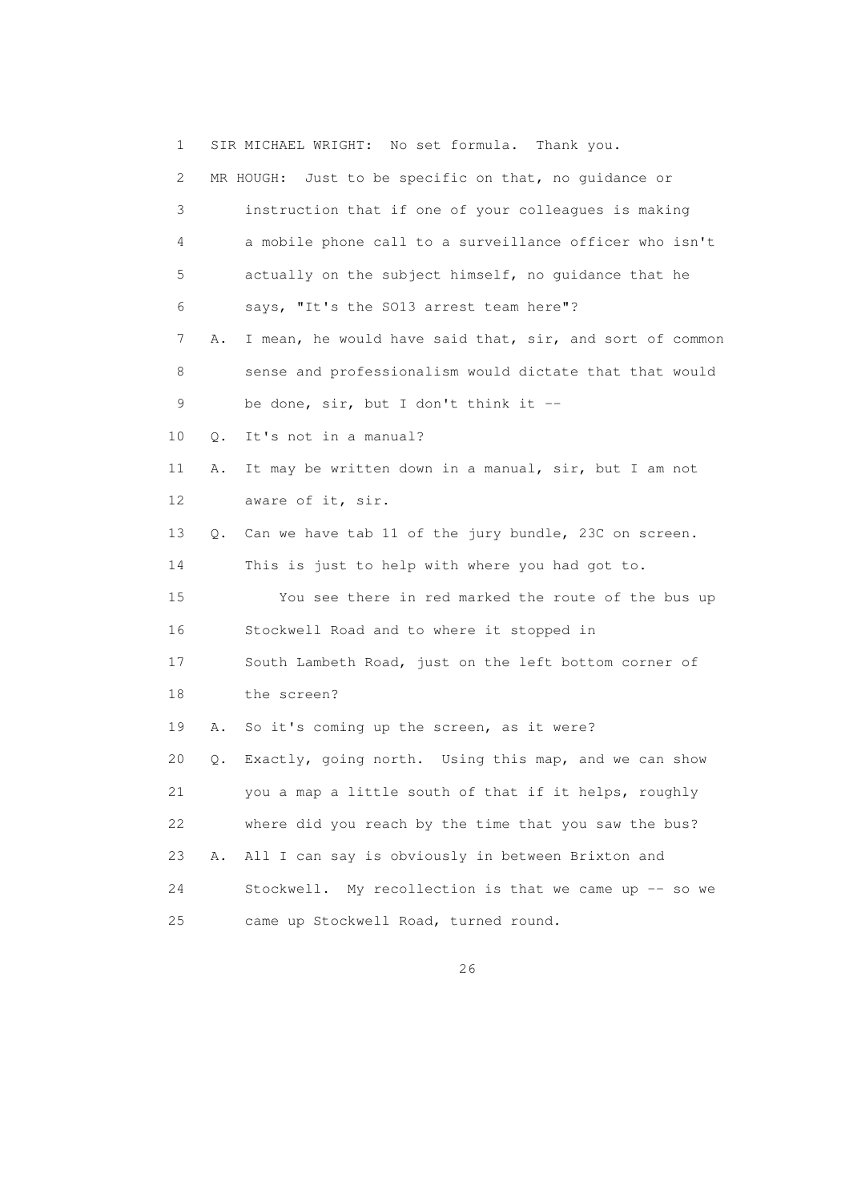1 SIR MICHAEL WRIGHT: No set formula. Thank you.

2 MR HOUGH: Just to be specific on that, no guidance or

3 instruction that if one of your colleagues is making

4 a mobile phone call to a surveillance officer who isn't

5 actually on the subject himself, no guidance that he

6 says, "It's the SO13 arrest team here"?

7 A. I mean, he would have said that, sir, and sort of common

8 sense and professionalism would dictate that that would

9 be done, sir, but I don't think it --

10 Q. It's not in a manual?

11 A. It may be written down in a manual, sir, but I am not

12 aware of it, sir.

13 Q. Can we have tab 11 of the jury bundle, 23C on screen.

14 This is just to help with where you had got to.

15 You see there in red marked the route of the bus up

16 Stockwell Road and to where it stopped in

17 South Lambeth Road, just on the left bottom corner of

18 the screen?

19 A. So it's coming up the screen, as it were?

20 Q. Exactly, going north. Using this map, and we can show

21 you a map a little south of that if it helps, roughly

22 where did you reach by the time that you saw the bus?

23 A. All I can say is obviously in between Brixton and

24 Stockwell. My recollection is that we came up -- so we

25 came up Stockwell Road, turned round.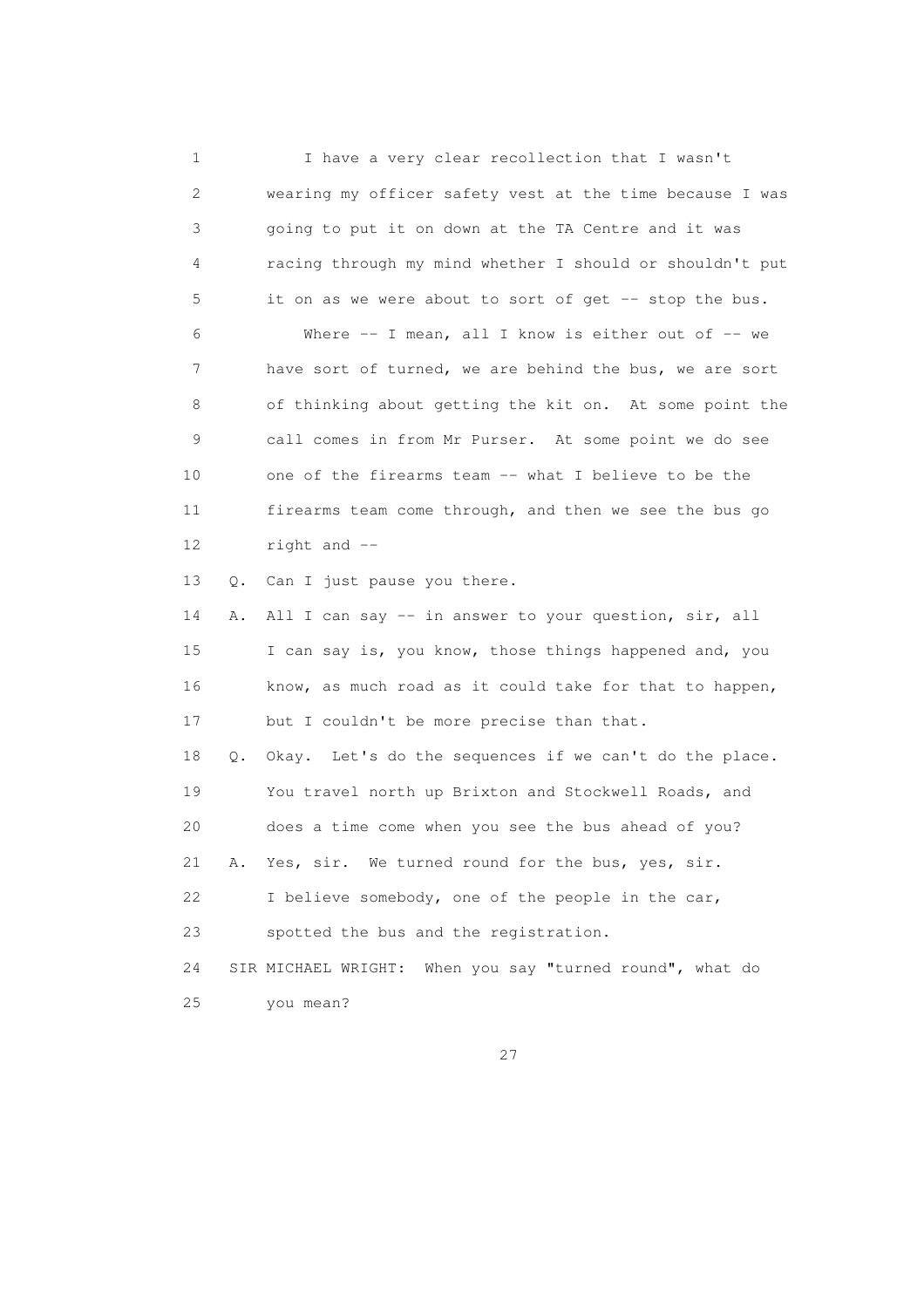1 I have a very clear recollection that I wasn't
2 wearing my officer safety vest at the time because I was
3 going to put it on down at the TA Centre and it was
4 racing through my mind whether I should or shouldn't put
5 it on as we were about to sort of get -- stop the bus.
6 Where -- I mean, all I know is either out of -- we
7 have sort of turned, we are behind the bus, we are sort
8 of thinking about getting the kit on. At some point the
9 call comes in from Mr Purser. At some point we do see
10 one of the firearms team -- what I believe to be the
11 firearms team come through, and then we see the bus go
12 right and --
13 Q. Can I just pause you there.
14 A. All I can say -- in answer to your question, sir, all
15 I can say is, you know, those things happened and, you
16 know, as much road as it could take for that to happen,
17 but I couldn't be more precise than that.
18 Q. Okay. Let's do the sequences if we can't do the place.
19 You travel north up Brixton and Stockwell Roads, and
20 does a time come when you see the bus ahead of you?
21 A. Yes, sir. We turned round for the bus, yes, sir.
22 I believe somebody, one of the people in the car,
23 spotted the bus and the registration.
24 SIR MICHAEL WRIGHT: When you say "turned round", what do
25 you mean?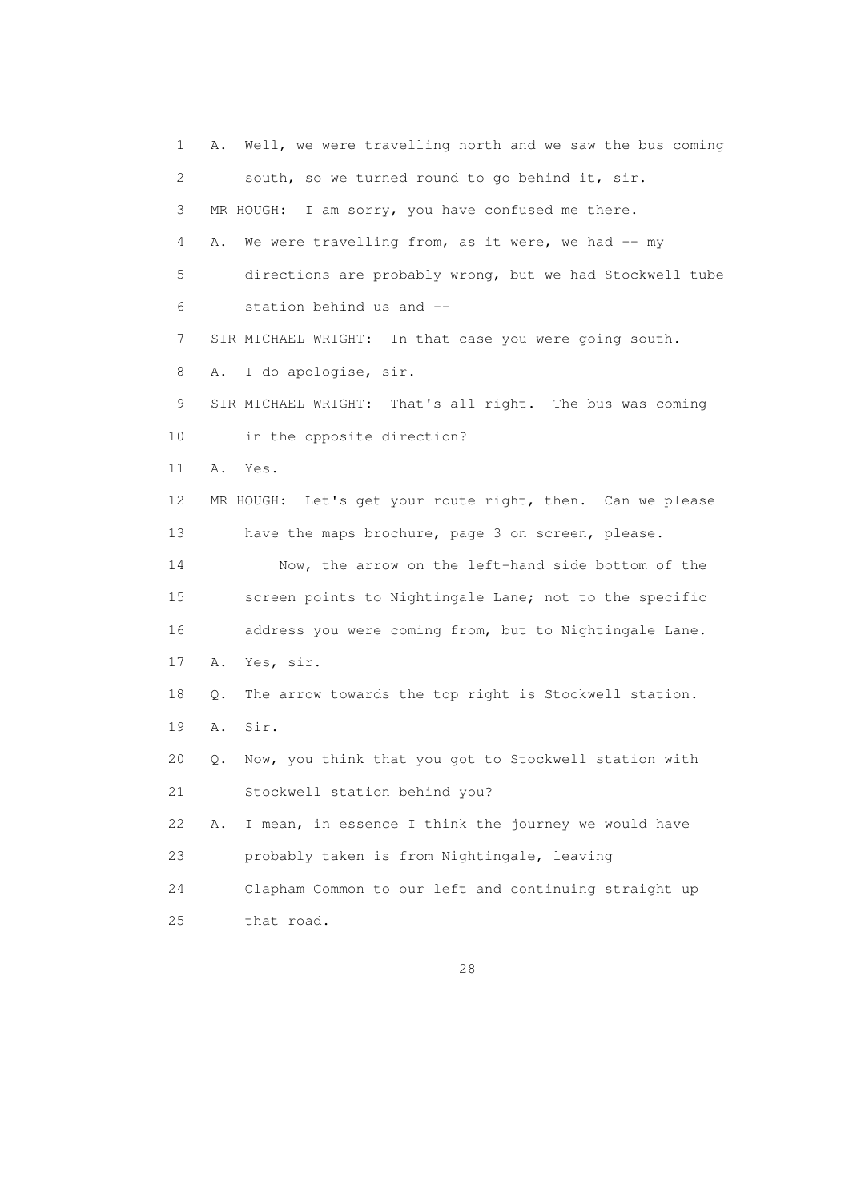1 A. Well, we were travelling north and we saw the bus coming
2 south, so we turned round to go behind it, sir.
3 MR HOUGH: I am sorry, you have confused me there.
4 A. We were travelling from, as it were, we had -- my
5 directions are probably wrong, but we had Stockwell tube
6 station behind us and --
7 SIR MICHAEL WRIGHT: In that case you were going south.
8 A. I do apologise, sir.
9 SIR MICHAEL WRIGHT: That's all right. The bus was coming
10 in the opposite direction?
11 A. Yes.
12 MR HOUGH: Let's get your route right, then. Can we please
13 have the maps brochure, page 3 on screen, please.
14 Now, the arrow on the left-hand side bottom of the
15 screen points to Nightingale Lane; not to the specific
16 address you were coming from, but to Nightingale Lane.
17 A. Yes, sir.
18 Q. The arrow towards the top right is Stockwell station.
19 A. Sir.
20 Q. Now, you think that you got to Stockwell station with
21 Stockwell station behind you?
22 A. I mean, in essence I think the journey we would have
23 probably taken is from Nightingale, leaving
24 Clapham Common to our left and continuing straight up
25 that road.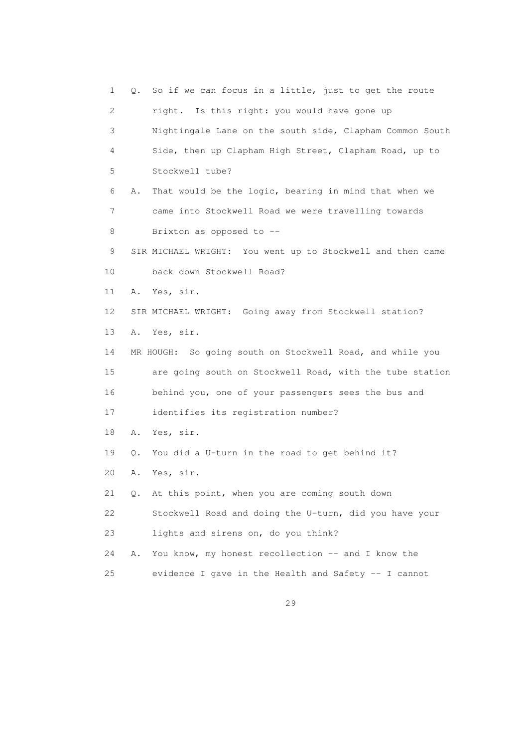1 Q. So if we can focus in a little, just to get the route
2 right. Is this right: you would have gone up
3 Nightingale Lane on the south side, Clapham Common South
4 Side, then up Clapham High Street, Clapham Road, up to
5 Stockwell tube?
6 A. That would be the logic, bearing in mind that when we
7 came into Stockwell Road we were travelling towards
8 Brixton as opposed to --
9 SIR MICHAEL WRIGHT: You went up to Stockwell and then came
10 back down Stockwell Road?
11 A. Yes, sir.
12 SIR MICHAEL WRIGHT: Going away from Stockwell station?
13 A. Yes, sir.
14 MR HOUGH: So going south on Stockwell Road, and while you
15 are going south on Stockwell Road, with the tube station
16 behind you, one of your passengers sees the bus and
17 identifies its registration number?
18 A. Yes, sir.
19 Q. You did a U-turn in the road to get behind it?
20 A. Yes, sir.
21 Q. At this point, when you are coming south down
22 Stockwell Road and doing the U-turn, did you have your
23 lights and sirens on, do you think?
24 A. You know, my honest recollection -- and I know the
25 evidence I gave in the Health and Safety -- I cannot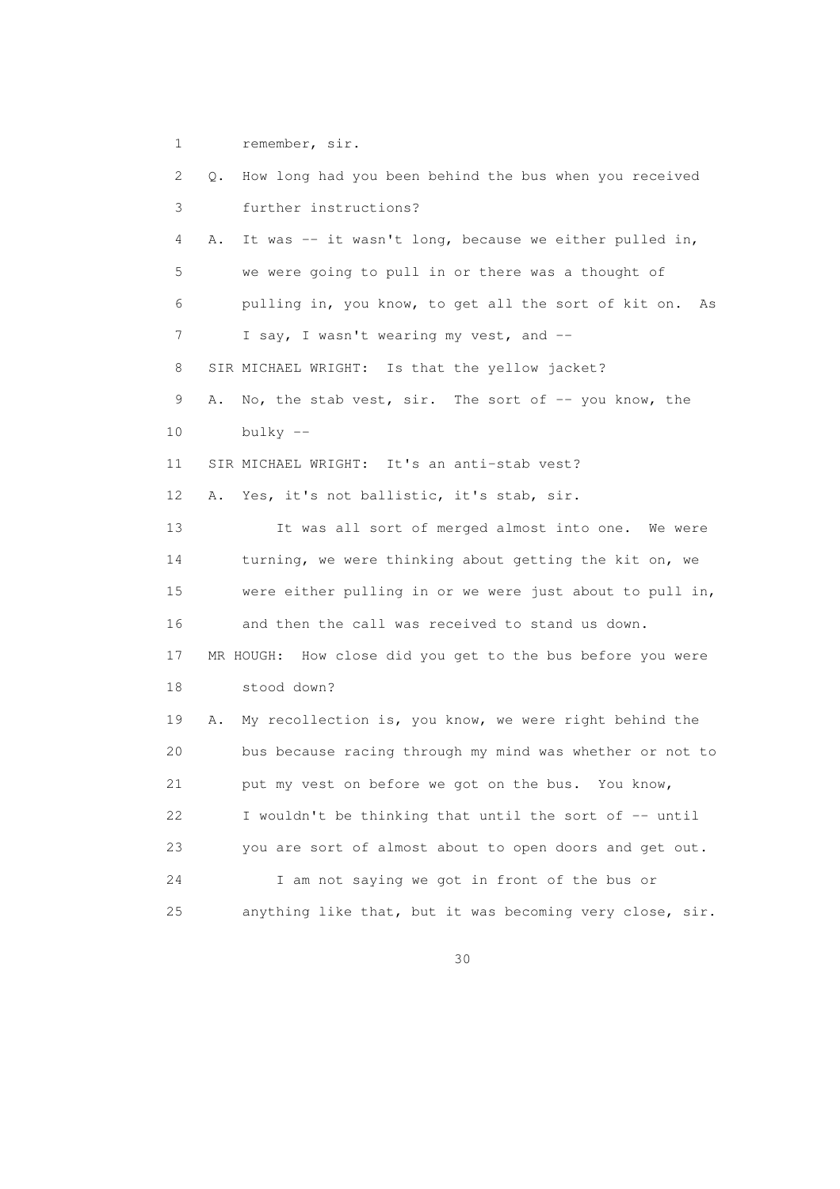1 remember, sir.

2 Q. How long had you been behind the bus when you received

3 further instructions?

4 A. It was -- it wasn't long, because we either pulled in,

5 we were going to pull in or there was a thought of

6 pulling in, you know, to get all the sort of kit on. As

7 I say, I wasn't wearing my vest, and --

8 SIR MICHAEL WRIGHT: Is that the yellow jacket?

9 A. No, the stab vest, sir. The sort of -- you know, the

10 bulky --

11 SIR MICHAEL WRIGHT: It's an anti-stab vest?

12 A. Yes, it's not ballistic, it's stab, sir.

13 It was all sort of merged almost into one. We were

14 turning, we were thinking about getting the kit on, we

15 were either pulling in or we were just about to pull in,

16 and then the call was received to stand us down.

17 MR HOUGH: How close did you get to the bus before you were

18 stood down?

19 A. My recollection is, you know, we were right behind the

20 bus because racing through my mind was whether or not to

21 put my vest on before we got on the bus. You know,

22 I wouldn't be thinking that until the sort of -- until

23 you are sort of almost about to open doors and get out.

24 I am not saying we got in front of the bus or

25 anything like that, but it was becoming very close, sir.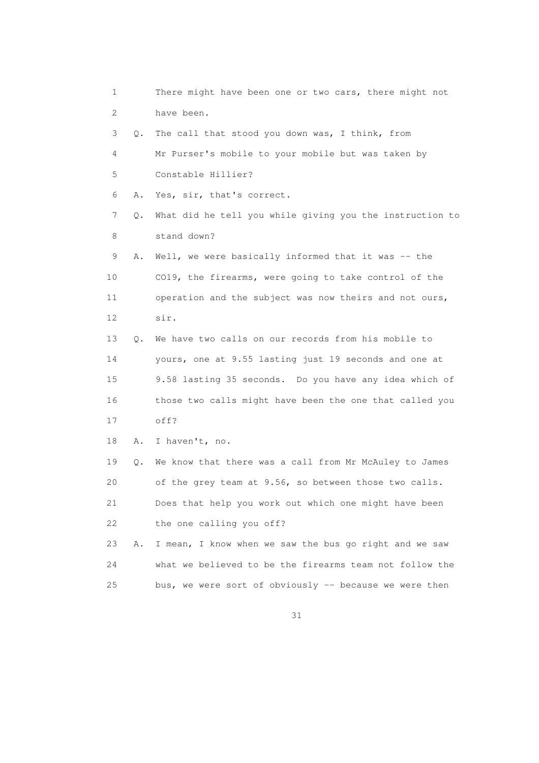1 There might have been one or two cars, there might not
2 have been.

3 Q. The call that stood you down was, I think, from
4 Mr Purser's mobile to your mobile but was taken by
5 Constable Hillier?

6 A. Yes, sir, that's correct.

7 Q. What did he tell you while giving you the instruction to
8 stand down?

9 A. Well, we were basically informed that it was -- the
10 CO19, the firearms, were going to take control of the
11 operation and the subject was now theirs and not ours,
12 sir.

13 Q. We have two calls on our records from his mobile to
14 yours, one at 9.55 lasting just 19 seconds and one at
15 9.58 lasting 35 seconds. Do you have any idea which of
16 those two calls might have been the one that called you
17 off?

18 A. I haven't, no.

19 Q. We know that there was a call from Mr McAuley to James
20 of the grey team at 9.56, so between those two calls.
21 Does that help you work out which one might have been
22 the one calling you off?

23 A. I mean, I know when we saw the bus go right and we saw
24 what we believed to be the firearms team not follow the
25 bus, we were sort of obviously -- because we were then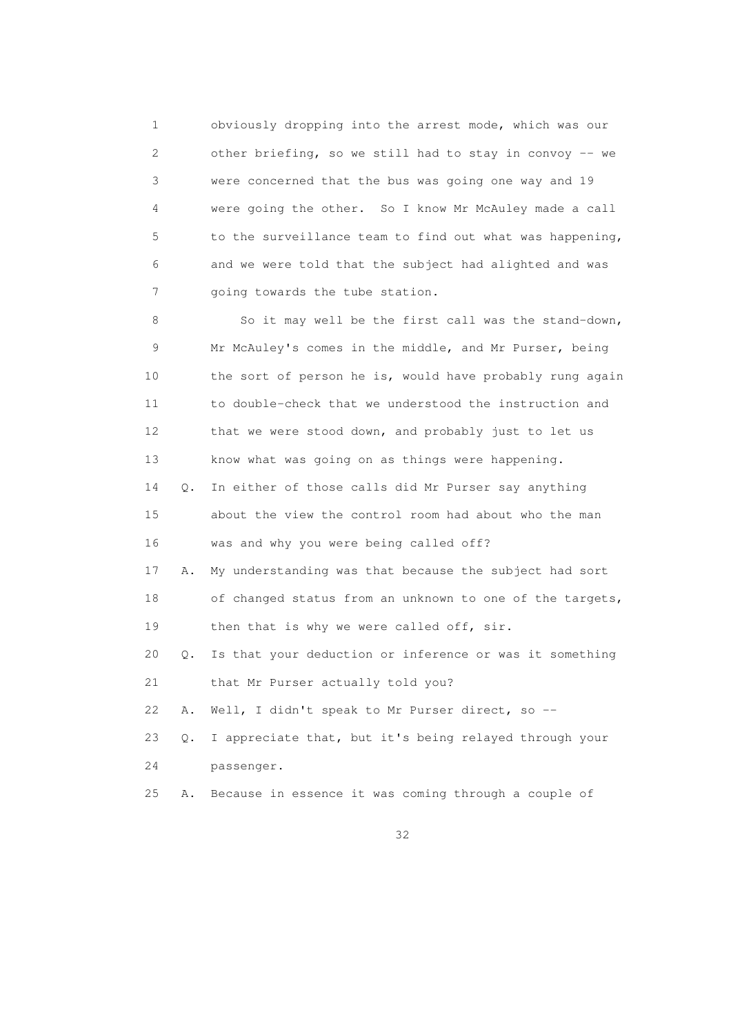1 obviously dropping into the arrest mode, which was our
2 other briefing, so we still had to stay in convoy -- we
3 were concerned that the bus was going one way and 19
4 were going the other. So I know Mr McAuley made a call
5 to the surveillance team to find out what was happening,
6 and we were told that the subject had alighted and was
7 going towards the tube station.

8 So it may well be the first call was the stand-down,
9 Mr McAuley's comes in the middle, and Mr Purser, being
10 the sort of person he is, would have probably rung again
11 to double-check that we understood the instruction and
12 that we were stood down, and probably just to let us
13 know what was going on as things were happening.

14 Q. In either of those calls did Mr Purser say anything
15 about the view the control room had about who the man
16 was and why you were being called off?

17 A. My understanding was that because the subject had sort
18 of changed status from an unknown to one of the targets,
19 then that is why we were called off, sir.

20 Q. Is that your deduction or inference or was it something
21 that Mr Purser actually told you?

22 A. Well, I didn't speak to Mr Purser direct, so --

23 Q. I appreciate that, but it's being relayed through your
24 passenger.

25 A. Because in essence it was coming through a couple of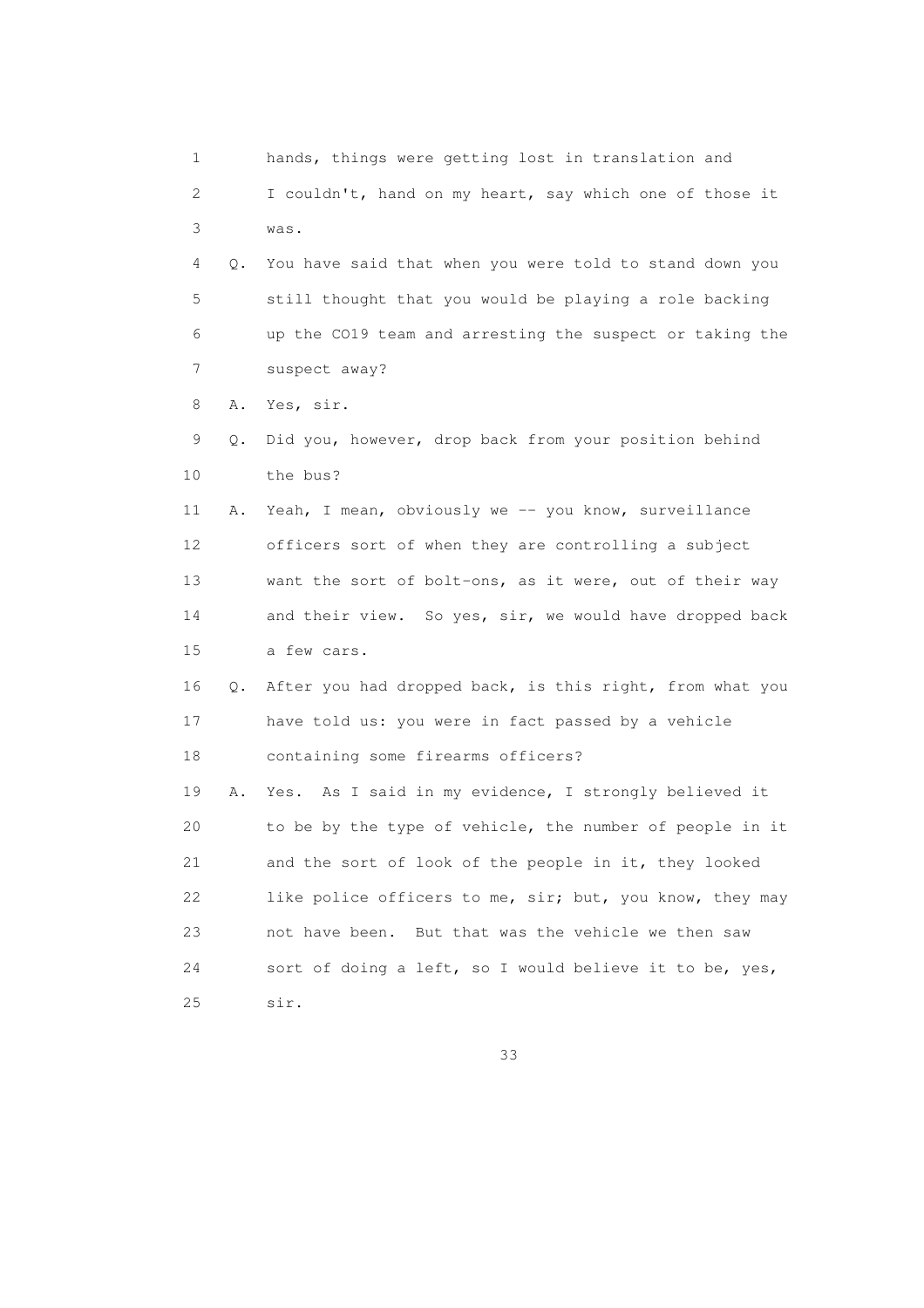1 hands, things were getting lost in translation and
2 I couldn't, hand on my heart, say which one of those it
3 was.

4 Q. You have said that when you were told to stand down you
5 still thought that you would be playing a role backing
6 up the CO19 team and arresting the suspect or taking the
7 suspect away?

8 A. Yes, sir.

9 Q. Did you, however, drop back from your position behind
10 the bus?

11 A. Yeah, I mean, obviously we -- you know, surveillance
12 officers sort of when they are controlling a subject
13 want the sort of bolt-ons, as it were, out of their way
14 and their view. So yes, sir, we would have dropped back
15 a few cars.

16 Q. After you had dropped back, is this right, from what you
17 have told us: you were in fact passed by a vehicle
18 containing some firearms officers?

19 A. Yes. As I said in my evidence, I strongly believed it
20 to be by the type of vehicle, the number of people in it
21 and the sort of look of the people in it, they looked
22 like police officers to me, sir; but, you know, they may
23 not have been. But that was the vehicle we then saw
24 sort of doing a left, so I would believe it to be, yes,
25 sir.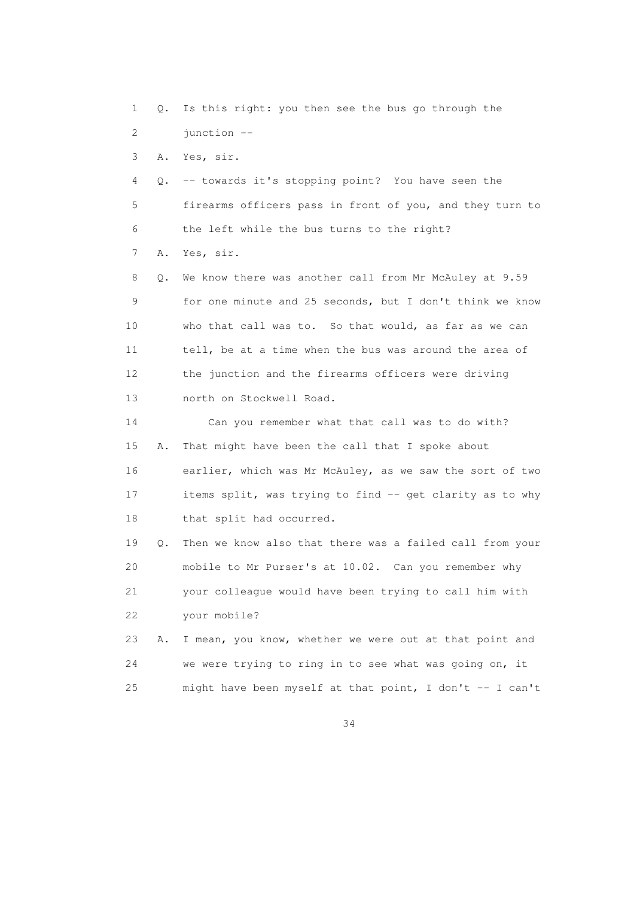1 Q. Is this right: you then see the bus go through the

2 junction --

3 A. Yes, sir.

4 Q. -- towards it's stopping point? You have seen the

5 firearms officers pass in front of you, and they turn to

6 the left while the bus turns to the right?

7 A. Yes, sir.

8 Q. We know there was another call from Mr McAuley at 9.59

9 for one minute and 25 seconds, but I don't think we know

10 who that call was to. So that would, as far as we can

11 tell, be at a time when the bus was around the area of

12 the junction and the firearms officers were driving

13 north on Stockwell Road.

14 Can you remember what that call was to do with?

15 A. That might have been the call that I spoke about

16 earlier, which was Mr McAuley, as we saw the sort of two

17 items split, was trying to find -- get clarity as to why

18 that split had occurred.

19 Q. Then we know also that there was a failed call from your

20 mobile to Mr Purser's at 10.02. Can you remember why

21 your colleague would have been trying to call him with

22 your mobile?

23 A. I mean, you know, whether we were out at that point and

24 we were trying to ring in to see what was going on, it

25 might have been myself at that point, I don't -- I can't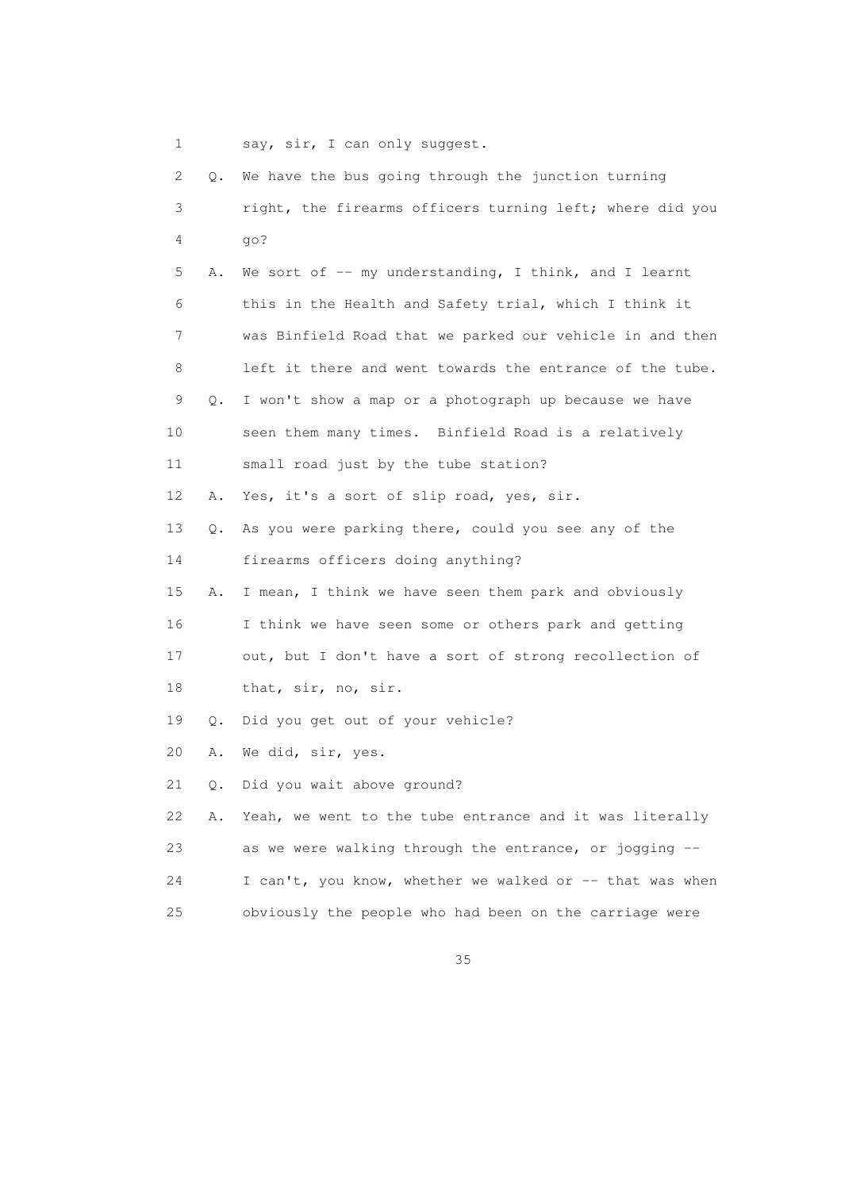1 say, sir, I can only suggest.

2 Q. We have the bus going through the junction turning

3 right, the firearms officers turning left; where did you

4 go?

5 A. We sort of -- my understanding, I think, and I learnt

6 this in the Health and Safety trial, which I think it

7 was Binfield Road that we parked our vehicle in and then

8 left it there and went towards the entrance of the tube.

9 Q. I won't show a map or a photograph up because we have

10 seen them many times. Binfield Road is a relatively

11 small road just by the tube station?

12 A. Yes, it's a sort of slip road, yes, sir.

13 Q. As you were parking there, could you see any of the

14 firearms officers doing anything?

15 A. I mean, I think we have seen them park and obviously

16 I think we have seen some or others park and getting

17 out, but I don't have a sort of strong recollection of

18 that, sir, no, sir.

19 Q. Did you get out of your vehicle?

20 A. We did, sir, yes.

21 Q. Did you wait above ground?

22 A. Yeah, we went to the tube entrance and it was literally

23 as we were walking through the entrance, or jogging --

24 I can't, you know, whether we walked or -- that was when

25 obviously the people who had been on the carriage were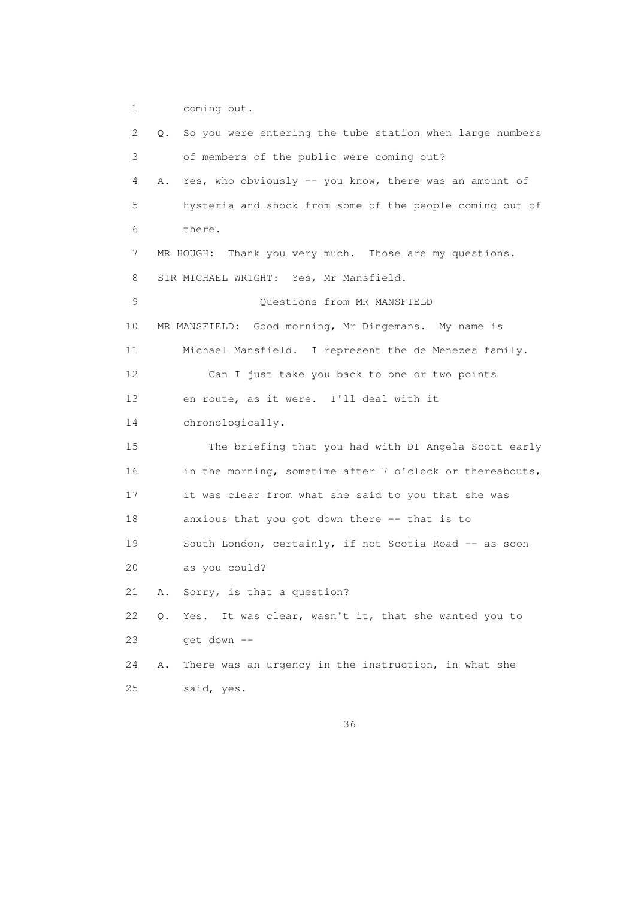1 coming out.

2 Q. So you were entering the tube station when large numbers

3 of members of the public were coming out?

4 A. Yes, who obviously -- you know, there was an amount of

5 hysteria and shock from some of the people coming out of

6 there.

7 MR HOUGH: Thank you very much. Those are my questions.

8 SIR MICHAEL WRIGHT: Yes, Mr Mansfield.

9 Questions from MR MANSFIELD

10 MR MANSFIELD: Good morning, Mr Dingemans. My name is

11 Michael Mansfield. I represent the de Menezes family.

12 Can I just take you back to one or two points

13 en route, as it were. I'll deal with it

14 chronologically.

15 The briefing that you had with DI Angela Scott early

16 in the morning, sometime after 7 o'clock or thereabouts,

17 it was clear from what she said to you that she was

18 anxious that you got down there -- that is to

19 South London, certainly, if not Scotia Road -- as soon

20 as you could?

21 A. Sorry, is that a question?

22 Q. Yes. It was clear, wasn't it, that she wanted you to

23 get down --

24 A. There was an urgency in the instruction, in what she

25 said, yes.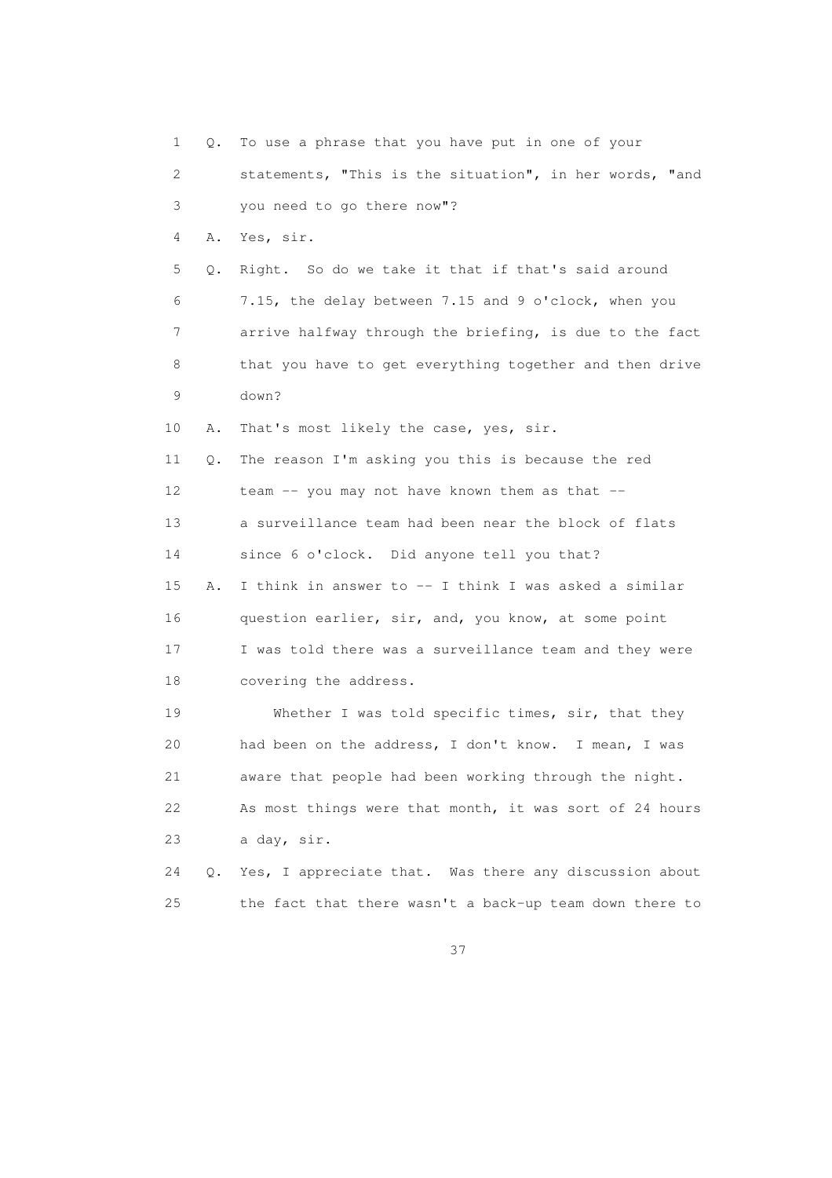1 Q. To use a phrase that you have put in one of your
2 statements, "This is the situation", in her words, "and
3 you need to go there now"?
4 A. Yes, sir.
5 Q. Right. So do we take it that if that's said around
6 7.15, the delay between 7.15 and 9 o'clock, when you
7 arrive halfway through the briefing, is due to the fact
8 that you have to get everything together and then drive
9 down?
10 A. That's most likely the case, yes, sir.
11 Q. The reason I'm asking you this is because the red
12 team -- you may not have known them as that --
13 a surveillance team had been near the block of flats
14 since 6 o'clock. Did anyone tell you that?
15 A. I think in answer to -- I think I was asked a similar
16 question earlier, sir, and, you know, at some point
17 I was told there was a surveillance team and they were
18 covering the address.
19 Whether I was told specific times, sir, that they
20 had been on the address, I don't know. I mean, I was
21 aware that people had been working through the night.
22 As most things were that month, it was sort of 24 hours
23 a day, sir.
24 Q. Yes, I appreciate that. Was there any discussion about
25 the fact that there wasn't a back-up team down there to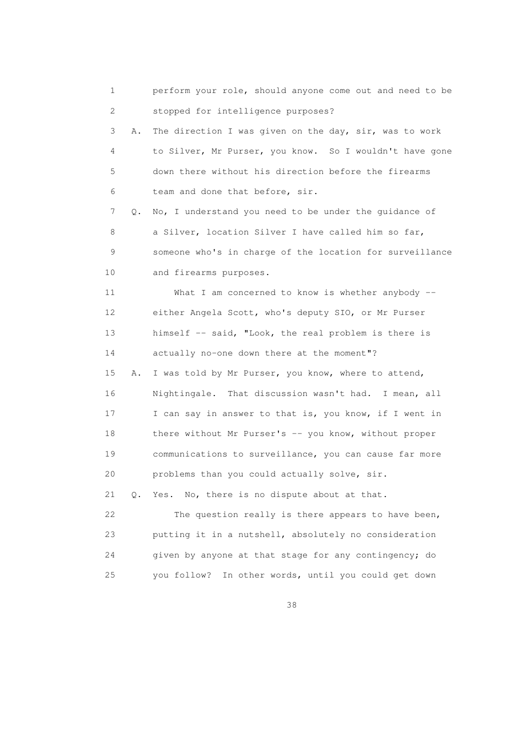1 perform your role, should anyone come out and need to be
2 stopped for intelligence purposes?

3 A. The direction I was given on the day, sir, was to work
4 to Silver, Mr Purser, you know. So I wouldn't have gone
5 down there without his direction before the firearms
6 team and done that before, sir.

7 Q. No, I understand you need to be under the guidance of
8 a Silver, location Silver I have called him so far,
9 someone who's in charge of the location for surveillance
10 and firearms purposes.

11 What I am concerned to know is whether anybody --
12 either Angela Scott, who's deputy SIO, or Mr Purser
13 himself -- said, "Look, the real problem is there is
14 actually no-one down there at the moment"?

15 A. I was told by Mr Purser, you know, where to attend,
16 Nightingale. That discussion wasn't had. I mean, all
17 I can say in answer to that is, you know, if I went in
18 there without Mr Purser's -- you know, without proper
19 communications to surveillance, you can cause far more
20 problems than you could actually solve, sir.

21 Q. Yes. No, there is no dispute about at that.

22 The question really is there appears to have been,
23 putting it in a nutshell, absolutely no consideration
24 given by anyone at that stage for any contingency; do
25 you follow? In other words, until you could get down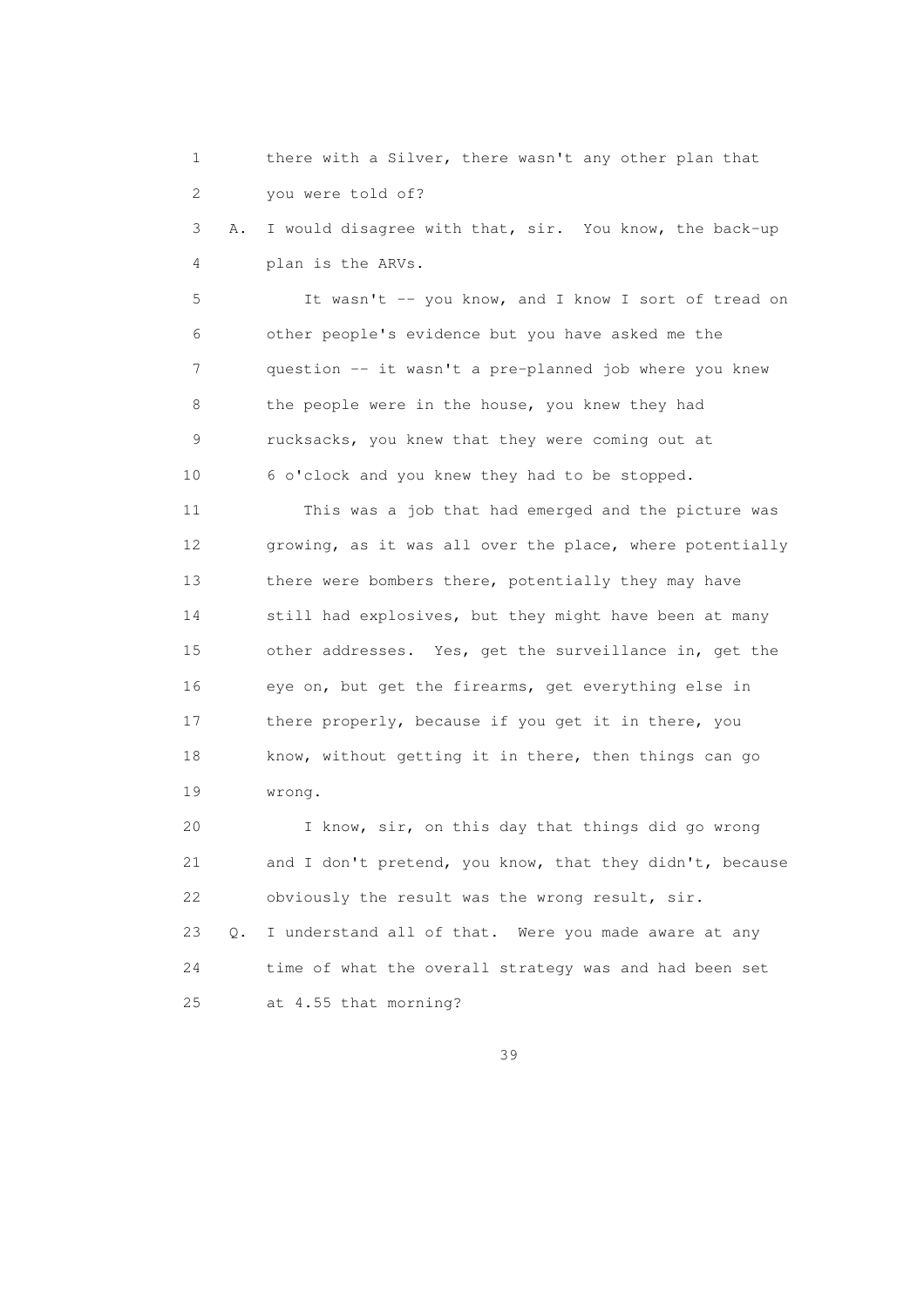1 there with a Silver, there wasn't any other plan that
2 you were told of?

3 A. I would disagree with that, sir. You know, the back-up
4 plan is the ARVs.

5 It wasn't -- you know, and I know I sort of tread on
6 other people's evidence but you have asked me the
7 question -- it wasn't a pre-planned job where you knew
8 the people were in the house, you knew they had
9 rucksacks, you knew that they were coming out at
10 6 o'clock and you knew they had to be stopped.

11 This was a job that had emerged and the picture was
12 growing, as it was all over the place, where potentially
13 there were bombers there, potentially they may have
14 still had explosives, but they might have been at many
15 other addresses. Yes, get the surveillance in, get the
16 eye on, but get the firearms, get everything else in
17 there properly, because if you get it in there, you
18 know, without getting it in there, then things can go
19 wrong.

20 I know, sir, on this day that things did go wrong
21 and I don't pretend, you know, that they didn't, because
22 obviously the result was the wrong result, sir.

23 Q. I understand all of that. Were you made aware at any
24 time of what the overall strategy was and had been set
25 at 4.55 that morning?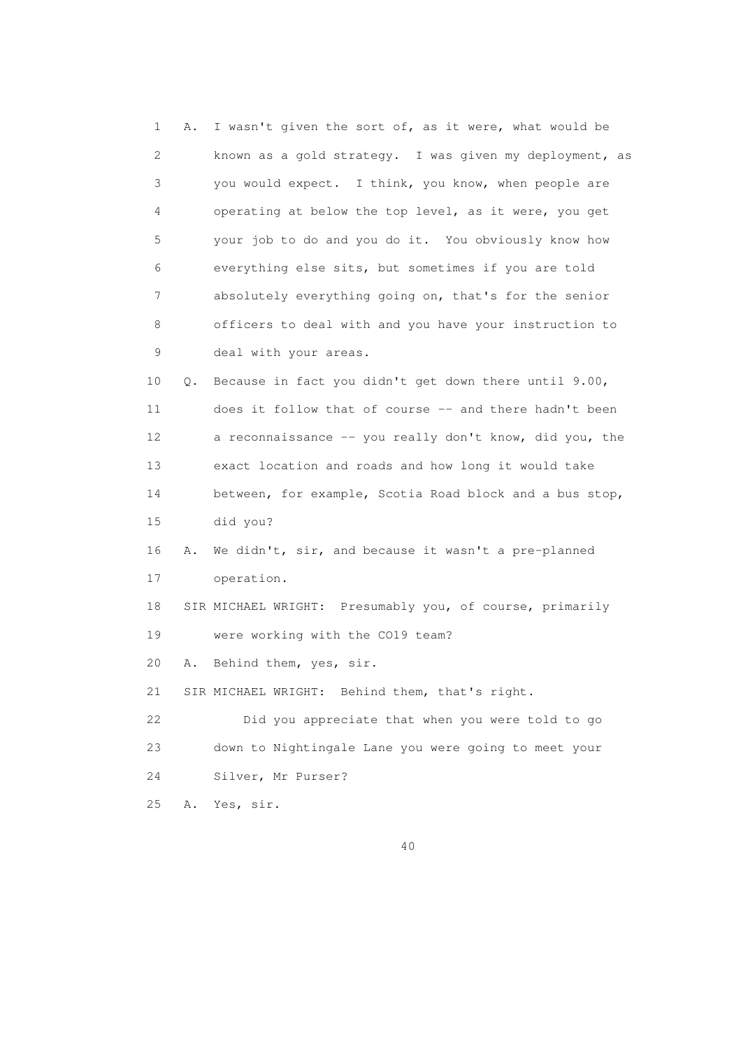1 A. I wasn't given the sort of, as it were, what would be
2 known as a gold strategy. I was given my deployment, as
3 you would expect. I think, you know, when people are
4 operating at below the top level, as it were, you get
5 your job to do and you do it. You obviously know how
6 everything else sits, but sometimes if you are told
7 absolutely everything going on, that's for the senior
8 officers to deal with and you have your instruction to
9 deal with your areas.

10 Q. Because in fact you didn't get down there until 9.00,
11 does it follow that of course -- and there hadn't been
12 a reconnaissance -- you really don't know, did you, the
13 exact location and roads and how long it would take
14 between, for example, Scotia Road block and a bus stop,
15 did you?

16 A. We didn't, sir, and because it wasn't a pre-planned
17 operation.

18 SIR MICHAEL WRIGHT: Presumably you, of course, primarily
19 were working with the CO19 team?

20 A. Behind them, yes, sir.

21 SIR MICHAEL WRIGHT: Behind them, that's right.

22 Did you appreciate that when you were told to go
23 down to Nightingale Lane you were going to meet your
24 Silver, Mr Purser?

25 A. Yes, sir.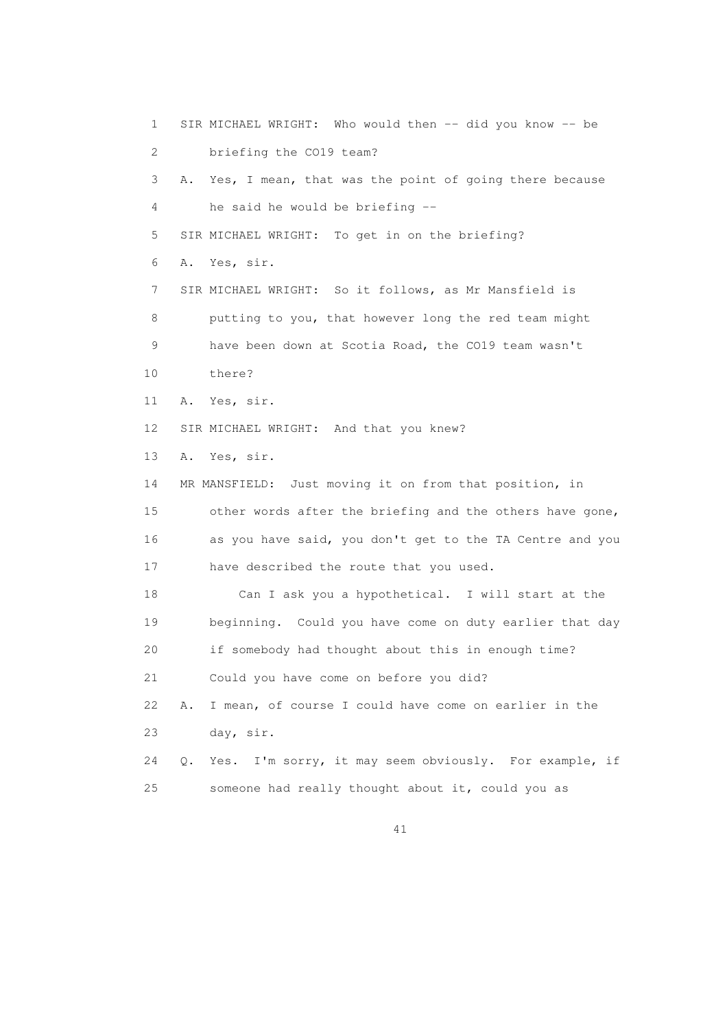1 SIR MICHAEL WRIGHT: Who would then -- did you know -- be
2 briefing the CO19 team?
3 A. Yes, I mean, that was the point of going there because
4 he said he would be briefing --
5 SIR MICHAEL WRIGHT: To get in on the briefing?
6 A. Yes, sir.
7 SIR MICHAEL WRIGHT: So it follows, as Mr Mansfield is
8 putting to you, that however long the red team might
9 have been down at Scotia Road, the CO19 team wasn't
10 there?
11 A. Yes, sir.
12 SIR MICHAEL WRIGHT: And that you knew?
13 A. Yes, sir.
14 MR MANSFIELD: Just moving it on from that position, in
15 other words after the briefing and the others have gone,
16 as you have said, you don't get to the TA Centre and you
17 have described the route that you used.
18 Can I ask you a hypothetical. I will start at the
19 beginning. Could you have come on duty earlier that day
20 if somebody had thought about this in enough time?
21 Could you have come on before you did?
22 A. I mean, of course I could have come on earlier in the
23 day, sir.
24 Q. Yes. I'm sorry, it may seem obviously. For example, if
25 someone had really thought about it, could you as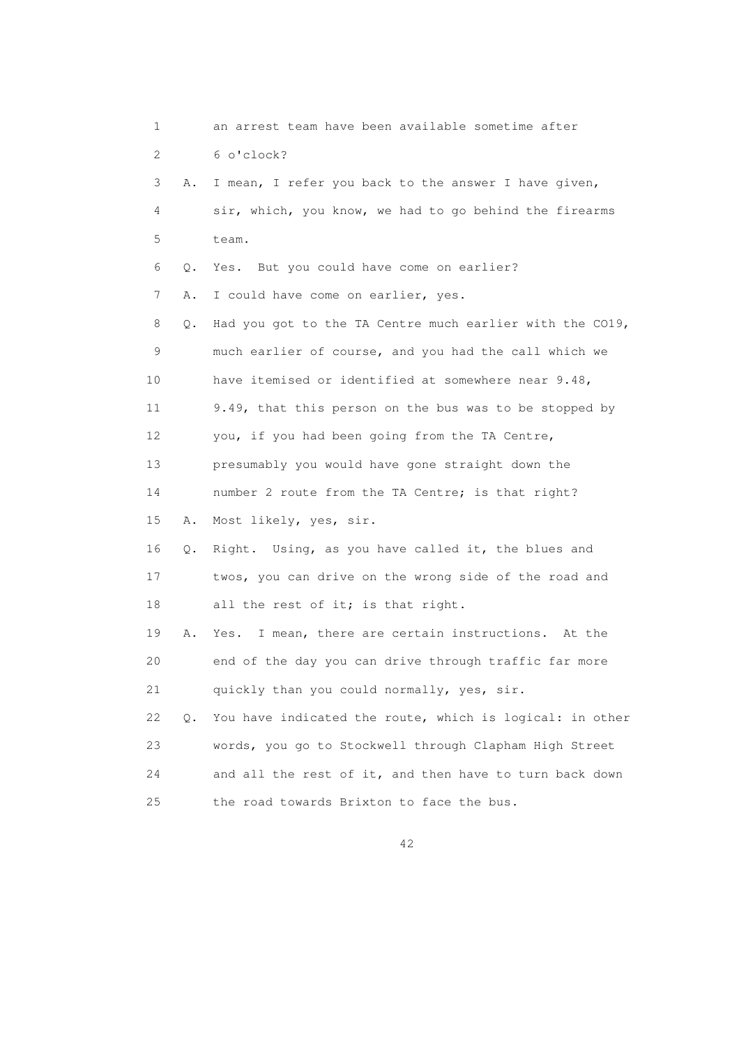1 an arrest team have been available sometime after

2 6 o'clock?

3 A. I mean, I refer you back to the answer I have given,

4 sir, which, you know, we had to go behind the firearms

5 team.

6 Q. Yes. But you could have come on earlier?

7 A. I could have come on earlier, yes.

8 Q. Had you got to the TA Centre much earlier with the CO19,

9 much earlier of course, and you had the call which we

10 have itemised or identified at somewhere near 9.48,

11 9.49, that this person on the bus was to be stopped by

12 you, if you had been going from the TA Centre,

13 presumably you would have gone straight down the

14 number 2 route from the TA Centre; is that right?

15 A. Most likely, yes, sir.

16 Q. Right. Using, as you have called it, the blues and

17 twos, you can drive on the wrong side of the road and

18 all the rest of it; is that right.

19 A. Yes. I mean, there are certain instructions. At the

20 end of the day you can drive through traffic far more

21 quickly than you could normally, yes, sir.

22 Q. You have indicated the route, which is logical: in other

23 words, you go to Stockwell through Clapham High Street

24 and all the rest of it, and then have to turn back down

25 the road towards Brixton to face the bus.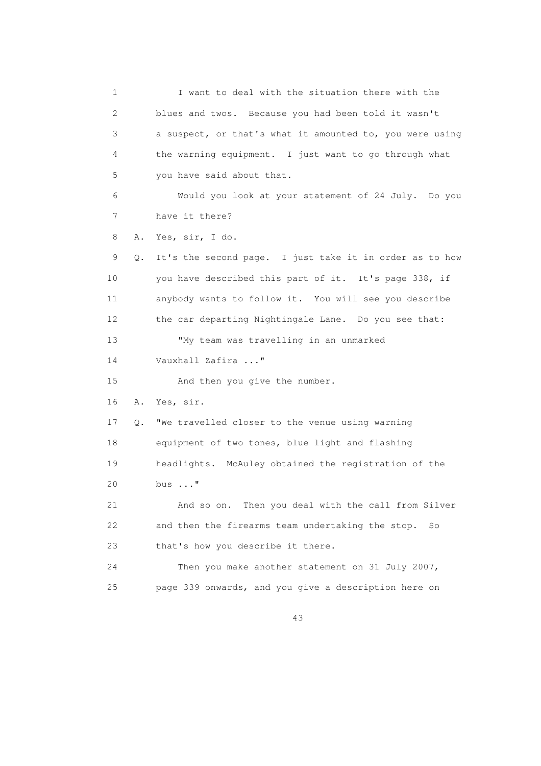1 I want to deal with the situation there with the
2 blues and twos. Because you had been told it wasn't
3 a suspect, or that's what it amounted to, you were using
4 the warning equipment. I just want to go through what
5 you have said about that.
6 Would you look at your statement of 24 July. Do you
7 have it there?
8 A. Yes, sir, I do.
9 Q. It's the second page. I just take it in order as to how
10 you have described this part of it. It's page 338, if
11 anybody wants to follow it. You will see you describe
12 the car departing Nightingale Lane. Do you see that:
13 "My team was travelling in an unmarked
14 Vauxhall Zafira ..."
15 And then you give the number.
16 A. Yes, sir.
17 Q. "We travelled closer to the venue using warning
18 equipment of two tones, blue light and flashing
19 headlights. McAuley obtained the registration of the
20 bus ..."
21 And so on. Then you deal with the call from Silver
22 and then the firearms team undertaking the stop. So
23 that's how you describe it there.
24 Then you make another statement on 31 July 2007,
25 page 339 onwards, and you give a description here on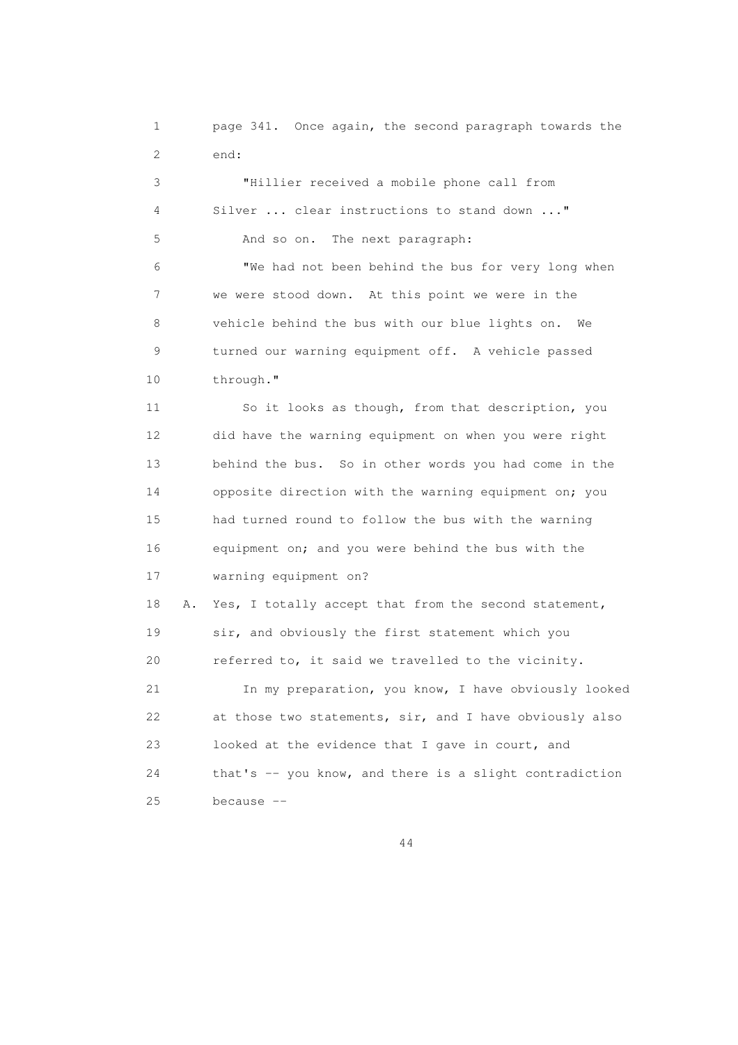page 341. Once again, the second paragraph towards the end:

"Hillier received a mobile phone call from Silver ... clear instructions to stand down ..."

And so on. The next paragraph:

"We had not been behind the bus for very long when we were stood down. At this point we were in the vehicle behind the bus with our blue lights on. We turned our warning equipment off. A vehicle passed through."

So it looks as though, from that description, you did have the warning equipment on when you were right behind the bus. So in other words you had come in the opposite direction with the warning equipment on; you had turned round to follow the bus with the warning equipment on; and you were behind the bus with the warning equipment on?

A. Yes, I totally accept that from the second statement, sir, and obviously the first statement which you referred to, it said we travelled to the vicinity.

In my preparation, you know, I have obviously looked at those two statements, sir, and I have obviously also looked at the evidence that I gave in court, and that's -- you know, and there is a slight contradiction because --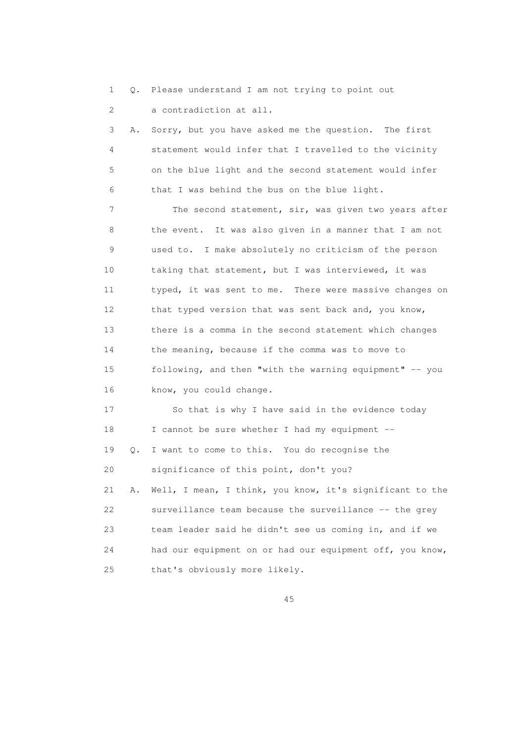1 Q. Please understand I am not trying to point out
2 a contradiction at all.
3 A. Sorry, but you have asked me the question. The first
4 statement would infer that I travelled to the vicinity
5 on the blue light and the second statement would infer
6 that I was behind the bus on the blue light.
7 The second statement, sir, was given two years after
8 the event. It was also given in a manner that I am not
9 used to. I make absolutely no criticism of the person
10 taking that statement, but I was interviewed, it was
11 typed, it was sent to me. There were massive changes on
12 that typed version that was sent back and, you know,
13 there is a comma in the second statement which changes
14 the meaning, because if the comma was to move to
15 following, and then "with the warning equipment" -- you
16 know, you could change.
17 So that is why I have said in the evidence today
18 I cannot be sure whether I had my equipment --
19 Q. I want to come to this. You do recognise the
20 significance of this point, don't you?
21 A. Well, I mean, I think, you know, it's significant to the
22 surveillance team because the surveillance -- the grey
23 team leader said he didn't see us coming in, and if we
24 had our equipment on or had our equipment off, you know,
25 that's obviously more likely.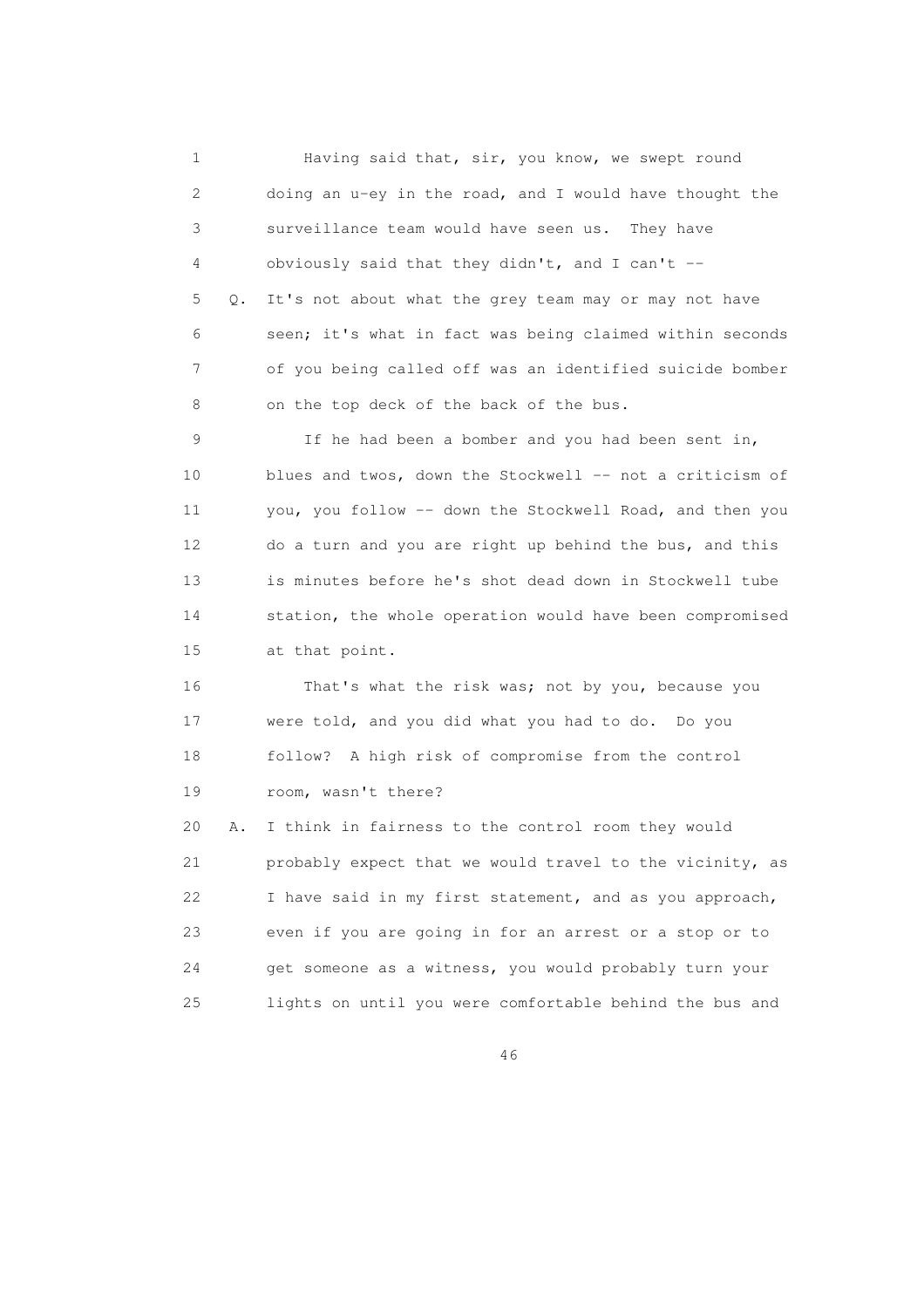1 Having said that, sir, you know, we swept round
2 doing an u-ey in the road, and I would have thought the
3 surveillance team would have seen us. They have
4 obviously said that they didn't, and I can't --
5 Q. It's not about what the grey team may or may not have
6 seen; it's what in fact was being claimed within seconds
7 of you being called off was an identified suicide bomber
8 on the top deck of the back of the bus.
9 If he had been a bomber and you had been sent in,
10 blues and twos, down the Stockwell -- not a criticism of
11 you, you follow -- down the Stockwell Road, and then you
12 do a turn and you are right up behind the bus, and this
13 is minutes before he's shot dead down in Stockwell tube
14 station, the whole operation would have been compromised
15 at that point.
16 That's what the risk was; not by you, because you
17 were told, and you did what you had to do. Do you
18 follow? A high risk of compromise from the control
19 room, wasn't there?
20 A. I think in fairness to the control room they would
21 probably expect that we would travel to the vicinity, as
22 I have said in my first statement, and as you approach,
23 even if you are going in for an arrest or a stop or to
24 get someone as a witness, you would probably turn your
25 lights on until you were comfortable behind the bus and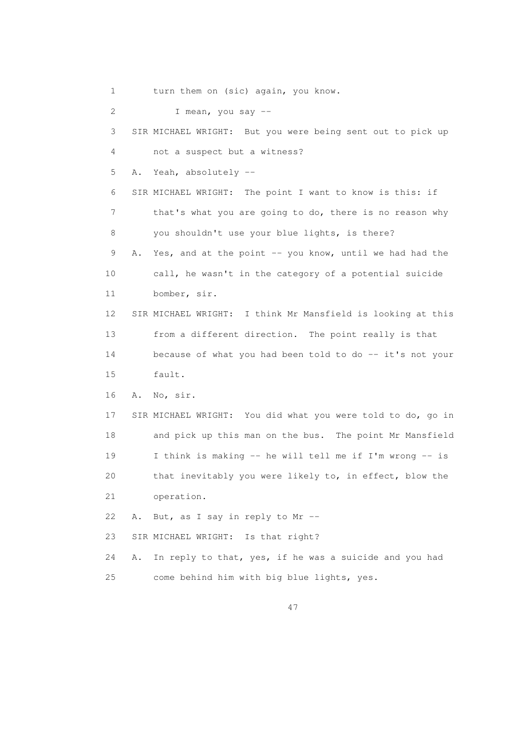1 turn them on (sic) again, you know.

2 I mean, you say --

3 SIR MICHAEL WRIGHT: But you were being sent out to pick up

4 not a suspect but a witness?

5 A. Yeah, absolutely --

6 SIR MICHAEL WRIGHT: The point I want to know is this: if

7 that's what you are going to do, there is no reason why

8 you shouldn't use your blue lights, is there?

9 A. Yes, and at the point -- you know, until we had had the

10 call, he wasn't in the category of a potential suicide

11 bomber, sir.

12 SIR MICHAEL WRIGHT: I think Mr Mansfield is looking at this

13 from a different direction. The point really is that

14 because of what you had been told to do -- it's not your

15 fault.

16 A. No, sir.

17 SIR MICHAEL WRIGHT: You did what you were told to do, go in

18 and pick up this man on the bus. The point Mr Mansfield

19 I think is making -- he will tell me if I'm wrong -- is

20 that inevitably you were likely to, in effect, blow the

21 operation.

22 A. But, as I say in reply to Mr --

23 SIR MICHAEL WRIGHT: Is that right?

24 A. In reply to that, yes, if he was a suicide and you had

25 come behind him with big blue lights, yes.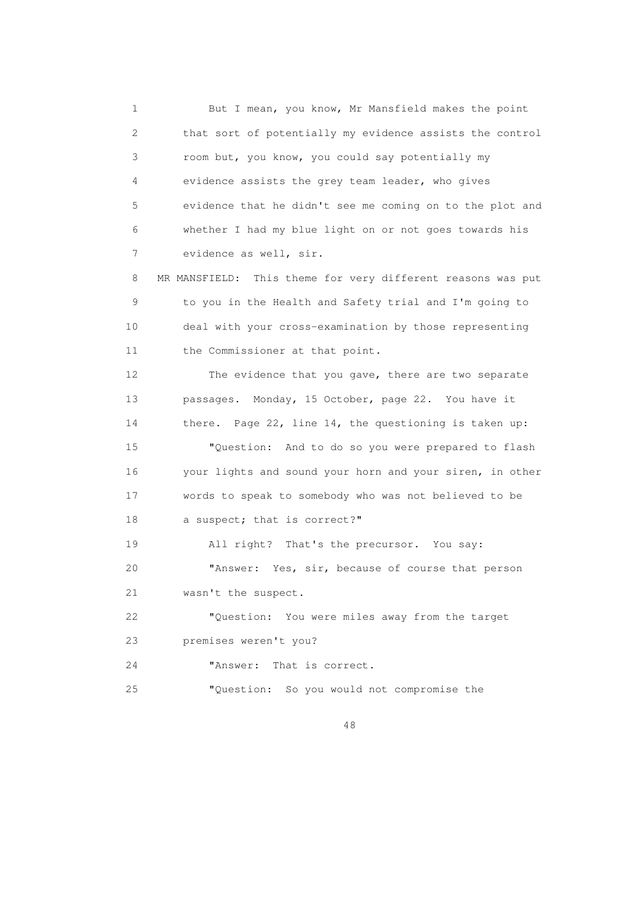1 But I mean, you know, Mr Mansfield makes the point
2 that sort of potentially my evidence assists the control
3 room but, you know, you could say potentially my
4 evidence assists the grey team leader, who gives
5 evidence that he didn't see me coming on to the plot and
6 whether I had my blue light on or not goes towards his
7 evidence as well, sir.

8 MR MANSFIELD: This theme for very different reasons was put
9 to you in the Health and Safety trial and I'm going to
10 deal with your cross-examination by those representing
11 the Commissioner at that point.

12 The evidence that you gave, there are two separate
13 passages. Monday, 15 October, page 22. You have it
14 there. Page 22, line 14, the questioning is taken up:

15 "Question: And to do so you were prepared to flash
16 your lights and sound your horn and your siren, in other
17 words to speak to somebody who was not believed to be
18 a suspect; that is correct?"

19 All right? That's the precursor. You say:

20 "Answer: Yes, sir, because of course that person
21 wasn't the suspect.

22 "Question: You were miles away from the target
23 premises weren't you?

24 "Answer: That is correct.

25 "Question: So you would not compromise the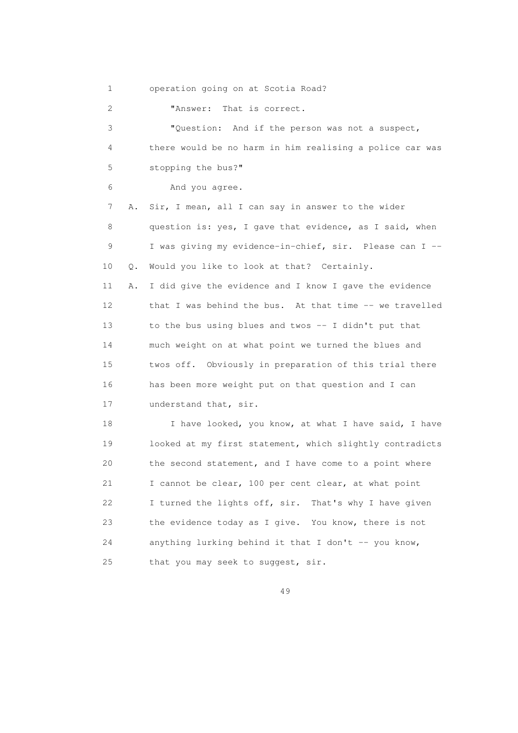operation going on at Scotia Road?

"Answer: That is correct.

"Question: And if the person was not a suspect, there would be no harm in him realising a police car was stopping the bus?"

And you agree.

A. Sir, I mean, all I can say in answer to the wider question is: yes, I gave that evidence, as I said, when I was giving my evidence-in-chief, sir. Please can I --

Q. Would you like to look at that? Certainly.

A. I did give the evidence and I know I gave the evidence that I was behind the bus. At that time -- we travelled to the bus using blues and twos -- I didn't put that much weight on at what point we turned the blues and twos off. Obviously in preparation of this trial there has been more weight put on that question and I can understand that, sir.

I have looked, you know, at what I have said, I have looked at my first statement, which slightly contradicts the second statement, and I have come to a point where I cannot be clear, 100 per cent clear, at what point I turned the lights off, sir. That's why I have given the evidence today as I give. You know, there is not anything lurking behind it that I don't -- you know, that you may seek to suggest, sir.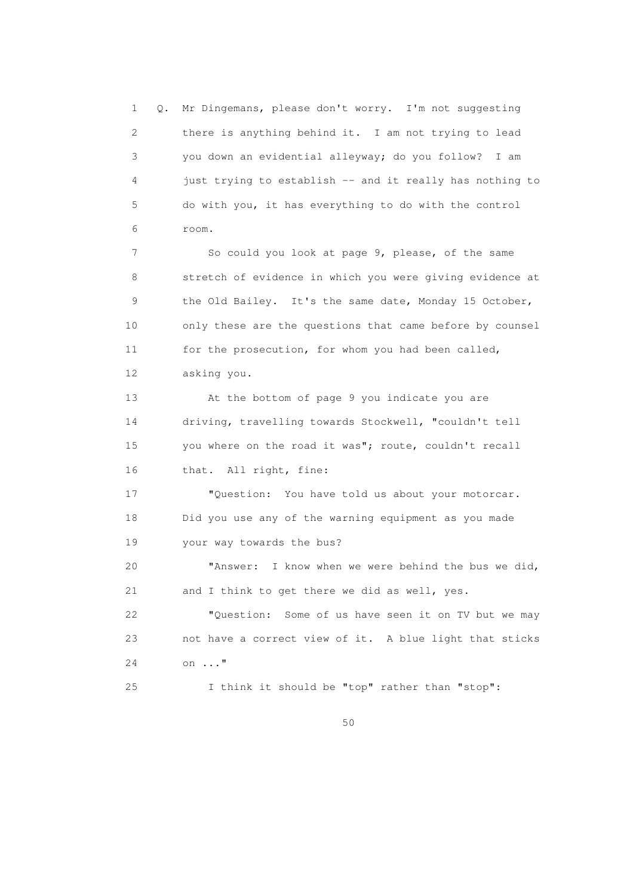1 Q. Mr Dingemans, please don't worry. I'm not suggesting
2 there is anything behind it. I am not trying to lead
3 you down an evidential alleyway; do you follow? I am
4 just trying to establish -- and it really has nothing to
5 do with you, it has everything to do with the control
6 room.

7 So could you look at page 9, please, of the same
8 stretch of evidence in which you were giving evidence at
9 the Old Bailey. It's the same date, Monday 15 October,
10 only these are the questions that came before by counsel
11 for the prosecution, for whom you had been called,
12 asking you.

13 At the bottom of page 9 you indicate you are
14 driving, travelling towards Stockwell, "couldn't tell
15 you where on the road it was"; route, couldn't recall
16 that. All right, fine:

17 "Question: You have told us about your motorcar.
18 Did you use any of the warning equipment as you made
19 your way towards the bus?

20 "Answer: I know when we were behind the bus we did,
21 and I think to get there we did as well, yes.

22 "Question: Some of us have seen it on TV but we may
23 not have a correct view of it. A blue light that sticks
24 on ..."

25 I think it should be "top" rather than "stop":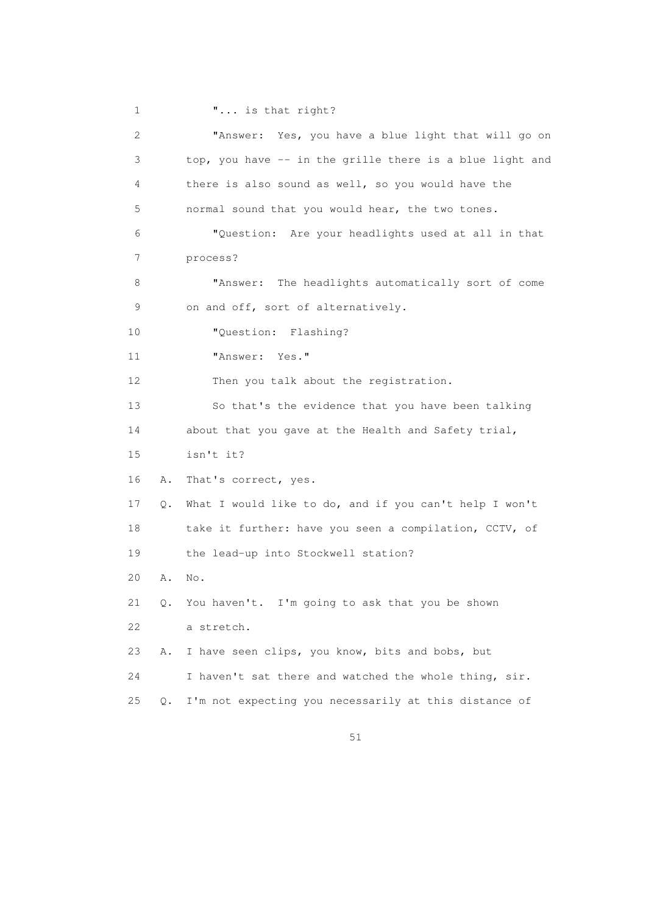1 "... is that right?

2 "Answer: Yes, you have a blue light that will go on
3 top, you have -- in the grille there is a blue light and
4 there is also sound as well, so you would have the
5 normal sound that you would hear, the two tones.

6 "Question: Are your headlights used at all in that
7 process?

8 "Answer: The headlights automatically sort of come
9 on and off, sort of alternatively.

10 "Question: Flashing?

11 "Answer: Yes."

12 Then you talk about the registration.

13 So that's the evidence that you have been talking
14 about that you gave at the Health and Safety trial,
15 isn't it?

16 A. That's correct, yes.

17 Q. What I would like to do, and if you can't help I won't
18 take it further: have you seen a compilation, CCTV, of
19 the lead-up into Stockwell station?

20 A. No.

21 Q. You haven't. I'm going to ask that you be shown
22 a stretch.

23 A. I have seen clips, you know, bits and bobs, but
24 I haven't sat there and watched the whole thing, sir.

25 Q. I'm not expecting you necessarily at this distance of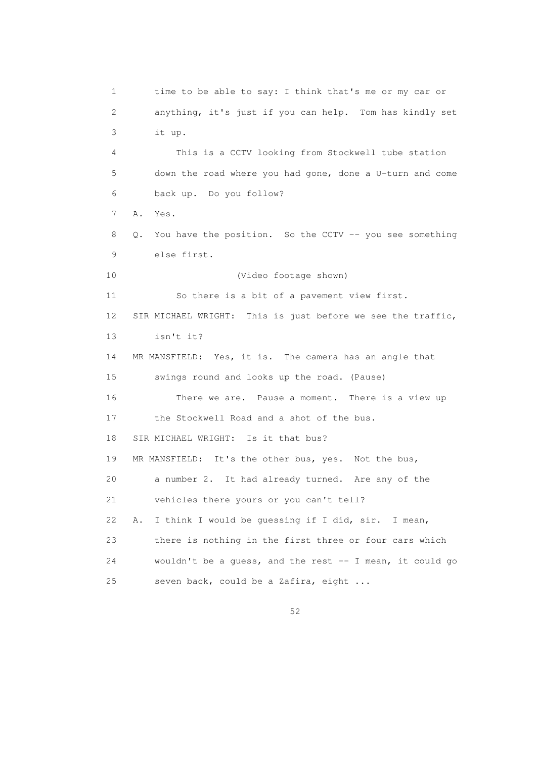1 time to be able to say: I think that's me or my car or
2 anything, it's just if you can help. Tom has kindly set
3 it up.

4 This is a CCTV looking from Stockwell tube station
5 down the road where you had gone, done a U-turn and come
6 back up. Do you follow?

7 A. Yes.

8 Q. You have the position. So the CCTV -- you see something
9 else first.

10 (Video footage shown)

11 So there is a bit of a pavement view first.

12 SIR MICHAEL WRIGHT: This is just before we see the traffic,
13 isn't it?

14 MR MANSFIELD: Yes, it is. The camera has an angle that
15 swings round and looks up the road. (Pause)

16 There we are. Pause a moment. There is a view up
17 the Stockwell Road and a shot of the bus.

18 SIR MICHAEL WRIGHT: Is it that bus?

19 MR MANSFIELD: It's the other bus, yes. Not the bus,
20 a number 2. It had already turned. Are any of the
21 vehicles there yours or you can't tell?

22 A. I think I would be guessing if I did, sir. I mean,
23 there is nothing in the first three or four cars which
24 wouldn't be a guess, and the rest -- I mean, it could go
25 seven back, could be a Zafira, eight ...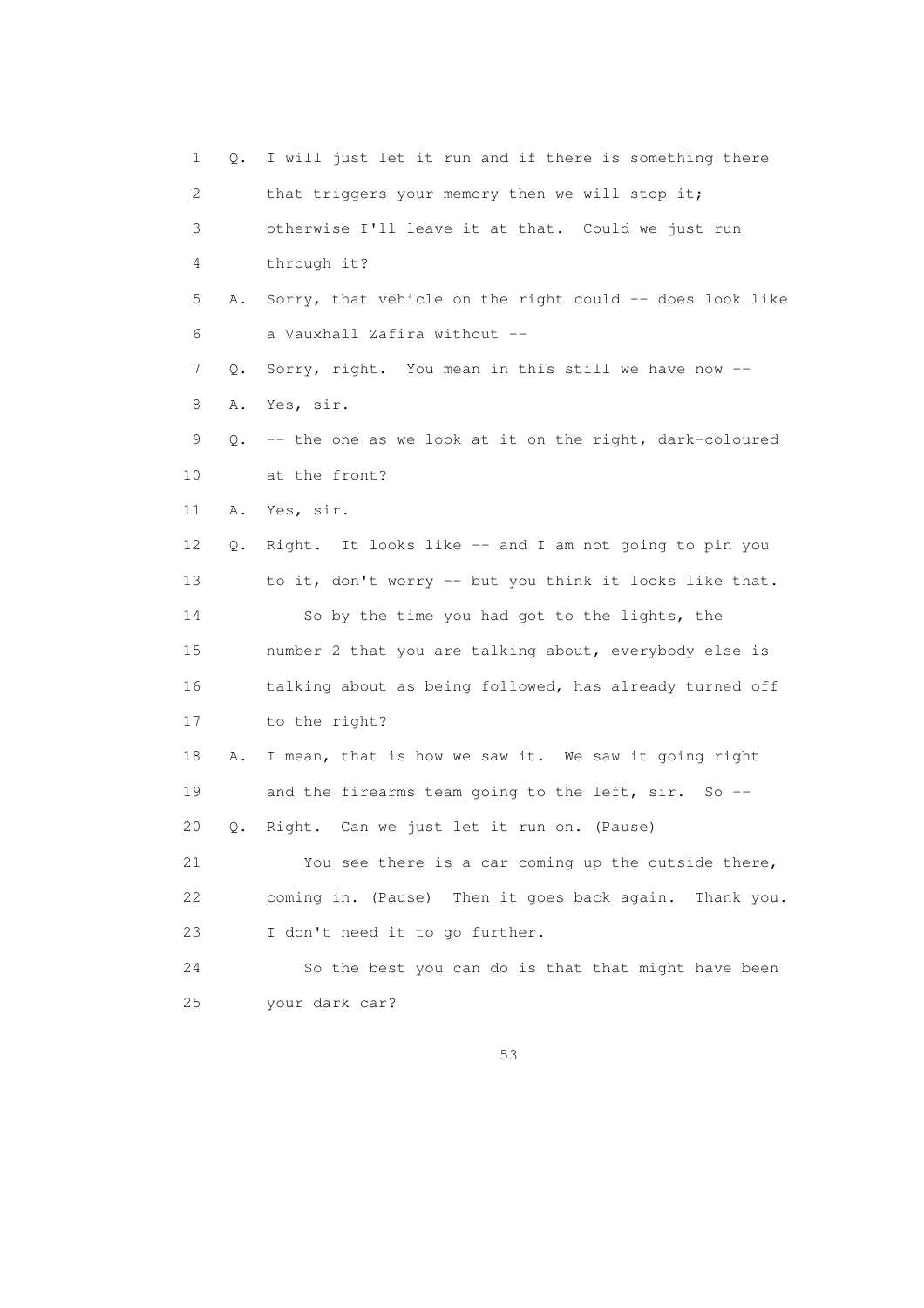1 Q. I will just let it run and if there is something there
2 that triggers your memory then we will stop it;
3 otherwise I'll leave it at that. Could we just run
4 through it?
5 A. Sorry, that vehicle on the right could -- does look like
6 a Vauxhall Zafira without --
7 Q. Sorry, right. You mean in this still we have now --
8 A. Yes, sir.
9 Q. -- the one as we look at it on the right, dark-coloured
10 at the front?
11 A. Yes, sir.
12 Q. Right. It looks like -- and I am not going to pin you
13 to it, don't worry -- but you think it looks like that.
14 So by the time you had got to the lights, the
15 number 2 that you are talking about, everybody else is
16 talking about as being followed, has already turned off
17 to the right?
18 A. I mean, that is how we saw it. We saw it going right
19 and the firearms team going to the left, sir. So --
20 Q. Right. Can we just let it run on. (Pause)
21 You see there is a car coming up the outside there,
22 coming in. (Pause) Then it goes back again. Thank you.
23 I don't need it to go further.
24 So the best you can do is that that might have been
25 your dark car?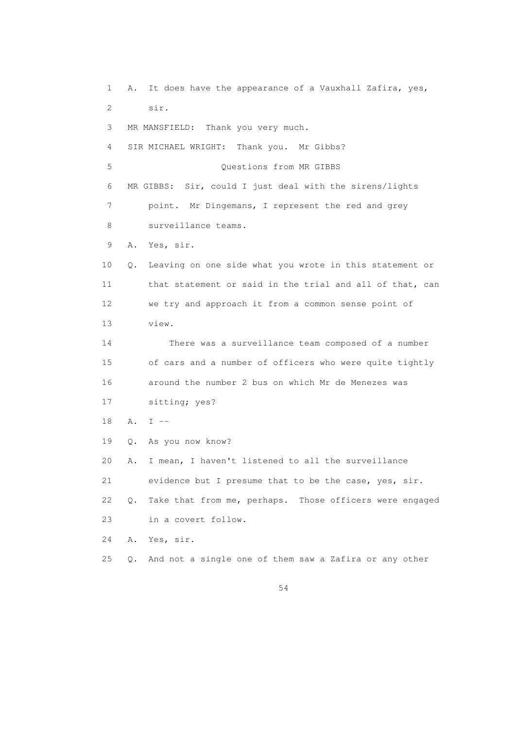1 A. It does have the appearance of a Vauxhall Zafira, yes,
2 sir.
3 MR MANSFIELD: Thank you very much.
4 SIR MICHAEL WRIGHT: Thank you. Mr Gibbs?
5 Questions from MR GIBBS
6 MR GIBBS: Sir, could I just deal with the sirens/lights
7 point. Mr Dingemans, I represent the red and grey
8 surveillance teams.
9 A. Yes, sir.
10 Q. Leaving on one side what you wrote in this statement or
11 that statement or said in the trial and all of that, can
12 we try and approach it from a common sense point of
13 view.
14 There was a surveillance team composed of a number
15 of cars and a number of officers who were quite tightly
16 around the number 2 bus on which Mr de Menezes was
17 sitting; yes?
18 A. I --
19 Q. As you now know?
20 A. I mean, I haven't listened to all the surveillance
21 evidence but I presume that to be the case, yes, sir.
22 Q. Take that from me, perhaps. Those officers were engaged
23 in a covert follow.
24 A. Yes, sir.
25 Q. And not a single one of them saw a Zafira or any other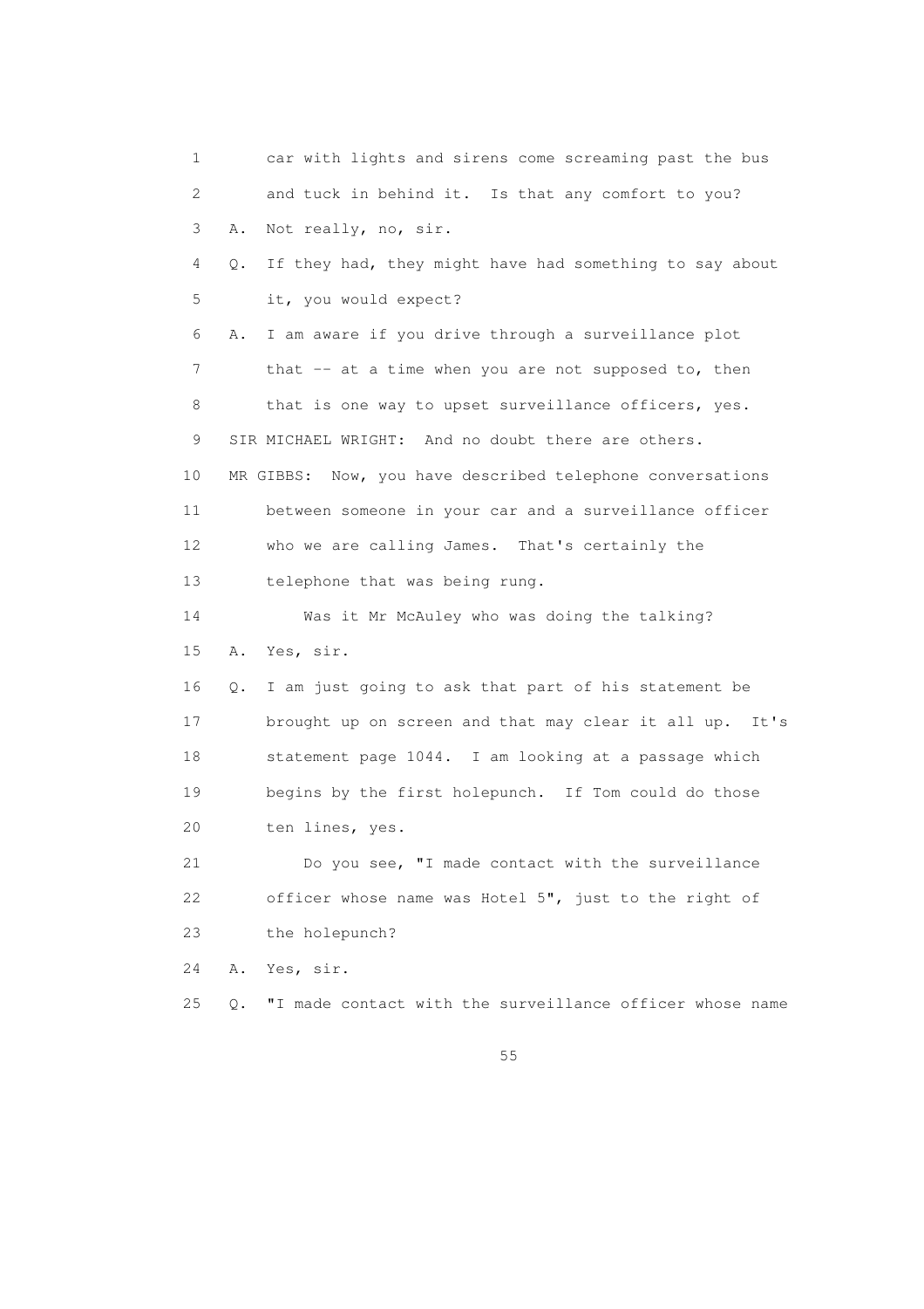1 car with lights and sirens come screaming past the bus
2 and tuck in behind it. Is that any comfort to you?
3 A. Not really, no, sir.
4 Q. If they had, they might have had something to say about
5 it, you would expect?
6 A. I am aware if you drive through a surveillance plot
7 that -- at a time when you are not supposed to, then
8 that is one way to upset surveillance officers, yes.
9 SIR MICHAEL WRIGHT: And no doubt there are others.
10 MR GIBBS: Now, you have described telephone conversations
11 between someone in your car and a surveillance officer
12 who we are calling James. That's certainly the
13 telephone that was being rung.
14 Was it Mr McAuley who was doing the talking?
15 A. Yes, sir.
16 Q. I am just going to ask that part of his statement be
17 brought up on screen and that may clear it all up. It's
18 statement page 1044. I am looking at a passage which
19 begins by the first holepunch. If Tom could do those
20 ten lines, yes.
21 Do you see, "I made contact with the surveillance
22 officer whose name was Hotel 5", just to the right of
23 the holepunch?
24 A. Yes, sir.
25 Q. "I made contact with the surveillance officer whose name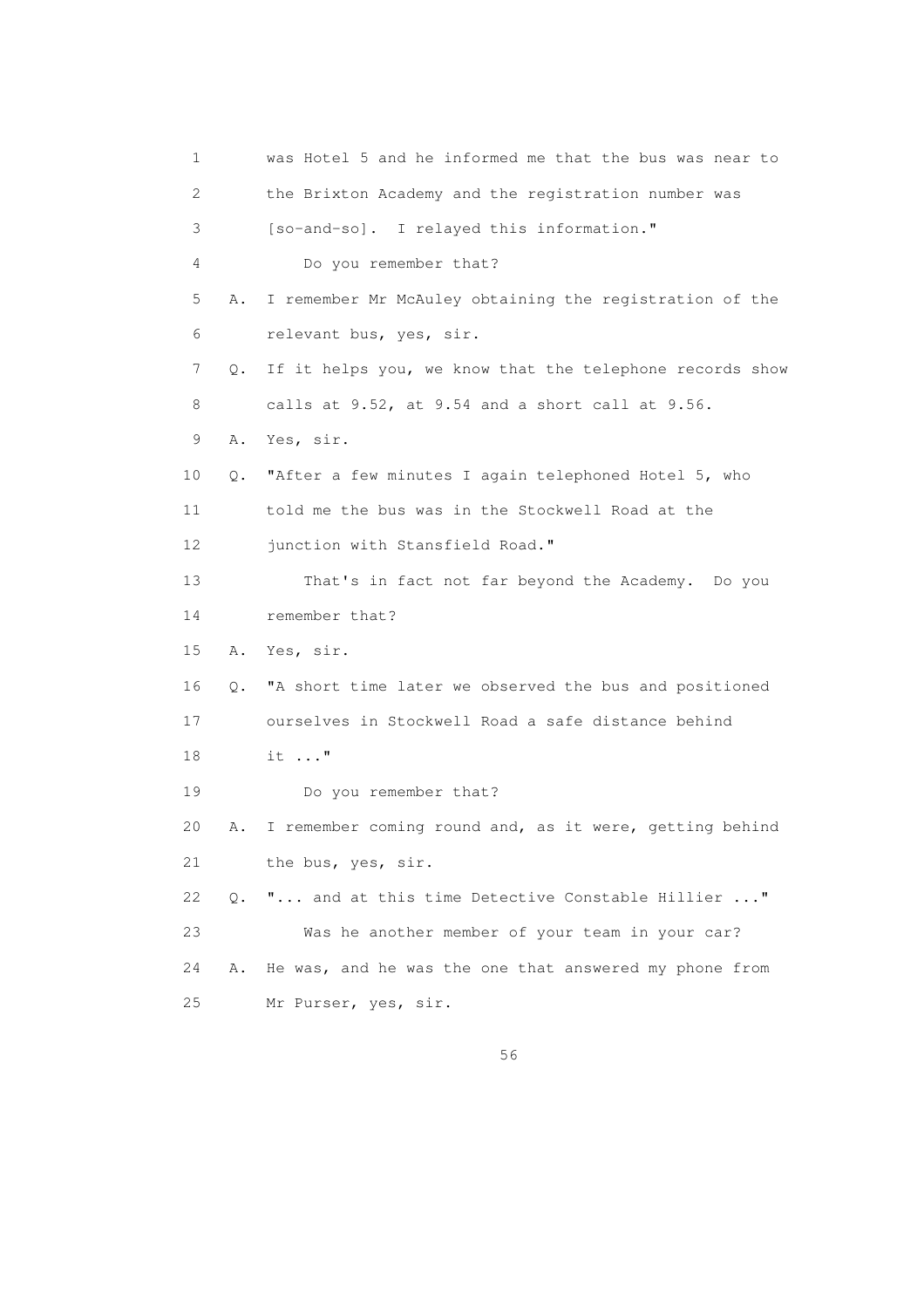1 was Hotel 5 and he informed me that the bus was near to
2 the Brixton Academy and the registration number was
3 [so-and-so]. I relayed this information."
4 Do you remember that?
5 A. I remember Mr McAuley obtaining the registration of the
6 relevant bus, yes, sir.
7 Q. If it helps you, we know that the telephone records show
8 calls at 9.52, at 9.54 and a short call at 9.56.
9 A. Yes, sir.
10 Q. "After a few minutes I again telephoned Hotel 5, who
11 told me the bus was in the Stockwell Road at the
12 junction with Stansfield Road."
13 That's in fact not far beyond the Academy. Do you
14 remember that?
15 A. Yes, sir.
16 Q. "A short time later we observed the bus and positioned
17 ourselves in Stockwell Road a safe distance behind
18 it ..."
19 Do you remember that?
20 A. I remember coming round and, as it were, getting behind
21 the bus, yes, sir.
22 Q. "... and at this time Detective Constable Hillier ..."
23 Was he another member of your team in your car?
24 A. He was, and he was the one that answered my phone from
25 Mr Purser, yes, sir.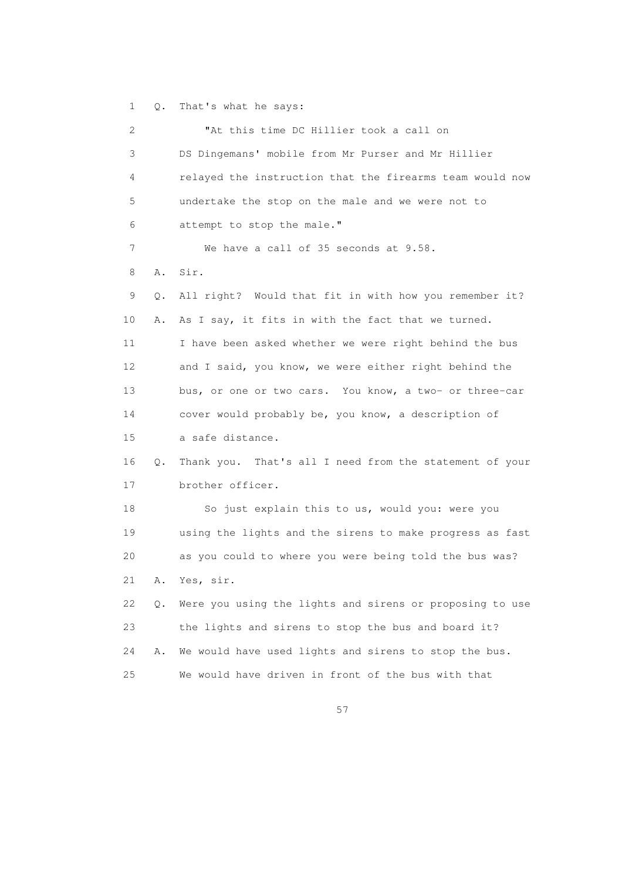1 Q. That's what he says:

2 "At this time DC Hillier took a call on

3 DS Dingemans' mobile from Mr Purser and Mr Hillier

4 relayed the instruction that the firearms team would now

5 undertake the stop on the male and we were not to

6 attempt to stop the male."

7 We have a call of 35 seconds at 9.58.

8 A. Sir.

9 Q. All right? Would that fit in with how you remember it?

10 A. As I say, it fits in with the fact that we turned.

11 I have been asked whether we were right behind the bus

12 and I said, you know, we were either right behind the

13 bus, or one or two cars. You know, a two- or three-car

14 cover would probably be, you know, a description of

15 a safe distance.

16 Q. Thank you. That's all I need from the statement of your

17 brother officer.

18 So just explain this to us, would you: were you

19 using the lights and the sirens to make progress as fast

20 as you could to where you were being told the bus was?

21 A. Yes, sir.

22 Q. Were you using the lights and sirens or proposing to use

23 the lights and sirens to stop the bus and board it?

24 A. We would have used lights and sirens to stop the bus.

25 We would have driven in front of the bus with that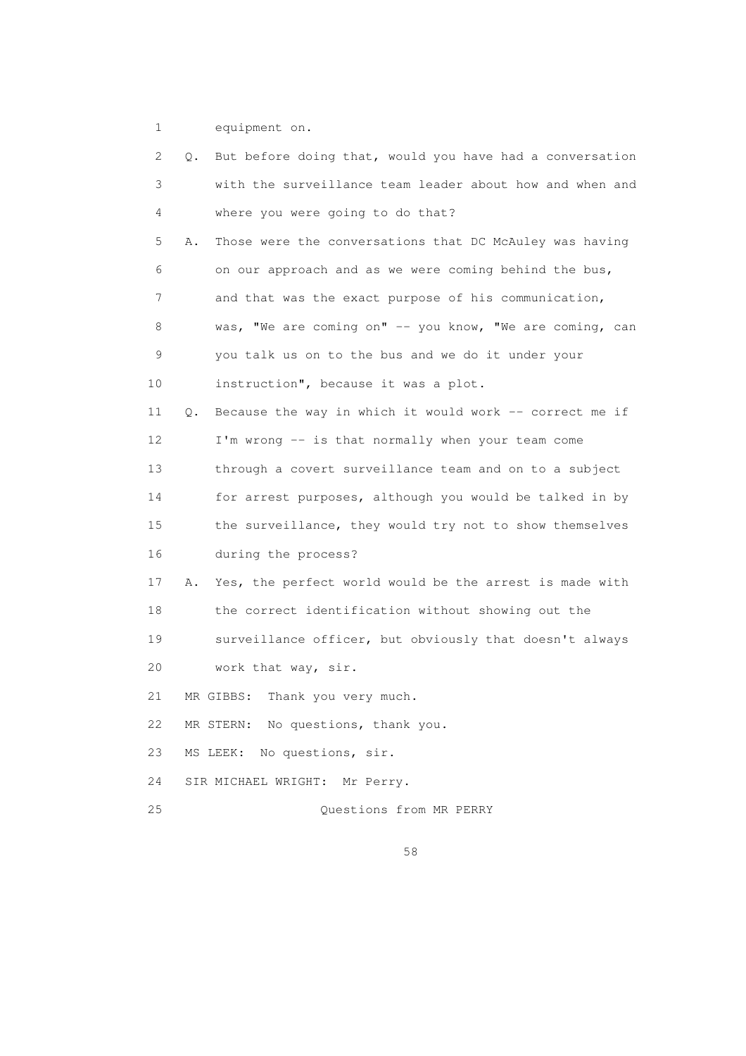1 equipment on.

2 Q. But before doing that, would you have had a conversation
3 with the surveillance team leader about how and when and
4 where you were going to do that?

5 A. Those were the conversations that DC McAuley was having
6 on our approach and as we were coming behind the bus,
7 and that was the exact purpose of his communication,
8 was, "We are coming on" -- you know, "We are coming, can
9 you talk us on to the bus and we do it under your
10 instruction", because it was a plot.

11 Q. Because the way in which it would work -- correct me if
12 I'm wrong -- is that normally when your team come
13 through a covert surveillance team and on to a subject
14 for arrest purposes, although you would be talked in by
15 the surveillance, they would try not to show themselves
16 during the process?

17 A. Yes, the perfect world would be the arrest is made with
18 the correct identification without showing out the
19 surveillance officer, but obviously that doesn't always
20 work that way, sir.

21 MR GIBBS: Thank you very much.

22 MR STERN: No questions, thank you.

23 MS LEEK: No questions, sir.

24 SIR MICHAEL WRIGHT: Mr Perry.

25 Questions from MR PERRY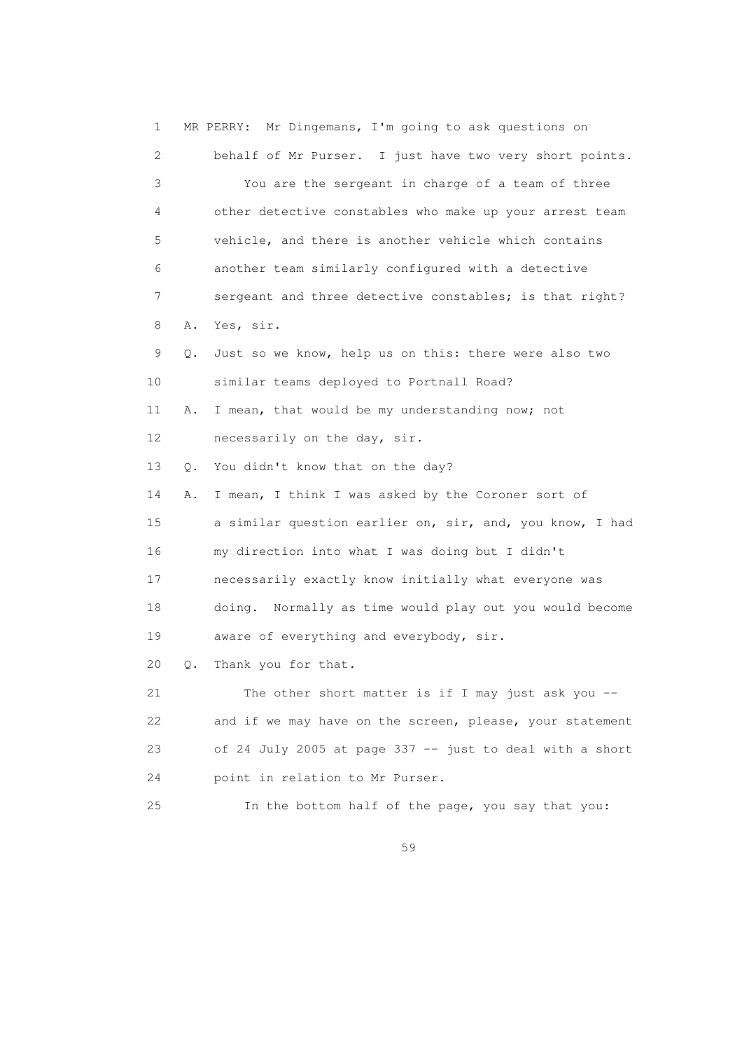MR PERRY: Mr Dingemans, I'm going to ask questions on behalf of Mr Purser. I just have two very short points.

You are the sergeant in charge of a team of three other detective constables who make up your arrest team vehicle, and there is another vehicle which contains another team similarly configured with a detective sergeant and three detective constables; is that right?

A. Yes, sir.

Q. Just so we know, help us on this: there were also two similar teams deployed to Portnall Road?

A. I mean, that would be my understanding now; not necessarily on the day, sir.

Q. You didn't know that on the day?

A. I mean, I think I was asked by the Coroner sort of a similar question earlier on, sir, and, you know, I had my direction into what I was doing but I didn't necessarily exactly know initially what everyone was doing. Normally as time would play out you would become aware of everything and everybody, sir.

Q. Thank you for that.

The other short matter is if I may just ask you -- and if we may have on the screen, please, your statement of 24 July 2005 at page 337 -- just to deal with a short point in relation to Mr Purser.

In the bottom half of the page, you say that you: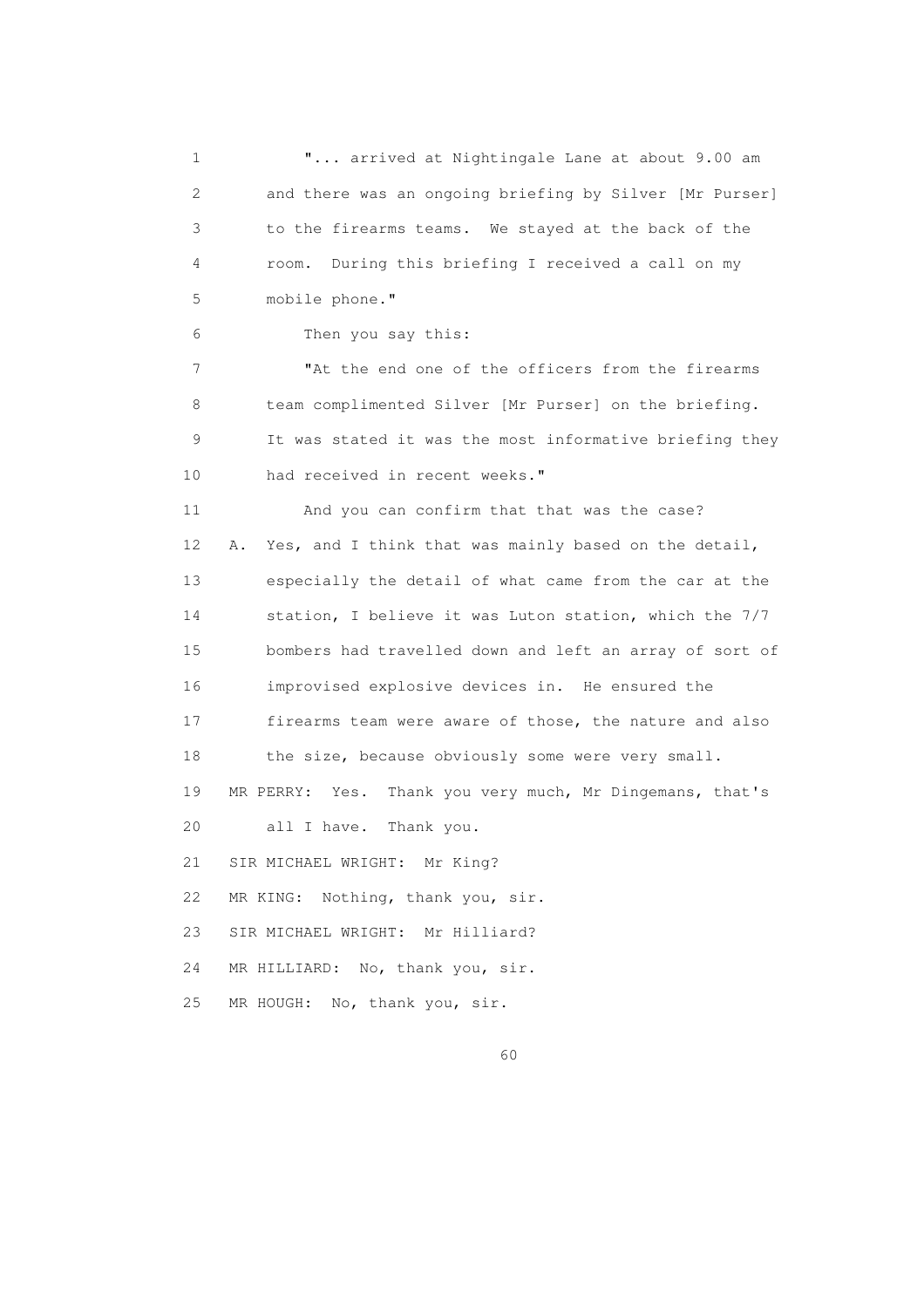1 "... arrived at Nightingale Lane at about 9.00 am
2 and there was an ongoing briefing by Silver [Mr Purser]
3 to the firearms teams. We stayed at the back of the
4 room. During this briefing I received a call on my
5 mobile phone."

6 Then you say this:

7 "At the end one of the officers from the firearms
8 team complimented Silver [Mr Purser] on the briefing.
9 It was stated it was the most informative briefing they
10 had received in recent weeks."

11 And you can confirm that that was the case?

12 A. Yes, and I think that was mainly based on the detail,
13 especially the detail of what came from the car at the
14 station, I believe it was Luton station, which the 7/7
15 bombers had travelled down and left an array of sort of
16 improvised explosive devices in. He ensured the
17 firearms team were aware of those, the nature and also
18 the size, because obviously some were very small.

19 MR PERRY: Yes. Thank you very much, Mr Dingemans, that's
20 all I have. Thank you.

21 SIR MICHAEL WRIGHT: Mr King?

22 MR KING: Nothing, thank you, sir.

23 SIR MICHAEL WRIGHT: Mr Hilliard?

24 MR HILLIARD: No, thank you, sir.

25 MR HOUGH: No, thank you, sir.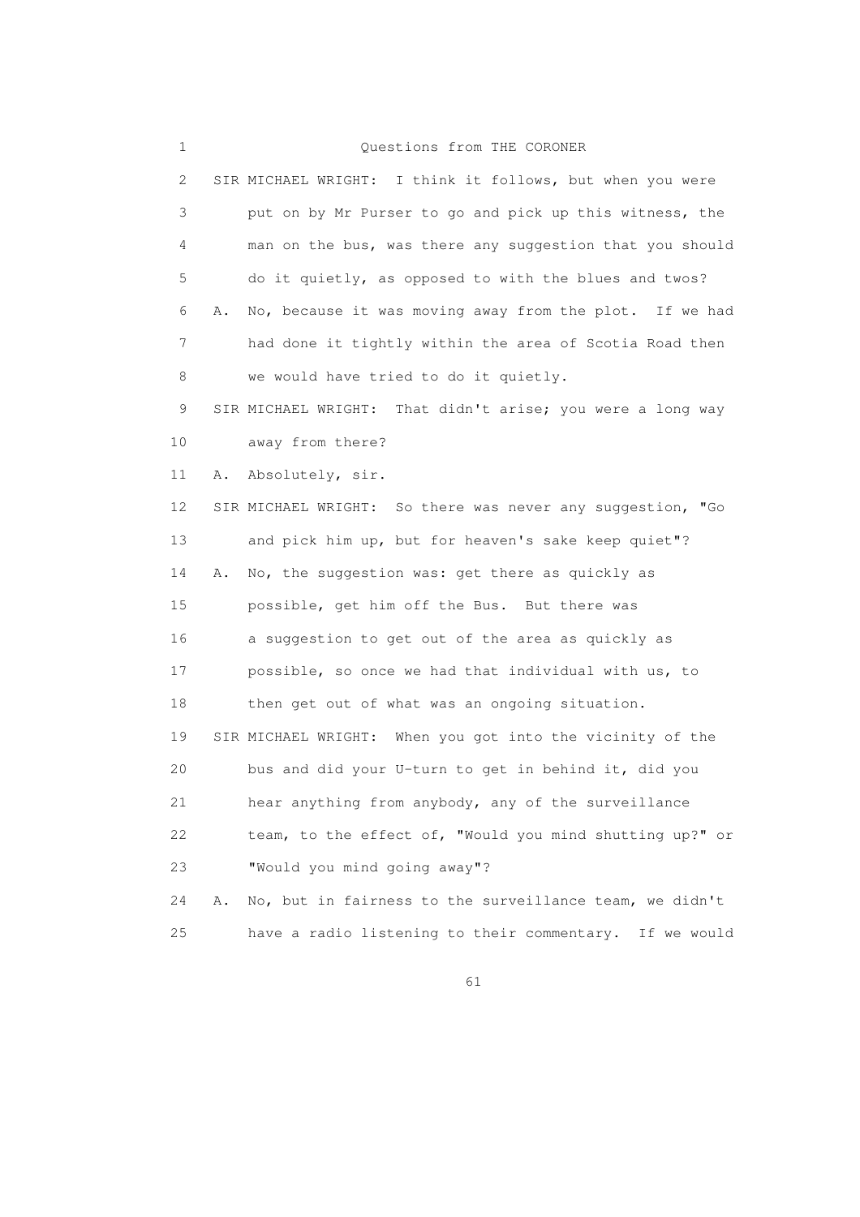Questions from THE CORONER

SIR MICHAEL WRIGHT: I think it follows, but when you were put on by Mr Purser to go and pick up this witness, the man on the bus, was there any suggestion that you should do it quietly, as opposed to with the blues and twos?

A. No, because it was moving away from the plot. If we had had done it tightly within the area of Scotia Road then we would have tried to do it quietly.

SIR MICHAEL WRIGHT: That didn't arise; you were a long way away from there?

A. Absolutely, sir.

SIR MICHAEL WRIGHT: So there was never any suggestion, "Go and pick him up, but for heaven's sake keep quiet"?

A. No, the suggestion was: get there as quickly as possible, get him off the Bus. But there was a suggestion to get out of the area as quickly as possible, so once we had that individual with us, to then get out of what was an ongoing situation.

SIR MICHAEL WRIGHT: When you got into the vicinity of the bus and did your U-turn to get in behind it, did you hear anything from anybody, any of the surveillance team, to the effect of, "Would you mind shutting up?" or "Would you mind going away"?

A. No, but in fairness to the surveillance team, we didn't have a radio listening to their commentary. If we would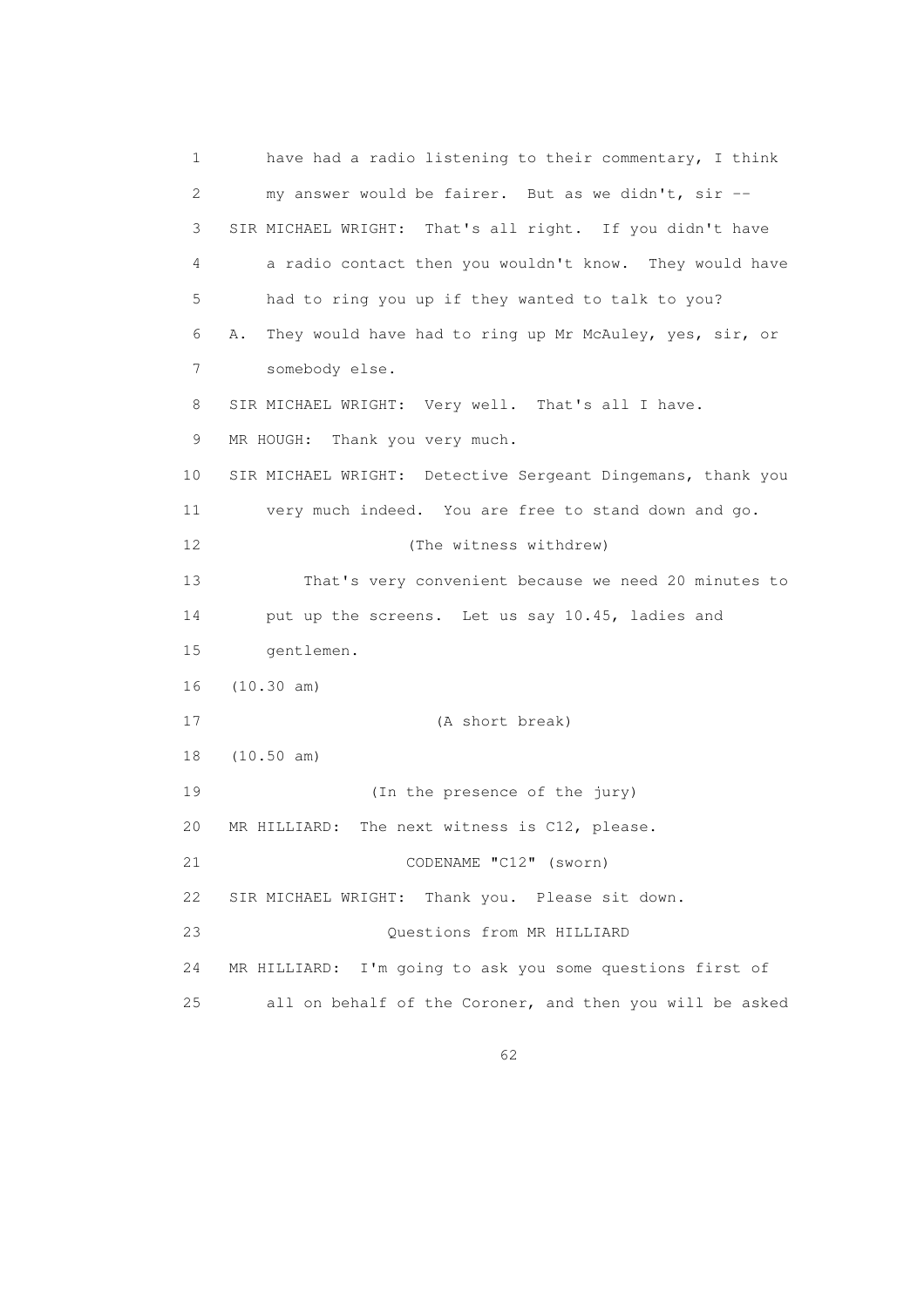1 have had a radio listening to their commentary, I think
2 my answer would be fairer. But as we didn't, sir --
3 SIR MICHAEL WRIGHT: That's all right. If you didn't have
4 a radio contact then you wouldn't know. They would have
5 had to ring you up if they wanted to talk to you?
6 A. They would have had to ring up Mr McAuley, yes, sir, or
7 somebody else.
8 SIR MICHAEL WRIGHT: Very well. That's all I have.
9 MR HOUGH: Thank you very much.
10 SIR MICHAEL WRIGHT: Detective Sergeant Dingemans, thank you
11 very much indeed. You are free to stand down and go.
12 (The witness withdrew)
13 That's very convenient because we need 20 minutes to
14 put up the screens. Let us say 10.45, ladies and
15 gentlemen.
16 (10.30 am)
17 (A short break)
18 (10.50 am)
19 (In the presence of the jury)
20 MR HILLIARD: The next witness is C12, please.
21 CODENAME "C12" (sworn)
22 SIR MICHAEL WRIGHT: Thank you. Please sit down.
23 Questions from MR HILLIARD
24 MR HILLIARD: I'm going to ask you some questions first of
25 all on behalf of the Coroner, and then you will be asked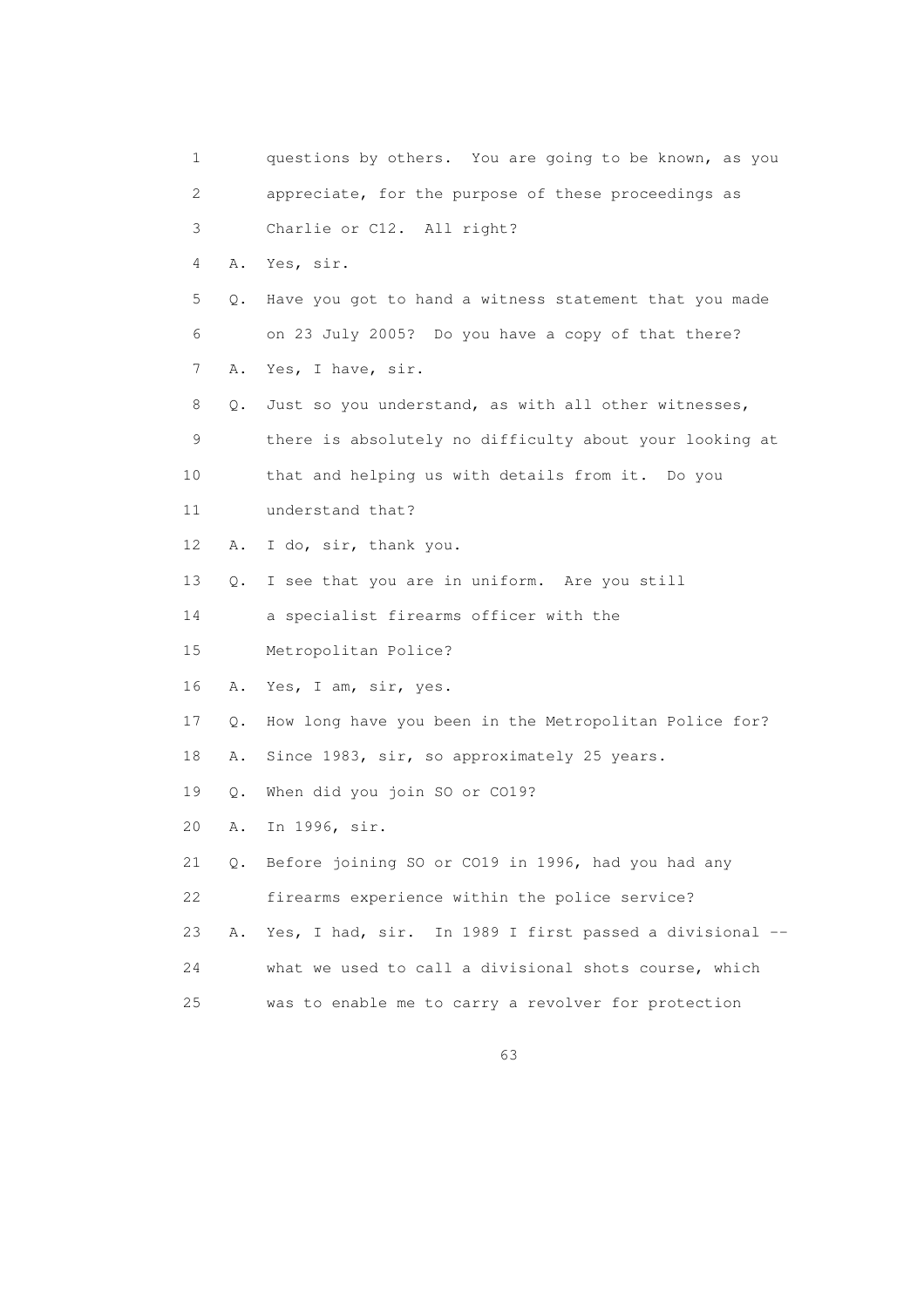1 questions by others. You are going to be known, as you
2 appreciate, for the purpose of these proceedings as
3 Charlie or C12. All right?

4 A. Yes, sir.

5 Q. Have you got to hand a witness statement that you made
6 on 23 July 2005? Do you have a copy of that there?

7 A. Yes, I have, sir.

8 Q. Just so you understand, as with all other witnesses,
9 there is absolutely no difficulty about your looking at
10 that and helping us with details from it. Do you
11 understand that?

12 A. I do, sir, thank you.

13 Q. I see that you are in uniform. Are you still
14 a specialist firearms officer with the
15 Metropolitan Police?

16 A. Yes, I am, sir, yes.

17 Q. How long have you been in the Metropolitan Police for?

18 A. Since 1983, sir, so approximately 25 years.

19 Q. When did you join SO or CO19?

20 A. In 1996, sir.

21 Q. Before joining SO or CO19 in 1996, had you had any
22 firearms experience within the police service?

23 A. Yes, I had, sir. In 1989 I first passed a divisional --
24 what we used to call a divisional shots course, which
25 was to enable me to carry a revolver for protection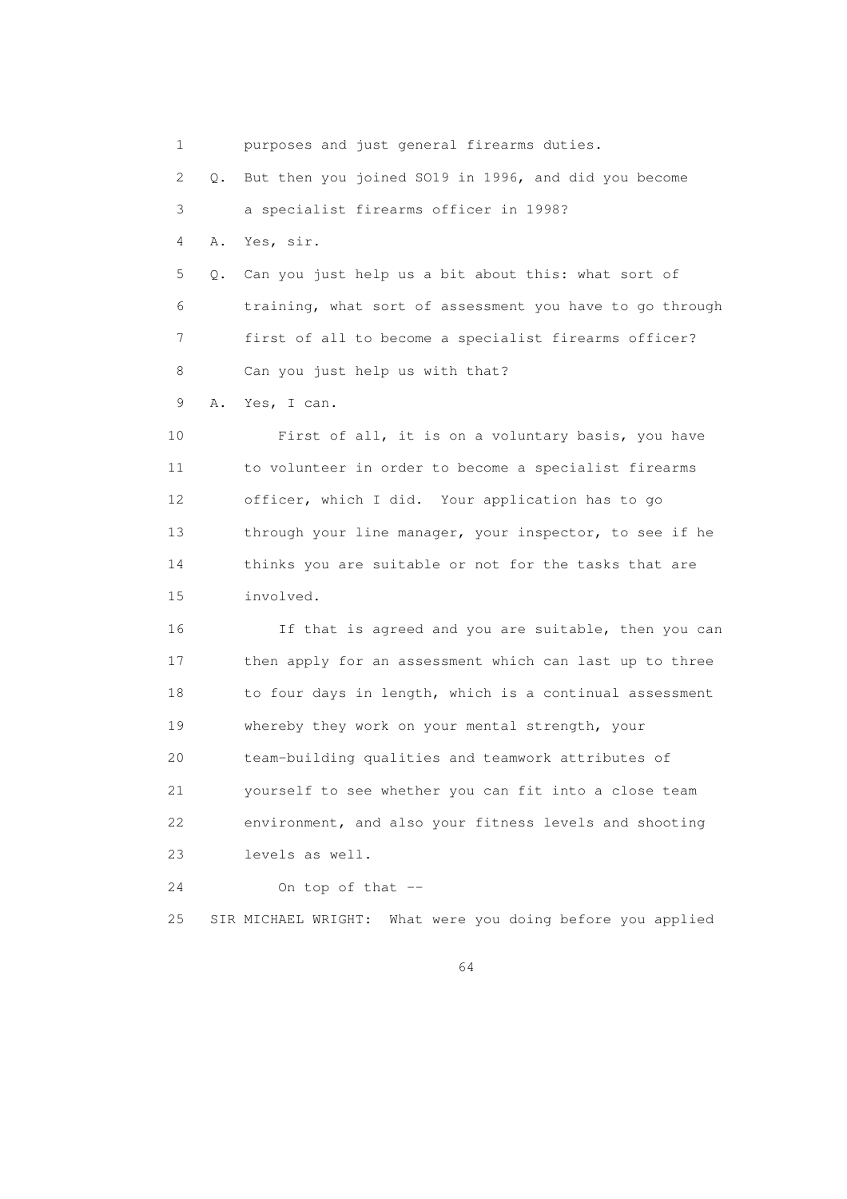1 purposes and just general firearms duties.

2 Q. But then you joined SO19 in 1996, and did you become

3 a specialist firearms officer in 1998?

4 A. Yes, sir.

5 Q. Can you just help us a bit about this: what sort of

6 training, what sort of assessment you have to go through

7 first of all to become a specialist firearms officer?

8 Can you just help us with that?

9 A. Yes, I can.

10 First of all, it is on a voluntary basis, you have

11 to volunteer in order to become a specialist firearms

12 officer, which I did. Your application has to go

13 through your line manager, your inspector, to see if he

14 thinks you are suitable or not for the tasks that are

15 involved.

16 If that is agreed and you are suitable, then you can

17 then apply for an assessment which can last up to three

18 to four days in length, which is a continual assessment

19 whereby they work on your mental strength, your

20 team-building qualities and teamwork attributes of

21 yourself to see whether you can fit into a close team

22 environment, and also your fitness levels and shooting

23 levels as well.

24 On top of that --

25 SIR MICHAEL WRIGHT: What were you doing before you applied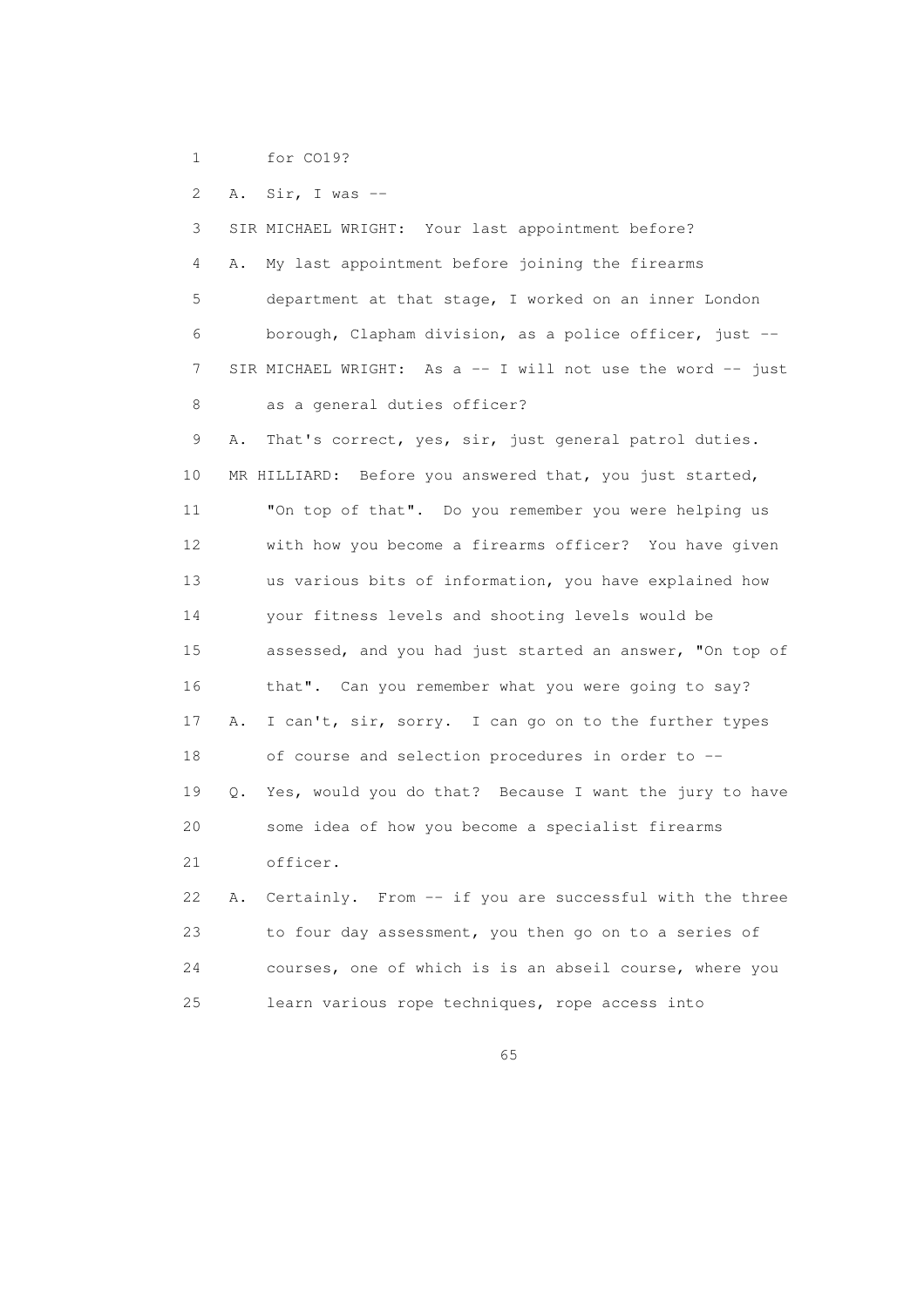1 for CO19?

2 A. Sir, I was --

3 SIR MICHAEL WRIGHT: Your last appointment before?

4 A. My last appointment before joining the firearms

5 department at that stage, I worked on an inner London

6 borough, Clapham division, as a police officer, just --

7 SIR MICHAEL WRIGHT: As a -- I will not use the word -- just

8 as a general duties officer?

9 A. That's correct, yes, sir, just general patrol duties.

10 MR HILLIARD: Before you answered that, you just started,

11 "On top of that". Do you remember you were helping us

12 with how you become a firearms officer? You have given

13 us various bits of information, you have explained how

14 your fitness levels and shooting levels would be

15 assessed, and you had just started an answer, "On top of

16 that". Can you remember what you were going to say?

17 A. I can't, sir, sorry. I can go on to the further types

18 of course and selection procedures in order to --

19 Q. Yes, would you do that? Because I want the jury to have

20 some idea of how you become a specialist firearms

21 officer.

22 A. Certainly. From -- if you are successful with the three

23 to four day assessment, you then go on to a series of

24 courses, one of which is is an abseil course, where you

25 learn various rope techniques, rope access into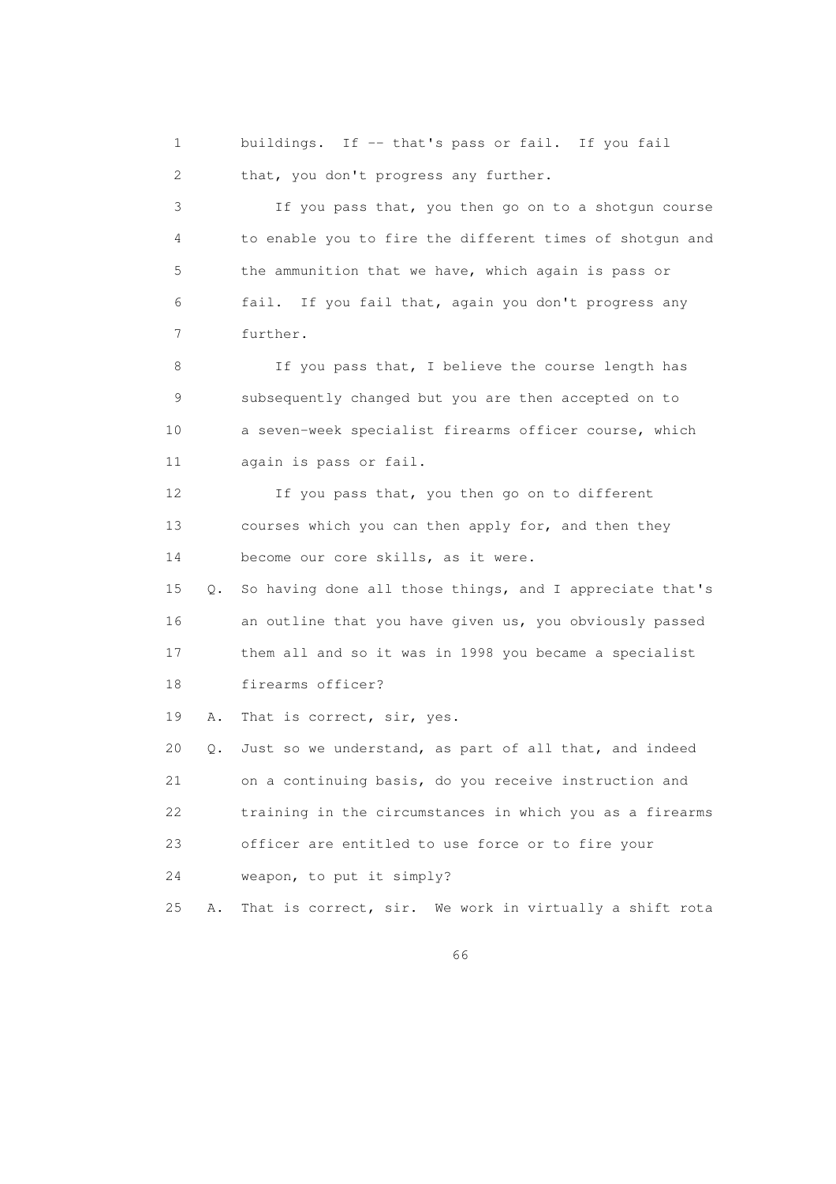1 buildings. If -- that's pass or fail. If you fail
2 that, you don't progress any further.

3 If you pass that, you then go on to a shotgun course
4 to enable you to fire the different times of shotgun and
5 the ammunition that we have, which again is pass or
6 fail. If you fail that, again you don't progress any
7 further.

8 If you pass that, I believe the course length has
9 subsequently changed but you are then accepted on to
10 a seven-week specialist firearms officer course, which
11 again is pass or fail.

12 If you pass that, you then go on to different
13 courses which you can then apply for, and then they
14 become our core skills, as it were.

15 Q. So having done all those things, and I appreciate that's
16 an outline that you have given us, you obviously passed
17 them all and so it was in 1998 you became a specialist
18 firearms officer?

19 A. That is correct, sir, yes.

20 Q. Just so we understand, as part of all that, and indeed
21 on a continuing basis, do you receive instruction and
22 training in the circumstances in which you as a firearms
23 officer are entitled to use force or to fire your
24 weapon, to put it simply?

25 A. That is correct, sir. We work in virtually a shift rota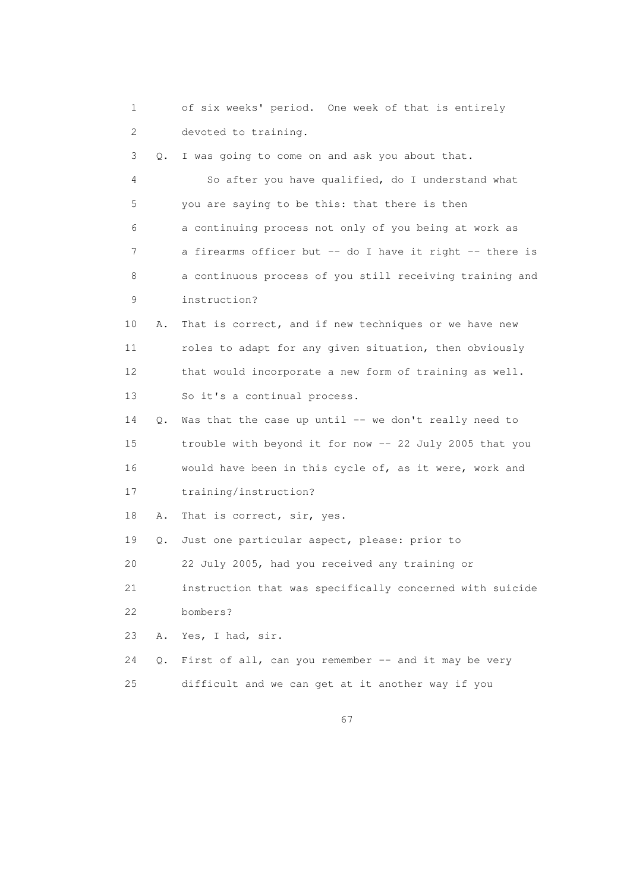1 of six weeks' period. One week of that is entirely
2 devoted to training.
3 Q. I was going to come on and ask you about that.
4 So after you have qualified, do I understand what
5 you are saying to be this: that there is then
6 a continuing process not only of you being at work as
7 a firearms officer but -- do I have it right -- there is
8 a continuous process of you still receiving training and
9 instruction?
10 A. That is correct, and if new techniques or we have new
11 roles to adapt for any given situation, then obviously
12 that would incorporate a new form of training as well.
13 So it's a continual process.
14 Q. Was that the case up until -- we don't really need to
15 trouble with beyond it for now -- 22 July 2005 that you
16 would have been in this cycle of, as it were, work and
17 training/instruction?
18 A. That is correct, sir, yes.
19 Q. Just one particular aspect, please: prior to
20 22 July 2005, had you received any training or
21 instruction that was specifically concerned with suicide
22 bombers?
23 A. Yes, I had, sir.
24 Q. First of all, can you remember -- and it may be very
25 difficult and we can get at it another way if you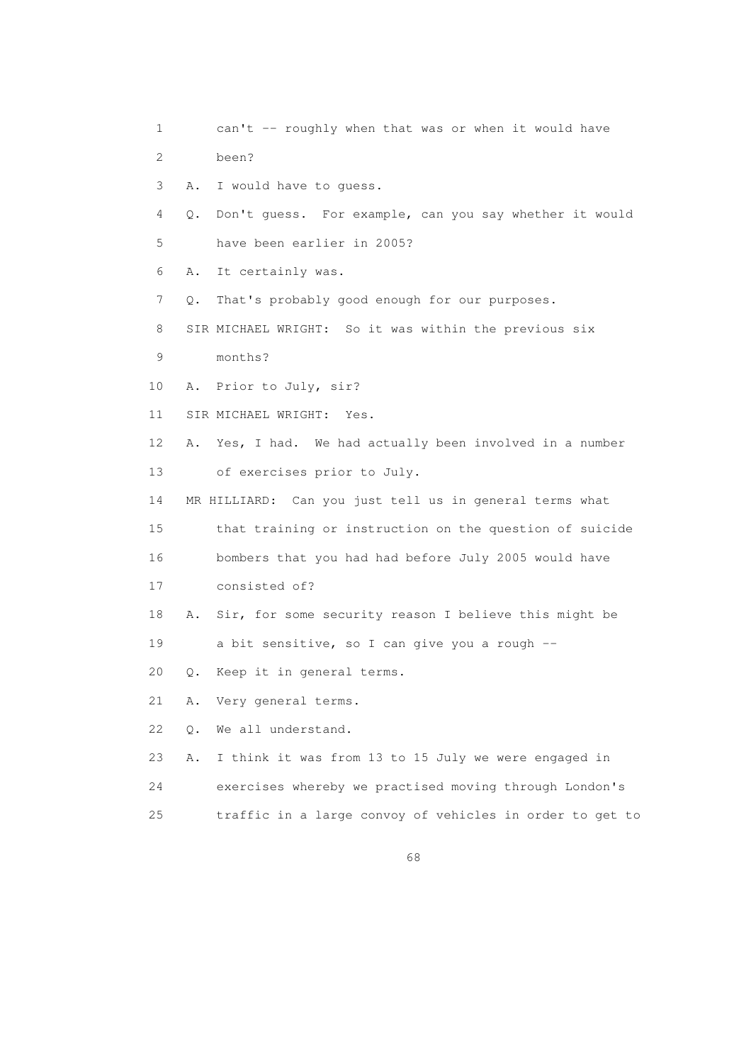1 can't -- roughly when that was or when it would have

2 been?

3 A. I would have to guess.

4 Q. Don't guess. For example, can you say whether it would

5 have been earlier in 2005?

6 A. It certainly was.

7 Q. That's probably good enough for our purposes.

8 SIR MICHAEL WRIGHT: So it was within the previous six

9 months?

10 A. Prior to July, sir?

11 SIR MICHAEL WRIGHT: Yes.

12 A. Yes, I had. We had actually been involved in a number

13 of exercises prior to July.

14 MR HILLIARD: Can you just tell us in general terms what

15 that training or instruction on the question of suicide

16 bombers that you had had before July 2005 would have

17 consisted of?

18 A. Sir, for some security reason I believe this might be

19 a bit sensitive, so I can give you a rough --

20 Q. Keep it in general terms.

21 A. Very general terms.

22 Q. We all understand.

23 A. I think it was from 13 to 15 July we were engaged in

24 exercises whereby we practised moving through London's

25 traffic in a large convoy of vehicles in order to get to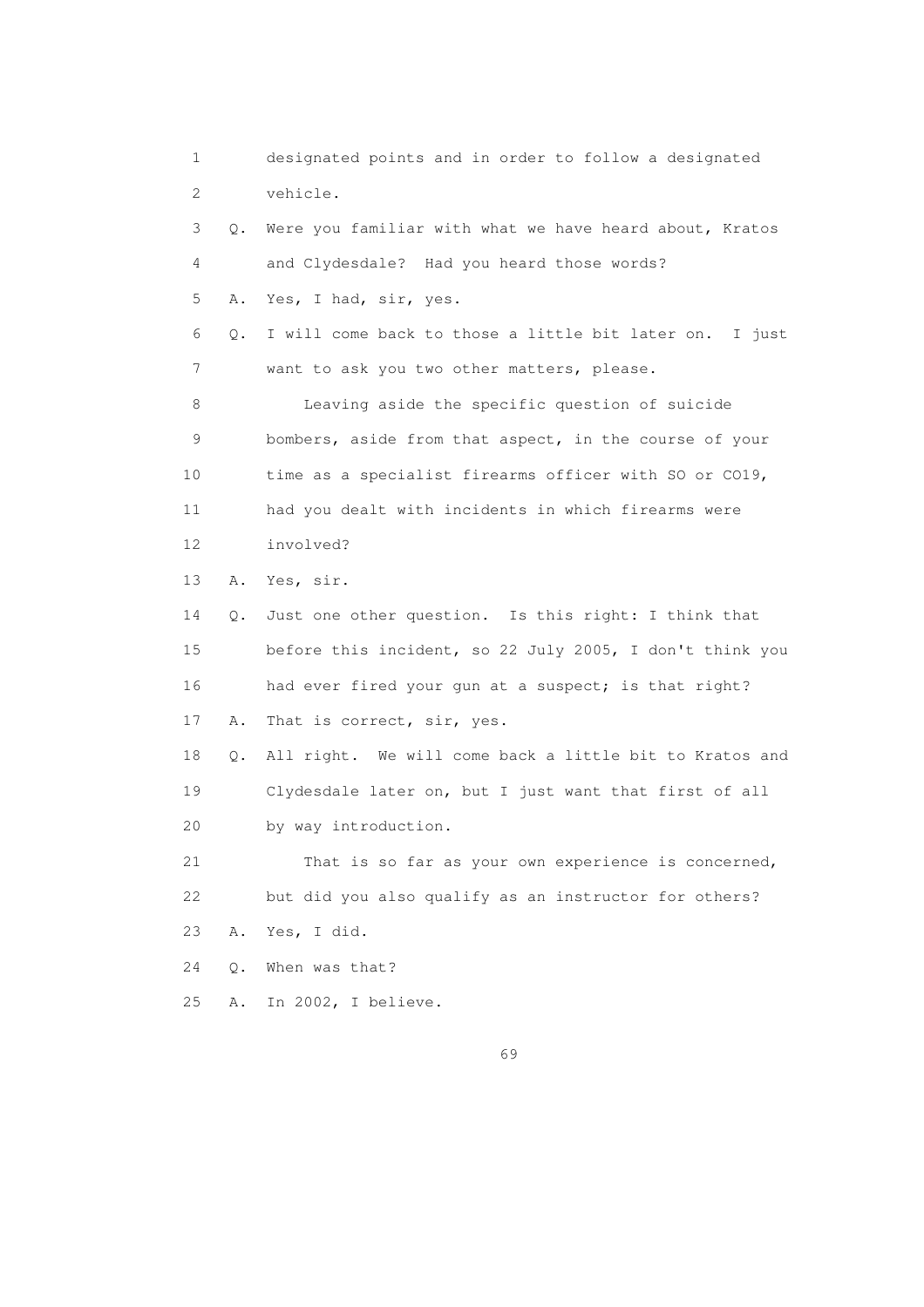1 designated points and in order to follow a designated
2 vehicle.
3 Q. Were you familiar with what we have heard about, Kratos
4 and Clydesdale? Had you heard those words?
5 A. Yes, I had, sir, yes.
6 Q. I will come back to those a little bit later on. I just
7 want to ask you two other matters, please.
8 Leaving aside the specific question of suicide
9 bombers, aside from that aspect, in the course of your
10 time as a specialist firearms officer with SO or CO19,
11 had you dealt with incidents in which firearms were
12 involved?
13 A. Yes, sir.
14 Q. Just one other question. Is this right: I think that
15 before this incident, so 22 July 2005, I don't think you
16 had ever fired your gun at a suspect; is that right?
17 A. That is correct, sir, yes.
18 Q. All right. We will come back a little bit to Kratos and
19 Clydesdale later on, but I just want that first of all
20 by way introduction.
21 That is so far as your own experience is concerned,
22 but did you also qualify as an instructor for others?
23 A. Yes, I did.
24 Q. When was that?
25 A. In 2002, I believe.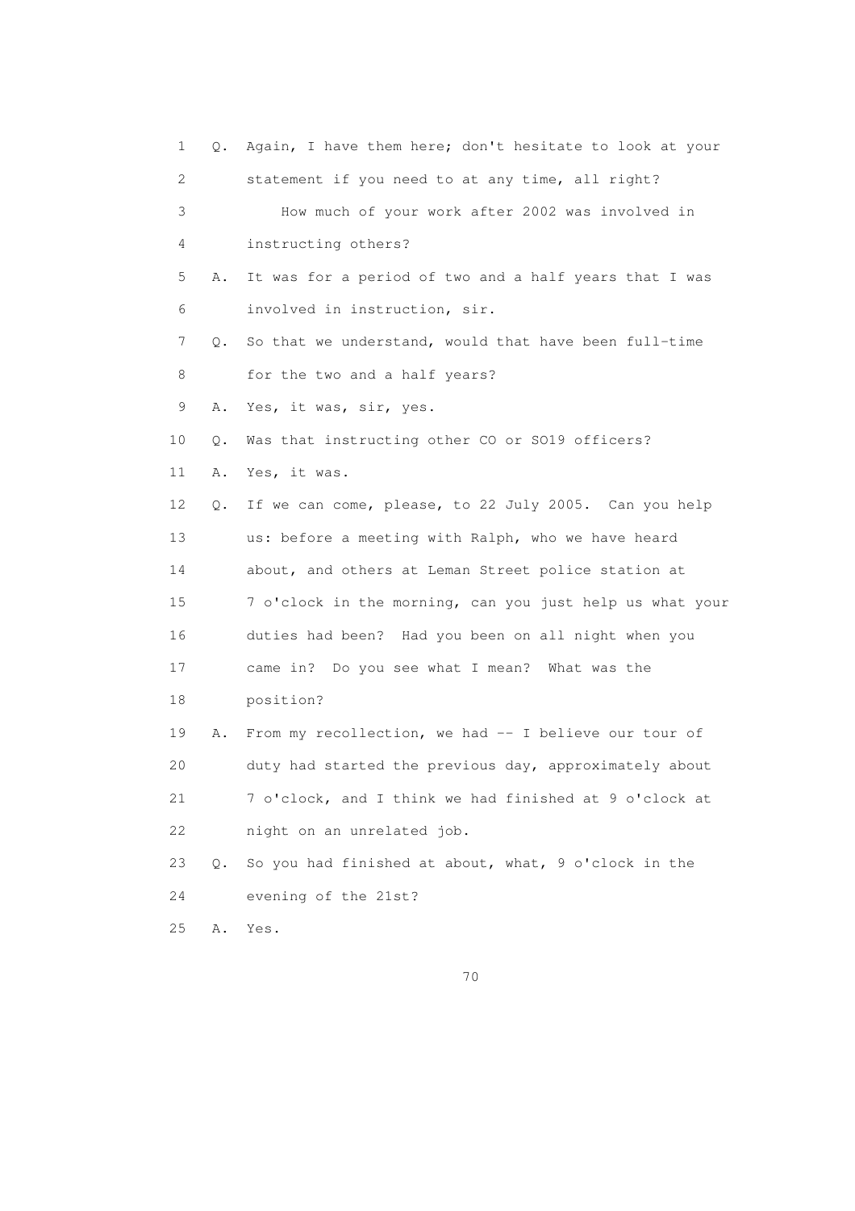1 Q. Again, I have them here; don't hesitate to look at your
2 statement if you need to at any time, all right?
3 How much of your work after 2002 was involved in
4 instructing others?
5 A. It was for a period of two and a half years that I was
6 involved in instruction, sir.
7 Q. So that we understand, would that have been full-time
8 for the two and a half years?
9 A. Yes, it was, sir, yes.
10 Q. Was that instructing other CO or SO19 officers?
11 A. Yes, it was.
12 Q. If we can come, please, to 22 July 2005. Can you help
13 us: before a meeting with Ralph, who we have heard
14 about, and others at Leman Street police station at
15 7 o'clock in the morning, can you just help us what your
16 duties had been? Had you been on all night when you
17 came in? Do you see what I mean? What was the
18 position?
19 A. From my recollection, we had -- I believe our tour of
20 duty had started the previous day, approximately about
21 7 o'clock, and I think we had finished at 9 o'clock at
22 night on an unrelated job.
23 Q. So you had finished at about, what, 9 o'clock in the
24 evening of the 21st?
25 A. Yes.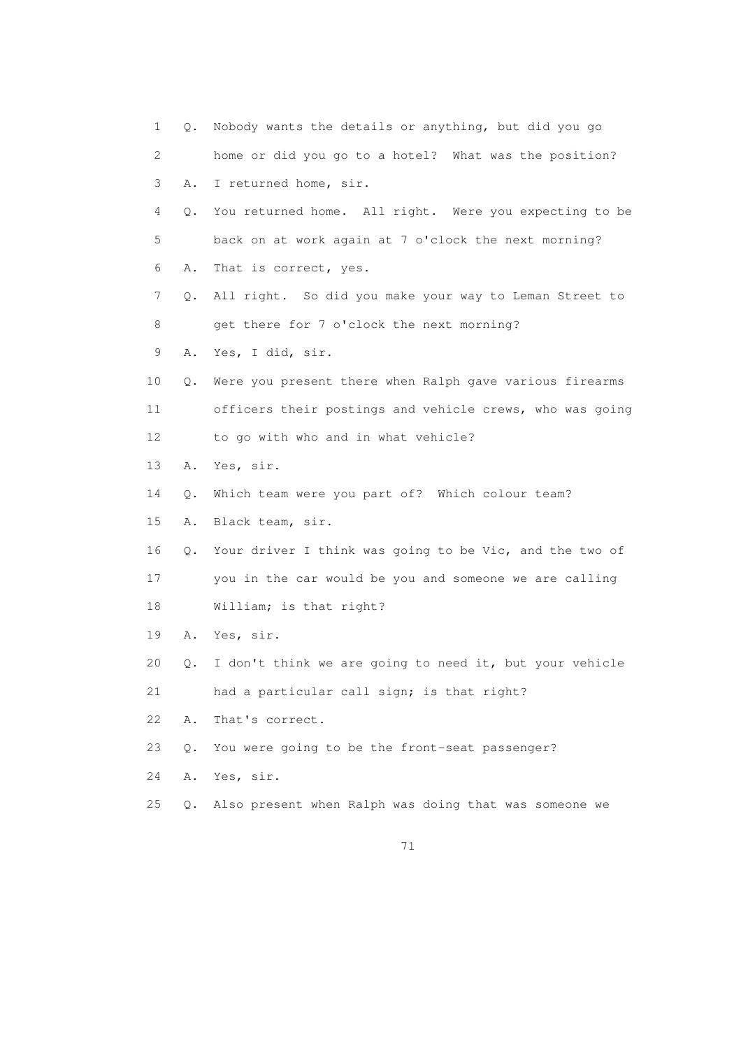1 Q. Nobody wants the details or anything, but did you go
2 home or did you go to a hotel? What was the position?
3 A. I returned home, sir.
4 Q. You returned home. All right. Were you expecting to be
5 back on at work again at 7 o'clock the next morning?
6 A. That is correct, yes.
7 Q. All right. So did you make your way to Leman Street to
8 get there for 7 o'clock the next morning?
9 A. Yes, I did, sir.
10 Q. Were you present there when Ralph gave various firearms
11 officers their postings and vehicle crews, who was going
12 to go with who and in what vehicle?
13 A. Yes, sir.
14 Q. Which team were you part of? Which colour team?
15 A. Black team, sir.
16 Q. Your driver I think was going to be Vic, and the two of
17 you in the car would be you and someone we are calling
18 William; is that right?
19 A. Yes, sir.
20 Q. I don't think we are going to need it, but your vehicle
21 had a particular call sign; is that right?
22 A. That's correct.
23 Q. You were going to be the front-seat passenger?
24 A. Yes, sir.
25 Q. Also present when Ralph was doing that was someone we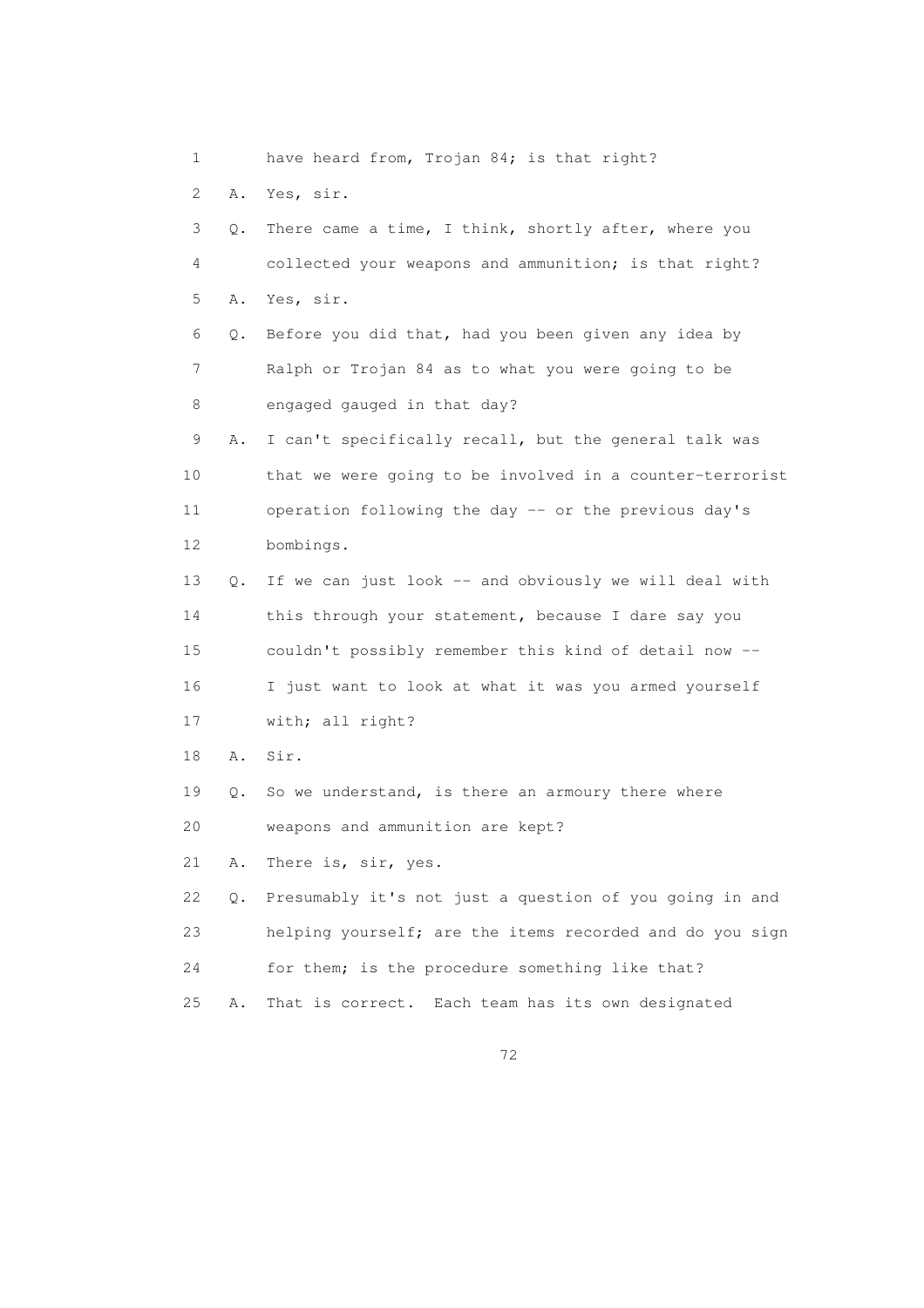1 have heard from, Trojan 84; is that right?

2 A. Yes, sir.

3 Q. There came a time, I think, shortly after, where you

4 collected your weapons and ammunition; is that right?

5 A. Yes, sir.

6 Q. Before you did that, had you been given any idea by

7 Ralph or Trojan 84 as to what you were going to be

8 engaged gauged in that day?

9 A. I can't specifically recall, but the general talk was

10 that we were going to be involved in a counter-terrorist

11 operation following the day -- or the previous day's

12 bombings.

13 Q. If we can just look -- and obviously we will deal with

14 this through your statement, because I dare say you

15 couldn't possibly remember this kind of detail now --

16 I just want to look at what it was you armed yourself

17 with; all right?

18 A. Sir.

19 Q. So we understand, is there an armoury there where

20 weapons and ammunition are kept?

21 A. There is, sir, yes.

22 Q. Presumably it's not just a question of you going in and

23 helping yourself; are the items recorded and do you sign

24 for them; is the procedure something like that?

25 A. That is correct. Each team has its own designated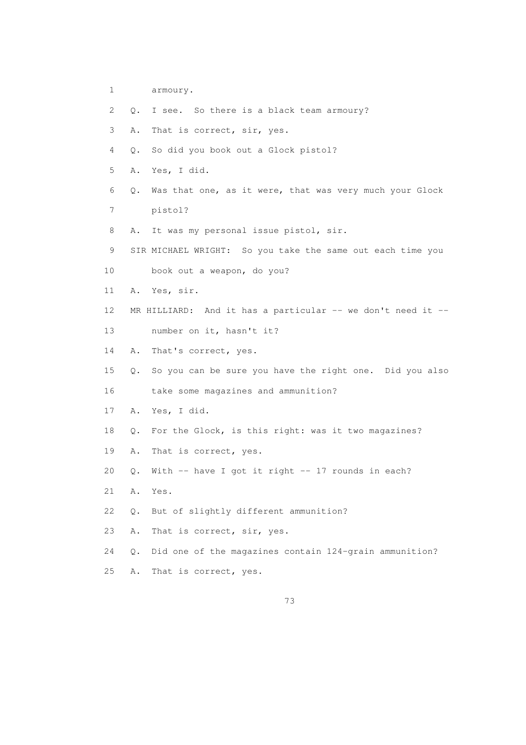1 armoury.

2 Q. I see. So there is a black team armoury?

3 A. That is correct, sir, yes.

4 Q. So did you book out a Glock pistol?

5 A. Yes, I did.

6 Q. Was that one, as it were, that was very much your Glock

7 pistol?

8 A. It was my personal issue pistol, sir.

9 SIR MICHAEL WRIGHT: So you take the same out each time you

10 book out a weapon, do you?

11 A. Yes, sir.

12 MR HILLIARD: And it has a particular -- we don't need it --

13 number on it, hasn't it?

14 A. That's correct, yes.

15 Q. So you can be sure you have the right one. Did you also

16 take some magazines and ammunition?

17 A. Yes, I did.

18 Q. For the Glock, is this right: was it two magazines?

19 A. That is correct, yes.

20 Q. With -- have I got it right -- 17 rounds in each?

21 A. Yes.

22 Q. But of slightly different ammunition?

23 A. That is correct, sir, yes.

24 Q. Did one of the magazines contain 124-grain ammunition?

25 A. That is correct, yes.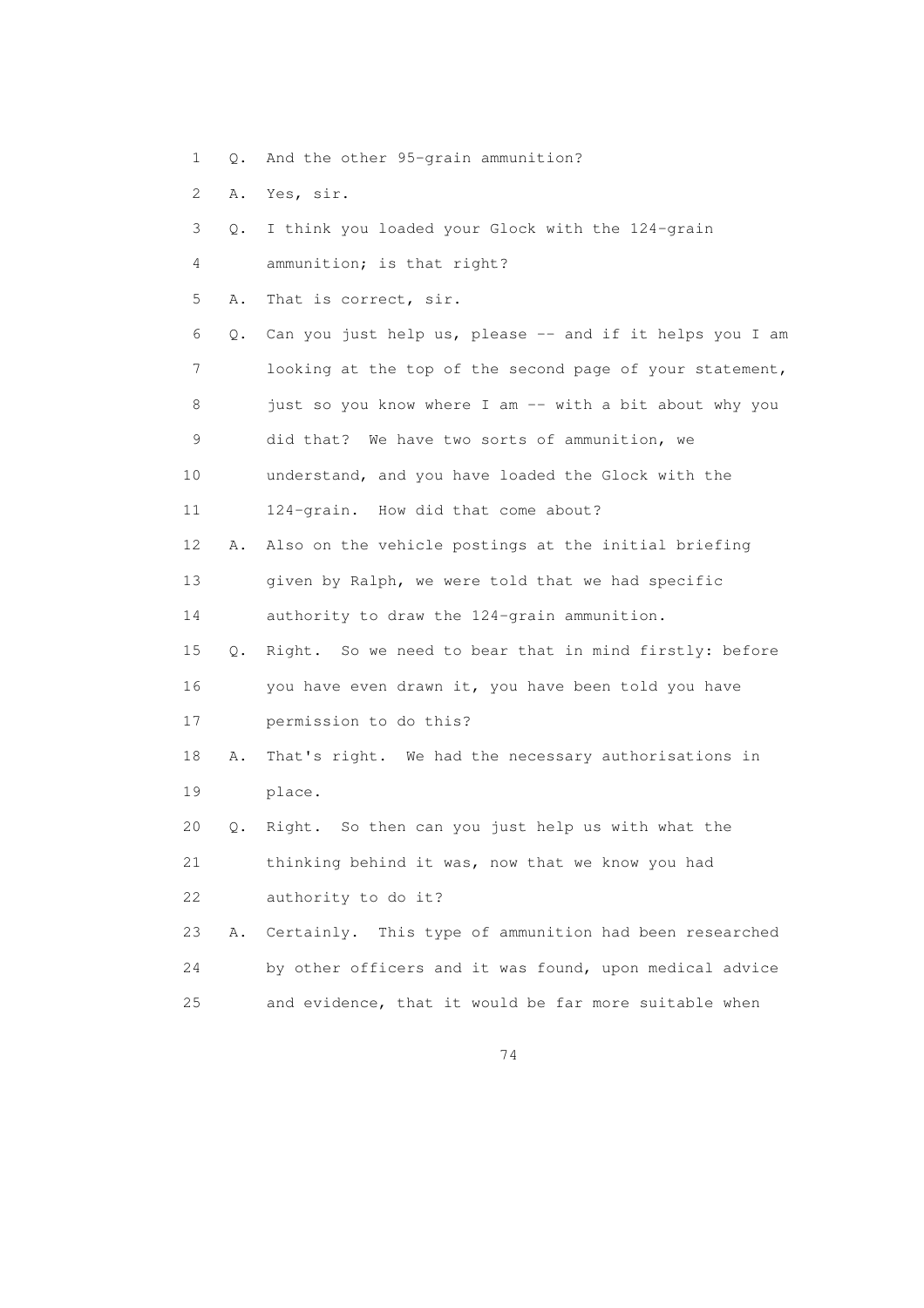1 Q. And the other 95-grain ammunition?

2 A. Yes, sir.

3 Q. I think you loaded your Glock with the 124-grain

4 ammunition; is that right?

5 A. That is correct, sir.

6 Q. Can you just help us, please -- and if it helps you I am

7 looking at the top of the second page of your statement,

8 just so you know where I am -- with a bit about why you

9 did that? We have two sorts of ammunition, we

10 understand, and you have loaded the Glock with the

11 124-grain. How did that come about?

12 A. Also on the vehicle postings at the initial briefing

13 given by Ralph, we were told that we had specific

14 authority to draw the 124-grain ammunition.

15 Q. Right. So we need to bear that in mind firstly: before

16 you have even drawn it, you have been told you have

17 permission to do this?

18 A. That's right. We had the necessary authorisations in

19 place.

20 Q. Right. So then can you just help us with what the

21 thinking behind it was, now that we know you had

22 authority to do it?

23 A. Certainly. This type of ammunition had been researched

24 by other officers and it was found, upon medical advice

25 and evidence, that it would be far more suitable when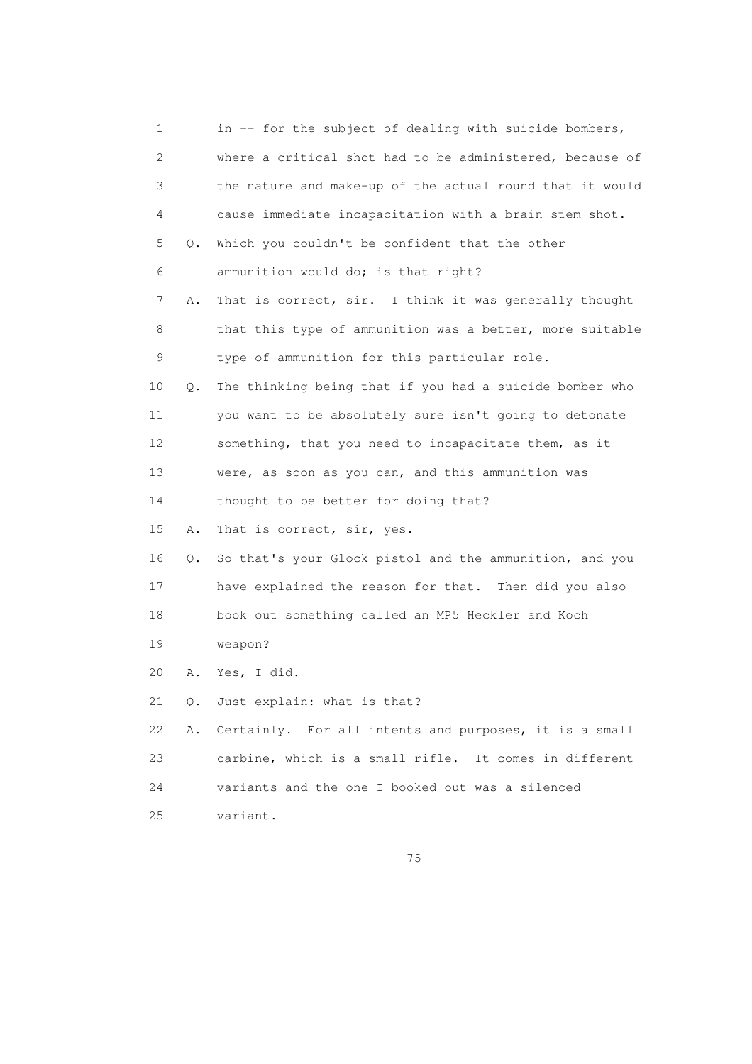1 in -- for the subject of dealing with suicide bombers,
2 where a critical shot had to be administered, because of
3 the nature and make-up of the actual round that it would
4 cause immediate incapacitation with a brain stem shot.
5 Q. Which you couldn't be confident that the other
6 ammunition would do; is that right?
7 A. That is correct, sir. I think it was generally thought
8 that this type of ammunition was a better, more suitable
9 type of ammunition for this particular role.
10 Q. The thinking being that if you had a suicide bomber who
11 you want to be absolutely sure isn't going to detonate
12 something, that you need to incapacitate them, as it
13 were, as soon as you can, and this ammunition was
14 thought to be better for doing that?
15 A. That is correct, sir, yes.
16 Q. So that's your Glock pistol and the ammunition, and you
17 have explained the reason for that. Then did you also
18 book out something called an MP5 Heckler and Koch
19 weapon?
20 A. Yes, I did.
21 Q. Just explain: what is that?
22 A. Certainly. For all intents and purposes, it is a small
23 carbine, which is a small rifle. It comes in different
24 variants and the one I booked out was a silenced
25 variant.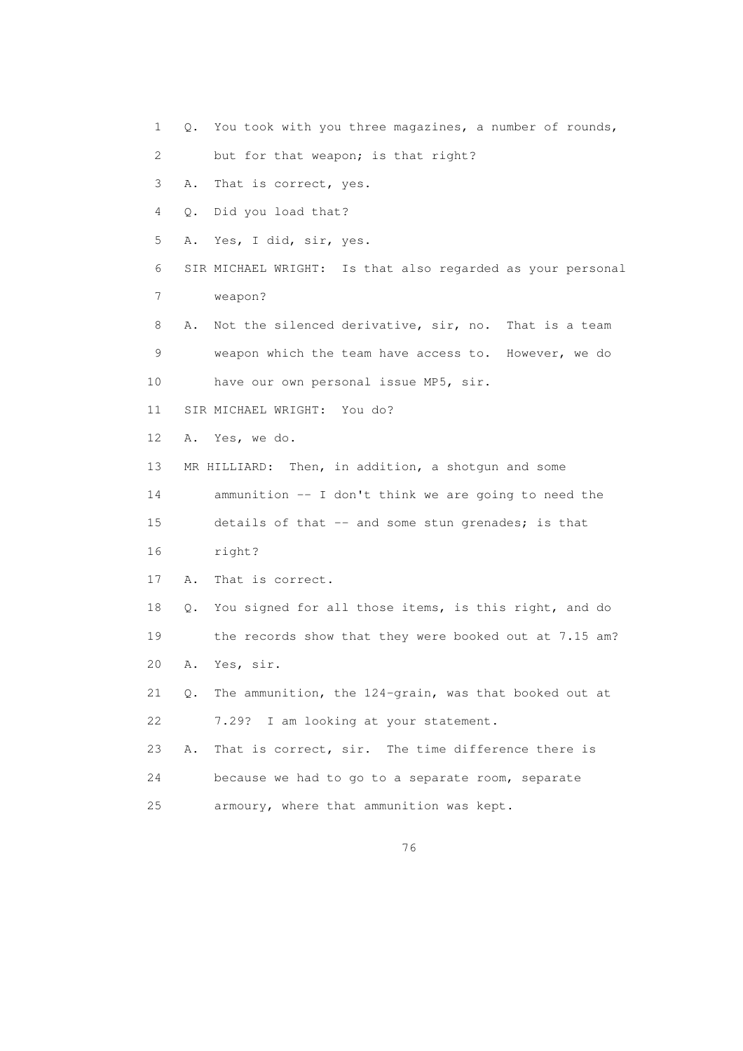1 Q. You took with you three magazines, a number of rounds,

2 but for that weapon; is that right?

3 A. That is correct, yes.

4 Q. Did you load that?

5 A. Yes, I did, sir, yes.

6 SIR MICHAEL WRIGHT: Is that also regarded as your personal

7 weapon?

8 A. Not the silenced derivative, sir, no. That is a team

9 weapon which the team have access to. However, we do

10 have our own personal issue MP5, sir.

11 SIR MICHAEL WRIGHT: You do?

12 A. Yes, we do.

13 MR HILLIARD: Then, in addition, a shotgun and some

14 ammunition -- I don't think we are going to need the

15 details of that -- and some stun grenades; is that

16 right?

17 A. That is correct.

18 Q. You signed for all those items, is this right, and do

19 the records show that they were booked out at 7.15 am?

20 A. Yes, sir.

21 Q. The ammunition, the 124-grain, was that booked out at

22 7.29? I am looking at your statement.

23 A. That is correct, sir. The time difference there is

24 because we had to go to a separate room, separate

25 armoury, where that ammunition was kept.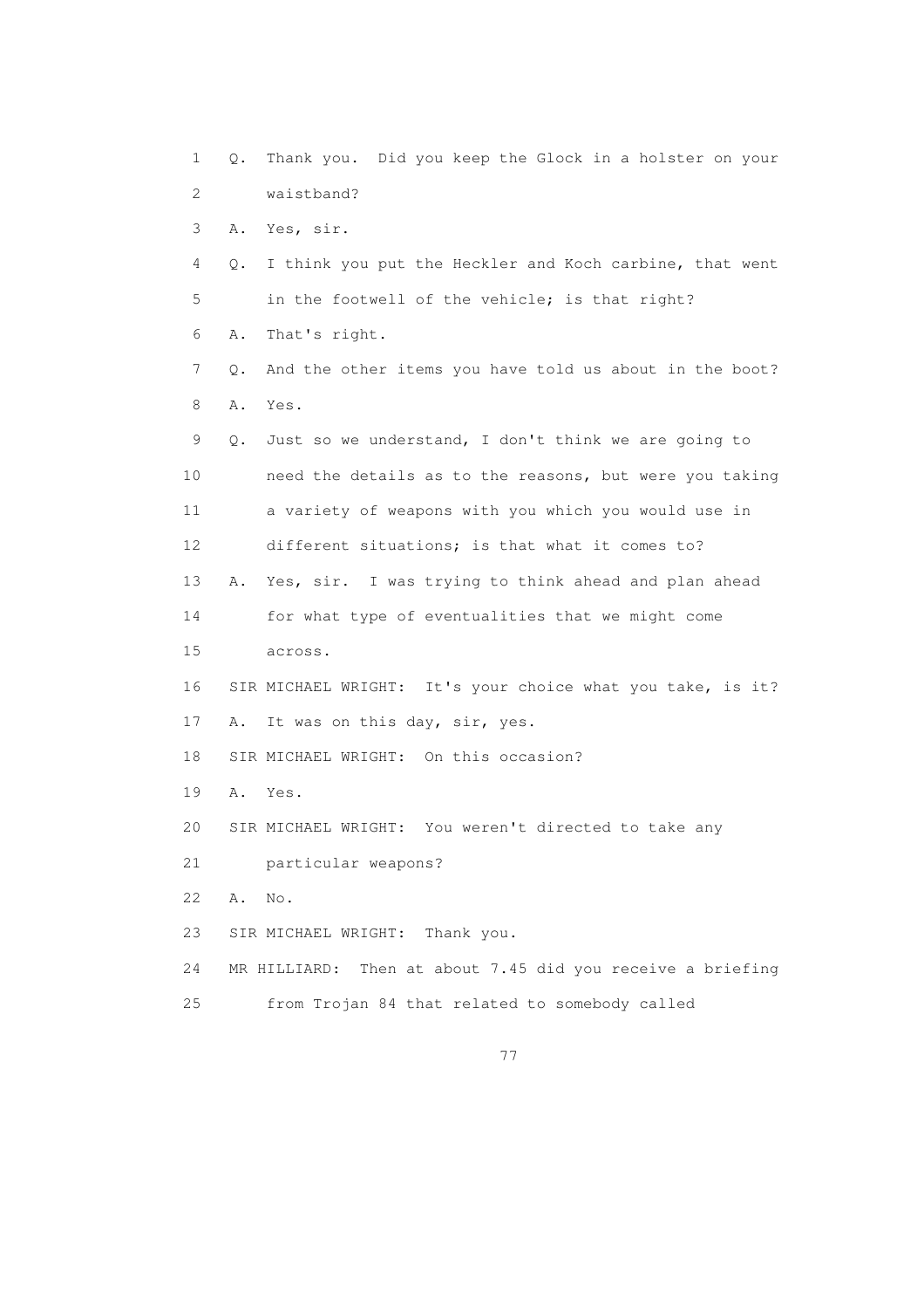1 Q. Thank you. Did you keep the Glock in a holster on your
2 waistband?
3 A. Yes, sir.
4 Q. I think you put the Heckler and Koch carbine, that went
5 in the footwell of the vehicle; is that right?
6 A. That's right.
7 Q. And the other items you have told us about in the boot?
8 A. Yes.
9 Q. Just so we understand, I don't think we are going to
10 need the details as to the reasons, but were you taking
11 a variety of weapons with you which you would use in
12 different situations; is that what it comes to?
13 A. Yes, sir. I was trying to think ahead and plan ahead
14 for what type of eventualities that we might come
15 across.
16 SIR MICHAEL WRIGHT: It's your choice what you take, is it?
17 A. It was on this day, sir, yes.
18 SIR MICHAEL WRIGHT: On this occasion?
19 A. Yes.
20 SIR MICHAEL WRIGHT: You weren't directed to take any
21 particular weapons?
22 A. No.
23 SIR MICHAEL WRIGHT: Thank you.
24 MR HILLIARD: Then at about 7.45 did you receive a briefing
25 from Trojan 84 that related to somebody called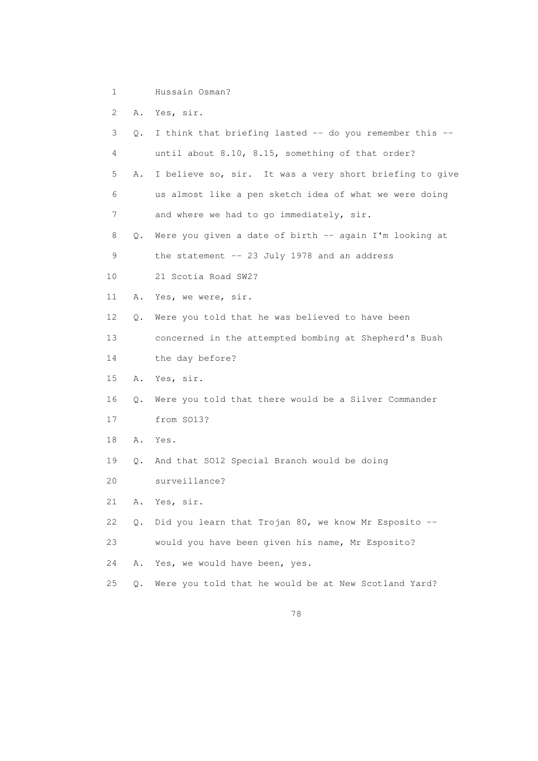1 Hussain Osman?

2 A. Yes, sir.

3 Q. I think that briefing lasted -- do you remember this --

4 until about 8.10, 8.15, something of that order?

5 A. I believe so, sir. It was a very short briefing to give

6 us almost like a pen sketch idea of what we were doing

7 and where we had to go immediately, sir.

8 Q. Were you given a date of birth -- again I'm looking at

9 the statement -- 23 July 1978 and an address

10 21 Scotia Road SW2?

11 A. Yes, we were, sir.

12 Q. Were you told that he was believed to have been

13 concerned in the attempted bombing at Shepherd's Bush

14 the day before?

15 A. Yes, sir.

16 Q. Were you told that there would be a Silver Commander

17 from SO13?

18 A. Yes.

19 Q. And that SO12 Special Branch would be doing

20 surveillance?

21 A. Yes, sir.

22 Q. Did you learn that Trojan 80, we know Mr Esposito --

23 would you have been given his name, Mr Esposito?

24 A. Yes, we would have been, yes.

25 Q. Were you told that he would be at New Scotland Yard?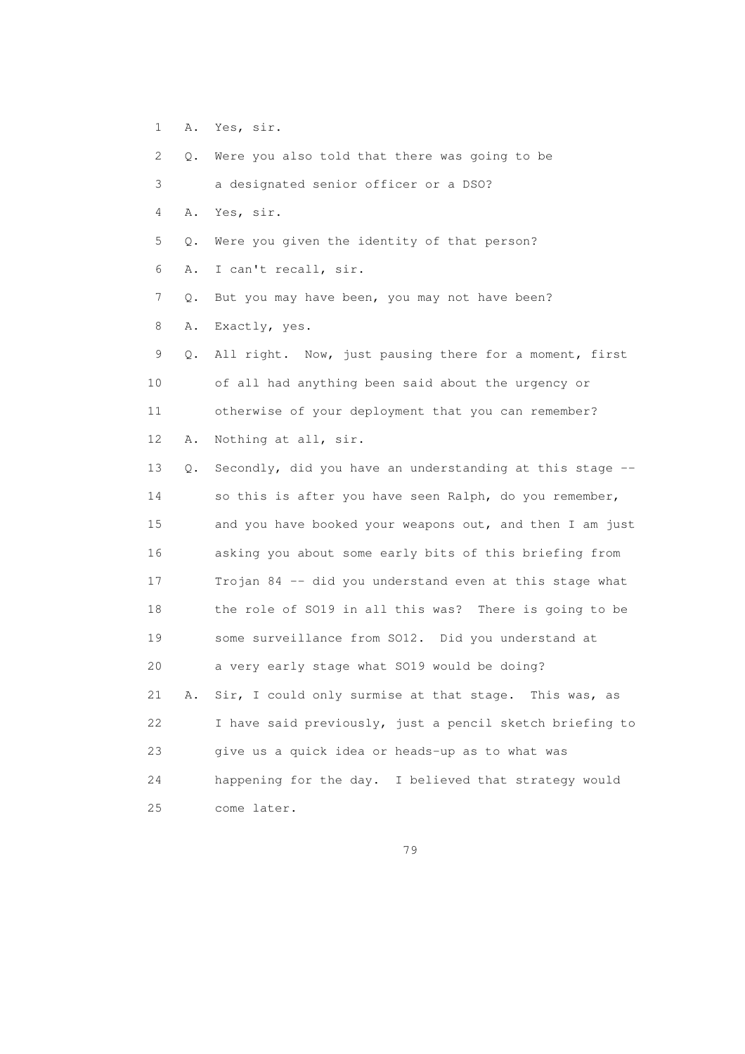1 A. Yes, sir.

2 Q. Were you also told that there was going to be

3 a designated senior officer or a DSO?

4 A. Yes, sir.

5 Q. Were you given the identity of that person?

6 A. I can't recall, sir.

7 Q. But you may have been, you may not have been?

8 A. Exactly, yes.

9 Q. All right. Now, just pausing there for a moment, first

10 of all had anything been said about the urgency or

11 otherwise of your deployment that you can remember?

12 A. Nothing at all, sir.

13 Q. Secondly, did you have an understanding at this stage --

14 so this is after you have seen Ralph, do you remember,

15 and you have booked your weapons out, and then I am just

16 asking you about some early bits of this briefing from

17 Trojan 84 -- did you understand even at this stage what

18 the role of SO19 in all this was? There is going to be

19 some surveillance from SO12. Did you understand at

20 a very early stage what SO19 would be doing?

21 A. Sir, I could only surmise at that stage. This was, as

22 I have said previously, just a pencil sketch briefing to

23 give us a quick idea or heads-up as to what was

24 happening for the day. I believed that strategy would

25 come later.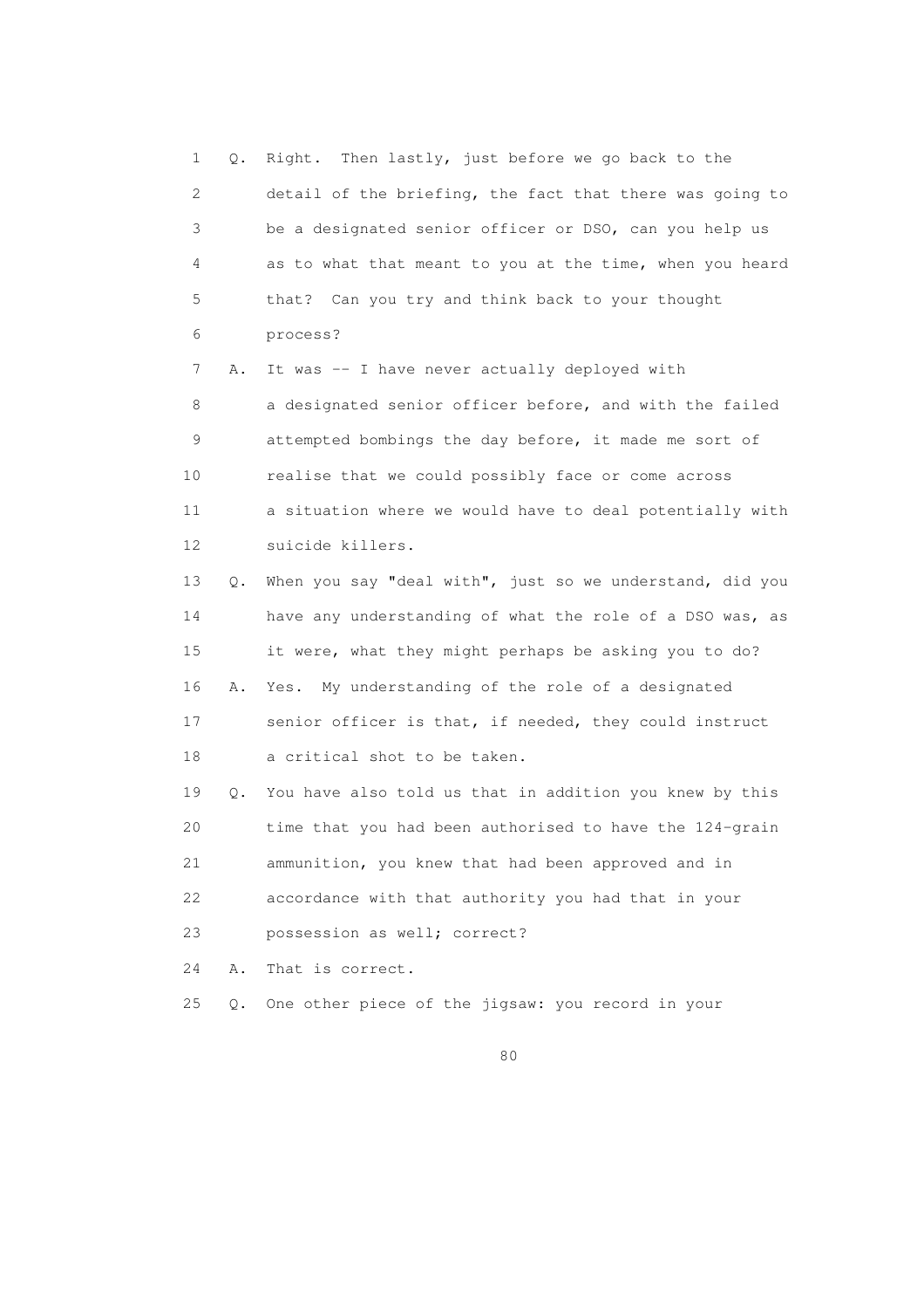1 Q. Right. Then lastly, just before we go back to the
2 detail of the briefing, the fact that there was going to
3 be a designated senior officer or DSO, can you help us
4 as to what that meant to you at the time, when you heard
5 that? Can you try and think back to your thought
6 process?
7 A. It was -- I have never actually deployed with
8 a designated senior officer before, and with the failed
9 attempted bombings the day before, it made me sort of
10 realise that we could possibly face or come across
11 a situation where we would have to deal potentially with
12 suicide killers.
13 Q. When you say "deal with", just so we understand, did you
14 have any understanding of what the role of a DSO was, as
15 it were, what they might perhaps be asking you to do?
16 A. Yes. My understanding of the role of a designated
17 senior officer is that, if needed, they could instruct
18 a critical shot to be taken.
19 Q. You have also told us that in addition you knew by this
20 time that you had been authorised to have the 124-grain
21 ammunition, you knew that had been approved and in
22 accordance with that authority you had that in your
23 possession as well; correct?
24 A. That is correct.
25 Q. One other piece of the jigsaw: you record in your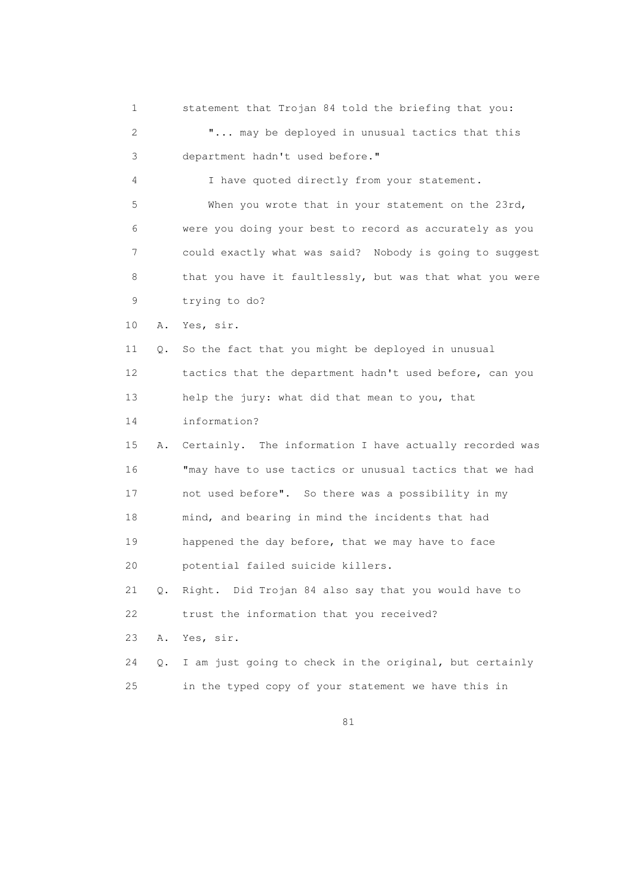statement that Trojan 84 told the briefing that you:

"... may be deployed in unusual tactics that this department hadn't used before."

I have quoted directly from your statement.

When you wrote that in your statement on the 23rd, were you doing your best to record as accurately as you could exactly what was said? Nobody is going to suggest that you have it faultlessly, but was that what you were trying to do?

A. Yes, sir.

Q. So the fact that you might be deployed in unusual tactics that the department hadn't used before, can you help the jury: what did that mean to you, that information?

A. Certainly. The information I have actually recorded was "may have to use tactics or unusual tactics that we had not used before". So there was a possibility in my mind, and bearing in mind the incidents that had happened the day before, that we may have to face potential failed suicide killers.

Q. Right. Did Trojan 84 also say that you would have to trust the information that you received?

A. Yes, sir.

Q. I am just going to check in the original, but certainly in the typed copy of your statement we have this in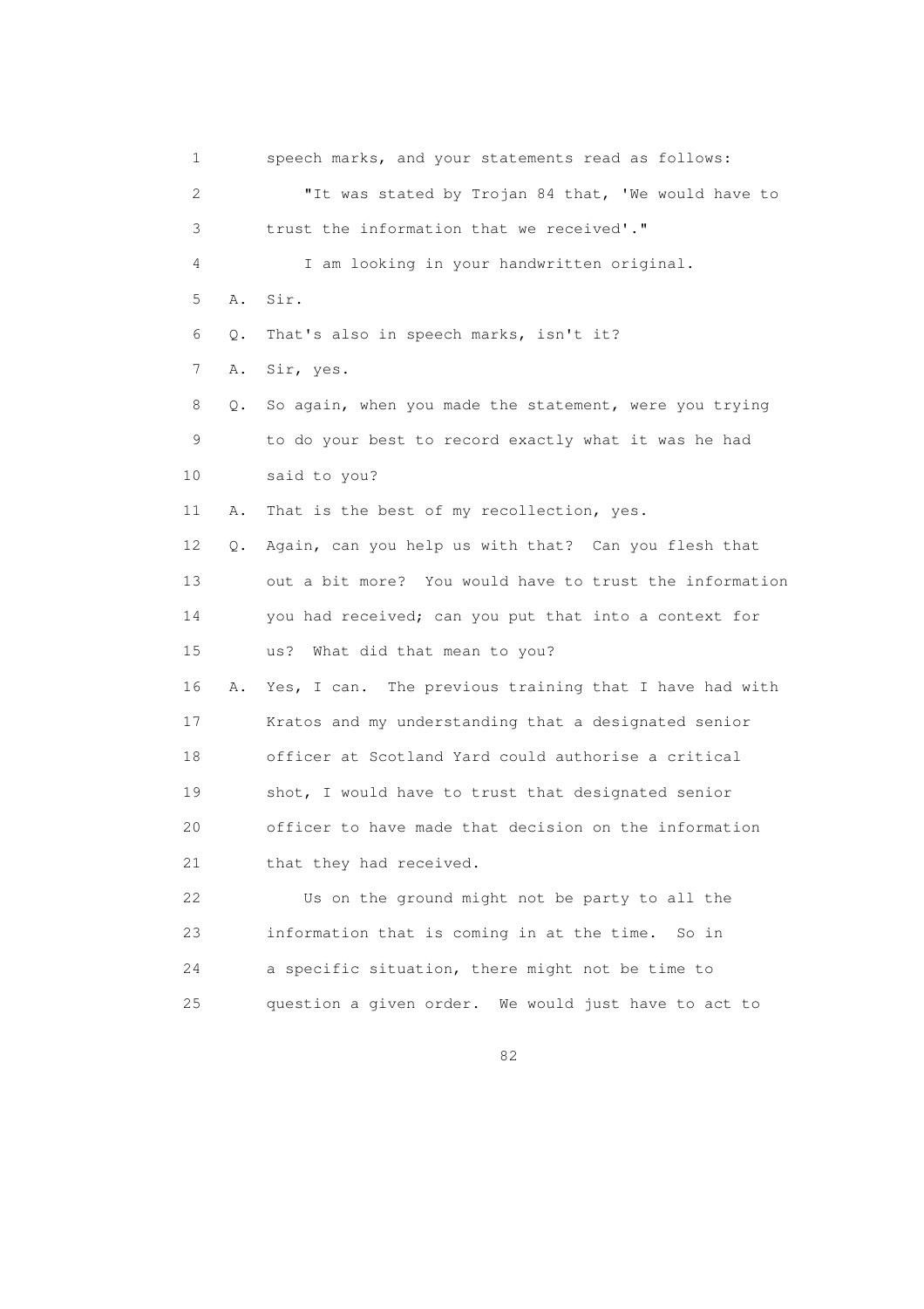1 speech marks, and your statements read as follows:

2 "It was stated by Trojan 84 that, 'We would have to

3 trust the information that we received'."

4 I am looking in your handwritten original.

5 A. Sir.

6 Q. That's also in speech marks, isn't it?

7 A. Sir, yes.

8 Q. So again, when you made the statement, were you trying

9 to do your best to record exactly what it was he had

10 said to you?

11 A. That is the best of my recollection, yes.

12 Q. Again, can you help us with that? Can you flesh that

13 out a bit more? You would have to trust the information

14 you had received; can you put that into a context for

15 us? What did that mean to you?

16 A. Yes, I can. The previous training that I have had with

17 Kratos and my understanding that a designated senior

18 officer at Scotland Yard could authorise a critical

19 shot, I would have to trust that designated senior

20 officer to have made that decision on the information

21 that they had received.

22 Us on the ground might not be party to all the

23 information that is coming in at the time. So in

24 a specific situation, there might not be time to

25 question a given order. We would just have to act to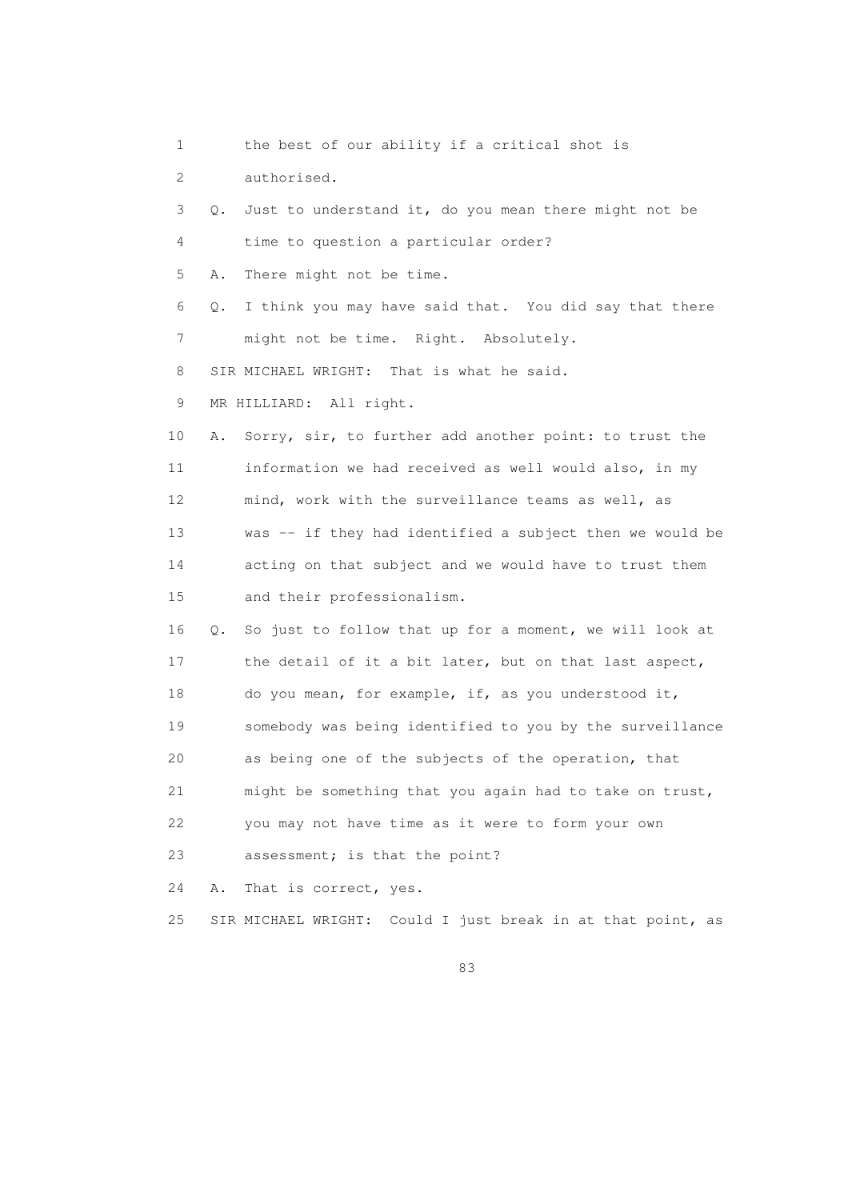1 the best of our ability if a critical shot is

2 authorised.

3 Q. Just to understand it, do you mean there might not be

4 time to question a particular order?

5 A. There might not be time.

6 Q. I think you may have said that. You did say that there

7 might not be time. Right. Absolutely.

8 SIR MICHAEL WRIGHT: That is what he said.

9 MR HILLIARD: All right.

10 A. Sorry, sir, to further add another point: to trust the

11 information we had received as well would also, in my

12 mind, work with the surveillance teams as well, as

13 was -- if they had identified a subject then we would be

14 acting on that subject and we would have to trust them

15 and their professionalism.

16 Q. So just to follow that up for a moment, we will look at

17 the detail of it a bit later, but on that last aspect,

18 do you mean, for example, if, as you understood it,

19 somebody was being identified to you by the surveillance

20 as being one of the subjects of the operation, that

21 might be something that you again had to take on trust,

22 you may not have time as it were to form your own

23 assessment; is that the point?

24 A. That is correct, yes.

25 SIR MICHAEL WRIGHT: Could I just break in at that point, as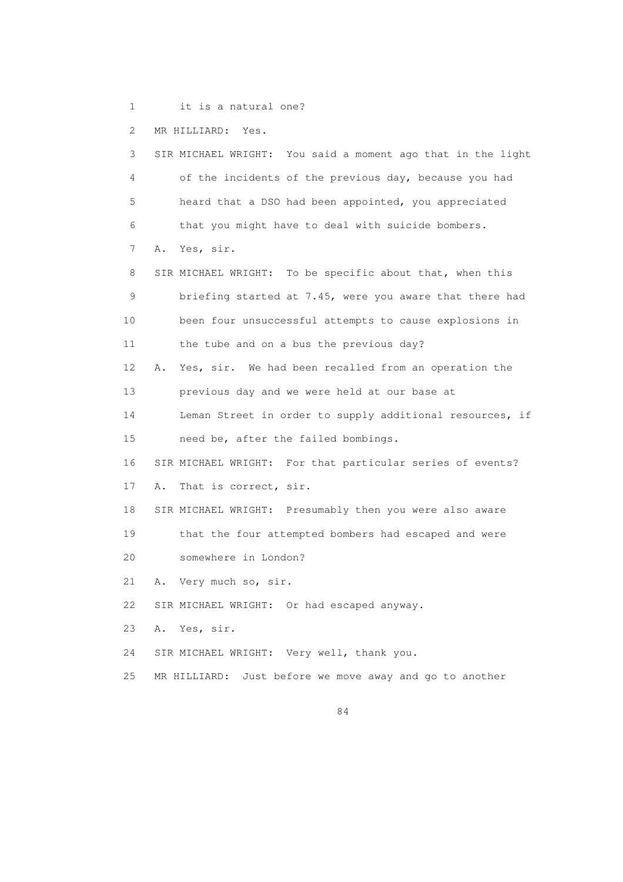1 it is a natural one?

2 MR HILLIARD: Yes.

3 SIR MICHAEL WRIGHT: You said a moment ago that in the light

4 of the incidents of the previous day, because you had

5 heard that a DSO had been appointed, you appreciated

6 that you might have to deal with suicide bombers.

7 A. Yes, sir.

8 SIR MICHAEL WRIGHT: To be specific about that, when this

9 briefing started at 7.45, were you aware that there had

10 been four unsuccessful attempts to cause explosions in

11 the tube and on a bus the previous day?

12 A. Yes, sir. We had been recalled from an operation the

13 previous day and we were held at our base at

14 Leman Street in order to supply additional resources, if

15 need be, after the failed bombings.

16 SIR MICHAEL WRIGHT: For that particular series of events?

17 A. That is correct, sir.

18 SIR MICHAEL WRIGHT: Presumably then you were also aware

19 that the four attempted bombers had escaped and were

20 somewhere in London?

21 A. Very much so, sir.

22 SIR MICHAEL WRIGHT: Or had escaped anyway.

23 A. Yes, sir.

24 SIR MICHAEL WRIGHT: Very well, thank you.

25 MR HILLIARD: Just before we move away and go to another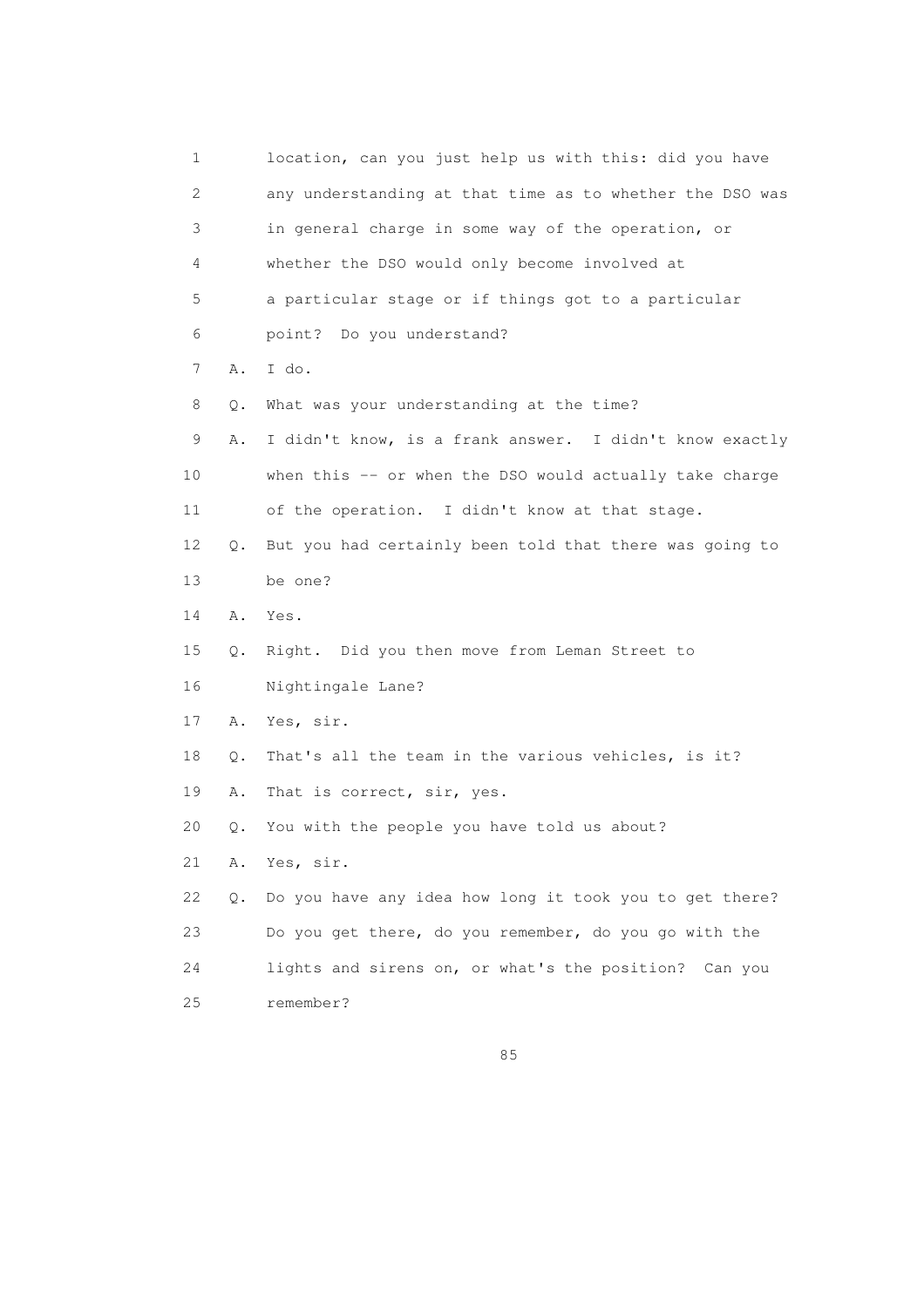1 location, can you just help us with this: did you have
2 any understanding at that time as to whether the DSO was
3 in general charge in some way of the operation, or
4 whether the DSO would only become involved at
5 a particular stage or if things got to a particular
6 point? Do you understand?
7 A. I do.
8 Q. What was your understanding at the time?
9 A. I didn't know, is a frank answer. I didn't know exactly
10 when this -- or when the DSO would actually take charge
11 of the operation. I didn't know at that stage.
12 Q. But you had certainly been told that there was going to
13 be one?
14 A. Yes.
15 Q. Right. Did you then move from Leman Street to
16 Nightingale Lane?
17 A. Yes, sir.
18 Q. That's all the team in the various vehicles, is it?
19 A. That is correct, sir, yes.
20 Q. You with the people you have told us about?
21 A. Yes, sir.
22 Q. Do you have any idea how long it took you to get there?
23 Do you get there, do you remember, do you go with the
24 lights and sirens on, or what's the position? Can you
25 remember?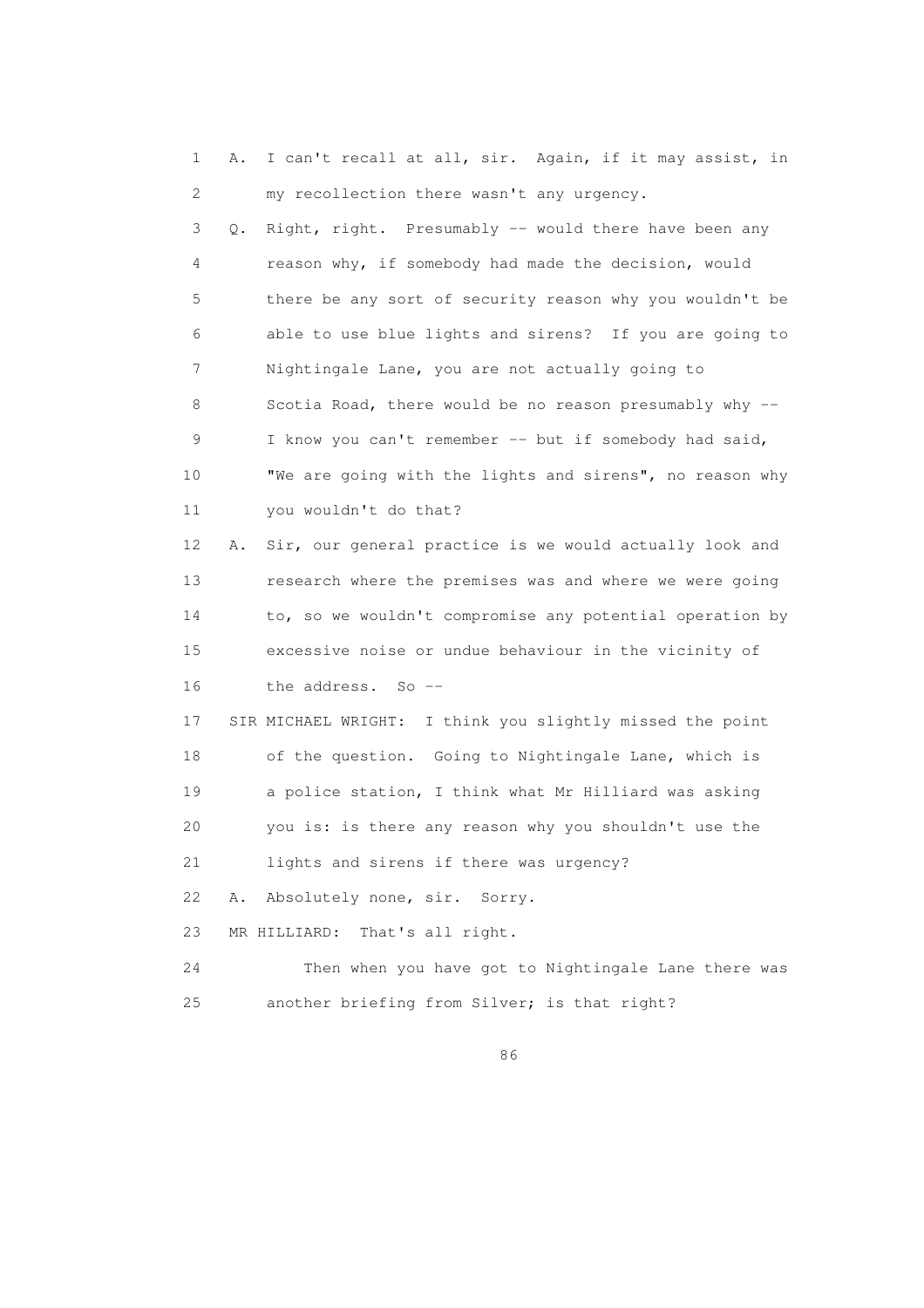1 A. I can't recall at all, sir. Again, if it may assist, in
2 my recollection there wasn't any urgency.
3 Q. Right, right. Presumably -- would there have been any
4 reason why, if somebody had made the decision, would
5 there be any sort of security reason why you wouldn't be
6 able to use blue lights and sirens? If you are going to
7 Nightingale Lane, you are not actually going to
8 Scotia Road, there would be no reason presumably why --
9 I know you can't remember -- but if somebody had said,
10 "We are going with the lights and sirens", no reason why
11 you wouldn't do that?
12 A. Sir, our general practice is we would actually look and
13 research where the premises was and where we were going
14 to, so we wouldn't compromise any potential operation by
15 excessive noise or undue behaviour in the vicinity of
16 the address. So --
17 SIR MICHAEL WRIGHT: I think you slightly missed the point
18 of the question. Going to Nightingale Lane, which is
19 a police station, I think what Mr Hilliard was asking
20 you is: is there any reason why you shouldn't use the
21 lights and sirens if there was urgency?
22 A. Absolutely none, sir. Sorry.
23 MR HILLIARD: That's all right.
24 Then when you have got to Nightingale Lane there was
25 another briefing from Silver; is that right?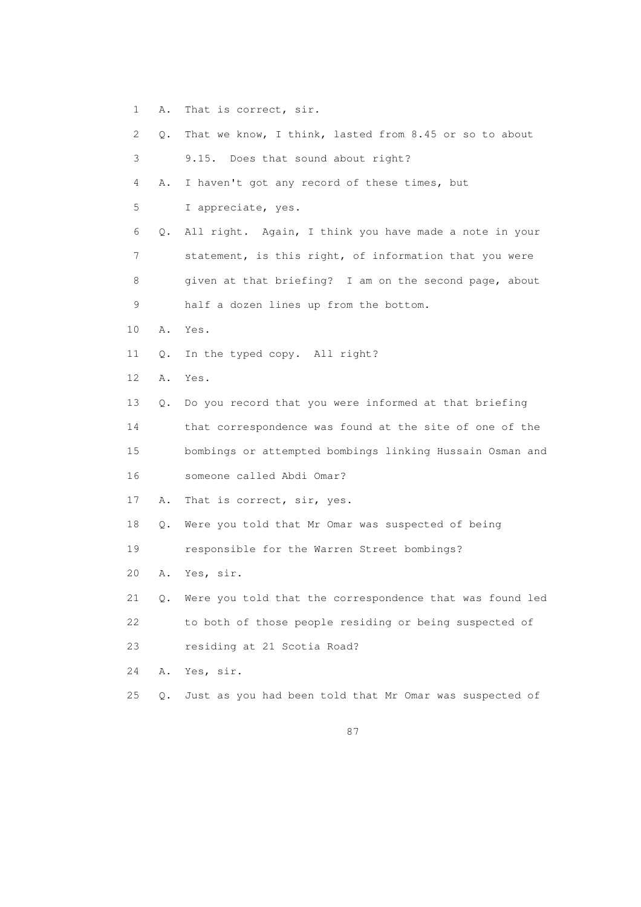1 A. That is correct, sir.

2 Q. That we know, I think, lasted from 8.45 or so to about

3 9.15. Does that sound about right?

4 A. I haven't got any record of these times, but

5 I appreciate, yes.

6 Q. All right. Again, I think you have made a note in your

7 statement, is this right, of information that you were

8 given at that briefing? I am on the second page, about

9 half a dozen lines up from the bottom.

10 A. Yes.

11 Q. In the typed copy. All right?

12 A. Yes.

13 Q. Do you record that you were informed at that briefing

14 that correspondence was found at the site of one of the

15 bombings or attempted bombings linking Hussain Osman and

16 someone called Abdi Omar?

17 A. That is correct, sir, yes.

18 Q. Were you told that Mr Omar was suspected of being

19 responsible for the Warren Street bombings?

20 A. Yes, sir.

21 Q. Were you told that the correspondence that was found led

22 to both of those people residing or being suspected of

23 residing at 21 Scotia Road?

24 A. Yes, sir.

25 Q. Just as you had been told that Mr Omar was suspected of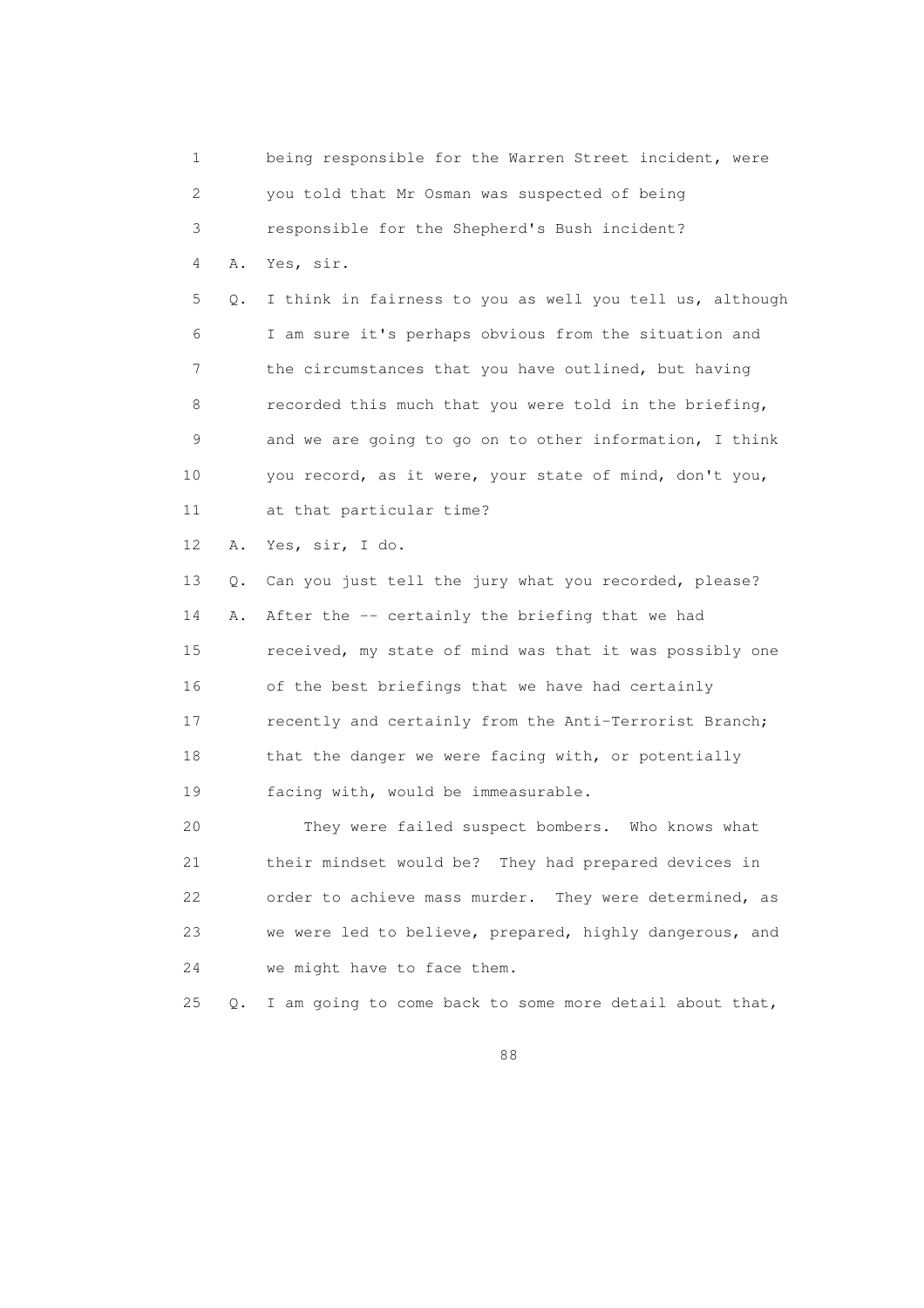1 being responsible for the Warren Street incident, were
2 you told that Mr Osman was suspected of being
3 responsible for the Shepherd's Bush incident?
4 A. Yes, sir.
5 Q. I think in fairness to you as well you tell us, although
6 I am sure it's perhaps obvious from the situation and
7 the circumstances that you have outlined, but having
8 recorded this much that you were told in the briefing,
9 and we are going to go on to other information, I think
10 you record, as it were, your state of mind, don't you,
11 at that particular time?
12 A. Yes, sir, I do.
13 Q. Can you just tell the jury what you recorded, please?
14 A. After the -- certainly the briefing that we had
15 received, my state of mind was that it was possibly one
16 of the best briefings that we have had certainly
17 recently and certainly from the Anti-Terrorist Branch;
18 that the danger we were facing with, or potentially
19 facing with, would be immeasurable.
20 They were failed suspect bombers. Who knows what
21 their mindset would be? They had prepared devices in
22 order to achieve mass murder. They were determined, as
23 we were led to believe, prepared, highly dangerous, and
24 we might have to face them.
25 Q. I am going to come back to some more detail about that,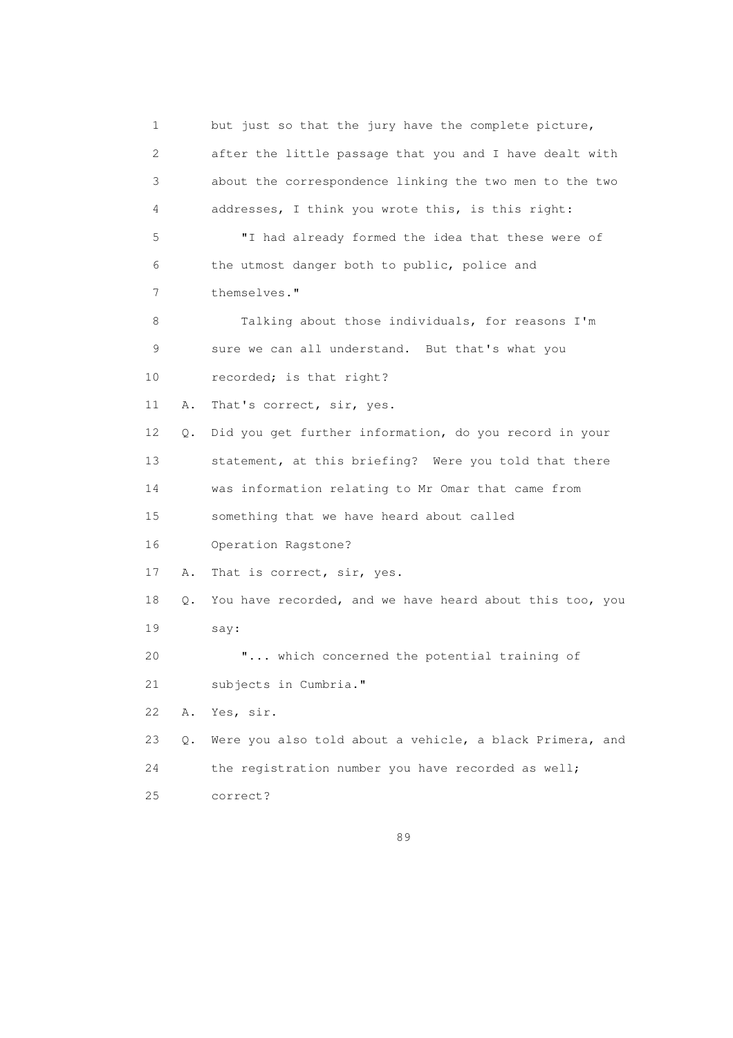1 but just so that the jury have the complete picture,
2 after the little passage that you and I have dealt with
3 about the correspondence linking the two men to the two
4 addresses, I think you wrote this, is this right:

5 "I had already formed the idea that these were of
6 the utmost danger both to public, police and
7 themselves."

8 Talking about those individuals, for reasons I'm
9 sure we can all understand. But that's what you
10 recorded; is that right?

11 A. That's correct, sir, yes.

12 Q. Did you get further information, do you record in your
13 statement, at this briefing? Were you told that there
14 was information relating to Mr Omar that came from
15 something that we have heard about called
16 Operation Ragstone?

17 A. That is correct, sir, yes.

18 Q. You have recorded, and we have heard about this too, you
19 say:

20 "... which concerned the potential training of
21 subjects in Cumbria."

22 A. Yes, sir.

23 Q. Were you also told about a vehicle, a black Primera, and
24 the registration number you have recorded as well;
25 correct?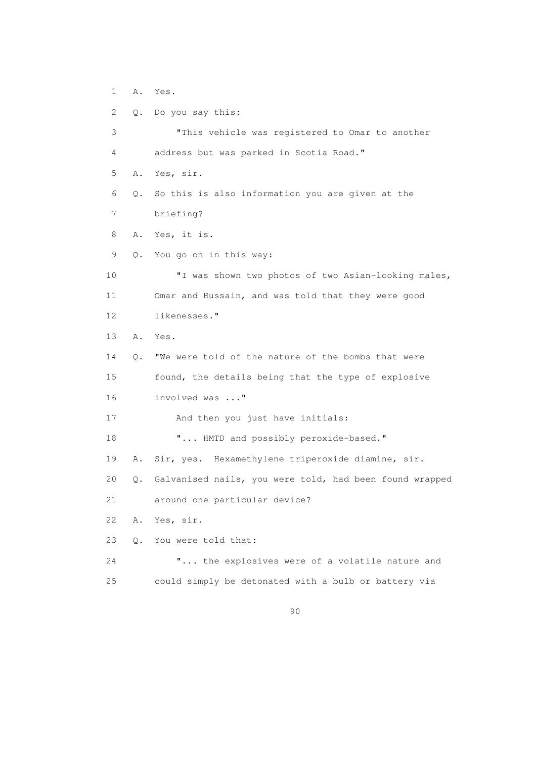1 A. Yes.

2 Q. Do you say this:

3 "This vehicle was registered to Omar to another

4 address but was parked in Scotia Road."

5 A. Yes, sir.

6 Q. So this is also information you are given at the

7 briefing?

8 A. Yes, it is.

9 Q. You go on in this way:

10 "I was shown two photos of two Asian-looking males,

11 Omar and Hussain, and was told that they were good

12 likenesses."

13 A. Yes.

14 Q. "We were told of the nature of the bombs that were

15 found, the details being that the type of explosive

16 involved was ..."

17 And then you just have initials:

18 "... HMTD and possibly peroxide-based."

19 A. Sir, yes. Hexamethylene triperoxide diamine, sir.

20 Q. Galvanised nails, you were told, had been found wrapped

21 around one particular device?

22 A. Yes, sir.

23 Q. You were told that:

24 "... the explosives were of a volatile nature and

25 could simply be detonated with a bulb or battery via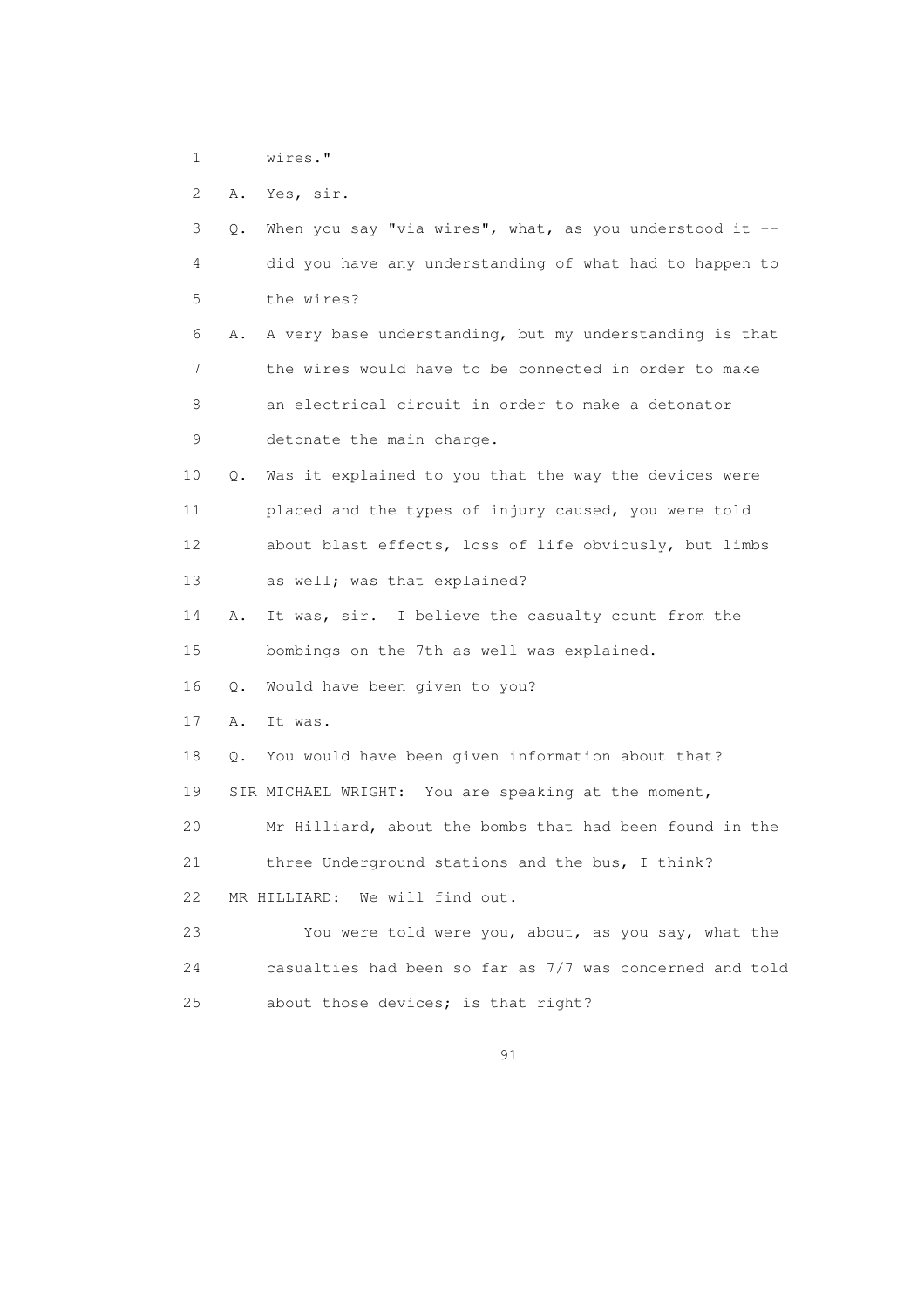1 wires."

2 A. Yes, sir.

3 Q. When you say "via wires", what, as you understood it --

4 did you have any understanding of what had to happen to

5 the wires?

6 A. A very base understanding, but my understanding is that

7 the wires would have to be connected in order to make

8 an electrical circuit in order to make a detonator

9 detonate the main charge.

10 Q. Was it explained to you that the way the devices were

11 placed and the types of injury caused, you were told

12 about blast effects, loss of life obviously, but limbs

13 as well; was that explained?

14 A. It was, sir. I believe the casualty count from the

15 bombings on the 7th as well was explained.

16 Q. Would have been given to you?

17 A. It was.

18 Q. You would have been given information about that?

19 SIR MICHAEL WRIGHT: You are speaking at the moment,

20 Mr Hilliard, about the bombs that had been found in the

21 three Underground stations and the bus, I think?

22 MR HILLIARD: We will find out.

23 You were told were you, about, as you say, what the

24 casualties had been so far as 7/7 was concerned and told

25 about those devices; is that right?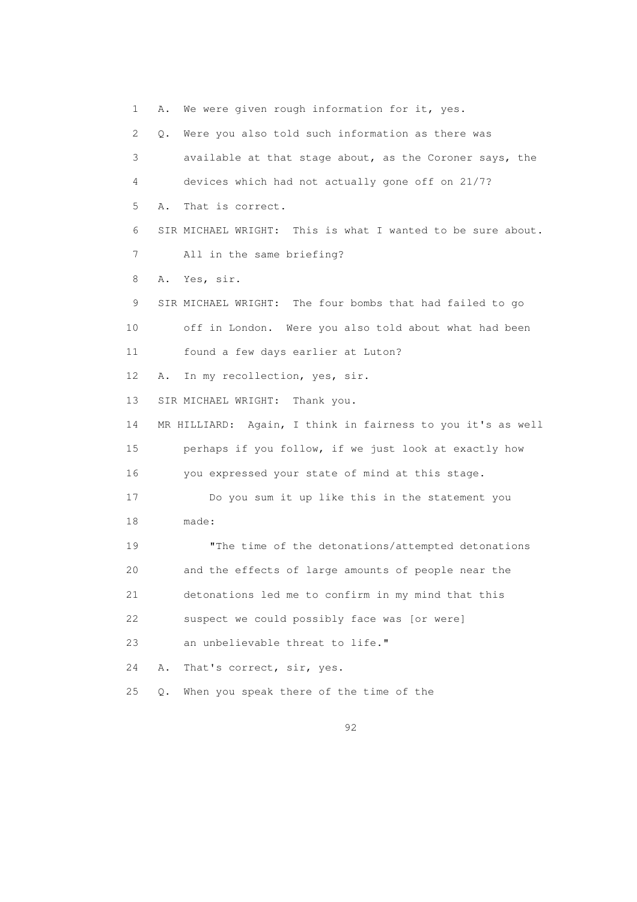1 A. We were given rough information for it, yes.

2 Q. Were you also told such information as there was

3 available at that stage about, as the Coroner says, the

4 devices which had not actually gone off on 21/7?

5 A. That is correct.

6 SIR MICHAEL WRIGHT: This is what I wanted to be sure about.

7 All in the same briefing?

8 A. Yes, sir.

9 SIR MICHAEL WRIGHT: The four bombs that had failed to go

10 off in London. Were you also told about what had been

11 found a few days earlier at Luton?

12 A. In my recollection, yes, sir.

13 SIR MICHAEL WRIGHT: Thank you.

14 MR HILLIARD: Again, I think in fairness to you it's as well

15 perhaps if you follow, if we just look at exactly how

16 you expressed your state of mind at this stage.

17 Do you sum it up like this in the statement you

18 made:

19 "The time of the detonations/attempted detonations

20 and the effects of large amounts of people near the

21 detonations led me to confirm in my mind that this

22 suspect we could possibly face was [or were]

23 an unbelievable threat to life."

24 A. That's correct, sir, yes.

25 Q. When you speak there of the time of the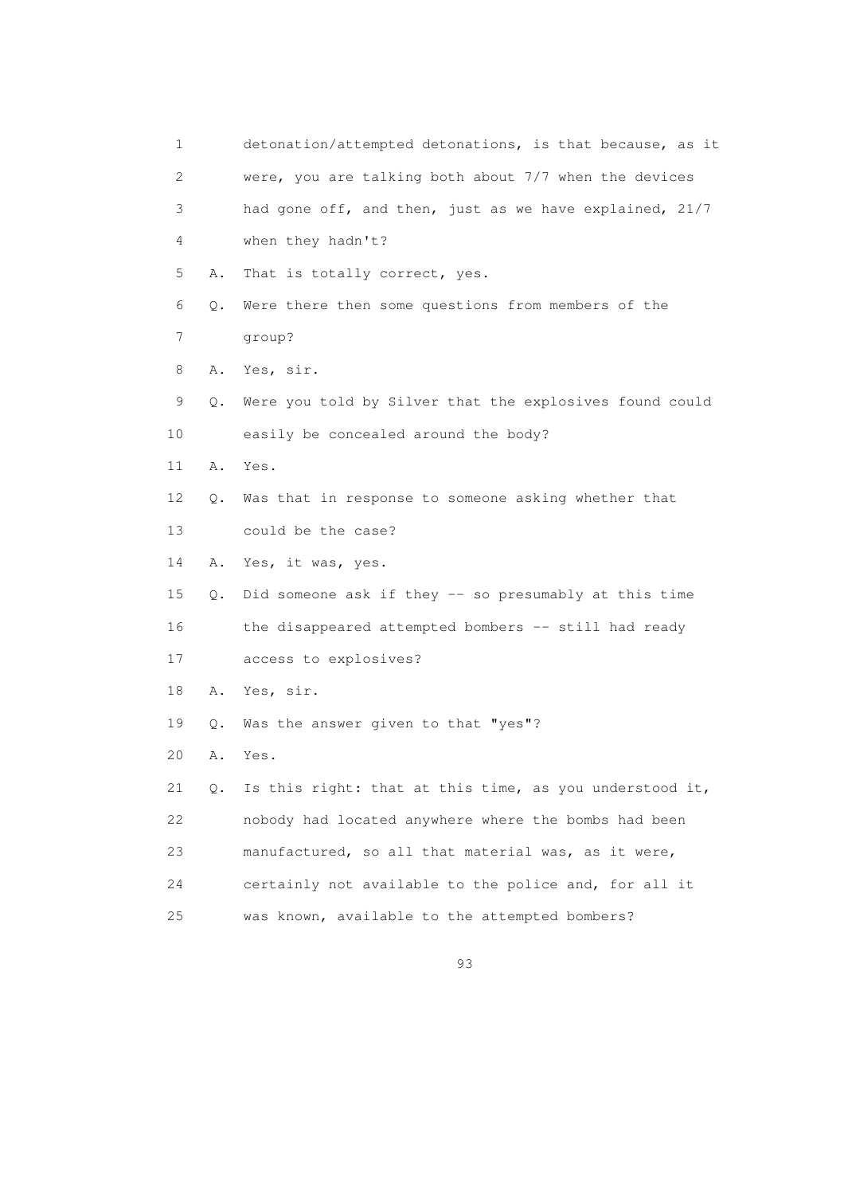1 detonation/attempted detonations, is that because, as it
2 were, you are talking both about 7/7 when the devices
3 had gone off, and then, just as we have explained, 21/7
4 when they hadn't?

5 A. That is totally correct, yes.

6 Q. Were there then some questions from members of the
7 group?

8 A. Yes, sir.

9 Q. Were you told by Silver that the explosives found could
10 easily be concealed around the body?

11 A. Yes.

12 Q. Was that in response to someone asking whether that
13 could be the case?

14 A. Yes, it was, yes.

15 Q. Did someone ask if they -- so presumably at this time
16 the disappeared attempted bombers -- still had ready
17 access to explosives?

18 A. Yes, sir.

19 Q. Was the answer given to that "yes"?

20 A. Yes.

21 Q. Is this right: that at this time, as you understood it,
22 nobody had located anywhere where the bombs had been
23 manufactured, so all that material was, as it were,
24 certainly not available to the police and, for all it
25 was known, available to the attempted bombers?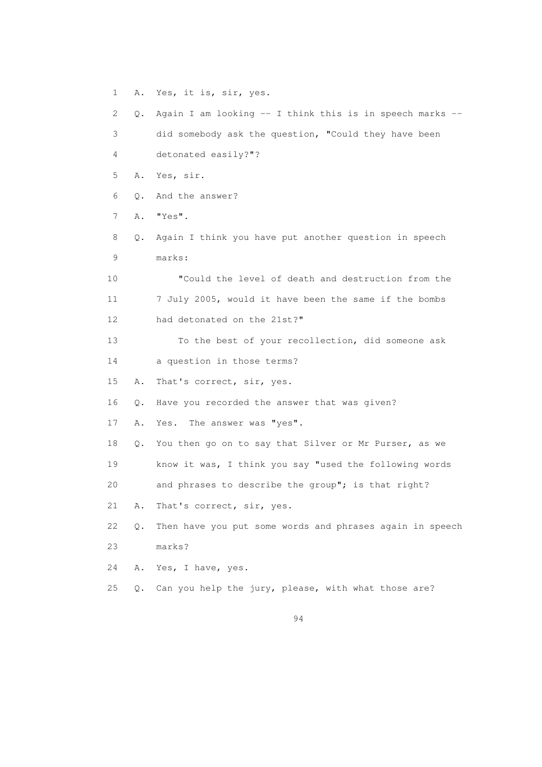1 A. Yes, it is, sir, yes.

2 Q. Again I am looking -- I think this is in speech marks --

3 did somebody ask the question, "Could they have been

4 detonated easily?"?

5 A. Yes, sir.

6 Q. And the answer?

7 A. "Yes".

8 Q. Again I think you have put another question in speech

9 marks:

10 "Could the level of death and destruction from the

11 7 July 2005, would it have been the same if the bombs

12 had detonated on the 21st?"

13 To the best of your recollection, did someone ask

14 a question in those terms?

15 A. That's correct, sir, yes.

16 Q. Have you recorded the answer that was given?

17 A. Yes. The answer was "yes".

18 Q. You then go on to say that Silver or Mr Purser, as we

19 know it was, I think you say "used the following words

20 and phrases to describe the group"; is that right?

21 A. That's correct, sir, yes.

22 Q. Then have you put some words and phrases again in speech

23 marks?

24 A. Yes, I have, yes.

25 Q. Can you help the jury, please, with what those are?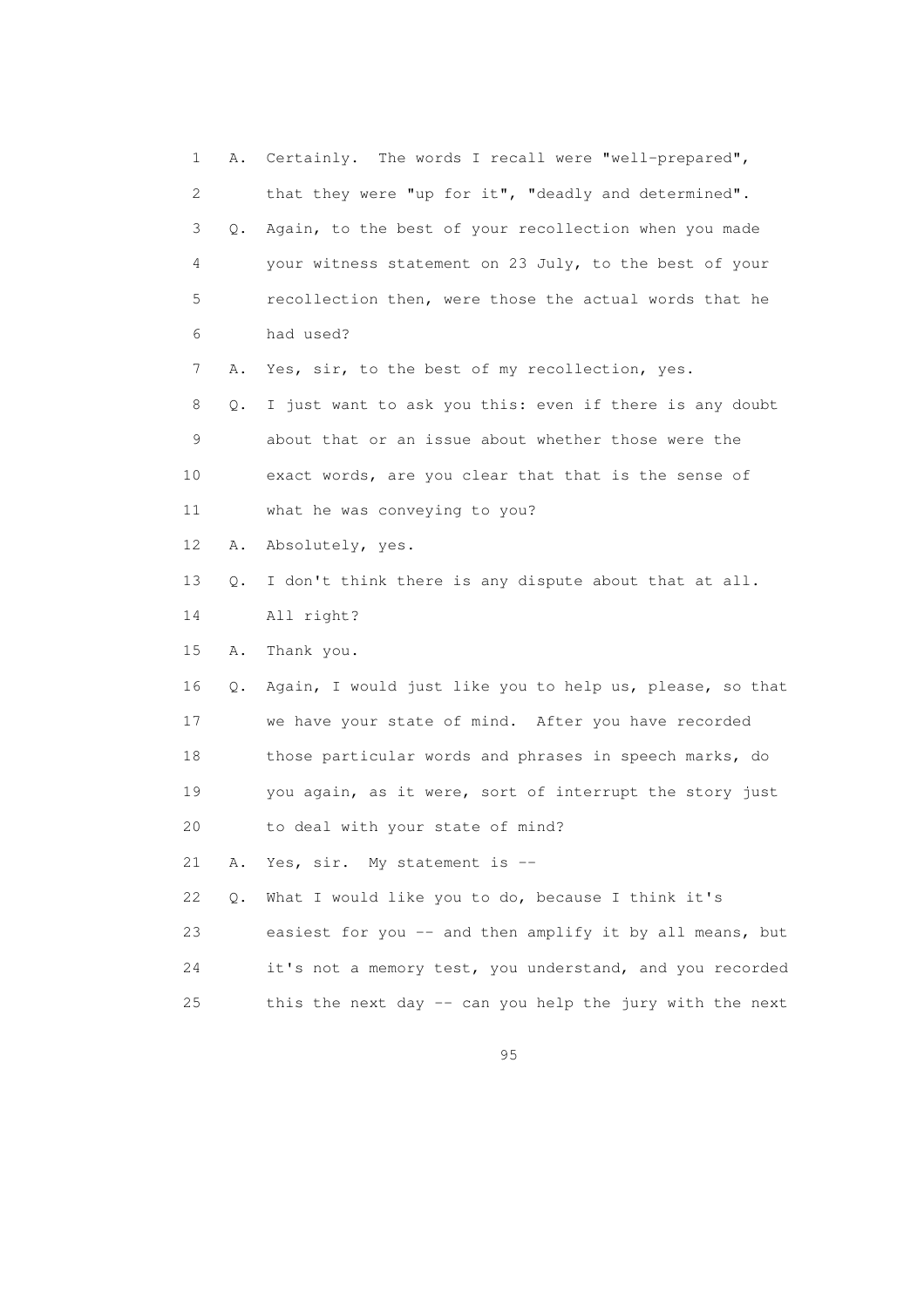1 A. Certainly. The words I recall were "well-prepared",
2 that they were "up for it", "deadly and determined".
3 Q. Again, to the best of your recollection when you made
4 your witness statement on 23 July, to the best of your
5 recollection then, were those the actual words that he
6 had used?
7 A. Yes, sir, to the best of my recollection, yes.
8 Q. I just want to ask you this: even if there is any doubt
9 about that or an issue about whether those were the
10 exact words, are you clear that that is the sense of
11 what he was conveying to you?
12 A. Absolutely, yes.
13 Q. I don't think there is any dispute about that at all.
14 All right?
15 A. Thank you.
16 Q. Again, I would just like you to help us, please, so that
17 we have your state of mind. After you have recorded
18 those particular words and phrases in speech marks, do
19 you again, as it were, sort of interrupt the story just
20 to deal with your state of mind?
21 A. Yes, sir. My statement is --
22 Q. What I would like you to do, because I think it's
23 easiest for you -- and then amplify it by all means, but
24 it's not a memory test, you understand, and you recorded
25 this the next day -- can you help the jury with the next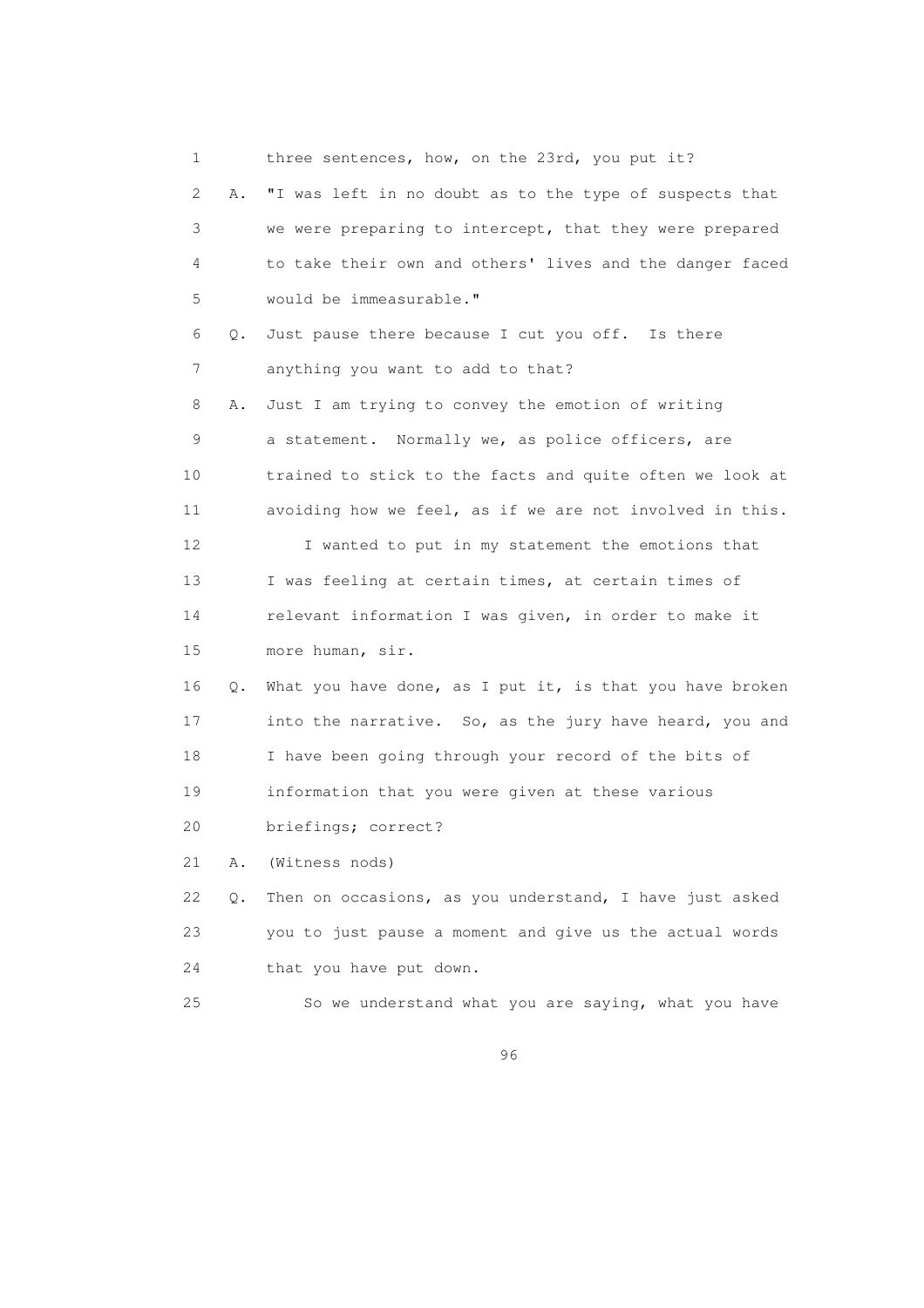1 three sentences, how, on the 23rd, you put it?

2 A. "I was left in no doubt as to the type of suspects that

3 we were preparing to intercept, that they were prepared

4 to take their own and others' lives and the danger faced

5 would be immeasurable."

6 Q. Just pause there because I cut you off. Is there

7 anything you want to add to that?

8 A. Just I am trying to convey the emotion of writing

9 a statement. Normally we, as police officers, are

10 trained to stick to the facts and quite often we look at

11 avoiding how we feel, as if we are not involved in this.

12 I wanted to put in my statement the emotions that

13 I was feeling at certain times, at certain times of

14 relevant information I was given, in order to make it

15 more human, sir.

16 Q. What you have done, as I put it, is that you have broken

17 into the narrative. So, as the jury have heard, you and

18 I have been going through your record of the bits of

19 information that you were given at these various

20 briefings; correct?

21 A. (Witness nods)

22 Q. Then on occasions, as you understand, I have just asked

23 you to just pause a moment and give us the actual words

24 that you have put down.

25 So we understand what you are saying, what you have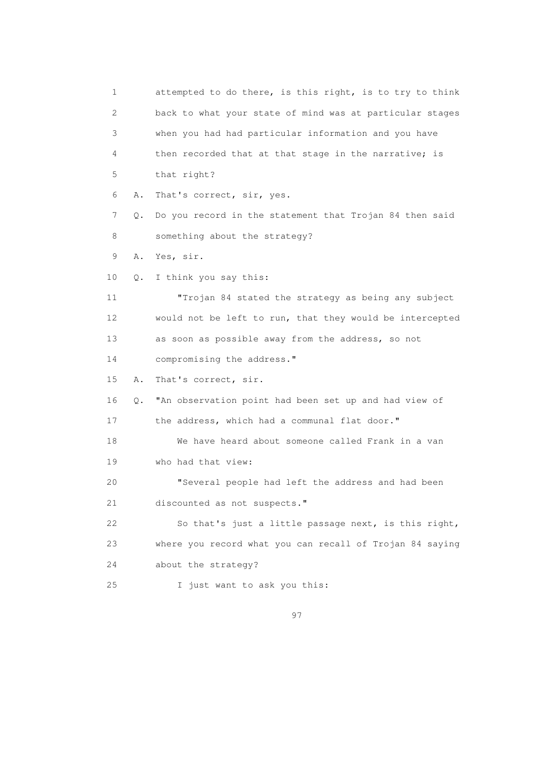1 attempted to do there, is this right, is to try to think
2 back to what your state of mind was at particular stages
3 when you had had particular information and you have
4 then recorded that at that stage in the narrative; is
5 that right?

6 A. That's correct, sir, yes.

7 Q. Do you record in the statement that Trojan 84 then said
8 something about the strategy?

9 A. Yes, sir.

10 Q. I think you say this:

11 "Trojan 84 stated the strategy as being any subject
12 would not be left to run, that they would be intercepted
13 as soon as possible away from the address, so not
14 compromising the address."

15 A. That's correct, sir.

16 Q. "An observation point had been set up and had view of
17 the address, which had a communal flat door."

18 We have heard about someone called Frank in a van
19 who had that view:

20 "Several people had left the address and had been
21 discounted as not suspects."

22 So that's just a little passage next, is this right,
23 where you record what you can recall of Trojan 84 saying
24 about the strategy?

25 I just want to ask you this: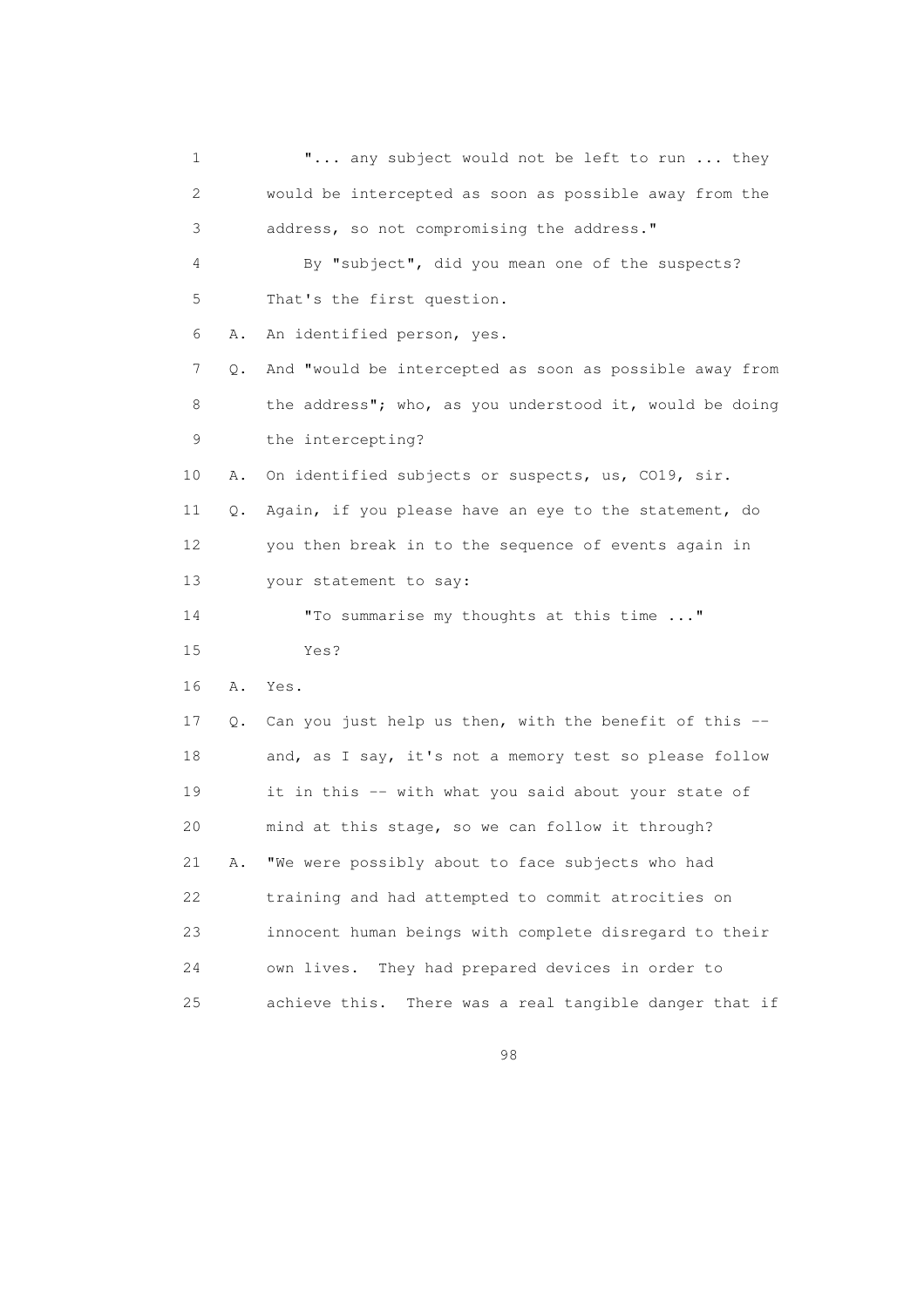1 "... any subject would not be left to run ... they
2 would be intercepted as soon as possible away from the
3 address, so not compromising the address."
4 By "subject", did you mean one of the suspects?
5 That's the first question.
6 A. An identified person, yes.
7 Q. And "would be intercepted as soon as possible away from
8 the address"; who, as you understood it, would be doing
9 the intercepting?
10 A. On identified subjects or suspects, us, CO19, sir.
11 Q. Again, if you please have an eye to the statement, do
12 you then break in to the sequence of events again in
13 your statement to say:
14 "To summarise my thoughts at this time ..."
15 Yes?
16 A. Yes.
17 Q. Can you just help us then, with the benefit of this --
18 and, as I say, it's not a memory test so please follow
19 it in this -- with what you said about your state of
20 mind at this stage, so we can follow it through?
21 A. "We were possibly about to face subjects who had
22 training and had attempted to commit atrocities on
23 innocent human beings with complete disregard to their
24 own lives. They had prepared devices in order to
25 achieve this. There was a real tangible danger that if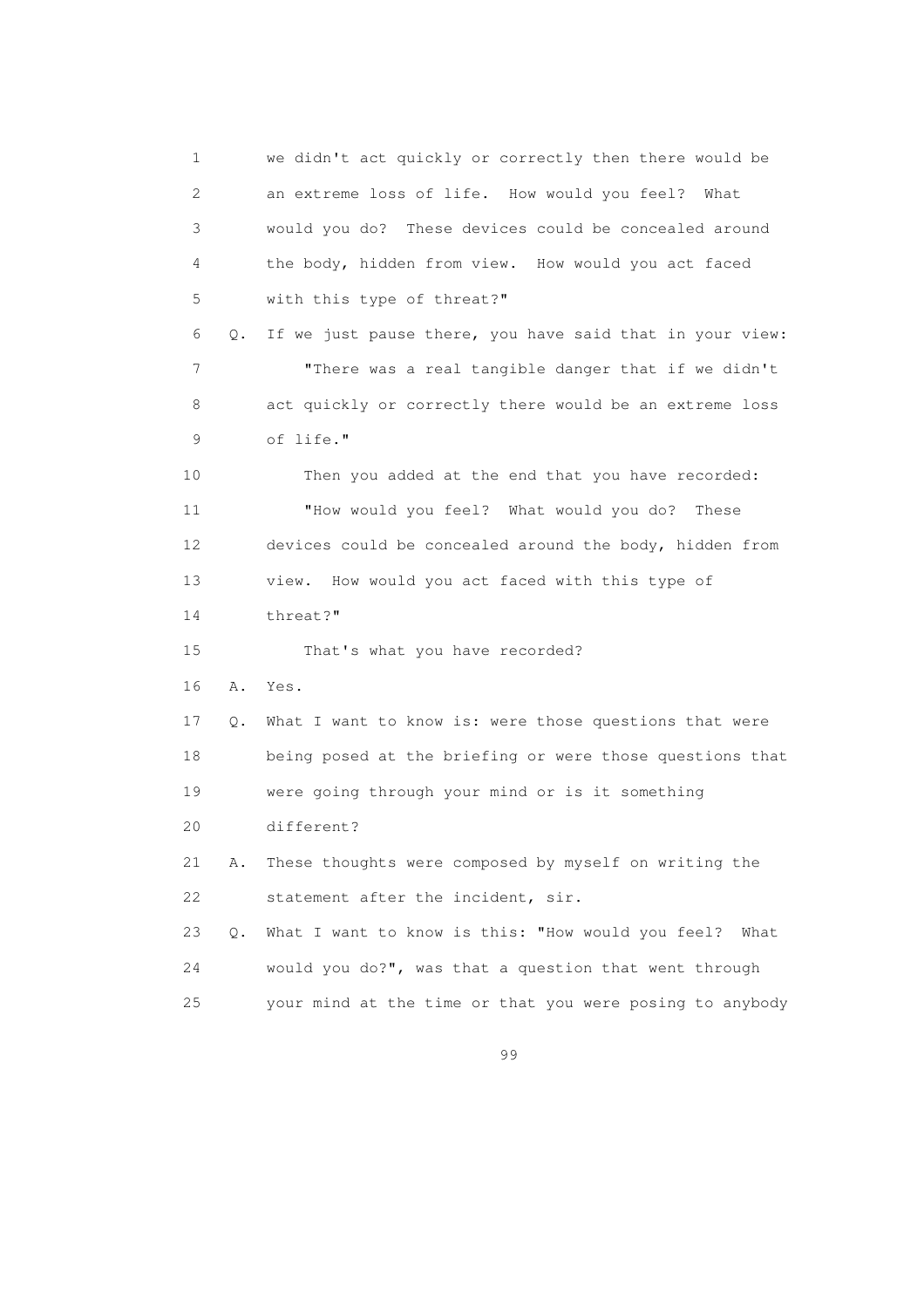we didn't act quickly or correctly then there would be an extreme loss of life. How would you feel? What would you do? These devices could be concealed around the body, hidden from view. How would you act faced with this type of threat?"

Q. If we just pause there, you have said that in your view:

"There was a real tangible danger that if we didn't act quickly or correctly there would be an extreme loss of life."

Then you added at the end that you have recorded:

"How would you feel? What would you do? These devices could be concealed around the body, hidden from view. How would you act faced with this type of threat?"

That's what you have recorded?

A. Yes.

Q. What I want to know is: were those questions that were being posed at the briefing or were those questions that were going through your mind or is it something different?

A. These thoughts were composed by myself on writing the statement after the incident, sir.

Q. What I want to know is this: "How would you feel? What would you do?", was that a question that went through your mind at the time or that you were posing to anybody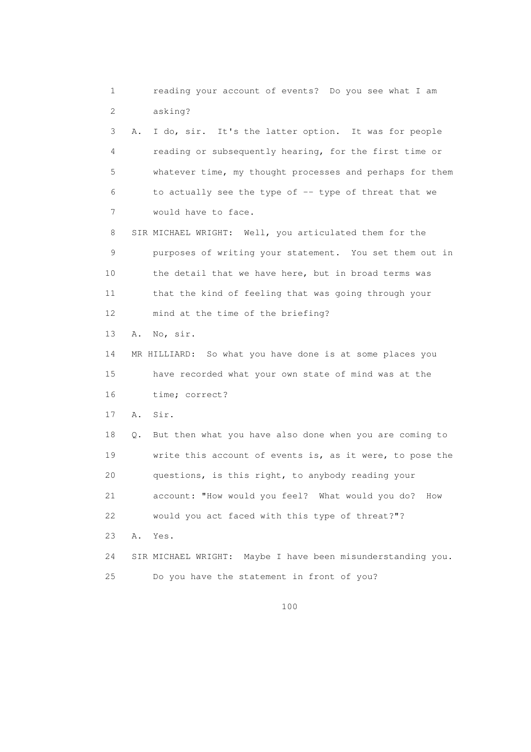1 reading your account of events? Do you see what I am
2 asking?
3 A. I do, sir. It's the latter option. It was for people
4 reading or subsequently hearing, for the first time or
5 whatever time, my thought processes and perhaps for them
6 to actually see the type of -- type of threat that we
7 would have to face.
8 SIR MICHAEL WRIGHT: Well, you articulated them for the
9 purposes of writing your statement. You set them out in
10 the detail that we have here, but in broad terms was
11 that the kind of feeling that was going through your
12 mind at the time of the briefing?
13 A. No, sir.
14 MR HILLIARD: So what you have done is at some places you
15 have recorded what your own state of mind was at the
16 time; correct?
17 A. Sir.
18 Q. But then what you have also done when you are coming to
19 write this account of events is, as it were, to pose the
20 questions, is this right, to anybody reading your
21 account: "How would you feel? What would you do? How
22 would you act faced with this type of threat?"?
23 A. Yes.
24 SIR MICHAEL WRIGHT: Maybe I have been misunderstanding you.
25 Do you have the statement in front of you?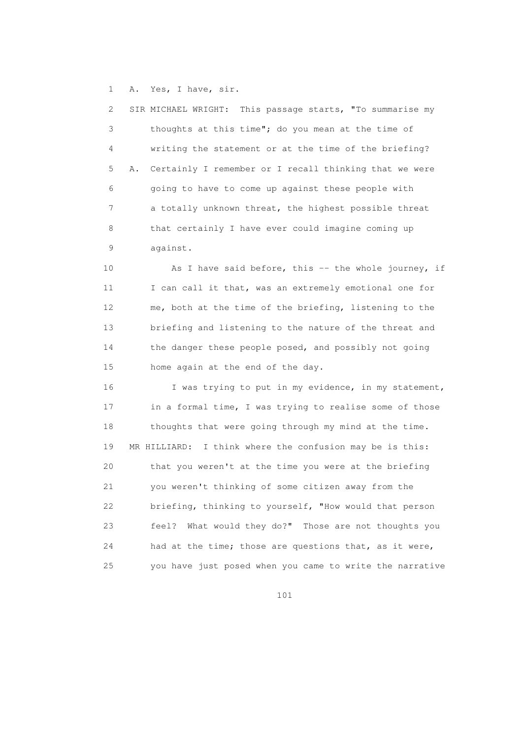A. Yes, I have, sir.

SIR MICHAEL WRIGHT: This passage starts, "To summarise my thoughts at this time"; do you mean at the time of writing the statement or at the time of the briefing?

A. Certainly I remember or I recall thinking that we were going to have to come up against these people with a totally unknown threat, the highest possible threat that certainly I have ever could imagine coming up against.

As I have said before, this -- the whole journey, if I can call it that, was an extremely emotional one for me, both at the time of the briefing, listening to the briefing and listening to the nature of the threat and the danger these people posed, and possibly not going home again at the end of the day.

I was trying to put in my evidence, in my statement, in a formal time, I was trying to realise some of those thoughts that were going through my mind at the time.

MR HILLIARD: I think where the confusion may be is this: that you weren't at the time you were at the briefing you weren't thinking of some citizen away from the briefing, thinking to yourself, "How would that person feel? What would they do?" Those are not thoughts you had at the time; those are questions that, as it were, you have just posed when you came to write the narrative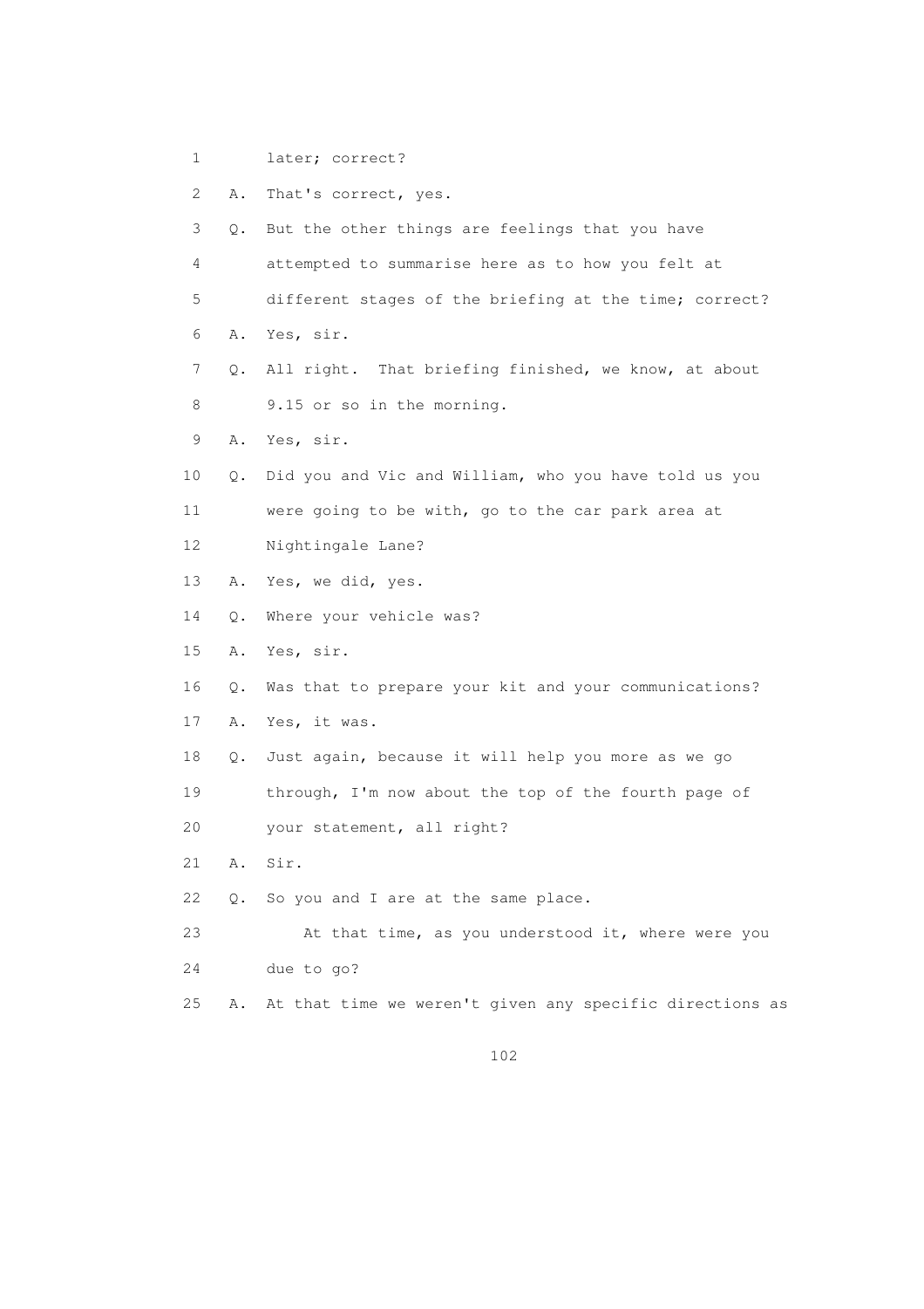1 later; correct?

2 A. That's correct, yes.

3 Q. But the other things are feelings that you have

4 attempted to summarise here as to how you felt at

5 different stages of the briefing at the time; correct?

6 A. Yes, sir.

7 Q. All right. That briefing finished, we know, at about

8 9.15 or so in the morning.

9 A. Yes, sir.

10 Q. Did you and Vic and William, who you have told us you

11 were going to be with, go to the car park area at

12 Nightingale Lane?

13 A. Yes, we did, yes.

14 Q. Where your vehicle was?

15 A. Yes, sir.

16 Q. Was that to prepare your kit and your communications?

17 A. Yes, it was.

18 Q. Just again, because it will help you more as we go

19 through, I'm now about the top of the fourth page of

20 your statement, all right?

21 A. Sir.

22 Q. So you and I are at the same place.

23 At that time, as you understood it, where were you

24 due to go?

25 A. At that time we weren't given any specific directions as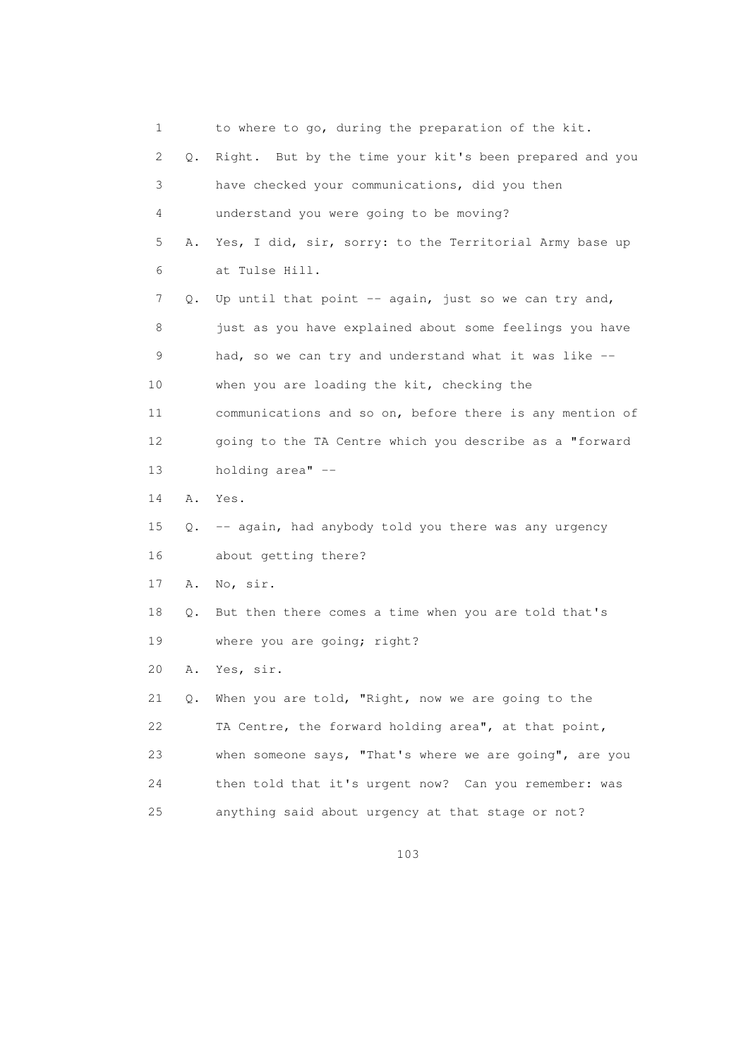1 to where to go, during the preparation of the kit.

2 Q. Right. But by the time your kit's been prepared and you

3 have checked your communications, did you then

4 understand you were going to be moving?

5 A. Yes, I did, sir, sorry: to the Territorial Army base up

6 at Tulse Hill.

7 Q. Up until that point -- again, just so we can try and,

8 just as you have explained about some feelings you have

9 had, so we can try and understand what it was like --

10 when you are loading the kit, checking the

11 communications and so on, before there is any mention of

12 going to the TA Centre which you describe as a "forward

13 holding area" --

14 A. Yes.

15 Q. -- again, had anybody told you there was any urgency

16 about getting there?

17 A. No, sir.

18 Q. But then there comes a time when you are told that's

19 where you are going; right?

20 A. Yes, sir.

21 Q. When you are told, "Right, now we are going to the

22 TA Centre, the forward holding area", at that point,

23 when someone says, "That's where we are going", are you

24 then told that it's urgent now? Can you remember: was

25 anything said about urgency at that stage or not?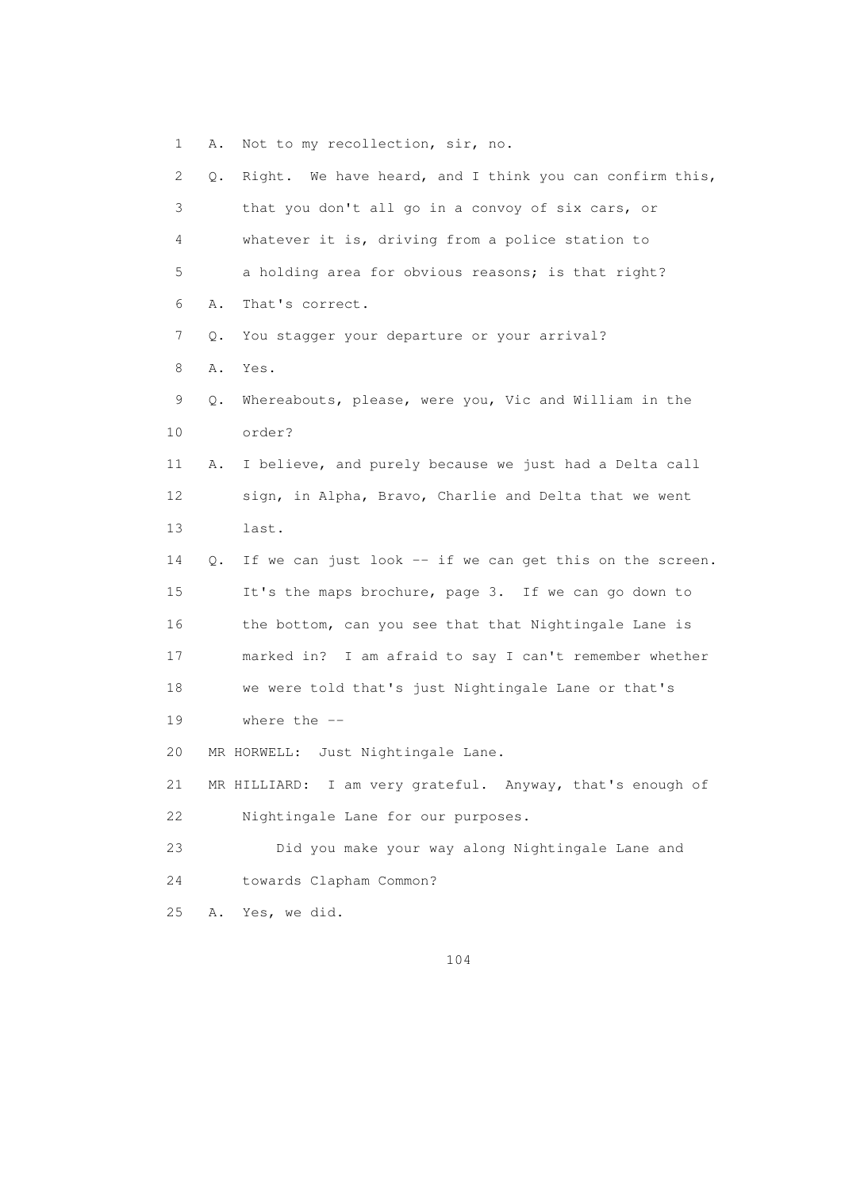1 A. Not to my recollection, sir, no.

2 Q. Right. We have heard, and I think you can confirm this,

3 that you don't all go in a convoy of six cars, or

4 whatever it is, driving from a police station to

5 a holding area for obvious reasons; is that right?

6 A. That's correct.

7 Q. You stagger your departure or your arrival?

8 A. Yes.

9 Q. Whereabouts, please, were you, Vic and William in the

10 order?

11 A. I believe, and purely because we just had a Delta call

12 sign, in Alpha, Bravo, Charlie and Delta that we went

13 last.

14 Q. If we can just look -- if we can get this on the screen.

15 It's the maps brochure, page 3. If we can go down to

16 the bottom, can you see that that Nightingale Lane is

17 marked in? I am afraid to say I can't remember whether

18 we were told that's just Nightingale Lane or that's

19 where the --

20 MR HORWELL: Just Nightingale Lane.

21 MR HILLIARD: I am very grateful. Anyway, that's enough of

22 Nightingale Lane for our purposes.

23 Did you make your way along Nightingale Lane and

24 towards Clapham Common?

25 A. Yes, we did.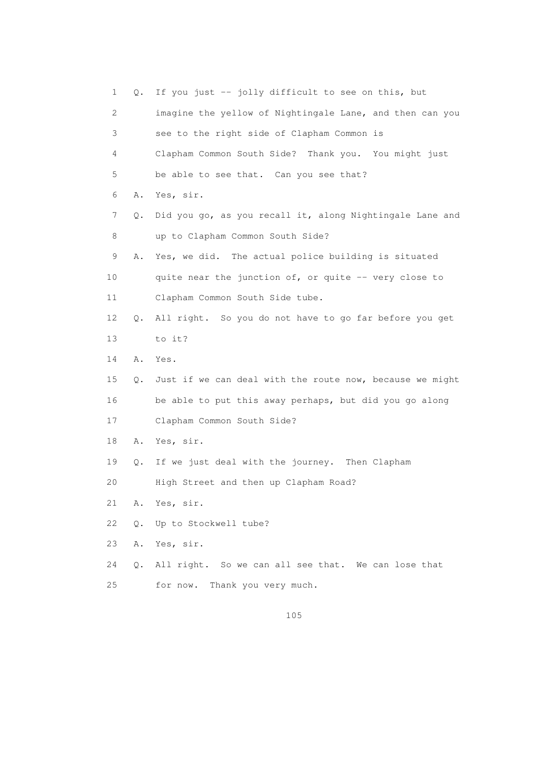1 Q. If you just -- jolly difficult to see on this, but
2 imagine the yellow of Nightingale Lane, and then can you
3 see to the right side of Clapham Common is
4 Clapham Common South Side? Thank you. You might just
5 be able to see that. Can you see that?
6 A. Yes, sir.
7 Q. Did you go, as you recall it, along Nightingale Lane and
8 up to Clapham Common South Side?
9 A. Yes, we did. The actual police building is situated
10 quite near the junction of, or quite -- very close to
11 Clapham Common South Side tube.
12 Q. All right. So you do not have to go far before you get
13 to it?
14 A. Yes.
15 Q. Just if we can deal with the route now, because we might
16 be able to put this away perhaps, but did you go along
17 Clapham Common South Side?
18 A. Yes, sir.
19 Q. If we just deal with the journey. Then Clapham
20 High Street and then up Clapham Road?
21 A. Yes, sir.
22 Q. Up to Stockwell tube?
23 A. Yes, sir.
24 Q. All right. So we can all see that. We can lose that
25 for now. Thank you very much.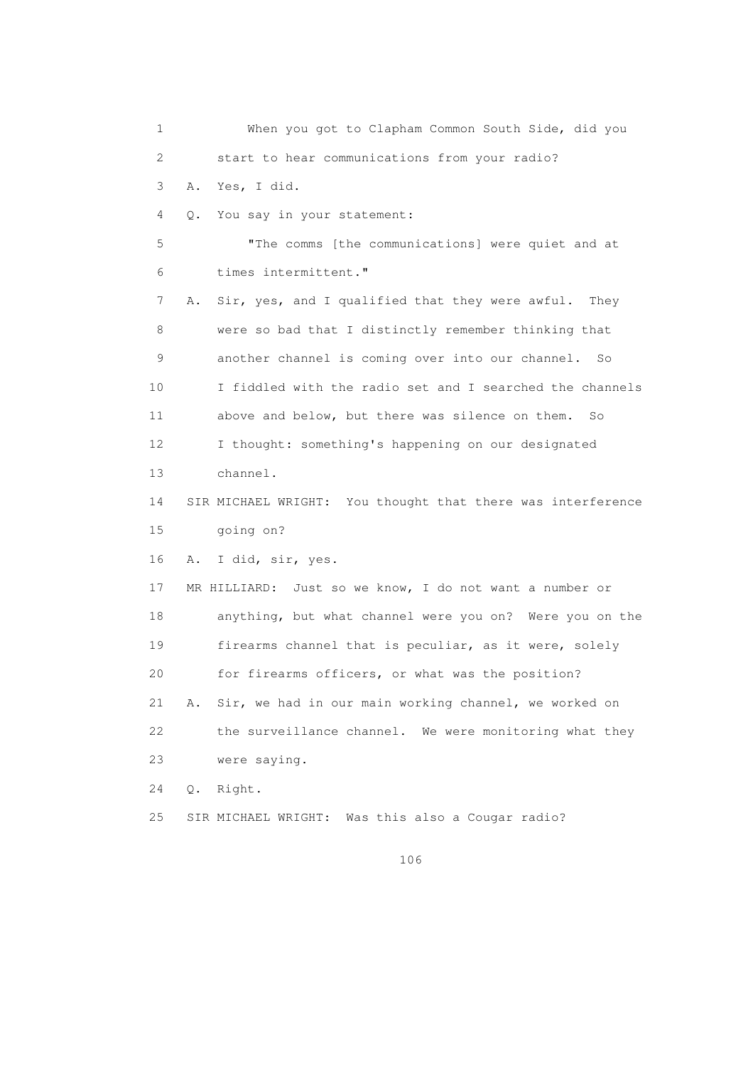1 When you got to Clapham Common South Side, did you
2 start to hear communications from your radio?
3 A. Yes, I did.
4 Q. You say in your statement:
5 "The comms [the communications] were quiet and at
6 times intermittent."
7 A. Sir, yes, and I qualified that they were awful. They
8 were so bad that I distinctly remember thinking that
9 another channel is coming over into our channel. So
10 I fiddled with the radio set and I searched the channels
11 above and below, but there was silence on them. So
12 I thought: something's happening on our designated
13 channel.
14 SIR MICHAEL WRIGHT: You thought that there was interference
15 going on?
16 A. I did, sir, yes.
17 MR HILLIARD: Just so we know, I do not want a number or
18 anything, but what channel were you on? Were you on the
19 firearms channel that is peculiar, as it were, solely
20 for firearms officers, or what was the position?
21 A. Sir, we had in our main working channel, we worked on
22 the surveillance channel. We were monitoring what they
23 were saying.
24 Q. Right.
25 SIR MICHAEL WRIGHT: Was this also a Cougar radio?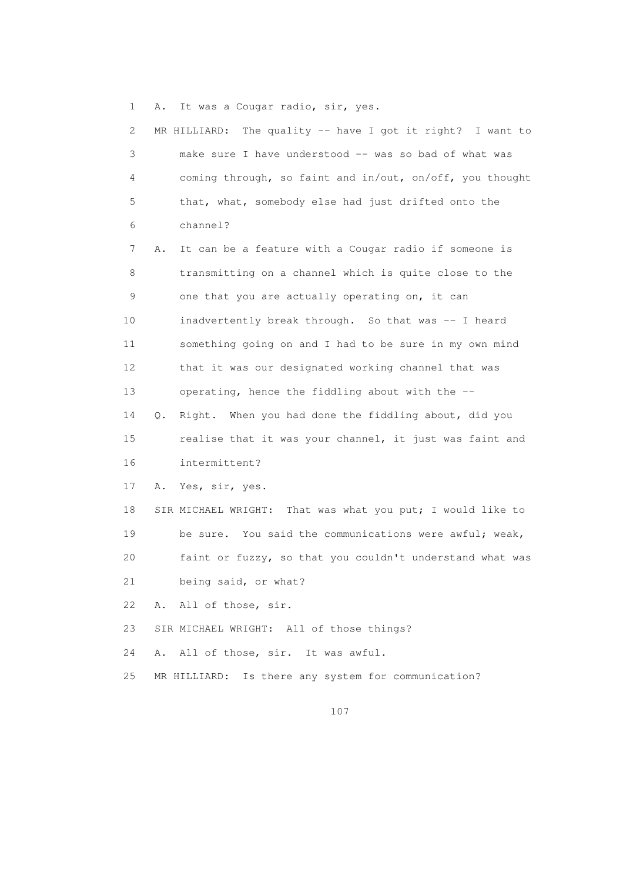1 A. It was a Cougar radio, sir, yes.

2 MR HILLIARD: The quality -- have I got it right? I want to

3 make sure I have understood -- was so bad of what was

4 coming through, so faint and in/out, on/off, you thought

5 that, what, somebody else had just drifted onto the

6 channel?

7 A. It can be a feature with a Cougar radio if someone is

8 transmitting on a channel which is quite close to the

9 one that you are actually operating on, it can

10 inadvertently break through. So that was -- I heard

11 something going on and I had to be sure in my own mind

12 that it was our designated working channel that was

13 operating, hence the fiddling about with the --

14 Q. Right. When you had done the fiddling about, did you

15 realise that it was your channel, it just was faint and

16 intermittent?

17 A. Yes, sir, yes.

18 SIR MICHAEL WRIGHT: That was what you put; I would like to

19 be sure. You said the communications were awful; weak,

20 faint or fuzzy, so that you couldn't understand what was

21 being said, or what?

22 A. All of those, sir.

23 SIR MICHAEL WRIGHT: All of those things?

24 A. All of those, sir. It was awful.

25 MR HILLIARD: Is there any system for communication?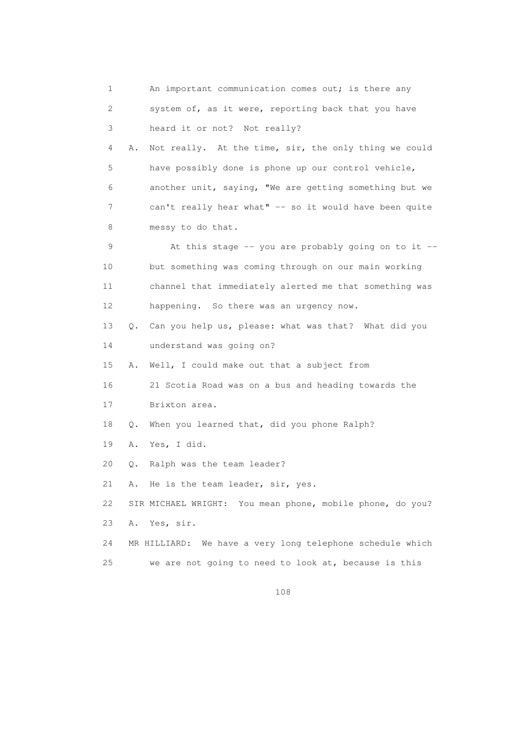1 An important communication comes out; is there any
2 system of, as it were, reporting back that you have
3 heard it or not? Not really?

4 A. Not really. At the time, sir, the only thing we could
5 have possibly done is phone up our control vehicle,
6 another unit, saying, "We are getting something but we
7 can't really hear what" -- so it would have been quite
8 messy to do that.

9 At this stage -- you are probably going on to it --
10 but something was coming through on our main working
11 channel that immediately alerted me that something was
12 happening. So there was an urgency now.

13 Q. Can you help us, please: what was that? What did you
14 understand was going on?

15 A. Well, I could make out that a subject from
16 21 Scotia Road was on a bus and heading towards the
17 Brixton area.

18 Q. When you learned that, did you phone Ralph?

19 A. Yes, I did.

20 Q. Ralph was the team leader?

21 A. He is the team leader, sir, yes.

22 SIR MICHAEL WRIGHT: You mean phone, mobile phone, do you?

23 A. Yes, sir.

24 MR HILLIARD: We have a very long telephone schedule which
25 we are not going to need to look at, because is this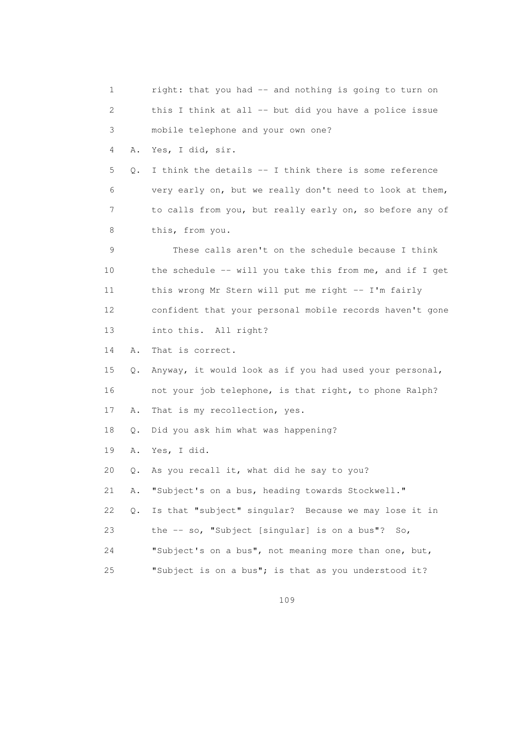1 right: that you had -- and nothing is going to turn on
2 this I think at all -- but did you have a police issue
3 mobile telephone and your own one?
4 A. Yes, I did, sir.
5 Q. I think the details -- I think there is some reference
6 very early on, but we really don't need to look at them,
7 to calls from you, but really early on, so before any of
8 this, from you.
9 These calls aren't on the schedule because I think
10 the schedule -- will you take this from me, and if I get
11 this wrong Mr Stern will put me right -- I'm fairly
12 confident that your personal mobile records haven't gone
13 into this. All right?
14 A. That is correct.
15 Q. Anyway, it would look as if you had used your personal,
16 not your job telephone, is that right, to phone Ralph?
17 A. That is my recollection, yes.
18 Q. Did you ask him what was happening?
19 A. Yes, I did.
20 Q. As you recall it, what did he say to you?
21 A. "Subject's on a bus, heading towards Stockwell."
22 Q. Is that "subject" singular? Because we may lose it in
23 the -- so, "Subject [singular] is on a bus"? So,
24 "Subject's on a bus", not meaning more than one, but,
25 "Subject is on a bus"; is that as you understood it?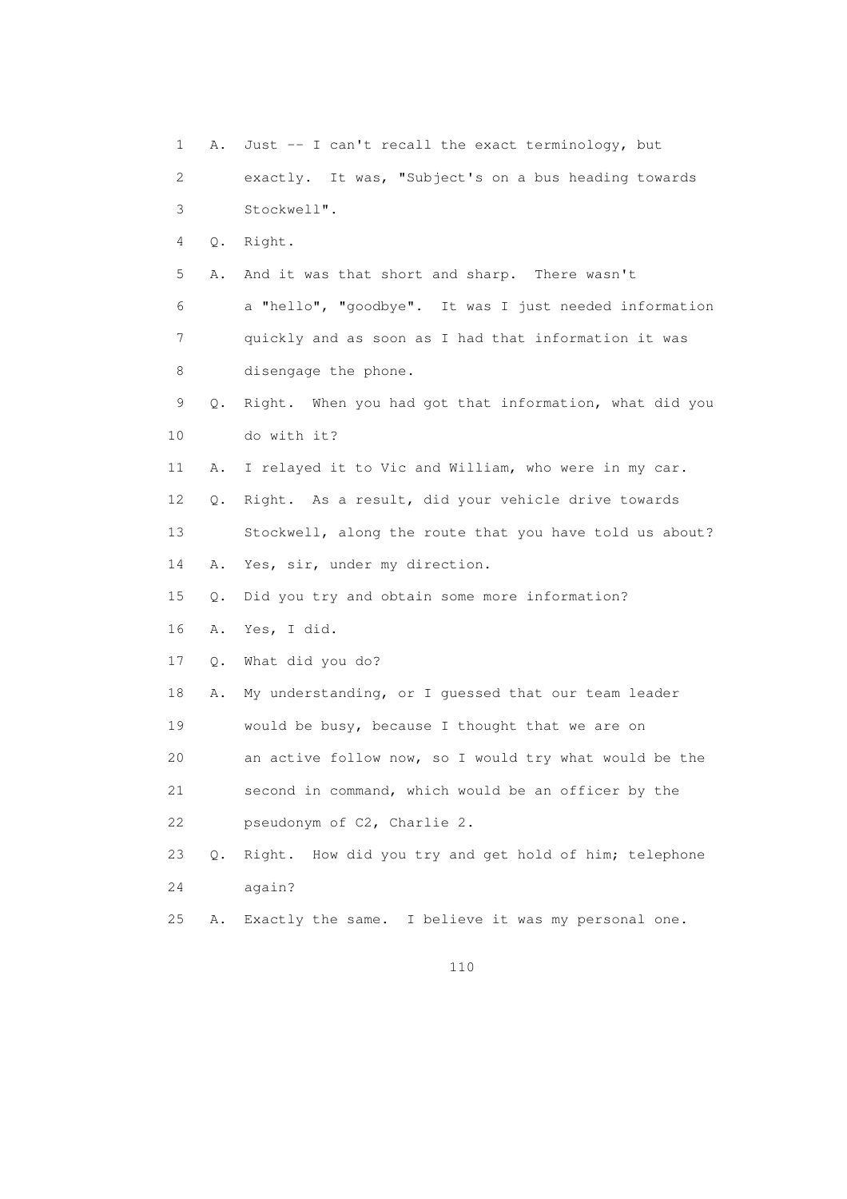1 A. Just -- I can't recall the exact terminology, but
2 exactly. It was, "Subject's on a bus heading towards
3 Stockwell".
4 Q. Right.
5 A. And it was that short and sharp. There wasn't
6 a "hello", "goodbye". It was I just needed information
7 quickly and as soon as I had that information it was
8 disengage the phone.
9 Q. Right. When you had got that information, what did you
10 do with it?
11 A. I relayed it to Vic and William, who were in my car.
12 Q. Right. As a result, did your vehicle drive towards
13 Stockwell, along the route that you have told us about?
14 A. Yes, sir, under my direction.
15 Q. Did you try and obtain some more information?
16 A. Yes, I did.
17 Q. What did you do?
18 A. My understanding, or I guessed that our team leader
19 would be busy, because I thought that we are on
20 an active follow now, so I would try what would be the
21 second in command, which would be an officer by the
22 pseudonym of C2, Charlie 2.
23 Q. Right. How did you try and get hold of him; telephone
24 again?
25 A. Exactly the same. I believe it was my personal one.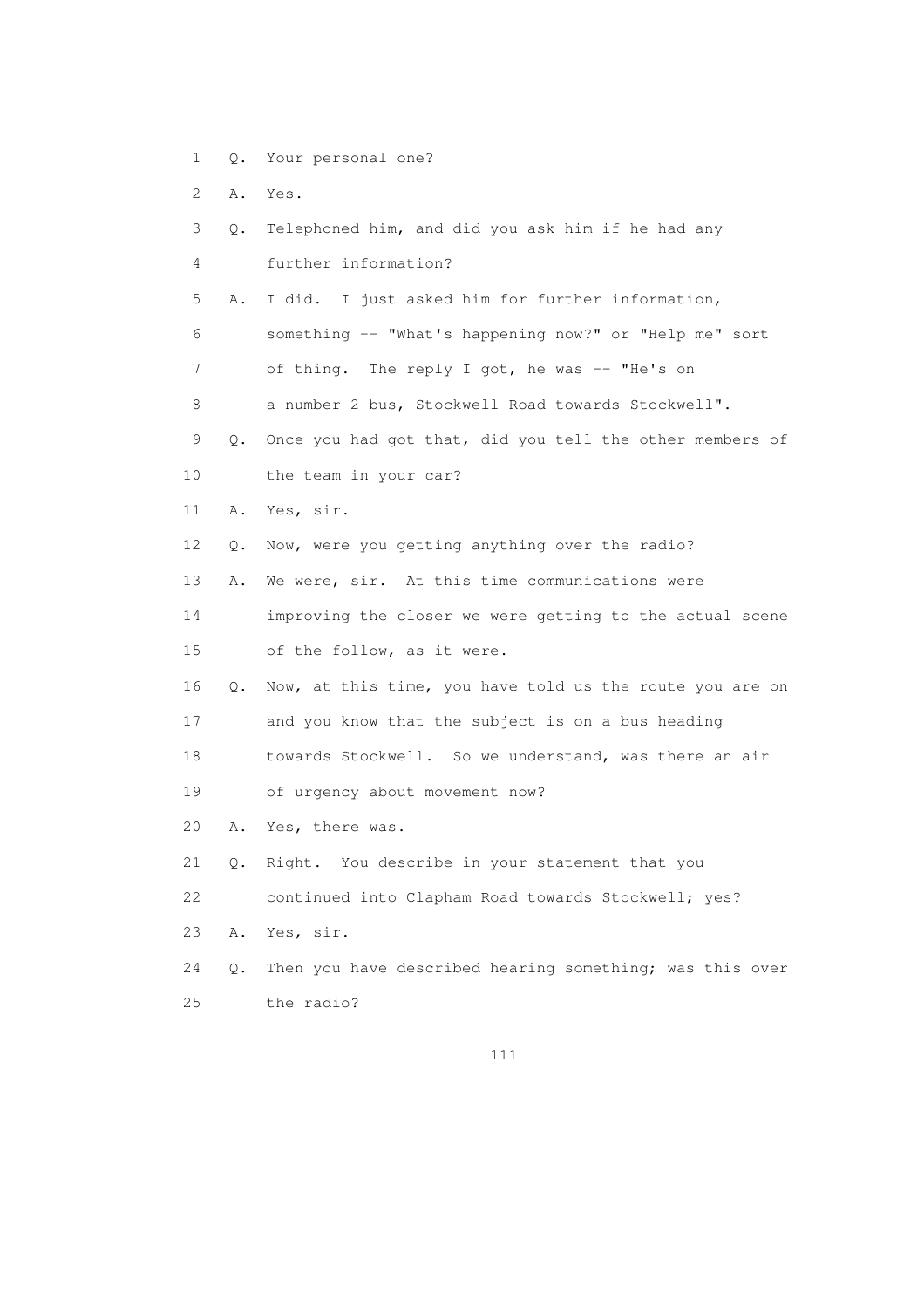1 Q. Your personal one?

2 A. Yes.

3 Q. Telephoned him, and did you ask him if he had any

4 further information?

5 A. I did. I just asked him for further information,

6 something -- "What's happening now?" or "Help me" sort

7 of thing. The reply I got, he was -- "He's on

8 a number 2 bus, Stockwell Road towards Stockwell".

9 Q. Once you had got that, did you tell the other members of

10 the team in your car?

11 A. Yes, sir.

12 Q. Now, were you getting anything over the radio?

13 A. We were, sir. At this time communications were

14 improving the closer we were getting to the actual scene

15 of the follow, as it were.

16 Q. Now, at this time, you have told us the route you are on

17 and you know that the subject is on a bus heading

18 towards Stockwell. So we understand, was there an air

19 of urgency about movement now?

20 A. Yes, there was.

21 Q. Right. You describe in your statement that you

22 continued into Clapham Road towards Stockwell; yes?

23 A. Yes, sir.

24 Q. Then you have described hearing something; was this over

25 the radio?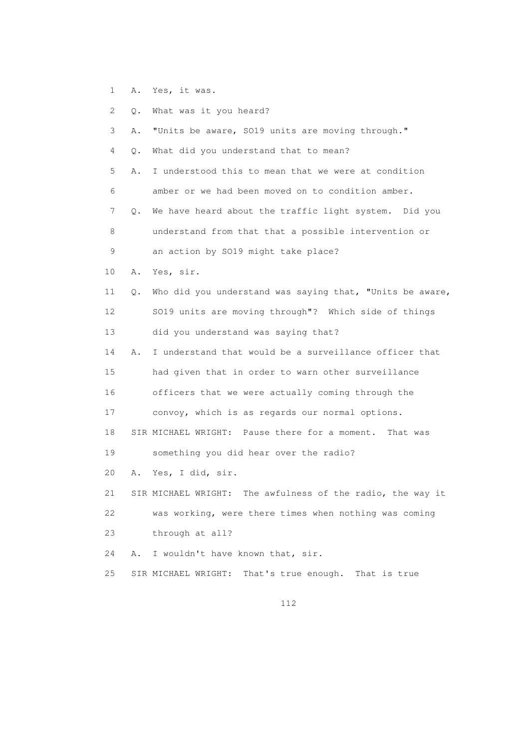1 A. Yes, it was.

2 Q. What was it you heard?

3 A. "Units be aware, SO19 units are moving through."

4 Q. What did you understand that to mean?

5 A. I understood this to mean that we were at condition

6 amber or we had been moved on to condition amber.

7 Q. We have heard about the traffic light system. Did you

8 understand from that that a possible intervention or

9 an action by SO19 might take place?

10 A. Yes, sir.

11 Q. Who did you understand was saying that, "Units be aware,

12 SO19 units are moving through"? Which side of things

13 did you understand was saying that?

14 A. I understand that would be a surveillance officer that

15 had given that in order to warn other surveillance

16 officers that we were actually coming through the

17 convoy, which is as regards our normal options.

18 SIR MICHAEL WRIGHT: Pause there for a moment. That was

19 something you did hear over the radio?

20 A. Yes, I did, sir.

21 SIR MICHAEL WRIGHT: The awfulness of the radio, the way it

22 was working, were there times when nothing was coming

23 through at all?

24 A. I wouldn't have known that, sir.

25 SIR MICHAEL WRIGHT: That's true enough. That is true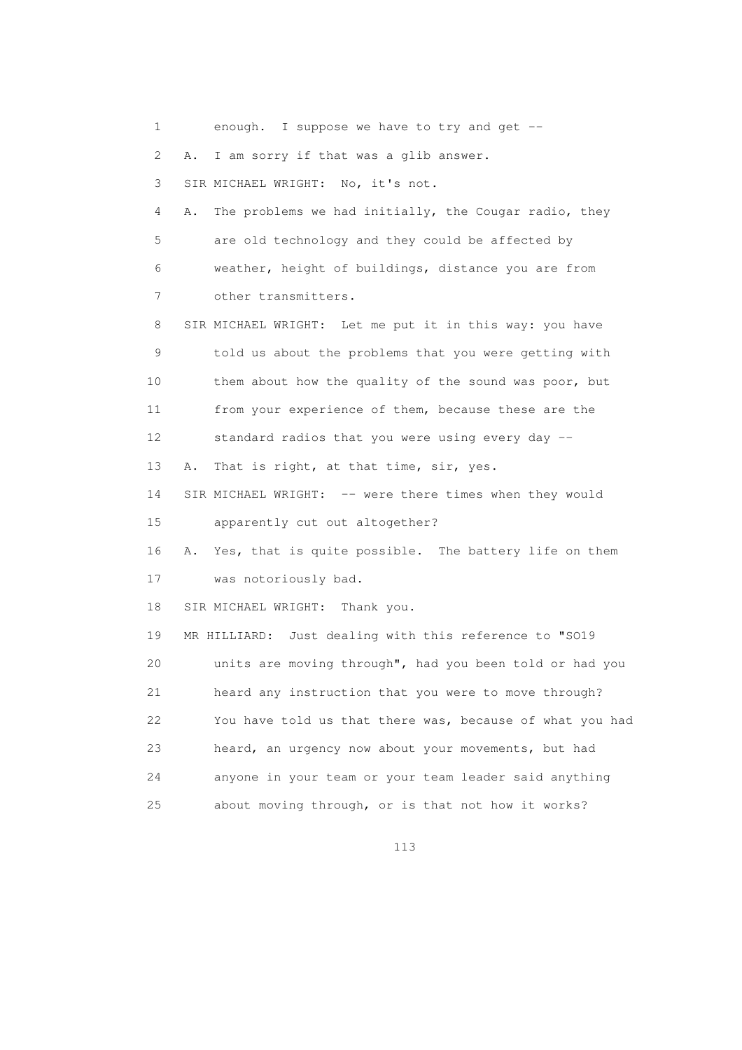1 enough. I suppose we have to try and get --

2 A. I am sorry if that was a glib answer.

3 SIR MICHAEL WRIGHT: No, it's not.

4 A. The problems we had initially, the Cougar radio, they

5 are old technology and they could be affected by

6 weather, height of buildings, distance you are from

7 other transmitters.

8 SIR MICHAEL WRIGHT: Let me put it in this way: you have

9 told us about the problems that you were getting with

10 them about how the quality of the sound was poor, but

11 from your experience of them, because these are the

12 standard radios that you were using every day --

13 A. That is right, at that time, sir, yes.

14 SIR MICHAEL WRIGHT: -- were there times when they would

15 apparently cut out altogether?

16 A. Yes, that is quite possible. The battery life on them

17 was notoriously bad.

18 SIR MICHAEL WRIGHT: Thank you.

19 MR HILLIARD: Just dealing with this reference to "SO19

20 units are moving through", had you been told or had you

21 heard any instruction that you were to move through?

22 You have told us that there was, because of what you had

23 heard, an urgency now about your movements, but had

24 anyone in your team or your team leader said anything

25 about moving through, or is that not how it works?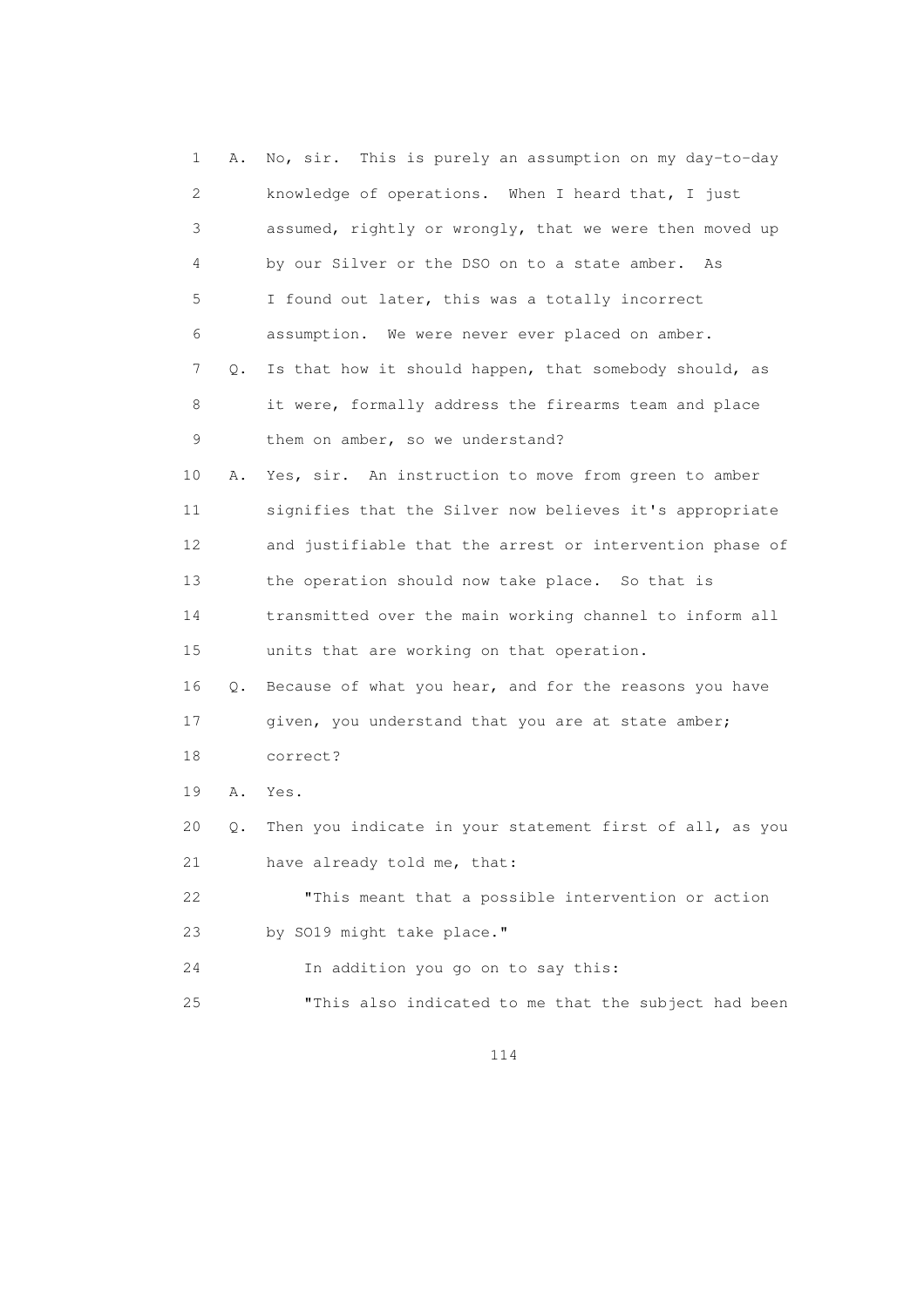1 A. No, sir. This is purely an assumption on my day-to-day
2 knowledge of operations. When I heard that, I just
3 assumed, rightly or wrongly, that we were then moved up
4 by our Silver or the DSO on to a state amber. As
5 I found out later, this was a totally incorrect
6 assumption. We were never ever placed on amber.
7 Q. Is that how it should happen, that somebody should, as
8 it were, formally address the firearms team and place
9 them on amber, so we understand?
10 A. Yes, sir. An instruction to move from green to amber
11 signifies that the Silver now believes it's appropriate
12 and justifiable that the arrest or intervention phase of
13 the operation should now take place. So that is
14 transmitted over the main working channel to inform all
15 units that are working on that operation.
16 Q. Because of what you hear, and for the reasons you have
17 given, you understand that you are at state amber;
18 correct?
19 A. Yes.
20 Q. Then you indicate in your statement first of all, as you
21 have already told me, that:
22 "This meant that a possible intervention or action
23 by SO19 might take place."
24 In addition you go on to say this:
25 "This also indicated to me that the subject had been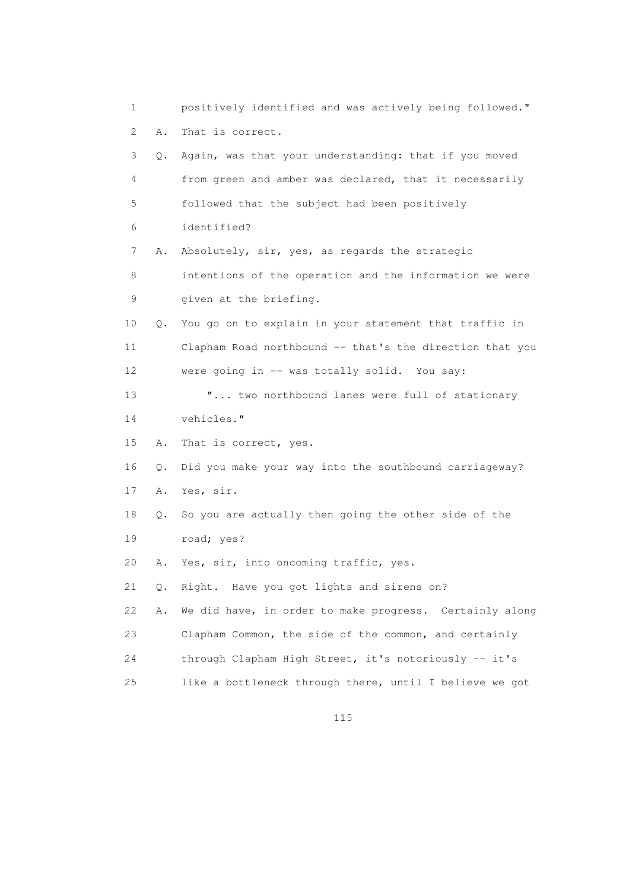1 positively identified and was actively being followed."

2 A. That is correct.

3 Q. Again, was that your understanding: that if you moved

4 from green and amber was declared, that it necessarily

5 followed that the subject had been positively

6 identified?

7 A. Absolutely, sir, yes, as regards the strategic

8 intentions of the operation and the information we were

9 given at the briefing.

10 Q. You go on to explain in your statement that traffic in

11 Clapham Road northbound -- that's the direction that you

12 were going in -- was totally solid. You say:

13 "... two northbound lanes were full of stationary

14 vehicles."

15 A. That is correct, yes.

16 Q. Did you make your way into the southbound carriageway?

17 A. Yes, sir.

18 Q. So you are actually then going the other side of the

19 road; yes?

20 A. Yes, sir, into oncoming traffic, yes.

21 Q. Right. Have you got lights and sirens on?

22 A. We did have, in order to make progress. Certainly along

23 Clapham Common, the side of the common, and certainly

24 through Clapham High Street, it's notoriously -- it's

25 like a bottleneck through there, until I believe we got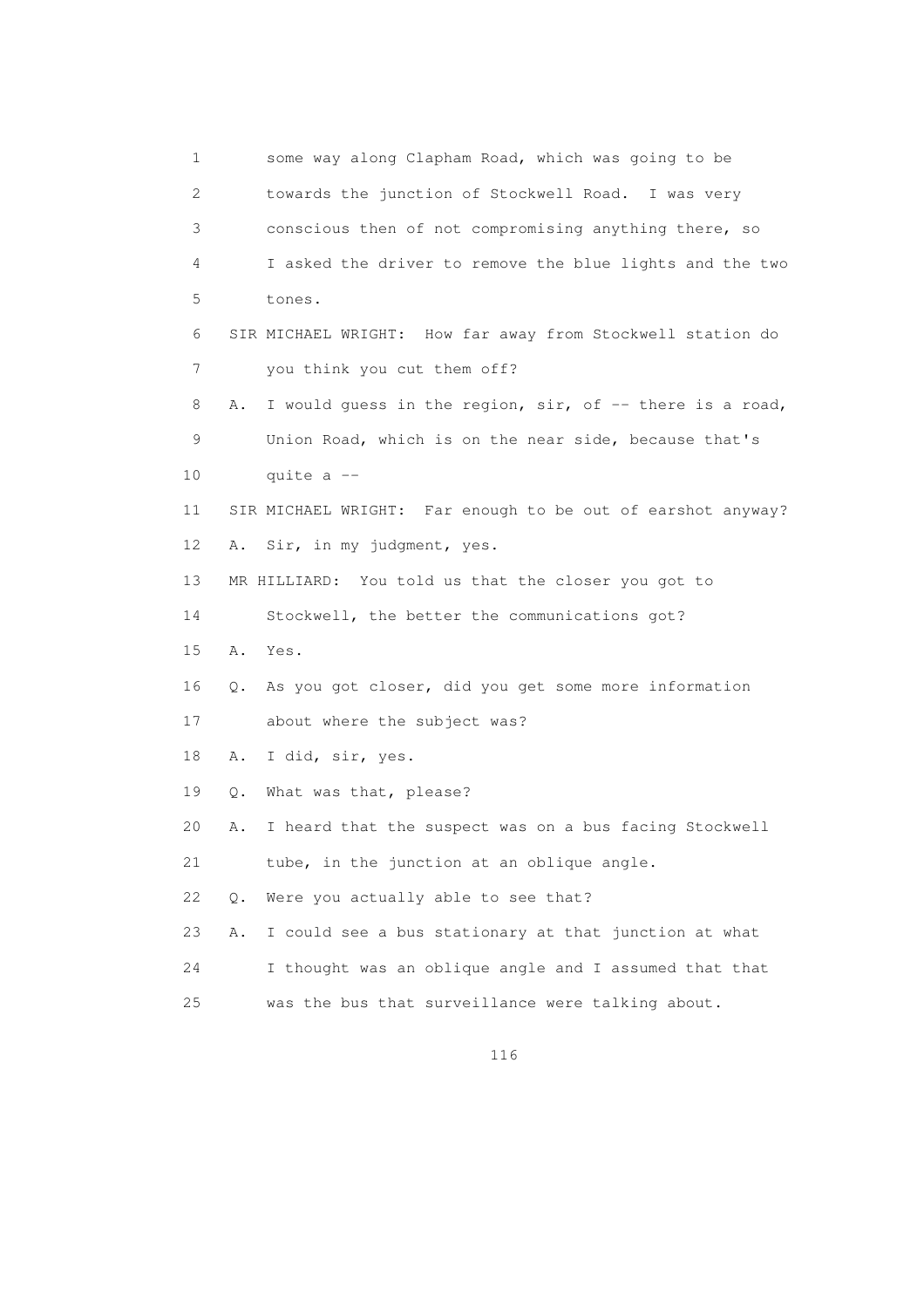1 some way along Clapham Road, which was going to be
2 towards the junction of Stockwell Road. I was very
3 conscious then of not compromising anything there, so
4 I asked the driver to remove the blue lights and the two
5 tones.
6 SIR MICHAEL WRIGHT: How far away from Stockwell station do
7 you think you cut them off?
8 A. I would guess in the region, sir, of -- there is a road,
9 Union Road, which is on the near side, because that's
10 quite a --
11 SIR MICHAEL WRIGHT: Far enough to be out of earshot anyway?
12 A. Sir, in my judgment, yes.
13 MR HILLIARD: You told us that the closer you got to
14 Stockwell, the better the communications got?
15 A. Yes.
16 Q. As you got closer, did you get some more information
17 about where the subject was?
18 A. I did, sir, yes.
19 Q. What was that, please?
20 A. I heard that the suspect was on a bus facing Stockwell
21 tube, in the junction at an oblique angle.
22 Q. Were you actually able to see that?
23 A. I could see a bus stationary at that junction at what
24 I thought was an oblique angle and I assumed that that
25 was the bus that surveillance were talking about.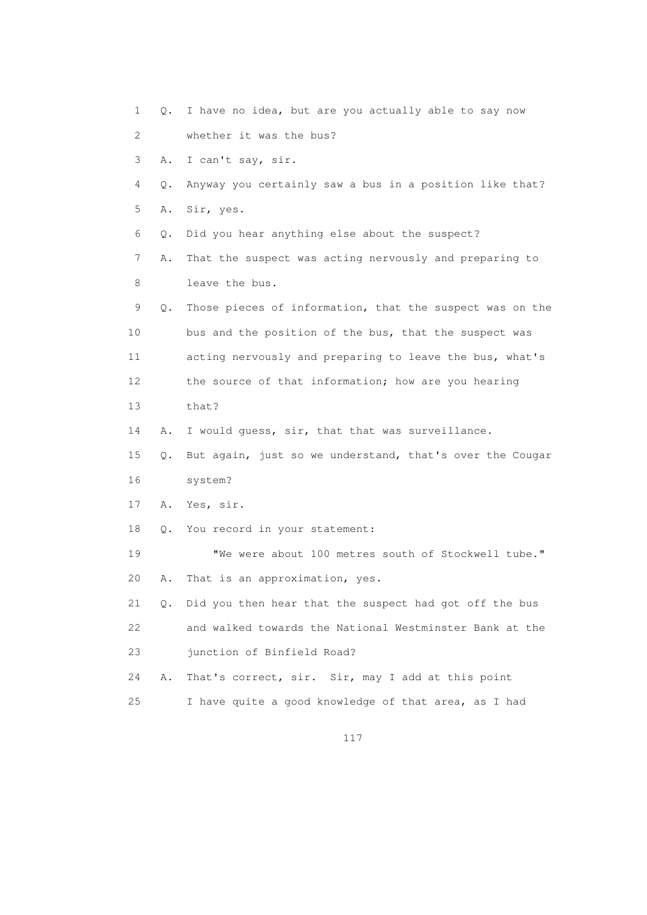1 Q. I have no idea, but are you actually able to say now
2 whether it was the bus?
3 A. I can't say, sir.
4 Q. Anyway you certainly saw a bus in a position like that?
5 A. Sir, yes.
6 Q. Did you hear anything else about the suspect?
7 A. That the suspect was acting nervously and preparing to
8 leave the bus.
9 Q. Those pieces of information, that the suspect was on the
10 bus and the position of the bus, that the suspect was
11 acting nervously and preparing to leave the bus, what's
12 the source of that information; how are you hearing
13 that?
14 A. I would guess, sir, that that was surveillance.
15 Q. But again, just so we understand, that's over the Cougar
16 system?
17 A. Yes, sir.
18 Q. You record in your statement:
19 "We were about 100 metres south of Stockwell tube."
20 A. That is an approximation, yes.
21 Q. Did you then hear that the suspect had got off the bus
22 and walked towards the National Westminster Bank at the
23 junction of Binfield Road?
24 A. That's correct, sir. Sir, may I add at this point
25 I have quite a good knowledge of that area, as I had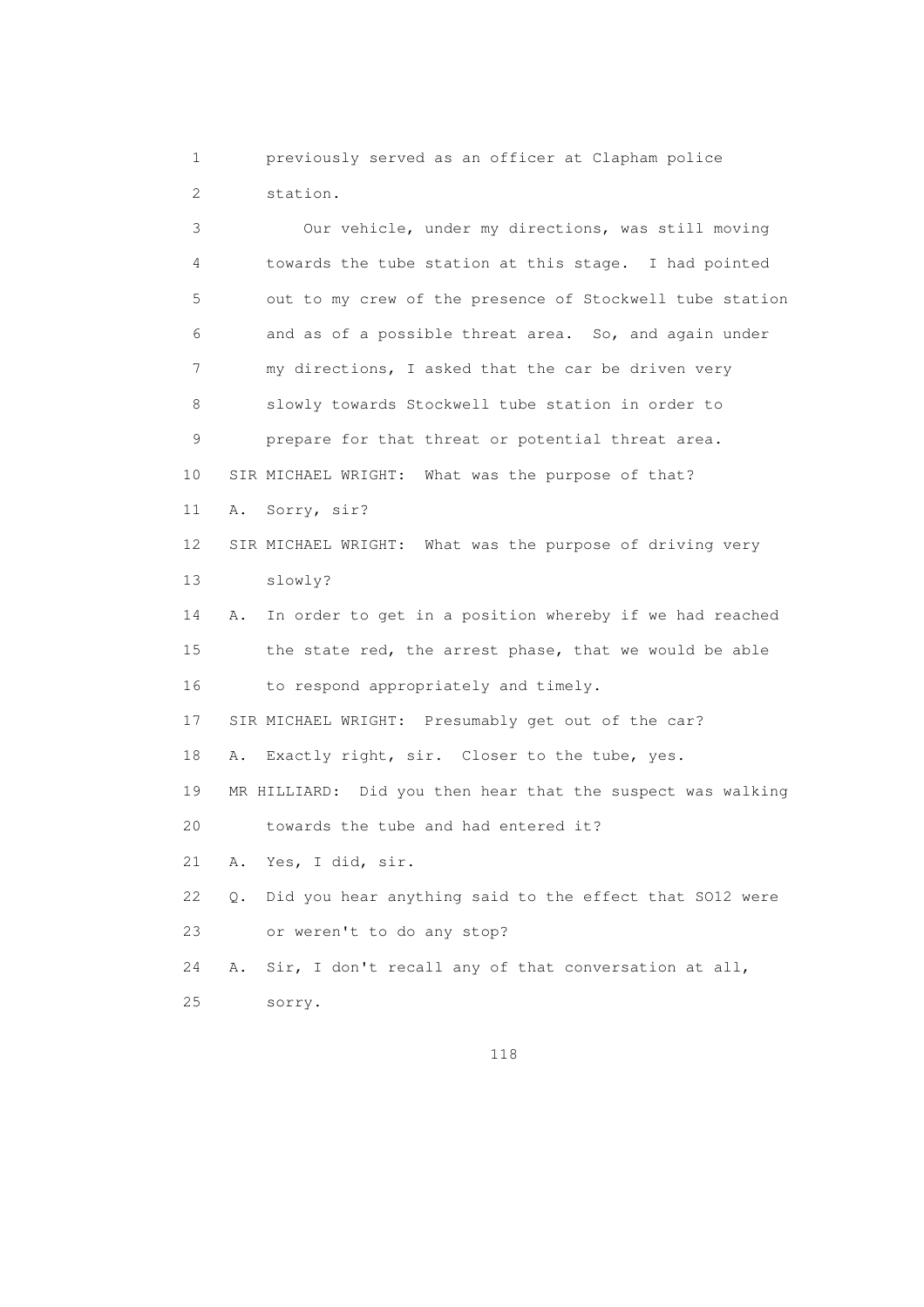1 previously served as an officer at Clapham police
2 station.

3 Our vehicle, under my directions, was still moving
4 towards the tube station at this stage. I had pointed
5 out to my crew of the presence of Stockwell tube station
6 and as of a possible threat area. So, and again under
7 my directions, I asked that the car be driven very
8 slowly towards Stockwell tube station in order to
9 prepare for that threat or potential threat area.

10 SIR MICHAEL WRIGHT: What was the purpose of that?

11 A. Sorry, sir?

12 SIR MICHAEL WRIGHT: What was the purpose of driving very
13 slowly?

14 A. In order to get in a position whereby if we had reached
15 the state red, the arrest phase, that we would be able
16 to respond appropriately and timely.

17 SIR MICHAEL WRIGHT: Presumably get out of the car?

18 A. Exactly right, sir. Closer to the tube, yes.

19 MR HILLIARD: Did you then hear that the suspect was walking
20 towards the tube and had entered it?

21 A. Yes, I did, sir.

22 Q. Did you hear anything said to the effect that SO12 were
23 or weren't to do any stop?

24 A. Sir, I don't recall any of that conversation at all,
25 sorry.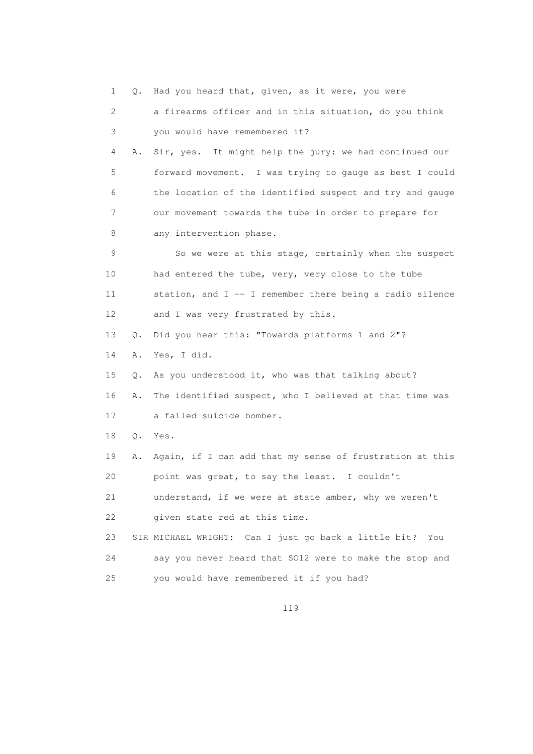1 Q. Had you heard that, given, as it were, you were
2 a firearms officer and in this situation, do you think
3 you would have remembered it?
4 A. Sir, yes. It might help the jury: we had continued our
5 forward movement. I was trying to gauge as best I could
6 the location of the identified suspect and try and gauge
7 our movement towards the tube in order to prepare for
8 any intervention phase.
9 So we were at this stage, certainly when the suspect
10 had entered the tube, very, very close to the tube
11 station, and I -- I remember there being a radio silence
12 and I was very frustrated by this.
13 Q. Did you hear this: "Towards platforms 1 and 2"?
14 A. Yes, I did.
15 Q. As you understood it, who was that talking about?
16 A. The identified suspect, who I believed at that time was
17 a failed suicide bomber.
18 Q. Yes.
19 A. Again, if I can add that my sense of frustration at this
20 point was great, to say the least. I couldn't
21 understand, if we were at state amber, why we weren't
22 given state red at this time.
23 SIR MICHAEL WRIGHT: Can I just go back a little bit? You
24 say you never heard that SO12 were to make the stop and
25 you would have remembered it if you had?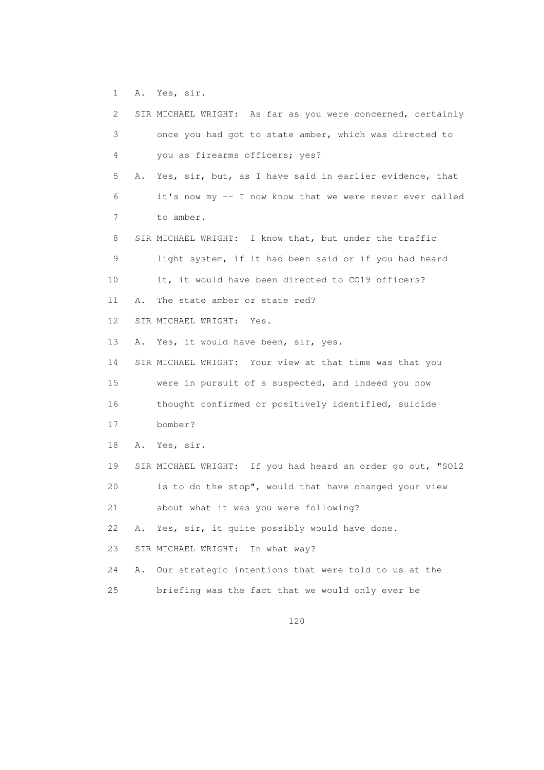1 A. Yes, sir.

2 SIR MICHAEL WRIGHT: As far as you were concerned, certainly

3 once you had got to state amber, which was directed to

4 you as firearms officers; yes?

5 A. Yes, sir, but, as I have said in earlier evidence, that

6 it's now my -- I now know that we were never ever called

7 to amber.

8 SIR MICHAEL WRIGHT: I know that, but under the traffic

9 light system, if it had been said or if you had heard

10 it, it would have been directed to CO19 officers?

11 A. The state amber or state red?

12 SIR MICHAEL WRIGHT: Yes.

13 A. Yes, it would have been, sir, yes.

14 SIR MICHAEL WRIGHT: Your view at that time was that you

15 were in pursuit of a suspected, and indeed you now

16 thought confirmed or positively identified, suicide

17 bomber?

18 A. Yes, sir.

19 SIR MICHAEL WRIGHT: If you had heard an order go out, "SO12

20 is to do the stop", would that have changed your view

21 about what it was you were following?

22 A. Yes, sir, it quite possibly would have done.

23 SIR MICHAEL WRIGHT: In what way?

24 A. Our strategic intentions that were told to us at the

25 briefing was the fact that we would only ever be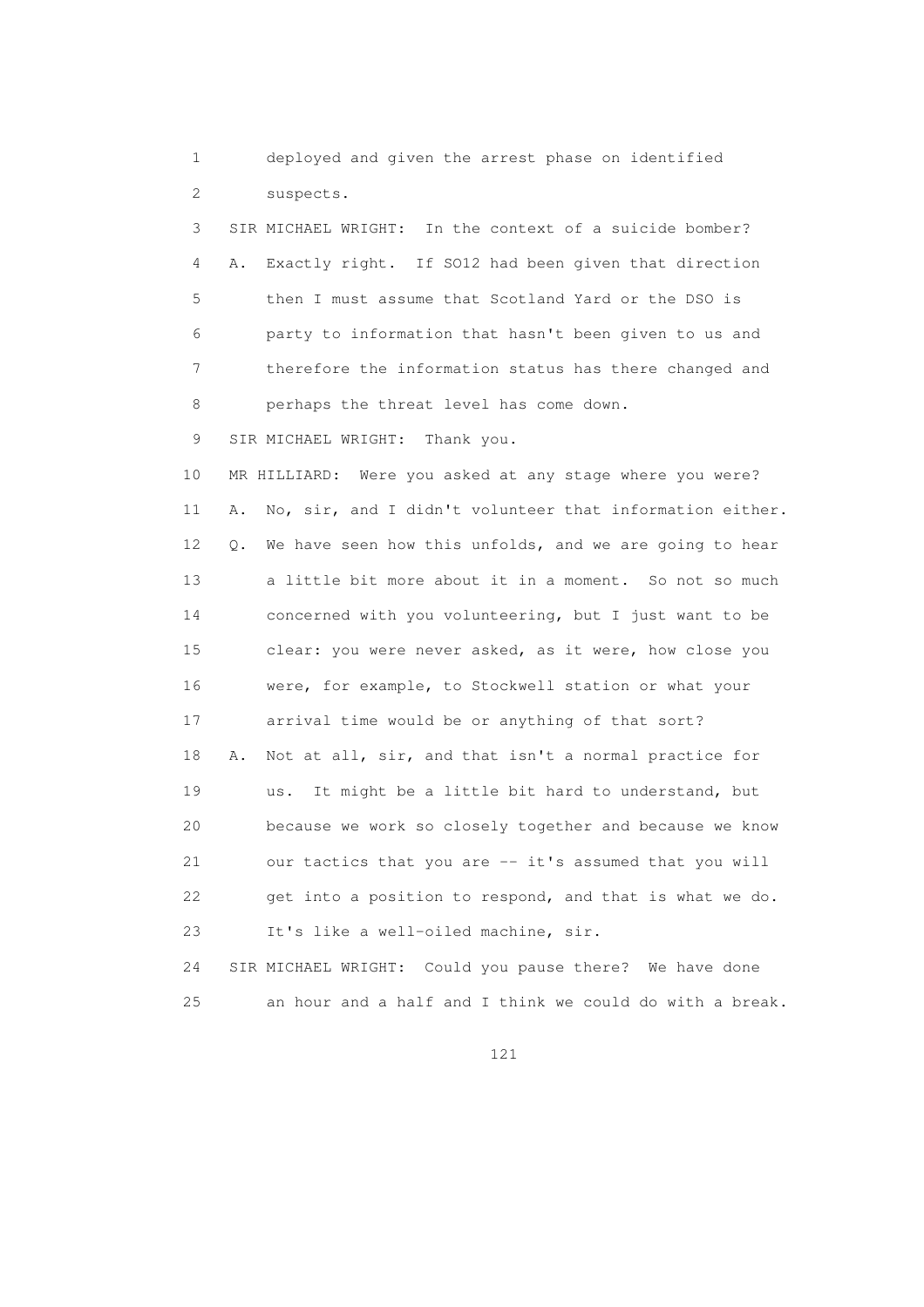1 deployed and given the arrest phase on identified
2 suspects.
3 SIR MICHAEL WRIGHT: In the context of a suicide bomber?
4 A. Exactly right. If SO12 had been given that direction
5 then I must assume that Scotland Yard or the DSO is
6 party to information that hasn't been given to us and
7 therefore the information status has there changed and
8 perhaps the threat level has come down.
9 SIR MICHAEL WRIGHT: Thank you.
10 MR HILLIARD: Were you asked at any stage where you were?
11 A. No, sir, and I didn't volunteer that information either.
12 Q. We have seen how this unfolds, and we are going to hear
13 a little bit more about it in a moment. So not so much
14 concerned with you volunteering, but I just want to be
15 clear: you were never asked, as it were, how close you
16 were, for example, to Stockwell station or what your
17 arrival time would be or anything of that sort?
18 A. Not at all, sir, and that isn't a normal practice for
19 us. It might be a little bit hard to understand, but
20 because we work so closely together and because we know
21 our tactics that you are -- it's assumed that you will
22 get into a position to respond, and that is what we do.
23 It's like a well-oiled machine, sir.
24 SIR MICHAEL WRIGHT: Could you pause there? We have done
25 an hour and a half and I think we could do with a break.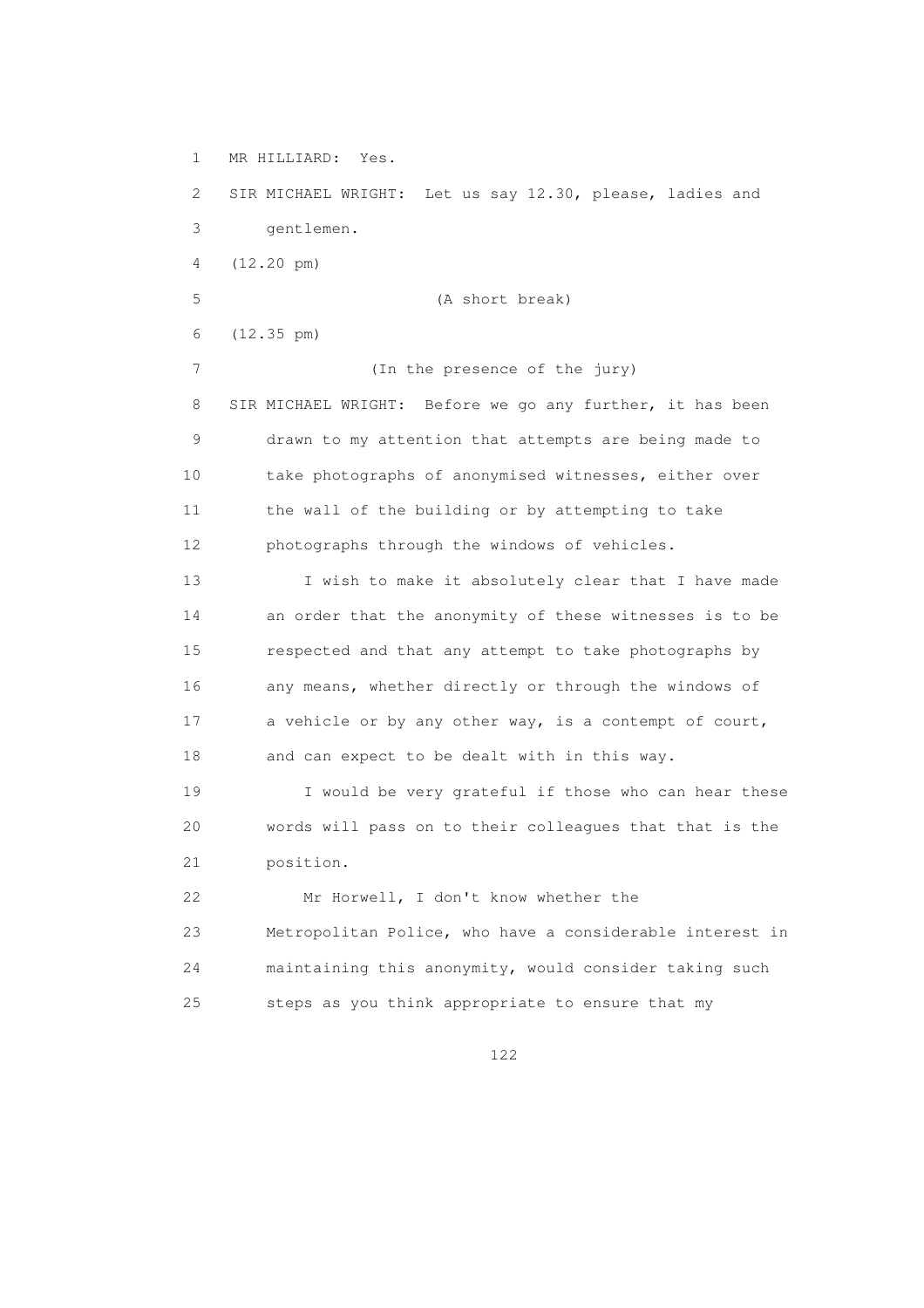MR HILLIARD: Yes.

SIR MICHAEL WRIGHT: Let us say 12.30, please, ladies and gentlemen.

(12.20 pm)

(A short break)

(12.35 pm)

(In the presence of the jury)

SIR MICHAEL WRIGHT: Before we go any further, it has been drawn to my attention that attempts are being made to take photographs of anonymised witnesses, either over the wall of the building or by attempting to take photographs through the windows of vehicles.

I wish to make it absolutely clear that I have made an order that the anonymity of these witnesses is to be respected and that any attempt to take photographs by any means, whether directly or through the windows of a vehicle or by any other way, is a contempt of court, and can expect to be dealt with in this way.

I would be very grateful if those who can hear these words will pass on to their colleagues that that is the position.

Mr Horwell, I don't know whether the Metropolitan Police, who have a considerable interest in maintaining this anonymity, would consider taking such steps as you think appropriate to ensure that my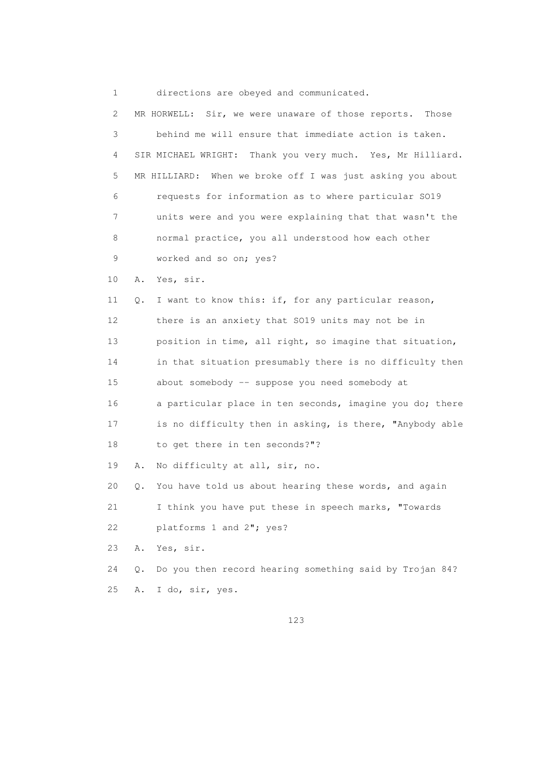1 directions are obeyed and communicated.

2 MR HORWELL: Sir, we were unaware of those reports. Those

3 behind me will ensure that immediate action is taken.

4 SIR MICHAEL WRIGHT: Thank you very much. Yes, Mr Hilliard.

5 MR HILLIARD: When we broke off I was just asking you about

6 requests for information as to where particular SO19

7 units were and you were explaining that that wasn't the

8 normal practice, you all understood how each other

9 worked and so on; yes?

10 A. Yes, sir.

11 Q. I want to know this: if, for any particular reason,

12 there is an anxiety that SO19 units may not be in

13 position in time, all right, so imagine that situation,

14 in that situation presumably there is no difficulty then

15 about somebody -- suppose you need somebody at

16 a particular place in ten seconds, imagine you do; there

17 is no difficulty then in asking, is there, "Anybody able

18 to get there in ten seconds?"?

19 A. No difficulty at all, sir, no.

20 Q. You have told us about hearing these words, and again

21 I think you have put these in speech marks, "Towards

22 platforms 1 and 2"; yes?

23 A. Yes, sir.

24 Q. Do you then record hearing something said by Trojan 84?

25 A. I do, sir, yes.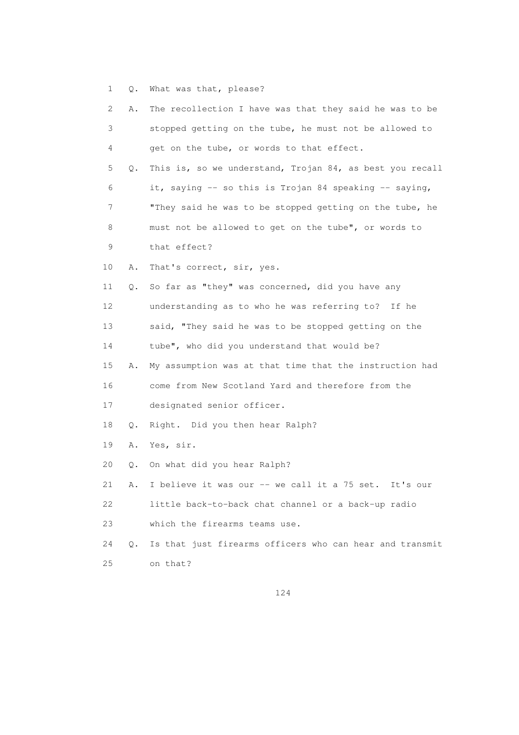1 Q. What was that, please?

2 A. The recollection I have was that they said he was to be
3 stopped getting on the tube, he must not be allowed to
4 get on the tube, or words to that effect.

5 Q. This is, so we understand, Trojan 84, as best you recall
6 it, saying -- so this is Trojan 84 speaking -- saying,
7 "They said he was to be stopped getting on the tube, he
8 must not be allowed to get on the tube", or words to
9 that effect?

10 A. That's correct, sir, yes.

11 Q. So far as "they" was concerned, did you have any
12 understanding as to who he was referring to? If he
13 said, "They said he was to be stopped getting on the
14 tube", who did you understand that would be?

15 A. My assumption was at that time that the instruction had
16 come from New Scotland Yard and therefore from the
17 designated senior officer.

18 Q. Right. Did you then hear Ralph?

19 A. Yes, sir.

20 Q. On what did you hear Ralph?

21 A. I believe it was our -- we call it a 75 set. It's our
22 little back-to-back chat channel or a back-up radio
23 which the firearms teams use.

24 Q. Is that just firearms officers who can hear and transmit
25 on that?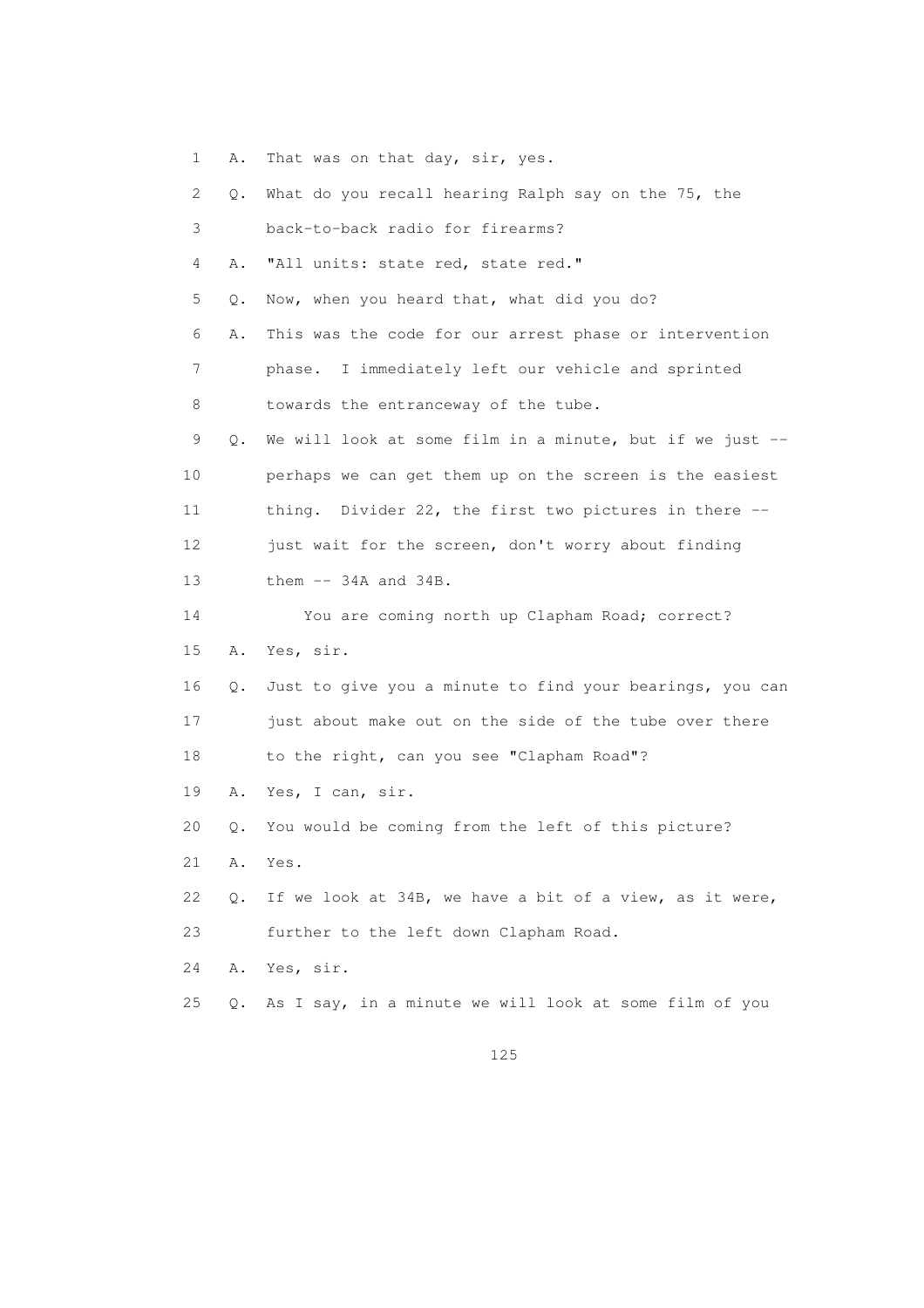1 A. That was on that day, sir, yes.

2 Q. What do you recall hearing Ralph say on the 75, the

3 back-to-back radio for firearms?

4 A. "All units: state red, state red."

5 Q. Now, when you heard that, what did you do?

6 A. This was the code for our arrest phase or intervention

7 phase. I immediately left our vehicle and sprinted

8 towards the entranceway of the tube.

9 Q. We will look at some film in a minute, but if we just --

10 perhaps we can get them up on the screen is the easiest

11 thing. Divider 22, the first two pictures in there --

12 just wait for the screen, don't worry about finding

13 them -- 34A and 34B.

14 You are coming north up Clapham Road; correct?

15 A. Yes, sir.

16 Q. Just to give you a minute to find your bearings, you can

17 just about make out on the side of the tube over there

18 to the right, can you see "Clapham Road"?

19 A. Yes, I can, sir.

20 Q. You would be coming from the left of this picture?

21 A. Yes.

22 Q. If we look at 34B, we have a bit of a view, as it were,

23 further to the left down Clapham Road.

24 A. Yes, sir.

25 Q. As I say, in a minute we will look at some film of you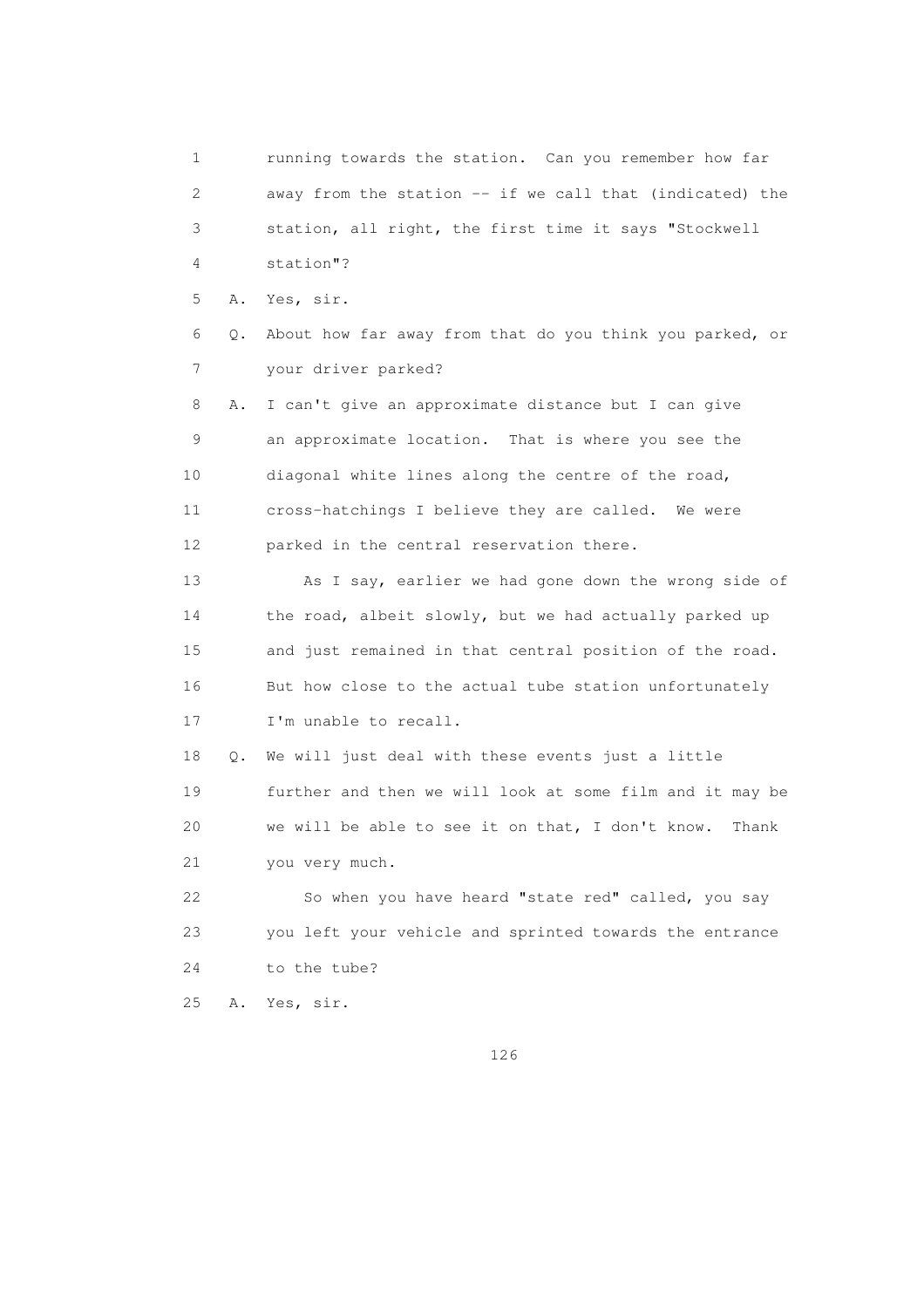1 running towards the station. Can you remember how far
2 away from the station -- if we call that (indicated) the
3 station, all right, the first time it says "Stockwell
4 station"?

5 A. Yes, sir.

6 Q. About how far away from that do you think you parked, or
7 your driver parked?

8 A. I can't give an approximate distance but I can give
9 an approximate location. That is where you see the
10 diagonal white lines along the centre of the road,
11 cross-hatchings I believe they are called. We were
12 parked in the central reservation there.

13 As I say, earlier we had gone down the wrong side of
14 the road, albeit slowly, but we had actually parked up
15 and just remained in that central position of the road.
16 But how close to the actual tube station unfortunately
17 I'm unable to recall.

18 Q. We will just deal with these events just a little
19 further and then we will look at some film and it may be
20 we will be able to see it on that, I don't know. Thank
21 you very much.

22 So when you have heard "state red" called, you say
23 you left your vehicle and sprinted towards the entrance
24 to the tube?

25 A. Yes, sir.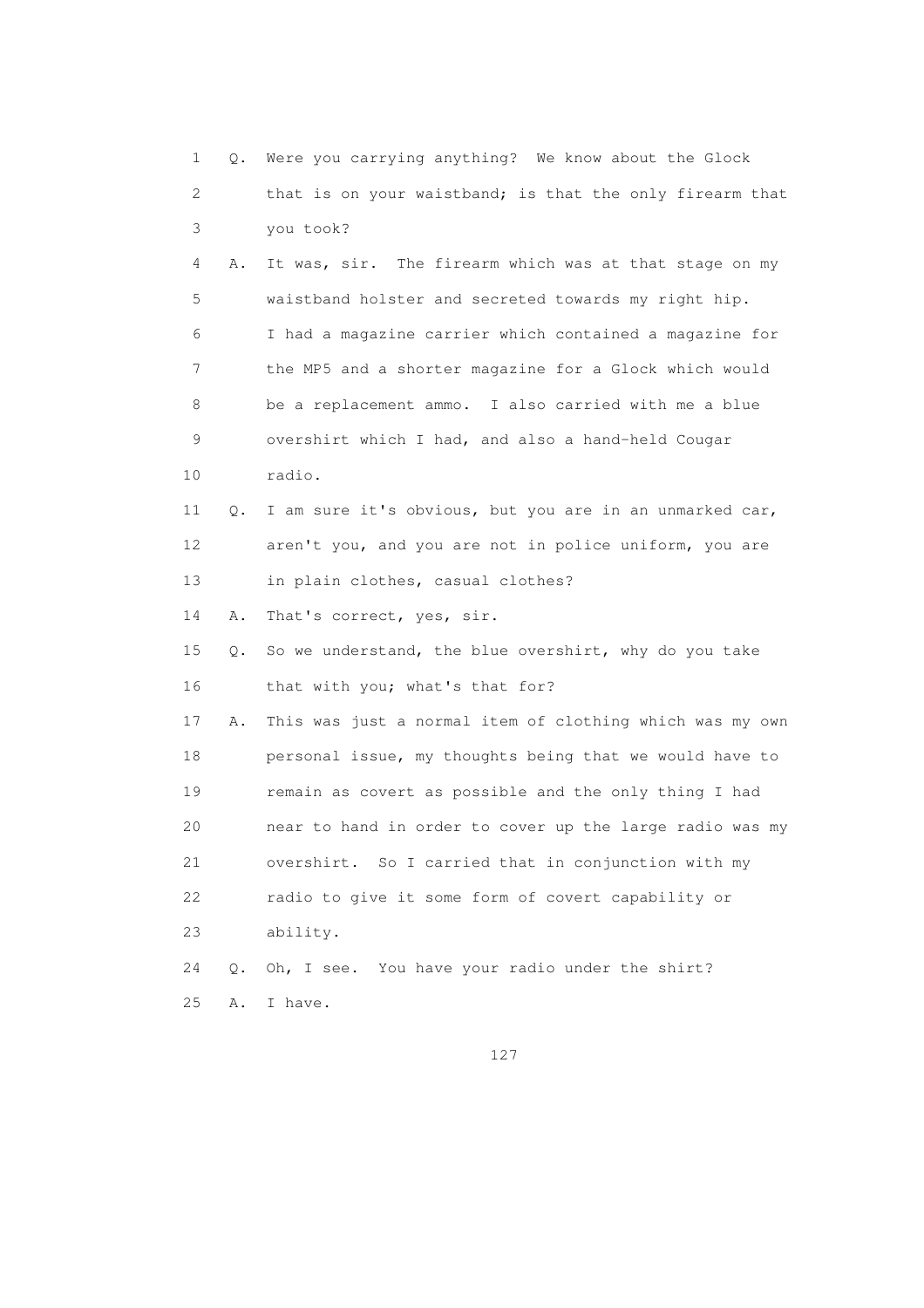1 Q. Were you carrying anything? We know about the Glock
2 that is on your waistband; is that the only firearm that
3 you took?

4 A. It was, sir. The firearm which was at that stage on my
5 waistband holster and secreted towards my right hip.
6 I had a magazine carrier which contained a magazine for
7 the MP5 and a shorter magazine for a Glock which would
8 be a replacement ammo. I also carried with me a blue
9 overshirt which I had, and also a hand-held Cougar
10 radio.

11 Q. I am sure it's obvious, but you are in an unmarked car,
12 aren't you, and you are not in police uniform, you are
13 in plain clothes, casual clothes?

14 A. That's correct, yes, sir.

15 Q. So we understand, the blue overshirt, why do you take
16 that with you; what's that for?

17 A. This was just a normal item of clothing which was my own
18 personal issue, my thoughts being that we would have to
19 remain as covert as possible and the only thing I had
20 near to hand in order to cover up the large radio was my
21 overshirt. So I carried that in conjunction with my
22 radio to give it some form of covert capability or
23 ability.

24 Q. Oh, I see. You have your radio under the shirt?

25 A. I have.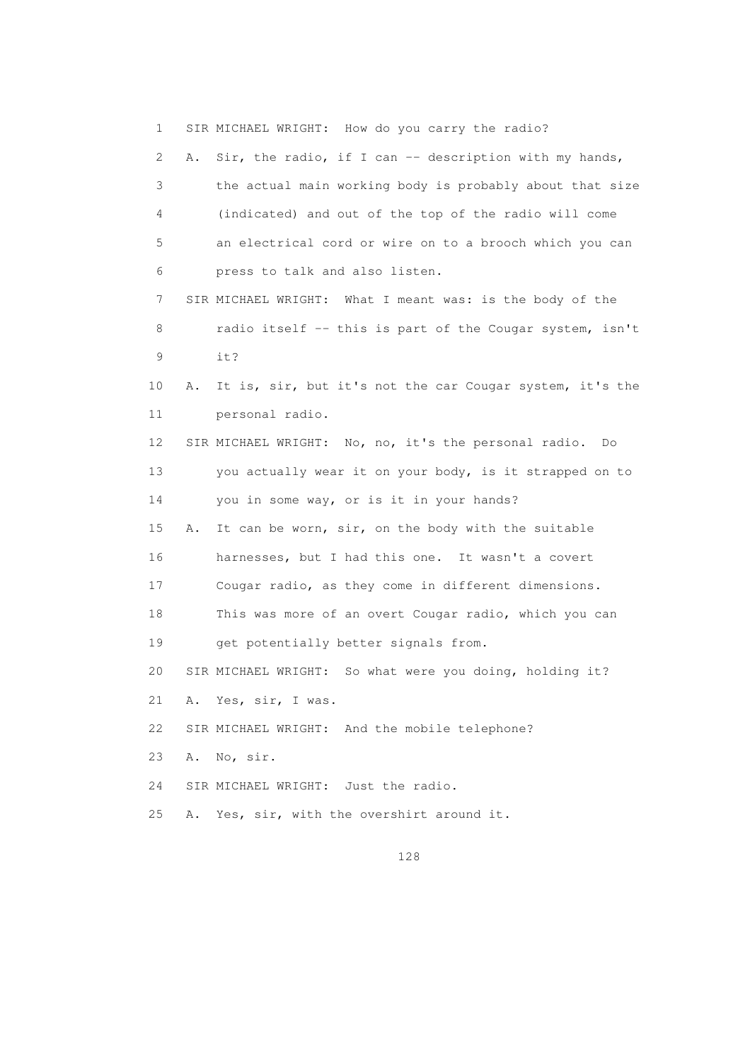SIR MICHAEL WRIGHT: How do you carry the radio?

A. Sir, the radio, if I can -- description with my hands, the actual main working body is probably about that size (indicated) and out of the top of the radio will come an electrical cord or wire on to a brooch which you can press to talk and also listen.

SIR MICHAEL WRIGHT: What I meant was: is the body of the radio itself -- this is part of the Cougar system, isn't it?

A. It is, sir, but it's not the car Cougar system, it's the personal radio.

SIR MICHAEL WRIGHT: No, no, it's the personal radio. Do you actually wear it on your body, is it strapped on to you in some way, or is it in your hands?

A. It can be worn, sir, on the body with the suitable harnesses, but I had this one. It wasn't a covert Cougar radio, as they come in different dimensions. This was more of an overt Cougar radio, which you can get potentially better signals from.

SIR MICHAEL WRIGHT: So what were you doing, holding it?

A. Yes, sir, I was.

SIR MICHAEL WRIGHT: And the mobile telephone?

A. No, sir.

SIR MICHAEL WRIGHT: Just the radio.

A. Yes, sir, with the overshirt around it.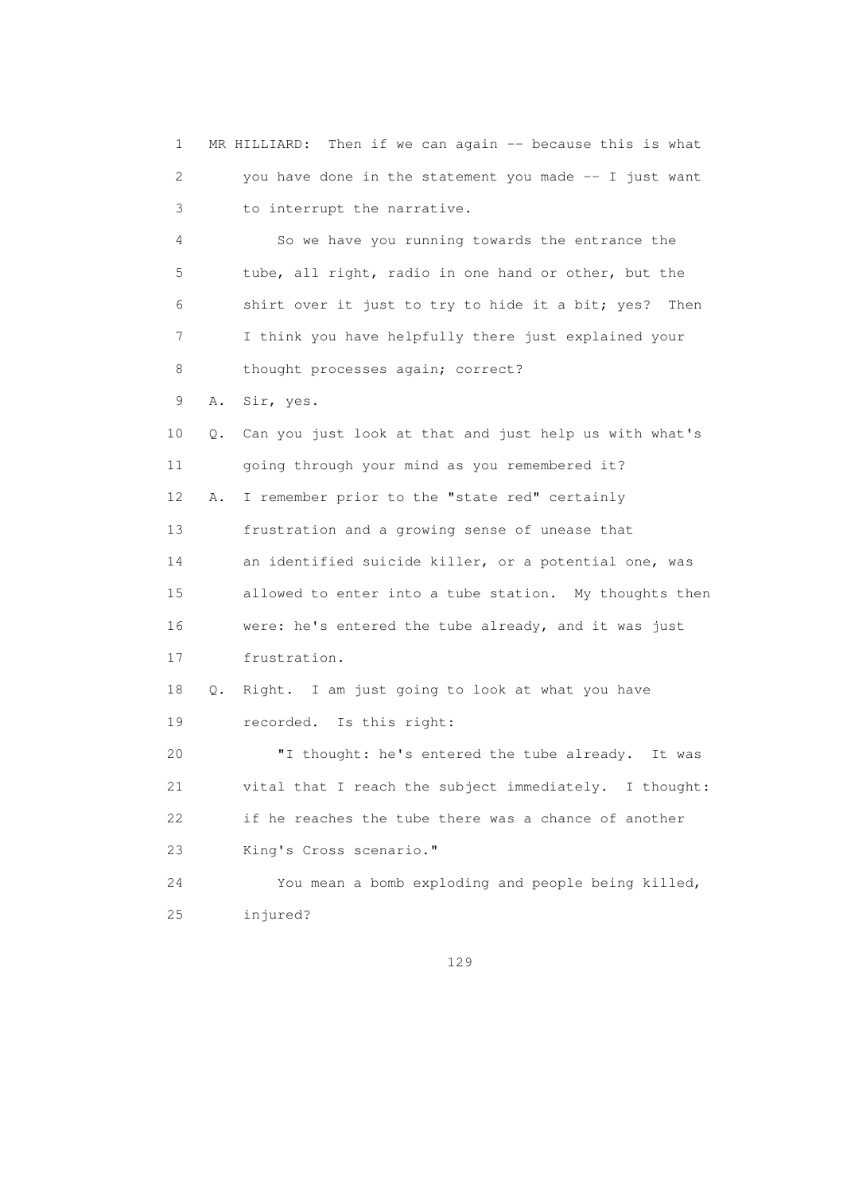1 MR HILLIARD: Then if we can again -- because this is what
2 you have done in the statement you made -- I just want
3 to interrupt the narrative.
4 So we have you running towards the entrance the
5 tube, all right, radio in one hand or other, but the
6 shirt over it just to try to hide it a bit; yes? Then
7 I think you have helpfully there just explained your
8 thought processes again; correct?
9 A. Sir, yes.
10 Q. Can you just look at that and just help us with what's
11 going through your mind as you remembered it?
12 A. I remember prior to the "state red" certainly
13 frustration and a growing sense of unease that
14 an identified suicide killer, or a potential one, was
15 allowed to enter into a tube station. My thoughts then
16 were: he's entered the tube already, and it was just
17 frustration.
18 Q. Right. I am just going to look at what you have
19 recorded. Is this right:
20 "I thought: he's entered the tube already. It was
21 vital that I reach the subject immediately. I thought:
22 if he reaches the tube there was a chance of another
23 King's Cross scenario."
24 You mean a bomb exploding and people being killed,
25 injured?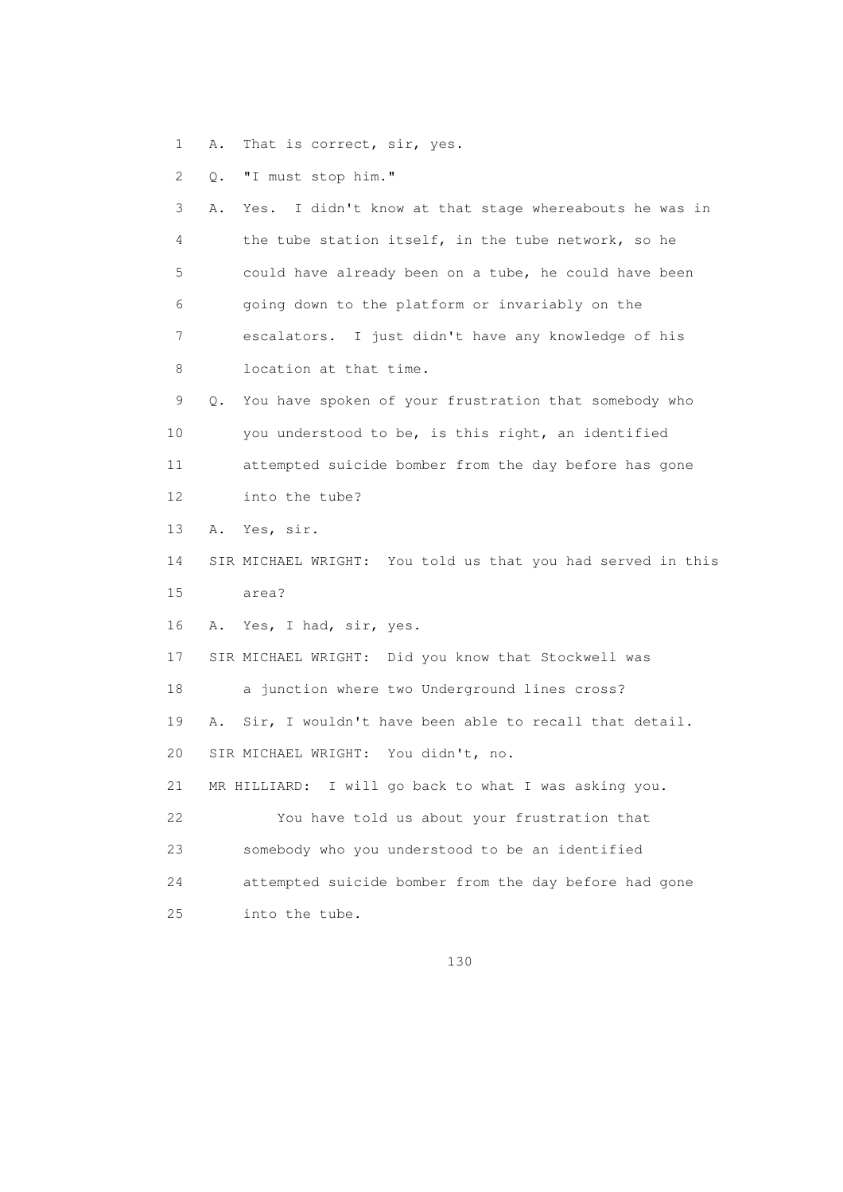1 A. That is correct, sir, yes.

2 Q. "I must stop him."

3 A. Yes. I didn't know at that stage whereabouts he was in

4 the tube station itself, in the tube network, so he

5 could have already been on a tube, he could have been

6 going down to the platform or invariably on the

7 escalators. I just didn't have any knowledge of his

8 location at that time.

9 Q. You have spoken of your frustration that somebody who

10 you understood to be, is this right, an identified

11 attempted suicide bomber from the day before has gone

12 into the tube?

13 A. Yes, sir.

14 SIR MICHAEL WRIGHT: You told us that you had served in this

15 area?

16 A. Yes, I had, sir, yes.

17 SIR MICHAEL WRIGHT: Did you know that Stockwell was

18 a junction where two Underground lines cross?

19 A. Sir, I wouldn't have been able to recall that detail.

20 SIR MICHAEL WRIGHT: You didn't, no.

21 MR HILLIARD: I will go back to what I was asking you.

22 You have told us about your frustration that

23 somebody who you understood to be an identified

24 attempted suicide bomber from the day before had gone

25 into the tube.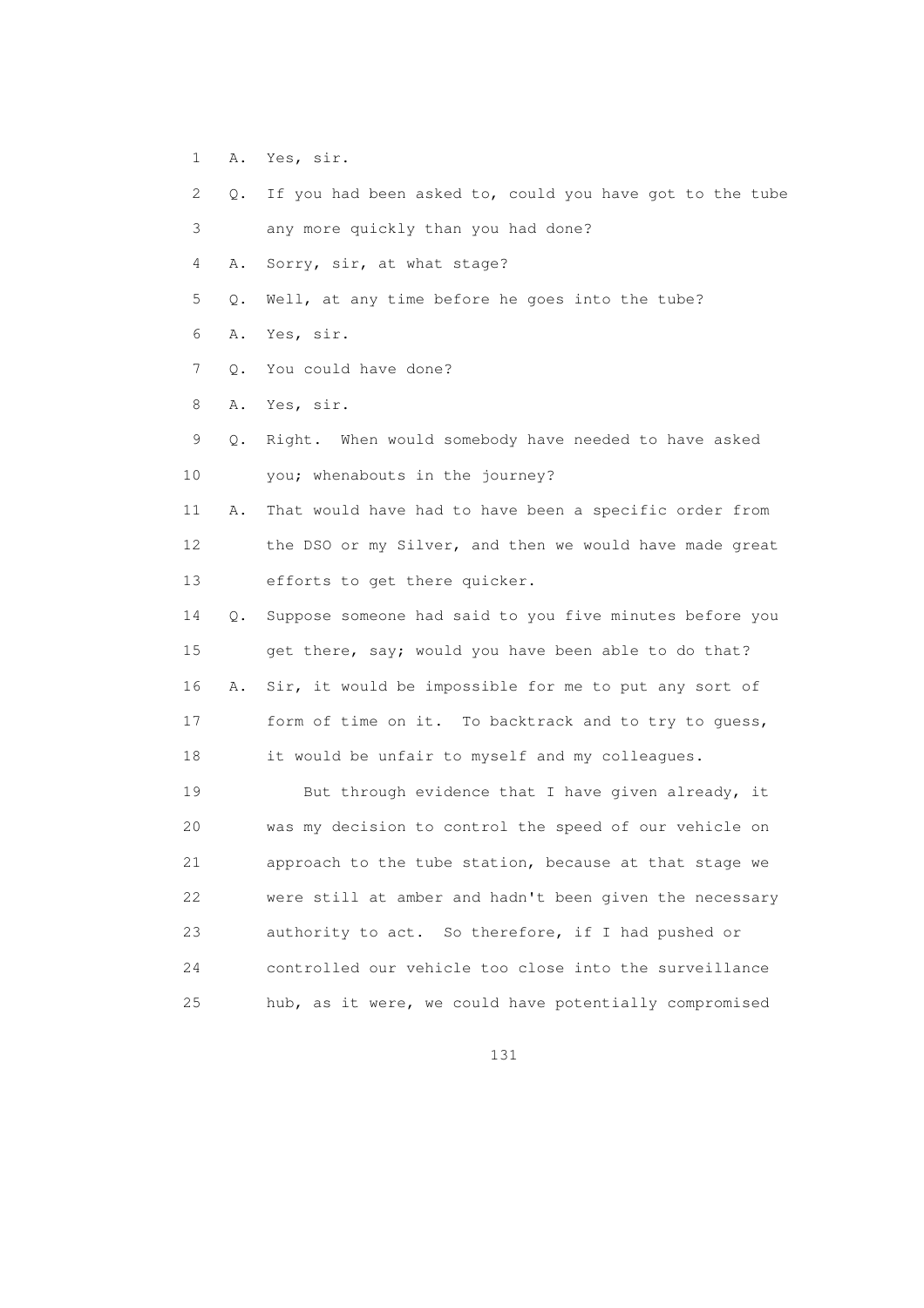1 A. Yes, sir.

2 Q. If you had been asked to, could you have got to the tube

3 any more quickly than you had done?

4 A. Sorry, sir, at what stage?

5 Q. Well, at any time before he goes into the tube?

6 A. Yes, sir.

7 Q. You could have done?

8 A. Yes, sir.

9 Q. Right. When would somebody have needed to have asked

10 you; whenabouts in the journey?

11 A. That would have had to have been a specific order from

12 the DSO or my Silver, and then we would have made great

13 efforts to get there quicker.

14 Q. Suppose someone had said to you five minutes before you

15 get there, say; would you have been able to do that?

16 A. Sir, it would be impossible for me to put any sort of

17 form of time on it. To backtrack and to try to guess,

18 it would be unfair to myself and my colleagues.

19 But through evidence that I have given already, it

20 was my decision to control the speed of our vehicle on

21 approach to the tube station, because at that stage we

22 were still at amber and hadn't been given the necessary

23 authority to act. So therefore, if I had pushed or

24 controlled our vehicle too close into the surveillance

25 hub, as it were, we could have potentially compromised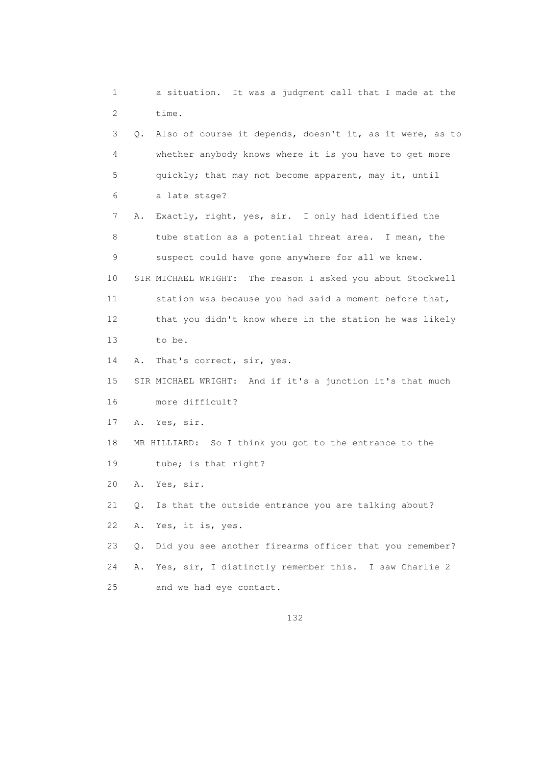1 a situation. It was a judgment call that I made at the
2 time.
3 Q. Also of course it depends, doesn't it, as it were, as to
4 whether anybody knows where it is you have to get more
5 quickly; that may not become apparent, may it, until
6 a late stage?
7 A. Exactly, right, yes, sir. I only had identified the
8 tube station as a potential threat area. I mean, the
9 suspect could have gone anywhere for all we knew.
10 SIR MICHAEL WRIGHT: The reason I asked you about Stockwell
11 station was because you had said a moment before that,
12 that you didn't know where in the station he was likely
13 to be.
14 A. That's correct, sir, yes.
15 SIR MICHAEL WRIGHT: And if it's a junction it's that much
16 more difficult?
17 A. Yes, sir.
18 MR HILLIARD: So I think you got to the entrance to the
19 tube; is that right?
20 A. Yes, sir.
21 Q. Is that the outside entrance you are talking about?
22 A. Yes, it is, yes.
23 Q. Did you see another firearms officer that you remember?
24 A. Yes, sir, I distinctly remember this. I saw Charlie 2
25 and we had eye contact.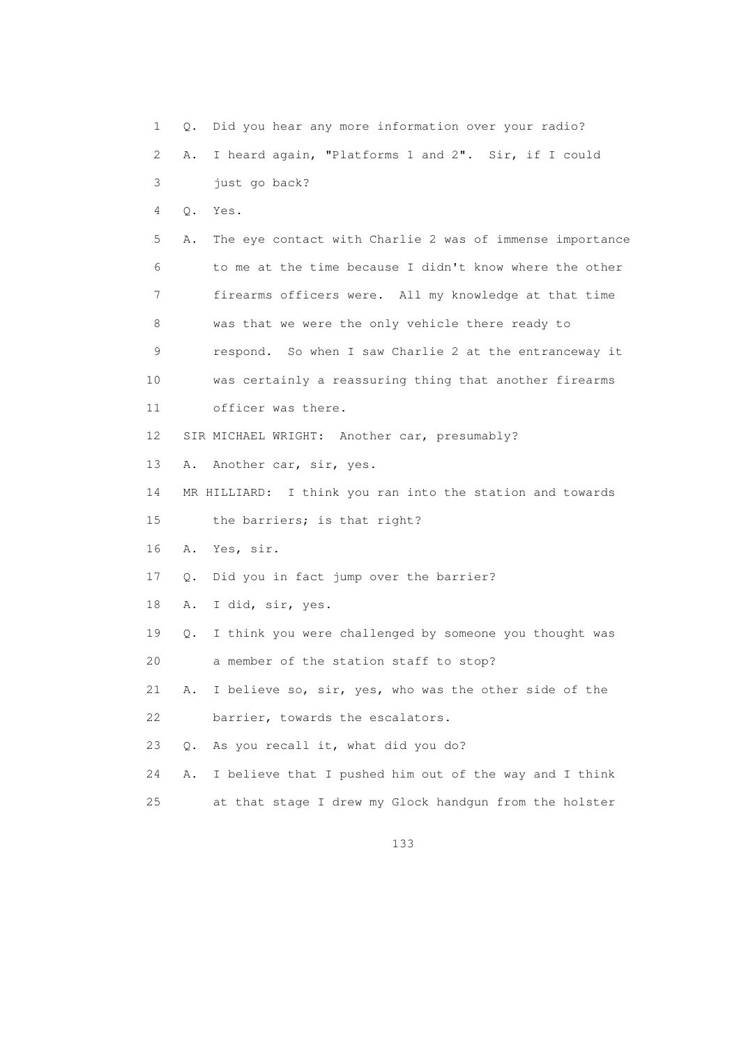1 Q. Did you hear any more information over your radio?

2 A. I heard again, "Platforms 1 and 2". Sir, if I could

3 just go back?

4 Q. Yes.

5 A. The eye contact with Charlie 2 was of immense importance

6 to me at the time because I didn't know where the other

7 firearms officers were. All my knowledge at that time

8 was that we were the only vehicle there ready to

9 respond. So when I saw Charlie 2 at the entranceway it

10 was certainly a reassuring thing that another firearms

11 officer was there.

12 SIR MICHAEL WRIGHT: Another car, presumably?

13 A. Another car, sir, yes.

14 MR HILLIARD: I think you ran into the station and towards

15 the barriers; is that right?

16 A. Yes, sir.

17 Q. Did you in fact jump over the barrier?

18 A. I did, sir, yes.

19 Q. I think you were challenged by someone you thought was

20 a member of the station staff to stop?

21 A. I believe so, sir, yes, who was the other side of the

22 barrier, towards the escalators.

23 Q. As you recall it, what did you do?

24 A. I believe that I pushed him out of the way and I think

25 at that stage I drew my Glock handgun from the holster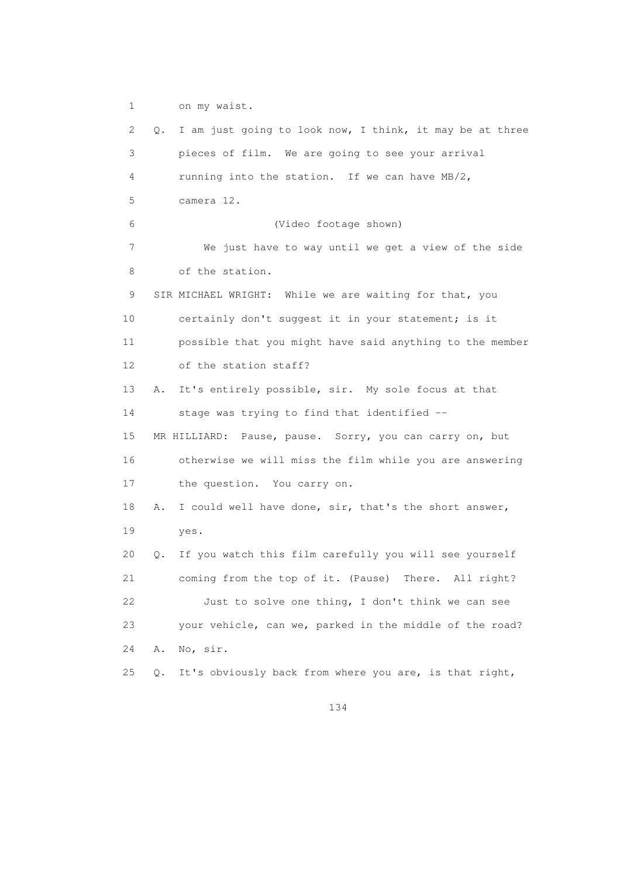1 on my waist.

2 Q. I am just going to look now, I think, it may be at three

3 pieces of film. We are going to see your arrival

4 running into the station. If we can have MB/2,

5 camera 12.

6 (Video footage shown)

7 We just have to way until we get a view of the side

8 of the station.

9 SIR MICHAEL WRIGHT: While we are waiting for that, you

10 certainly don't suggest it in your statement; is it

11 possible that you might have said anything to the member

12 of the station staff?

13 A. It's entirely possible, sir. My sole focus at that

14 stage was trying to find that identified --

15 MR HILLIARD: Pause, pause. Sorry, you can carry on, but

16 otherwise we will miss the film while you are answering

17 the question. You carry on.

18 A. I could well have done, sir, that's the short answer,

19 yes.

20 Q. If you watch this film carefully you will see yourself

21 coming from the top of it. (Pause) There. All right?

22 Just to solve one thing, I don't think we can see

23 your vehicle, can we, parked in the middle of the road?

24 A. No, sir.

25 Q. It's obviously back from where you are, is that right,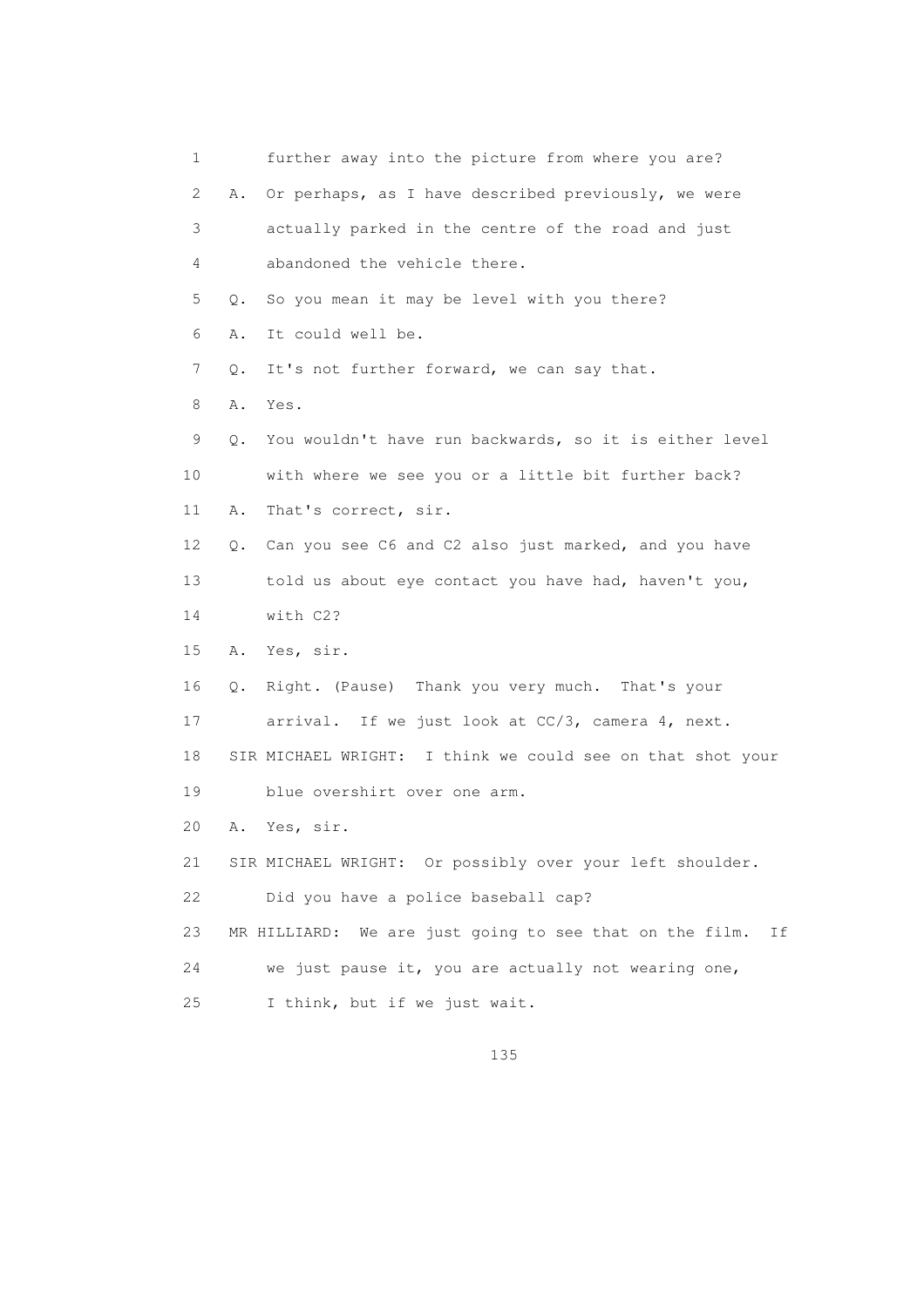1 further away into the picture from where you are?

2 A. Or perhaps, as I have described previously, we were

3 actually parked in the centre of the road and just

4 abandoned the vehicle there.

5 Q. So you mean it may be level with you there?

6 A. It could well be.

7 Q. It's not further forward, we can say that.

8 A. Yes.

9 Q. You wouldn't have run backwards, so it is either level

10 with where we see you or a little bit further back?

11 A. That's correct, sir.

12 Q. Can you see C6 and C2 also just marked, and you have

13 told us about eye contact you have had, haven't you,

14 with C2?

15 A. Yes, sir.

16 Q. Right. (Pause) Thank you very much. That's your

17 arrival. If we just look at CC/3, camera 4, next.

18 SIR MICHAEL WRIGHT: I think we could see on that shot your

19 blue overshirt over one arm.

20 A. Yes, sir.

21 SIR MICHAEL WRIGHT: Or possibly over your left shoulder.

22 Did you have a police baseball cap?

23 MR HILLIARD: We are just going to see that on the film. If

24 we just pause it, you are actually not wearing one,

25 I think, but if we just wait.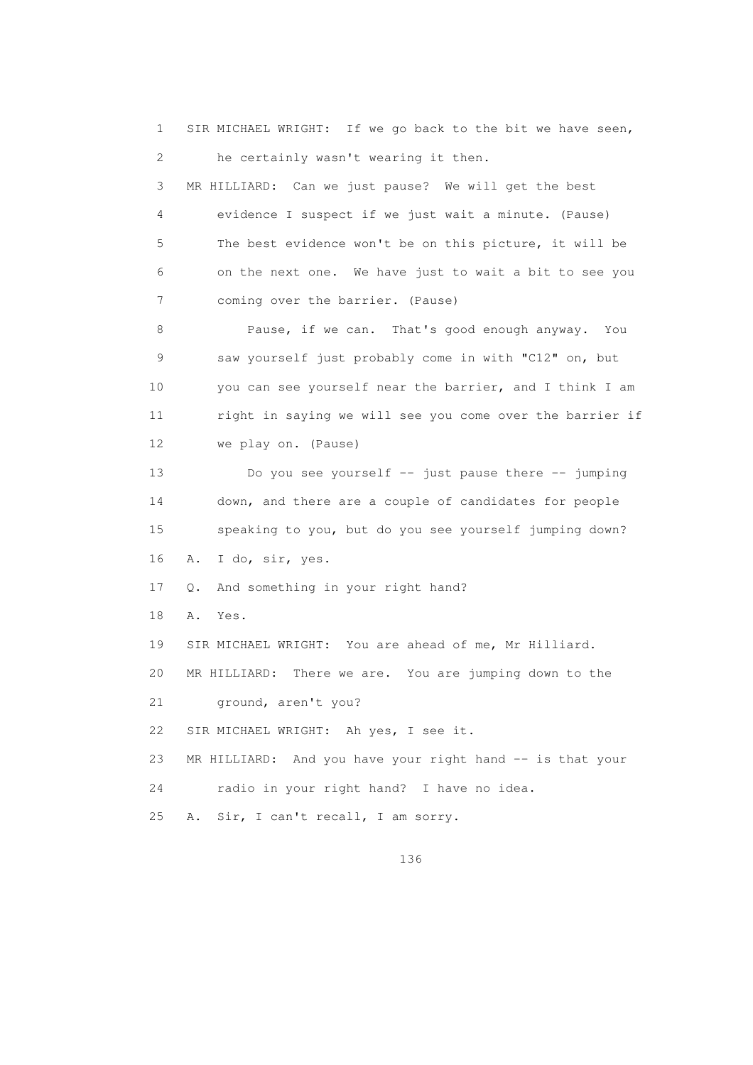1 SIR MICHAEL WRIGHT: If we go back to the bit we have seen,
2 he certainly wasn't wearing it then.
3 MR HILLIARD: Can we just pause? We will get the best
4 evidence I suspect if we just wait a minute. (Pause)
5 The best evidence won't be on this picture, it will be
6 on the next one. We have just to wait a bit to see you
7 coming over the barrier. (Pause)
8 Pause, if we can. That's good enough anyway. You
9 saw yourself just probably come in with "C12" on, but
10 you can see yourself near the barrier, and I think I am
11 right in saying we will see you come over the barrier if
12 we play on. (Pause)
13 Do you see yourself -- just pause there -- jumping
14 down, and there are a couple of candidates for people
15 speaking to you, but do you see yourself jumping down?
16 A. I do, sir, yes.
17 Q. And something in your right hand?
18 A. Yes.
19 SIR MICHAEL WRIGHT: You are ahead of me, Mr Hilliard.
20 MR HILLIARD: There we are. You are jumping down to the
21 ground, aren't you?
22 SIR MICHAEL WRIGHT: Ah yes, I see it.
23 MR HILLIARD: And you have your right hand -- is that your
24 radio in your right hand? I have no idea.
25 A. Sir, I can't recall, I am sorry.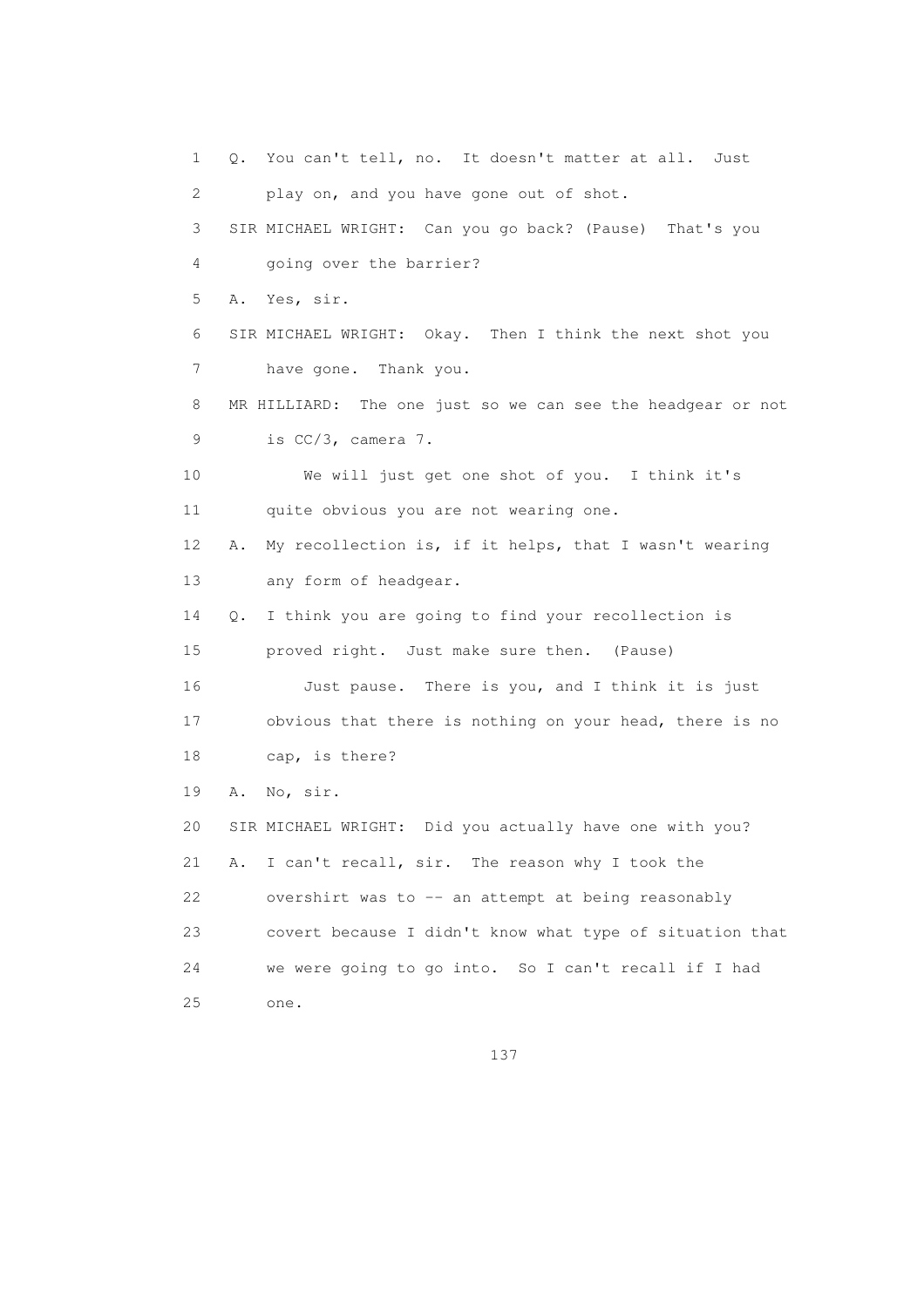1 Q. You can't tell, no. It doesn't matter at all. Just
2 play on, and you have gone out of shot.
3 SIR MICHAEL WRIGHT: Can you go back? (Pause) That's you
4 going over the barrier?
5 A. Yes, sir.
6 SIR MICHAEL WRIGHT: Okay. Then I think the next shot you
7 have gone. Thank you.
8 MR HILLIARD: The one just so we can see the headgear or not
9 is CC/3, camera 7.
10 We will just get one shot of you. I think it's
11 quite obvious you are not wearing one.
12 A. My recollection is, if it helps, that I wasn't wearing
13 any form of headgear.
14 Q. I think you are going to find your recollection is
15 proved right. Just make sure then. (Pause)
16 Just pause. There is you, and I think it is just
17 obvious that there is nothing on your head, there is no
18 cap, is there?
19 A. No, sir.
20 SIR MICHAEL WRIGHT: Did you actually have one with you?
21 A. I can't recall, sir. The reason why I took the
22 overshirt was to -- an attempt at being reasonably
23 covert because I didn't know what type of situation that
24 we were going to go into. So I can't recall if I had
25 one.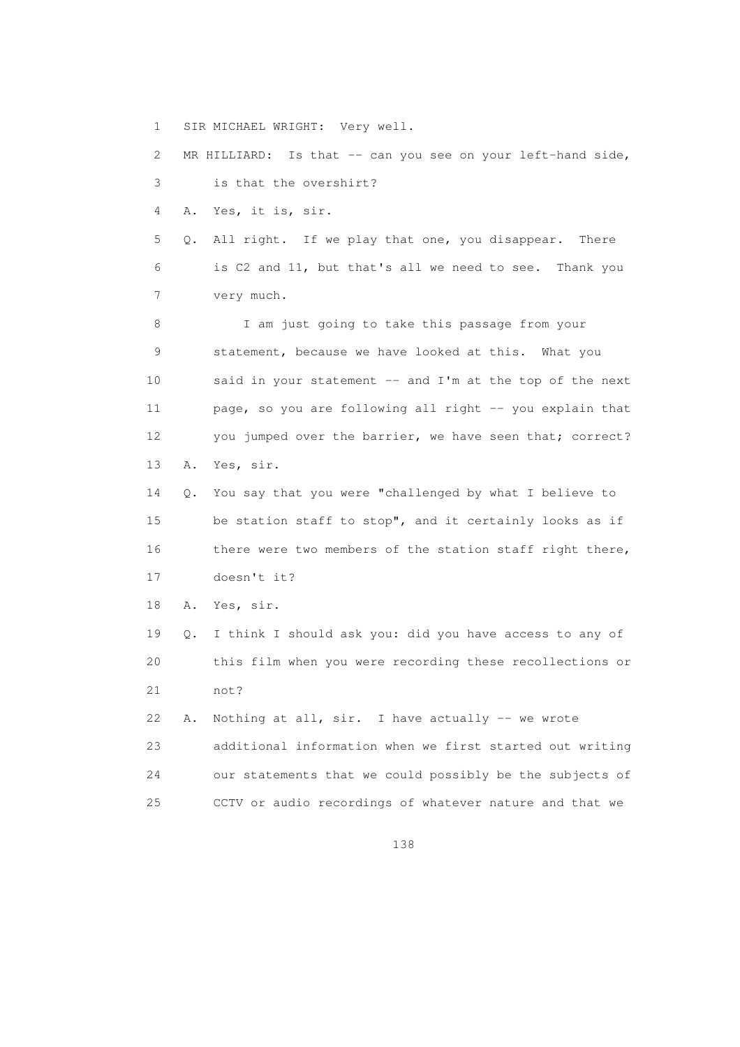1 SIR MICHAEL WRIGHT: Very well.

2 MR HILLIARD: Is that -- can you see on your left-hand side,

3 is that the overshirt?

4 A. Yes, it is, sir.

5 Q. All right. If we play that one, you disappear. There

6 is C2 and 11, but that's all we need to see. Thank you

7 very much.

8 I am just going to take this passage from your

9 statement, because we have looked at this. What you

10 said in your statement -- and I'm at the top of the next

11 page, so you are following all right -- you explain that

12 you jumped over the barrier, we have seen that; correct?

13 A. Yes, sir.

14 Q. You say that you were "challenged by what I believe to

15 be station staff to stop", and it certainly looks as if

16 there were two members of the station staff right there,

17 doesn't it?

18 A. Yes, sir.

19 Q. I think I should ask you: did you have access to any of

20 this film when you were recording these recollections or

21 not?

22 A. Nothing at all, sir. I have actually -- we wrote

23 additional information when we first started out writing

24 our statements that we could possibly be the subjects of

25 CCTV or audio recordings of whatever nature and that we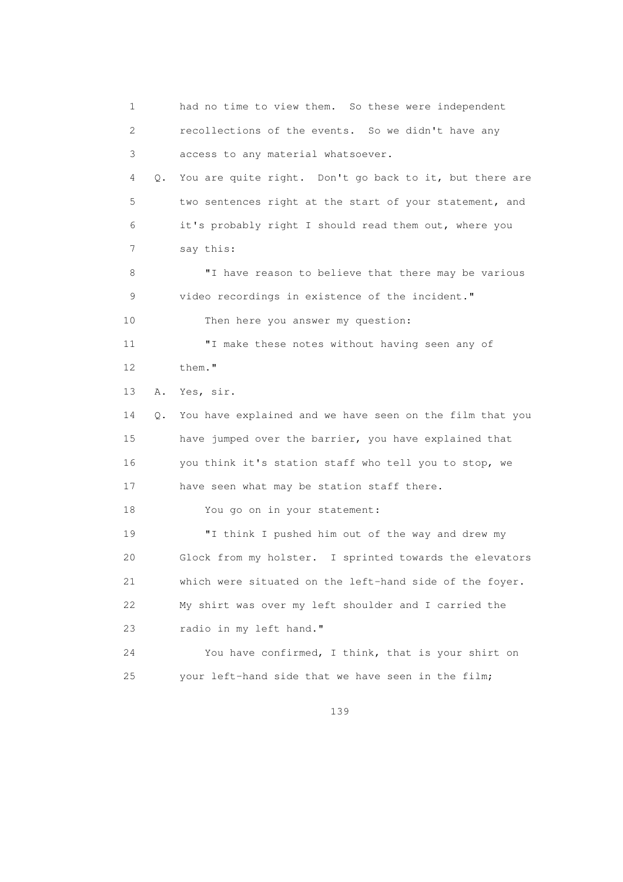1 had no time to view them. So these were independent
2 recollections of the events. So we didn't have any
3 access to any material whatsoever.

4 Q. You are quite right. Don't go back to it, but there are
5 two sentences right at the start of your statement, and
6 it's probably right I should read them out, where you
7 say this:

8 "I have reason to believe that there may be various
9 video recordings in existence of the incident."

10 Then here you answer my question:

11 "I make these notes without having seen any of
12 them."

13 A. Yes, sir.

14 Q. You have explained and we have seen on the film that you
15 have jumped over the barrier, you have explained that
16 you think it's station staff who tell you to stop, we
17 have seen what may be station staff there.

18 You go on in your statement:

19 "I think I pushed him out of the way and drew my
20 Glock from my holster. I sprinted towards the elevators
21 which were situated on the left-hand side of the foyer.
22 My shirt was over my left shoulder and I carried the
23 radio in my left hand."

24 You have confirmed, I think, that is your shirt on
25 your left-hand side that we have seen in the film;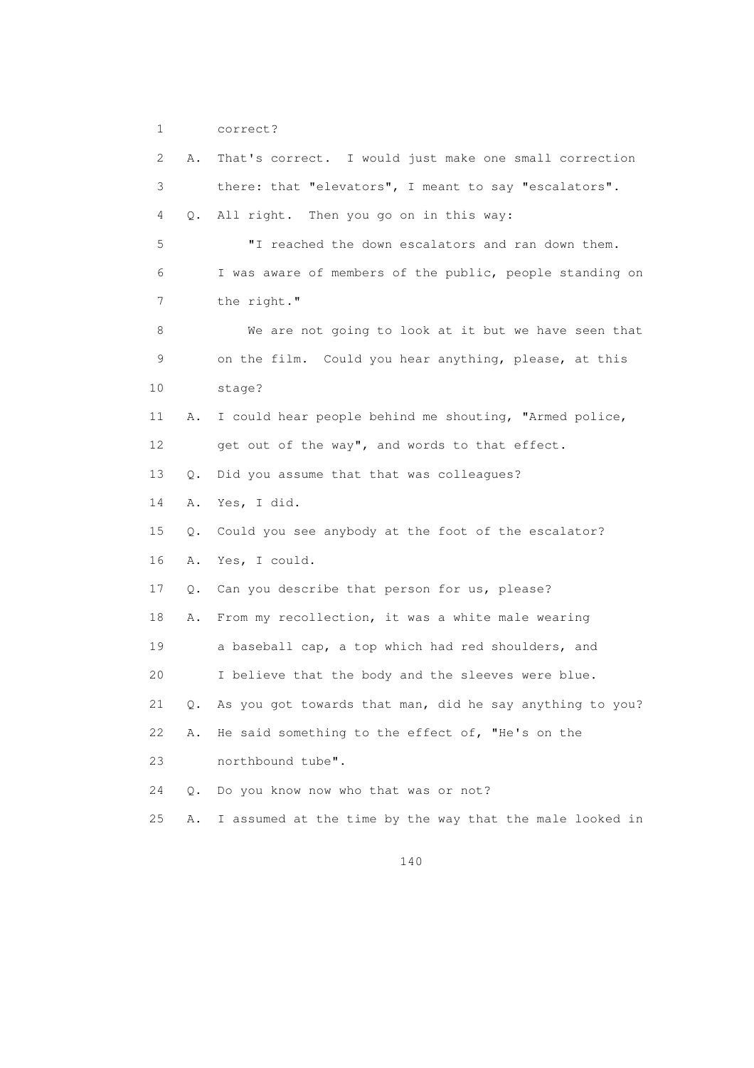1 correct?

2 A. That's correct. I would just make one small correction

3 there: that "elevators", I meant to say "escalators".

4 Q. All right. Then you go on in this way:

5 "I reached the down escalators and ran down them.

6 I was aware of members of the public, people standing on

7 the right."

8 We are not going to look at it but we have seen that

9 on the film. Could you hear anything, please, at this

10 stage?

11 A. I could hear people behind me shouting, "Armed police,

12 get out of the way", and words to that effect.

13 Q. Did you assume that that was colleagues?

14 A. Yes, I did.

15 Q. Could you see anybody at the foot of the escalator?

16 A. Yes, I could.

17 Q. Can you describe that person for us, please?

18 A. From my recollection, it was a white male wearing

19 a baseball cap, a top which had red shoulders, and

20 I believe that the body and the sleeves were blue.

21 Q. As you got towards that man, did he say anything to you?

22 A. He said something to the effect of, "He's on the

23 northbound tube".

24 Q. Do you know now who that was or not?

25 A. I assumed at the time by the way that the male looked in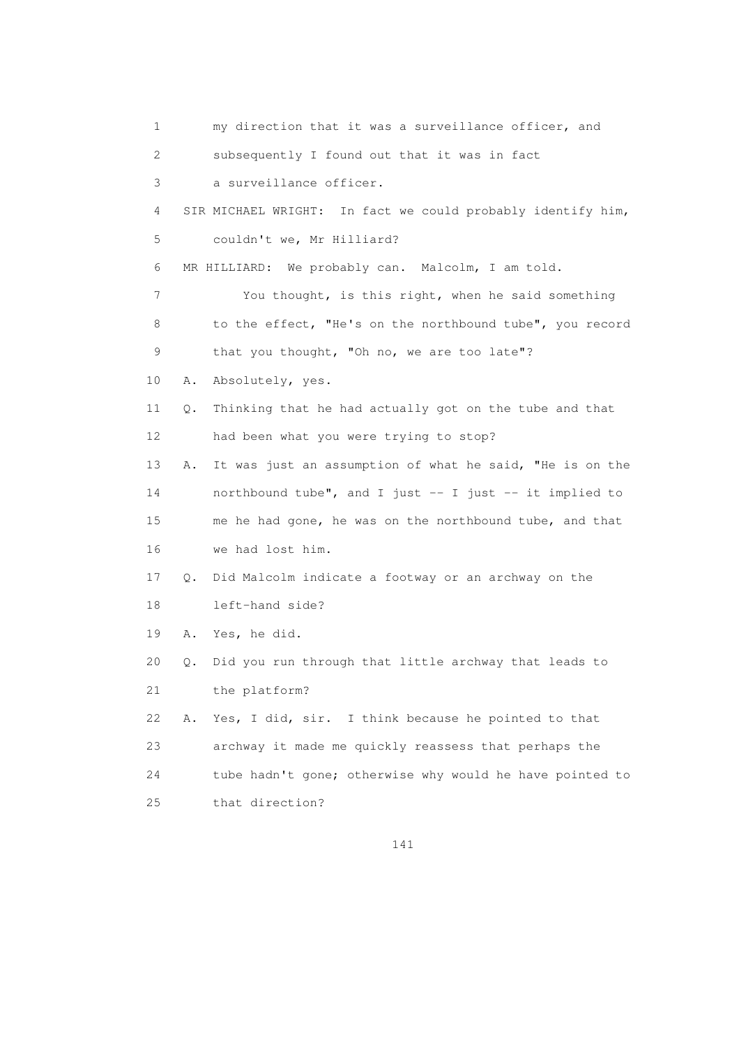1 my direction that it was a surveillance officer, and
2 subsequently I found out that it was in fact
3 a surveillance officer.

4 SIR MICHAEL WRIGHT: In fact we could probably identify him,
5 couldn't we, Mr Hilliard?

6 MR HILLIARD: We probably can. Malcolm, I am told.

7 You thought, is this right, when he said something
8 to the effect, "He's on the northbound tube", you record
9 that you thought, "Oh no, we are too late"?

10 A. Absolutely, yes.

11 Q. Thinking that he had actually got on the tube and that
12 had been what you were trying to stop?

13 A. It was just an assumption of what he said, "He is on the
14 northbound tube", and I just -- I just -- it implied to
15 me he had gone, he was on the northbound tube, and that
16 we had lost him.

17 Q. Did Malcolm indicate a footway or an archway on the
18 left-hand side?

19 A. Yes, he did.

20 Q. Did you run through that little archway that leads to
21 the platform?

22 A. Yes, I did, sir. I think because he pointed to that
23 archway it made me quickly reassess that perhaps the
24 tube hadn't gone; otherwise why would he have pointed to
25 that direction?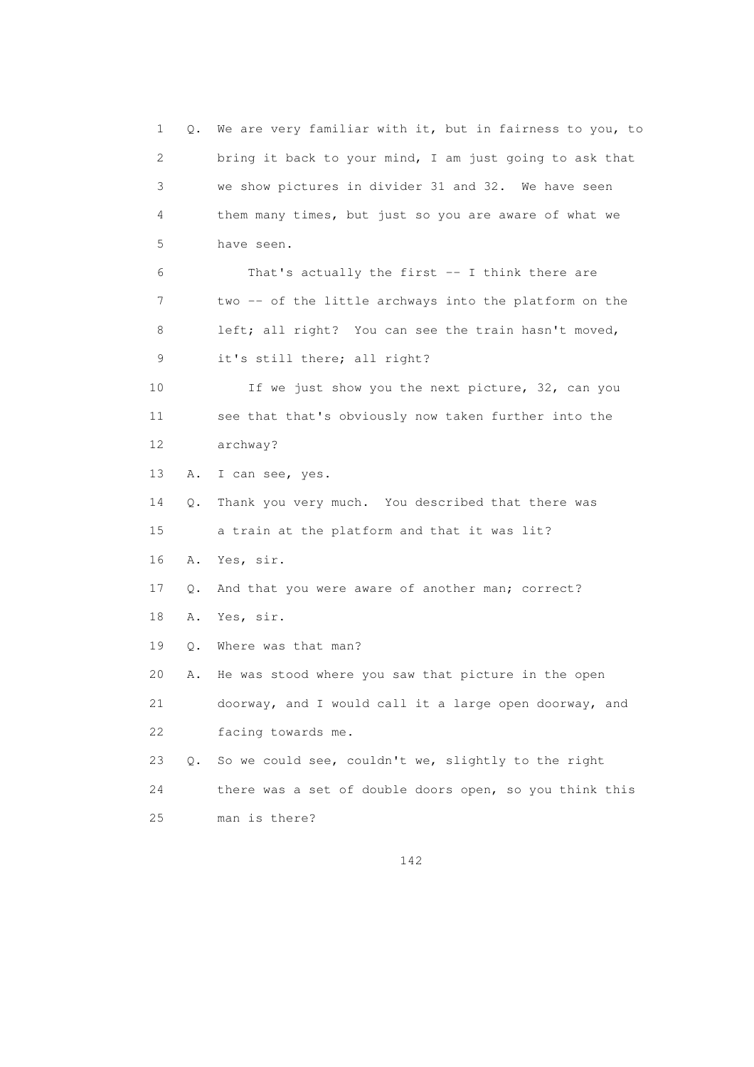1 Q. We are very familiar with it, but in fairness to you, to
2 bring it back to your mind, I am just going to ask that
3 we show pictures in divider 31 and 32. We have seen
4 them many times, but just so you are aware of what we
5 have seen.
6 That's actually the first -- I think there are
7 two -- of the little archways into the platform on the
8 left; all right? You can see the train hasn't moved,
9 it's still there; all right?
10 If we just show you the next picture, 32, can you
11 see that that's obviously now taken further into the
12 archway?
13 A. I can see, yes.
14 Q. Thank you very much. You described that there was
15 a train at the platform and that it was lit?
16 A. Yes, sir.
17 Q. And that you were aware of another man; correct?
18 A. Yes, sir.
19 Q. Where was that man?
20 A. He was stood where you saw that picture in the open
21 doorway, and I would call it a large open doorway, and
22 facing towards me.
23 Q. So we could see, couldn't we, slightly to the right
24 there was a set of double doors open, so you think this
25 man is there?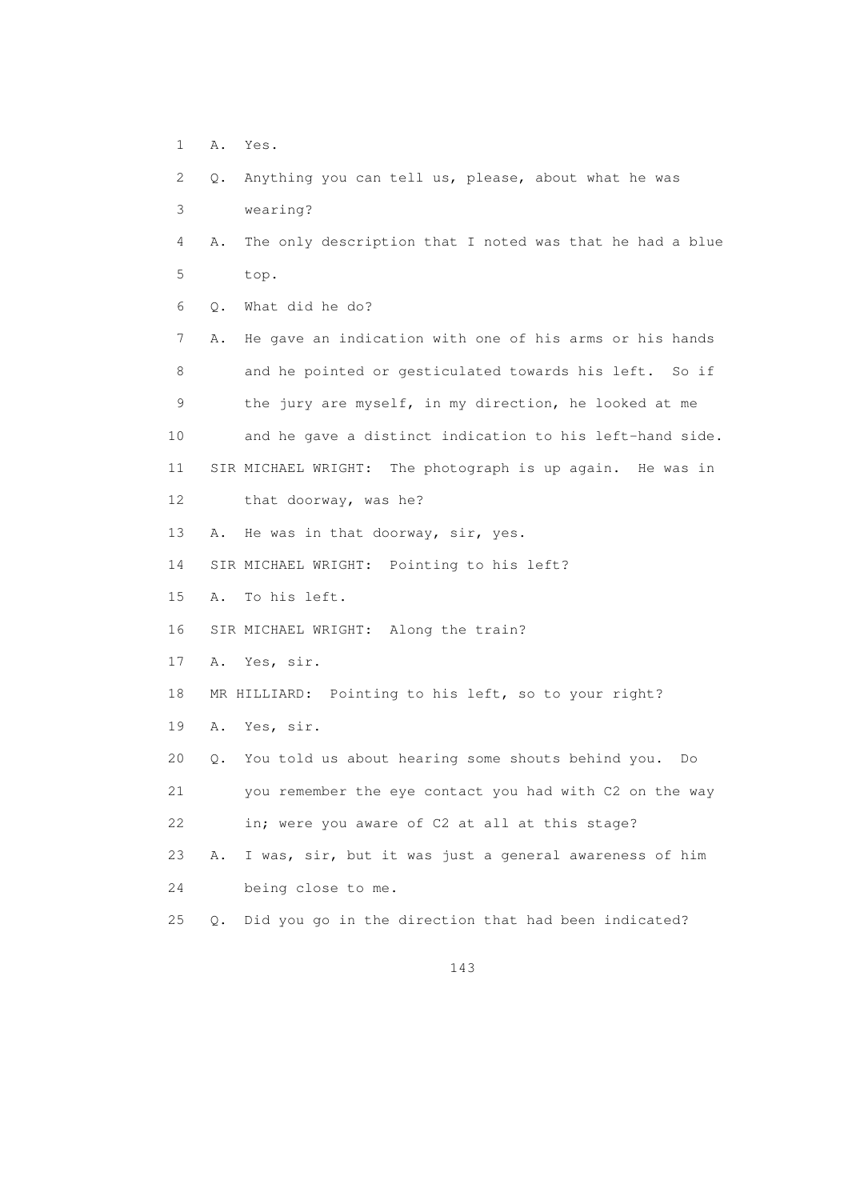1 A. Yes.

2 Q. Anything you can tell us, please, about what he was

3 wearing?

4 A. The only description that I noted was that he had a blue

5 top.

6 Q. What did he do?

7 A. He gave an indication with one of his arms or his hands

8 and he pointed or gesticulated towards his left. So if

9 the jury are myself, in my direction, he looked at me

10 and he gave a distinct indication to his left-hand side.

11 SIR MICHAEL WRIGHT: The photograph is up again. He was in

12 that doorway, was he?

13 A. He was in that doorway, sir, yes.

14 SIR MICHAEL WRIGHT: Pointing to his left?

15 A. To his left.

16 SIR MICHAEL WRIGHT: Along the train?

17 A. Yes, sir.

18 MR HILLIARD: Pointing to his left, so to your right?

19 A. Yes, sir.

20 Q. You told us about hearing some shouts behind you. Do

21 you remember the eye contact you had with C2 on the way

22 in; were you aware of C2 at all at this stage?

23 A. I was, sir, but it was just a general awareness of him

24 being close to me.

25 Q. Did you go in the direction that had been indicated?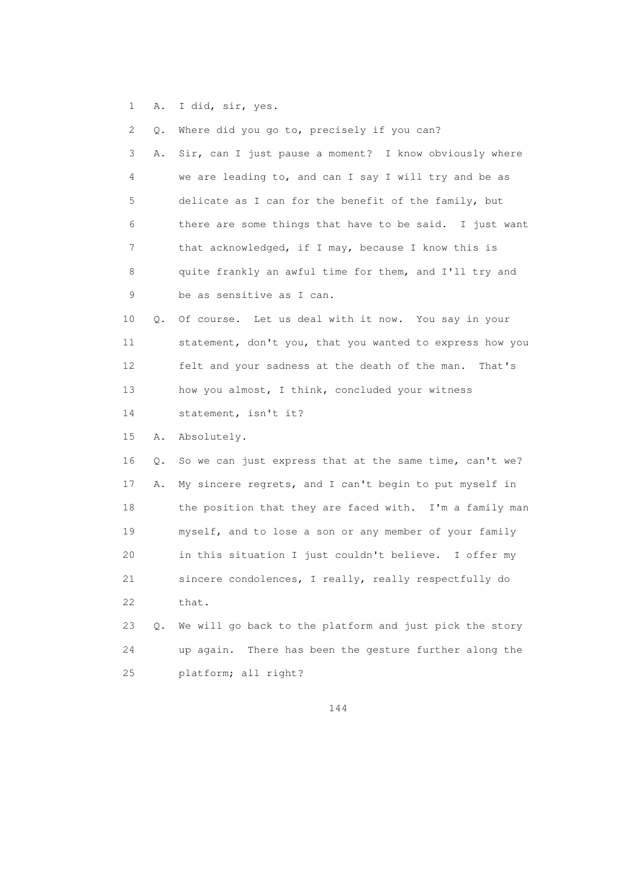1 A. I did, sir, yes.

2 Q. Where did you go to, precisely if you can?

3 A. Sir, can I just pause a moment? I know obviously where

4 we are leading to, and can I say I will try and be as

5 delicate as I can for the benefit of the family, but

6 there are some things that have to be said. I just want

7 that acknowledged, if I may, because I know this is

8 quite frankly an awful time for them, and I'll try and

9 be as sensitive as I can.

10 Q. Of course. Let us deal with it now. You say in your

11 statement, don't you, that you wanted to express how you

12 felt and your sadness at the death of the man. That's

13 how you almost, I think, concluded your witness

14 statement, isn't it?

15 A. Absolutely.

16 Q. So we can just express that at the same time, can't we?

17 A. My sincere regrets, and I can't begin to put myself in

18 the position that they are faced with. I'm a family man

19 myself, and to lose a son or any member of your family

20 in this situation I just couldn't believe. I offer my

21 sincere condolences, I really, really respectfully do

22 that.

23 Q. We will go back to the platform and just pick the story

24 up again. There has been the gesture further along the

25 platform; all right?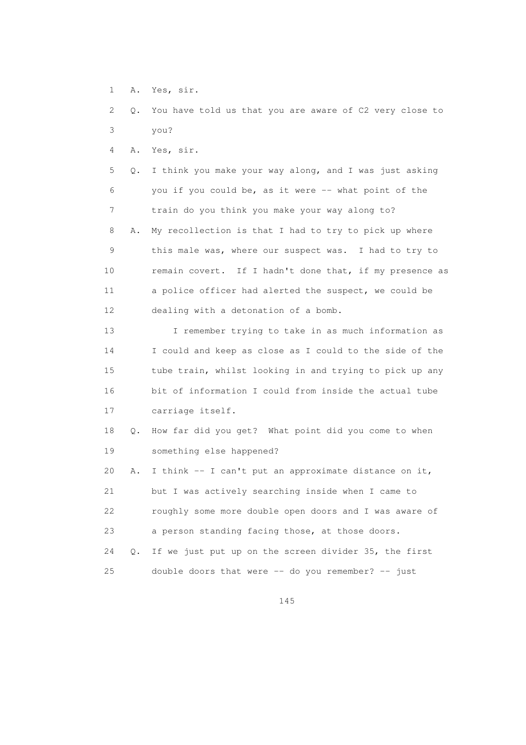1 A. Yes, sir.

2 Q. You have told us that you are aware of C2 very close to

3 you?

4 A. Yes, sir.

5 Q. I think you make your way along, and I was just asking

6 you if you could be, as it were -- what point of the

7 train do you think you make your way along to?

8 A. My recollection is that I had to try to pick up where

9 this male was, where our suspect was. I had to try to

10 remain covert. If I hadn't done that, if my presence as

11 a police officer had alerted the suspect, we could be

12 dealing with a detonation of a bomb.

13 I remember trying to take in as much information as

14 I could and keep as close as I could to the side of the

15 tube train, whilst looking in and trying to pick up any

16 bit of information I could from inside the actual tube

17 carriage itself.

18 Q. How far did you get? What point did you come to when

19 something else happened?

20 A. I think -- I can't put an approximate distance on it,

21 but I was actively searching inside when I came to

22 roughly some more double open doors and I was aware of

23 a person standing facing those, at those doors.

24 Q. If we just put up on the screen divider 35, the first

25 double doors that were -- do you remember? -- just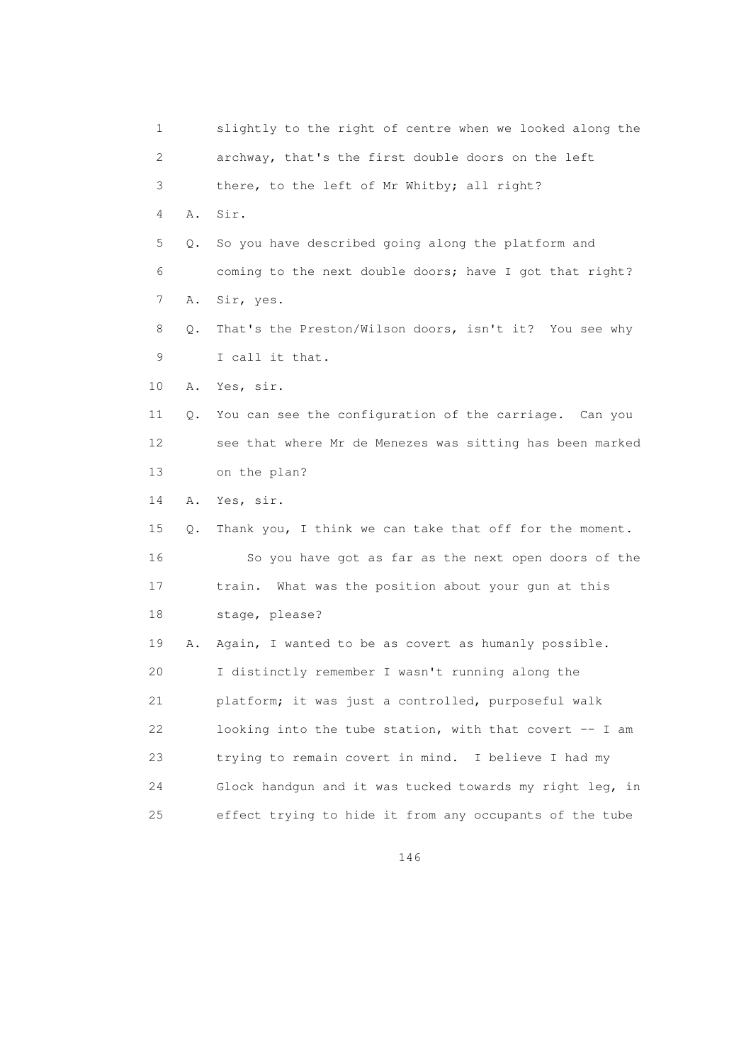1 slightly to the right of centre when we looked along the
2 archway, that's the first double doors on the left
3 there, to the left of Mr Whitby; all right?
4 A. Sir.
5 Q. So you have described going along the platform and
6 coming to the next double doors; have I got that right?
7 A. Sir, yes.
8 Q. That's the Preston/Wilson doors, isn't it? You see why
9 I call it that.
10 A. Yes, sir.
11 Q. You can see the configuration of the carriage. Can you
12 see that where Mr de Menezes was sitting has been marked
13 on the plan?
14 A. Yes, sir.
15 Q. Thank you, I think we can take that off for the moment.
16 So you have got as far as the next open doors of the
17 train. What was the position about your gun at this
18 stage, please?
19 A. Again, I wanted to be as covert as humanly possible.
20 I distinctly remember I wasn't running along the
21 platform; it was just a controlled, purposeful walk
22 looking into the tube station, with that covert -- I am
23 trying to remain covert in mind. I believe I had my
24 Glock handgun and it was tucked towards my right leg, in
25 effect trying to hide it from any occupants of the tube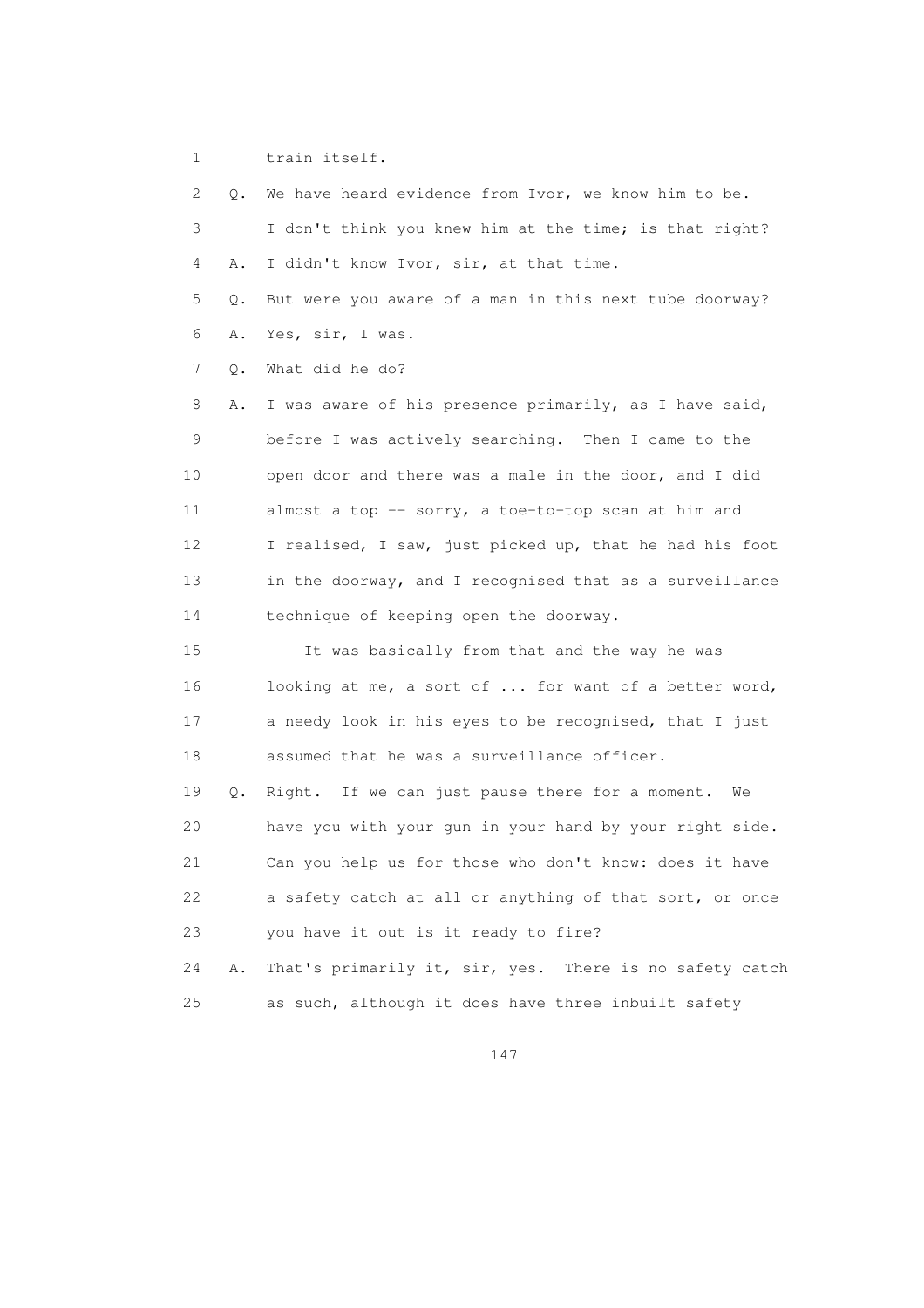1 train itself.

2 Q. We have heard evidence from Ivor, we know him to be.

3 I don't think you knew him at the time; is that right?

4 A. I didn't know Ivor, sir, at that time.

5 Q. But were you aware of a man in this next tube doorway?

6 A. Yes, sir, I was.

7 Q. What did he do?

8 A. I was aware of his presence primarily, as I have said,

9 before I was actively searching. Then I came to the

10 open door and there was a male in the door, and I did

11 almost a top -- sorry, a toe-to-top scan at him and

12 I realised, I saw, just picked up, that he had his foot

13 in the doorway, and I recognised that as a surveillance

14 technique of keeping open the doorway.

15 It was basically from that and the way he was

16 looking at me, a sort of ... for want of a better word,

17 a needy look in his eyes to be recognised, that I just

18 assumed that he was a surveillance officer.

19 Q. Right. If we can just pause there for a moment. We

20 have you with your gun in your hand by your right side.

21 Can you help us for those who don't know: does it have

22 a safety catch at all or anything of that sort, or once

23 you have it out is it ready to fire?

24 A. That's primarily it, sir, yes. There is no safety catch

25 as such, although it does have three inbuilt safety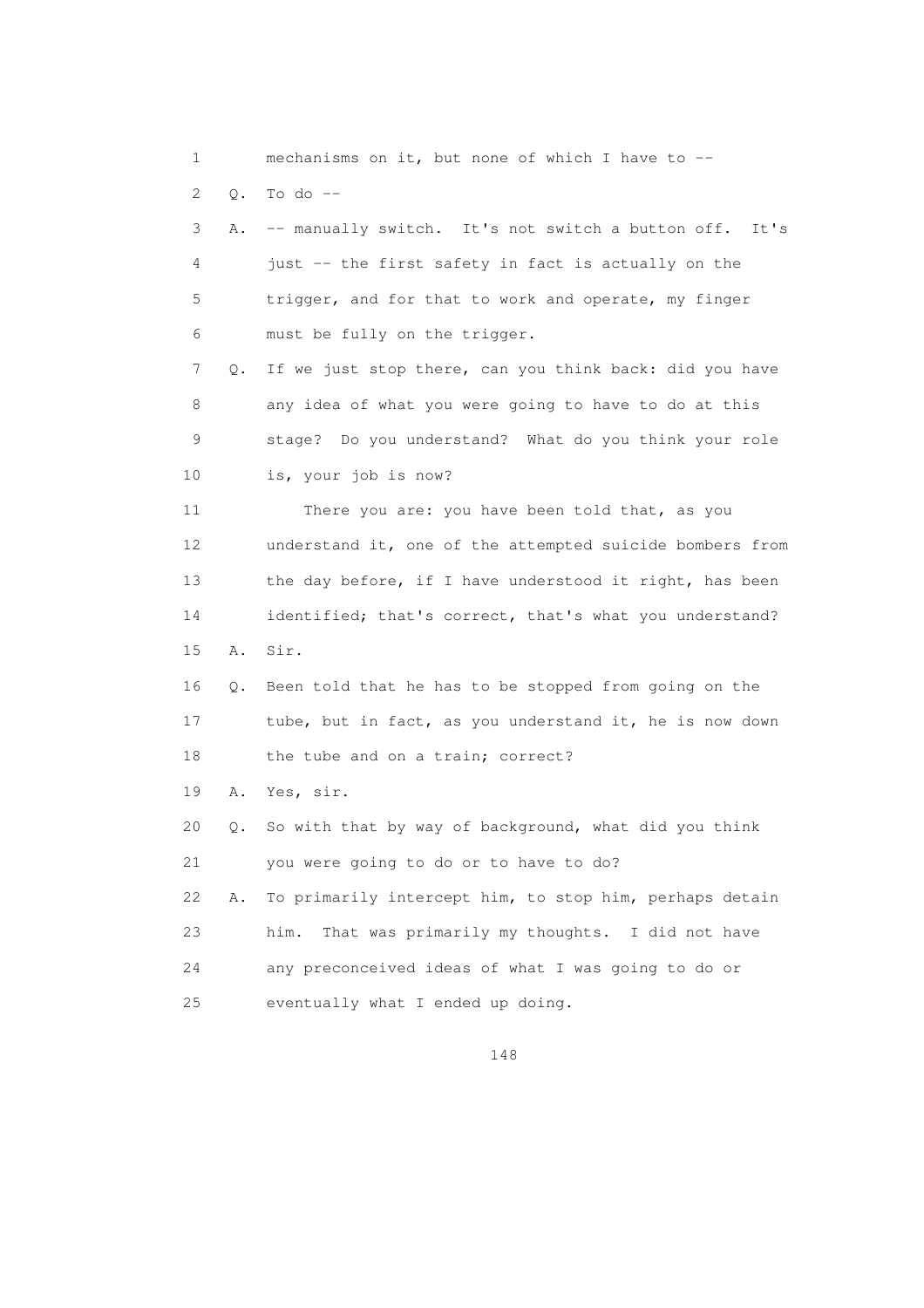1 mechanisms on it, but none of which I have to --

2 Q. To do --

3 A. -- manually switch. It's not switch a button off. It's

4 just -- the first safety in fact is actually on the

5 trigger, and for that to work and operate, my finger

6 must be fully on the trigger.

7 Q. If we just stop there, can you think back: did you have

8 any idea of what you were going to have to do at this

9 stage? Do you understand? What do you think your role

10 is, your job is now?

11 There you are: you have been told that, as you

12 understand it, one of the attempted suicide bombers from

13 the day before, if I have understood it right, has been

14 identified; that's correct, that's what you understand?

15 A. Sir.

16 Q. Been told that he has to be stopped from going on the

17 tube, but in fact, as you understand it, he is now down

18 the tube and on a train; correct?

19 A. Yes, sir.

20 Q. So with that by way of background, what did you think

21 you were going to do or to have to do?

22 A. To primarily intercept him, to stop him, perhaps detain

23 him. That was primarily my thoughts. I did not have

24 any preconceived ideas of what I was going to do or

25 eventually what I ended up doing.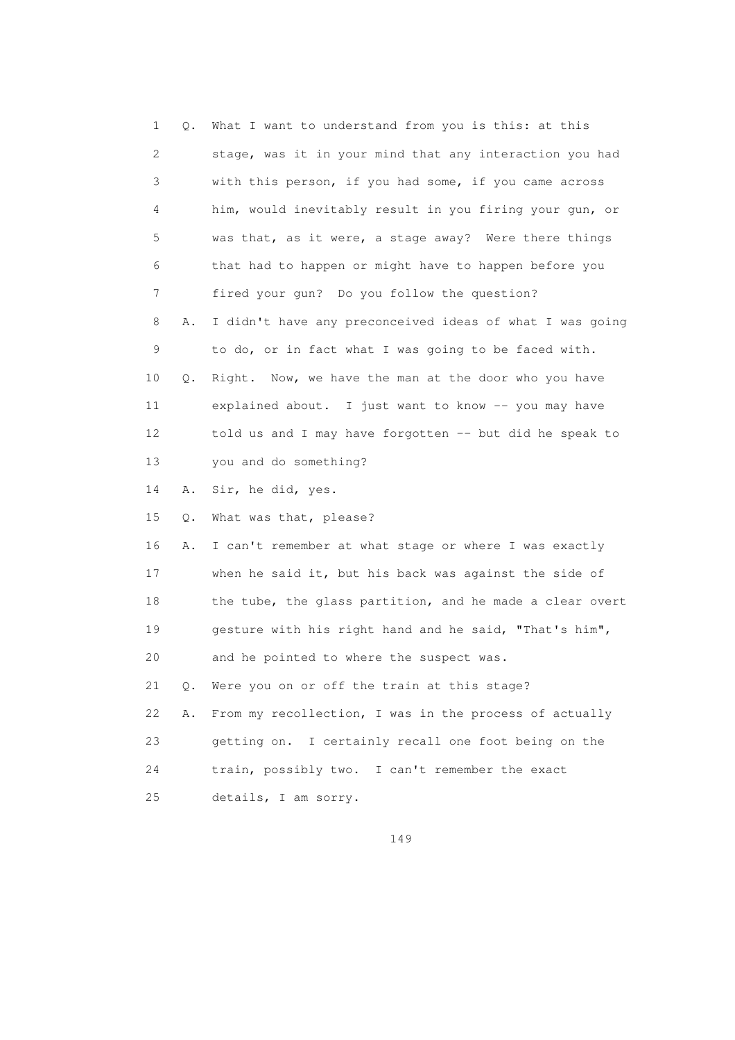1 Q. What I want to understand from you is this: at this
2 stage, was it in your mind that any interaction you had
3 with this person, if you had some, if you came across
4 him, would inevitably result in you firing your gun, or
5 was that, as it were, a stage away? Were there things
6 that had to happen or might have to happen before you
7 fired your gun? Do you follow the question?

8 A. I didn't have any preconceived ideas of what I was going
9 to do, or in fact what I was going to be faced with.

10 Q. Right. Now, we have the man at the door who you have
11 explained about. I just want to know -- you may have
12 told us and I may have forgotten -- but did he speak to
13 you and do something?

14 A. Sir, he did, yes.

15 Q. What was that, please?

16 A. I can't remember at what stage or where I was exactly
17 when he said it, but his back was against the side of
18 the tube, the glass partition, and he made a clear overt
19 gesture with his right hand and he said, "That's him",
20 and he pointed to where the suspect was.

21 Q. Were you on or off the train at this stage?

22 A. From my recollection, I was in the process of actually
23 getting on. I certainly recall one foot being on the
24 train, possibly two. I can't remember the exact
25 details, I am sorry.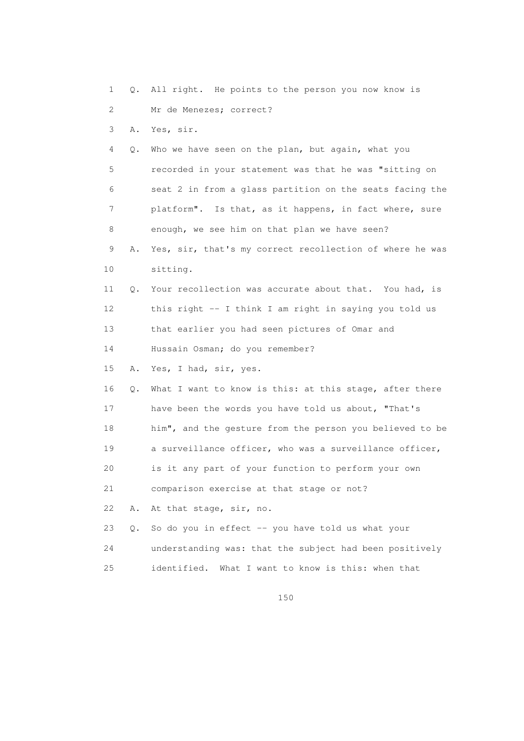1 Q. All right. He points to the person you now know is
2 Mr de Menezes; correct?
3 A. Yes, sir.
4 Q. Who we have seen on the plan, but again, what you
5 recorded in your statement was that he was "sitting on
6 seat 2 in from a glass partition on the seats facing the
7 platform". Is that, as it happens, in fact where, sure
8 enough, we see him on that plan we have seen?
9 A. Yes, sir, that's my correct recollection of where he was
10 sitting.
11 Q. Your recollection was accurate about that. You had, is
12 this right -- I think I am right in saying you told us
13 that earlier you had seen pictures of Omar and
14 Hussain Osman; do you remember?
15 A. Yes, I had, sir, yes.
16 Q. What I want to know is this: at this stage, after there
17 have been the words you have told us about, "That's
18 him", and the gesture from the person you believed to be
19 a surveillance officer, who was a surveillance officer,
20 is it any part of your function to perform your own
21 comparison exercise at that stage or not?
22 A. At that stage, sir, no.
23 Q. So do you in effect -- you have told us what your
24 understanding was: that the subject had been positively
25 identified. What I want to know is this: when that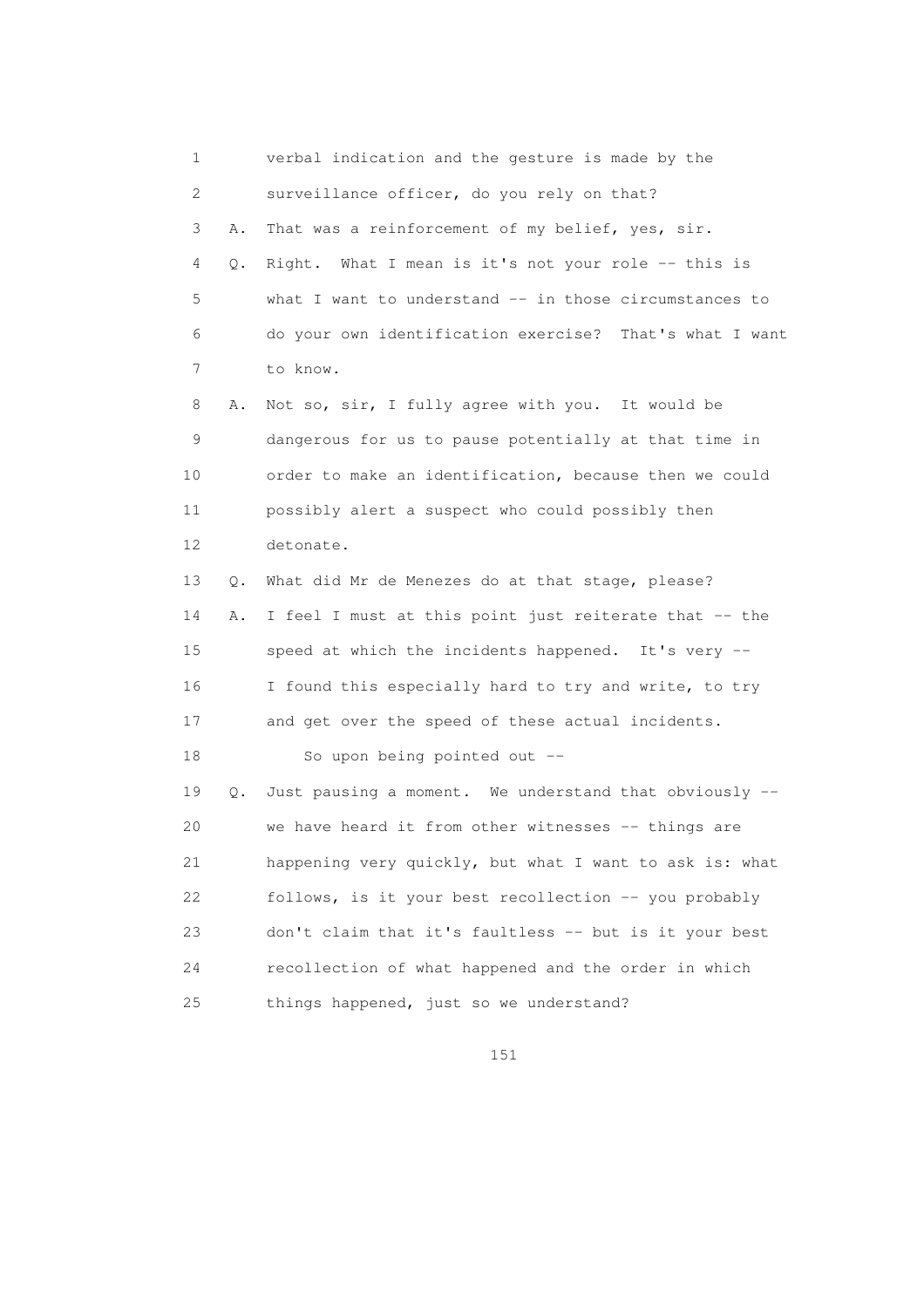1 verbal indication and the gesture is made by the
2 surveillance officer, do you rely on that?
3 A. That was a reinforcement of my belief, yes, sir.
4 Q. Right. What I mean is it's not your role -- this is
5 what I want to understand -- in those circumstances to
6 do your own identification exercise? That's what I want
7 to know.
8 A. Not so, sir, I fully agree with you. It would be
9 dangerous for us to pause potentially at that time in
10 order to make an identification, because then we could
11 possibly alert a suspect who could possibly then
12 detonate.
13 Q. What did Mr de Menezes do at that stage, please?
14 A. I feel I must at this point just reiterate that -- the
15 speed at which the incidents happened. It's very --
16 I found this especially hard to try and write, to try
17 and get over the speed of these actual incidents.
18 So upon being pointed out --
19 Q. Just pausing a moment. We understand that obviously --
20 we have heard it from other witnesses -- things are
21 happening very quickly, but what I want to ask is: what
22 follows, is it your best recollection -- you probably
23 don't claim that it's faultless -- but is it your best
24 recollection of what happened and the order in which
25 things happened, just so we understand?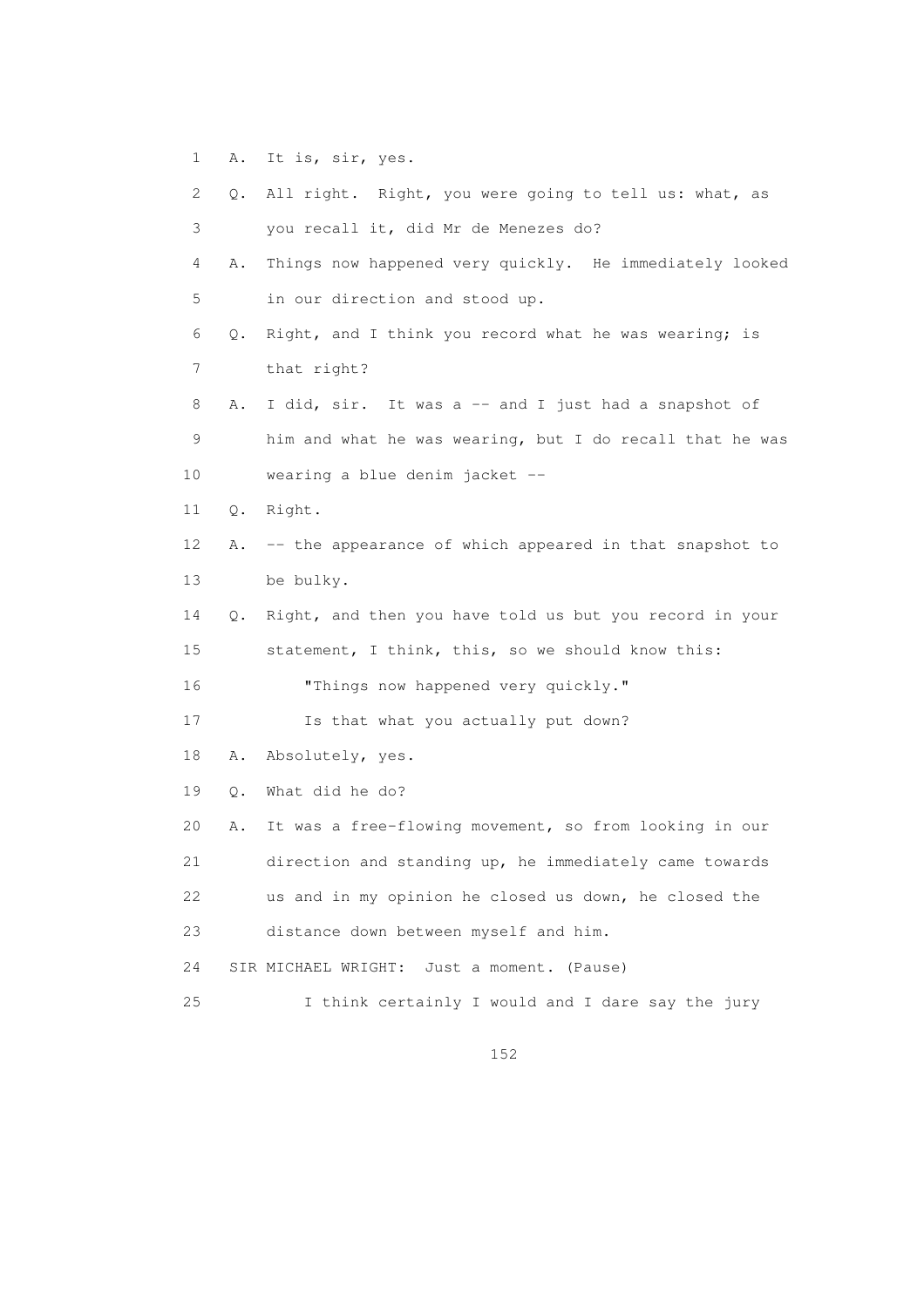1 A. It is, sir, yes.

2 Q. All right. Right, you were going to tell us: what, as

3 you recall it, did Mr de Menezes do?

4 A. Things now happened very quickly. He immediately looked

5 in our direction and stood up.

6 Q. Right, and I think you record what he was wearing; is

7 that right?

8 A. I did, sir. It was a -- and I just had a snapshot of

9 him and what he was wearing, but I do recall that he was

10 wearing a blue denim jacket --

11 Q. Right.

12 A. -- the appearance of which appeared in that snapshot to

13 be bulky.

14 Q. Right, and then you have told us but you record in your

15 statement, I think, this, so we should know this:

16 "Things now happened very quickly."

17 Is that what you actually put down?

18 A. Absolutely, yes.

19 Q. What did he do?

20 A. It was a free-flowing movement, so from looking in our

21 direction and standing up, he immediately came towards

22 us and in my opinion he closed us down, he closed the

23 distance down between myself and him.

24 SIR MICHAEL WRIGHT: Just a moment. (Pause)

25 I think certainly I would and I dare say the jury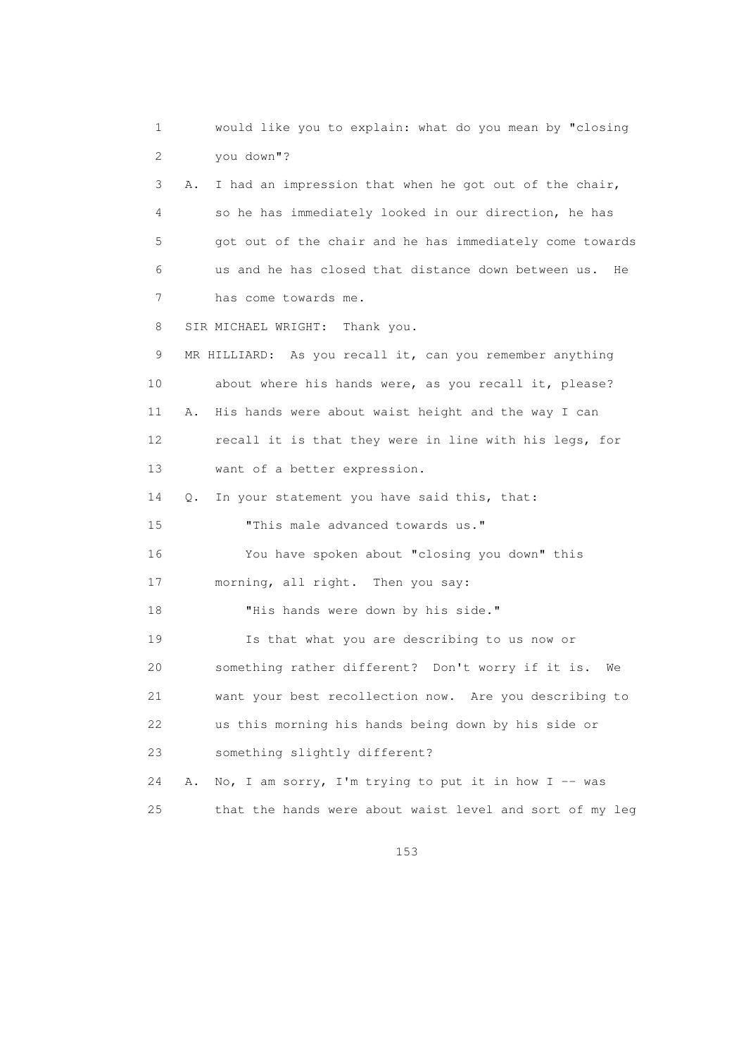1 would like you to explain: what do you mean by "closing
2 you down"?

3 A. I had an impression that when he got out of the chair,
4 so he has immediately looked in our direction, he has
5 got out of the chair and he has immediately come towards
6 us and he has closed that distance down between us. He
7 has come towards me.

8 SIR MICHAEL WRIGHT: Thank you.

9 MR HILLIARD: As you recall it, can you remember anything
10 about where his hands were, as you recall it, please?

11 A. His hands were about waist height and the way I can
12 recall it is that they were in line with his legs, for
13 want of a better expression.

14 Q. In your statement you have said this, that:

15 "This male advanced towards us."

16 You have spoken about "closing you down" this
17 morning, all right. Then you say:

18 "His hands were down by his side."

19 Is that what you are describing to us now or
20 something rather different? Don't worry if it is. We
21 want your best recollection now. Are you describing to
22 us this morning his hands being down by his side or
23 something slightly different?

24 A. No, I am sorry, I'm trying to put it in how I -- was
25 that the hands were about waist level and sort of my leg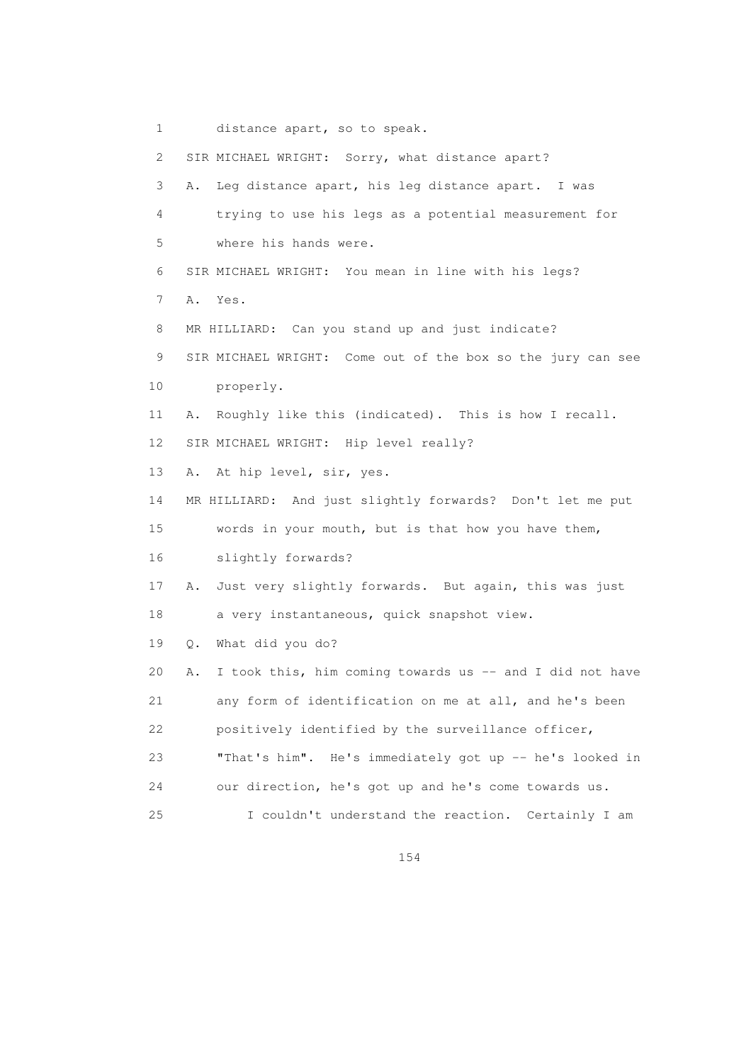1 distance apart, so to speak.

2 SIR MICHAEL WRIGHT: Sorry, what distance apart?

3 A. Leg distance apart, his leg distance apart. I was

4 trying to use his legs as a potential measurement for

5 where his hands were.

6 SIR MICHAEL WRIGHT: You mean in line with his legs?

7 A. Yes.

8 MR HILLIARD: Can you stand up and just indicate?

9 SIR MICHAEL WRIGHT: Come out of the box so the jury can see

10 properly.

11 A. Roughly like this (indicated). This is how I recall.

12 SIR MICHAEL WRIGHT: Hip level really?

13 A. At hip level, sir, yes.

14 MR HILLIARD: And just slightly forwards? Don't let me put

15 words in your mouth, but is that how you have them,

16 slightly forwards?

17 A. Just very slightly forwards. But again, this was just

18 a very instantaneous, quick snapshot view.

19 Q. What did you do?

20 A. I took this, him coming towards us -- and I did not have

21 any form of identification on me at all, and he's been

22 positively identified by the surveillance officer,

23 "That's him". He's immediately got up -- he's looked in

24 our direction, he's got up and he's come towards us.

25 I couldn't understand the reaction. Certainly I am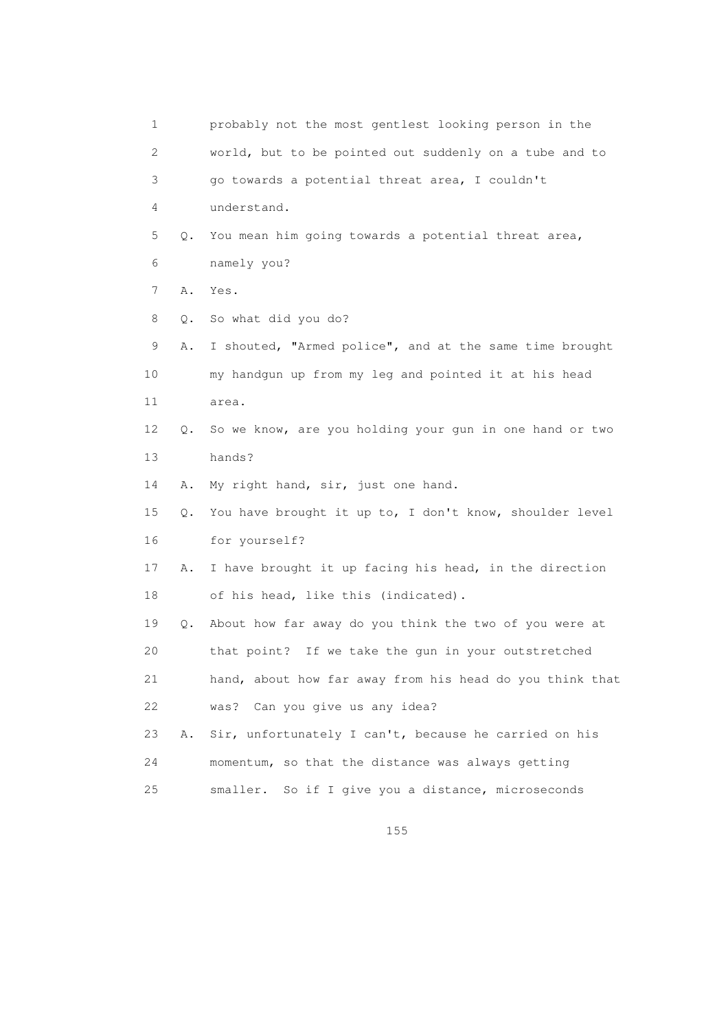1 probably not the most gentlest looking person in the
2 world, but to be pointed out suddenly on a tube and to
3 go towards a potential threat area, I couldn't
4 understand.

5 Q. You mean him going towards a potential threat area,
6 namely you?

7 A. Yes.

8 Q. So what did you do?

9 A. I shouted, "Armed police", and at the same time brought
10 my handgun up from my leg and pointed it at his head
11 area.

12 Q. So we know, are you holding your gun in one hand or two
13 hands?

14 A. My right hand, sir, just one hand.

15 Q. You have brought it up to, I don't know, shoulder level
16 for yourself?

17 A. I have brought it up facing his head, in the direction
18 of his head, like this (indicated).

19 Q. About how far away do you think the two of you were at
20 that point? If we take the gun in your outstretched
21 hand, about how far away from his head do you think that
22 was? Can you give us any idea?

23 A. Sir, unfortunately I can't, because he carried on his
24 momentum, so that the distance was always getting
25 smaller. So if I give you a distance, microseconds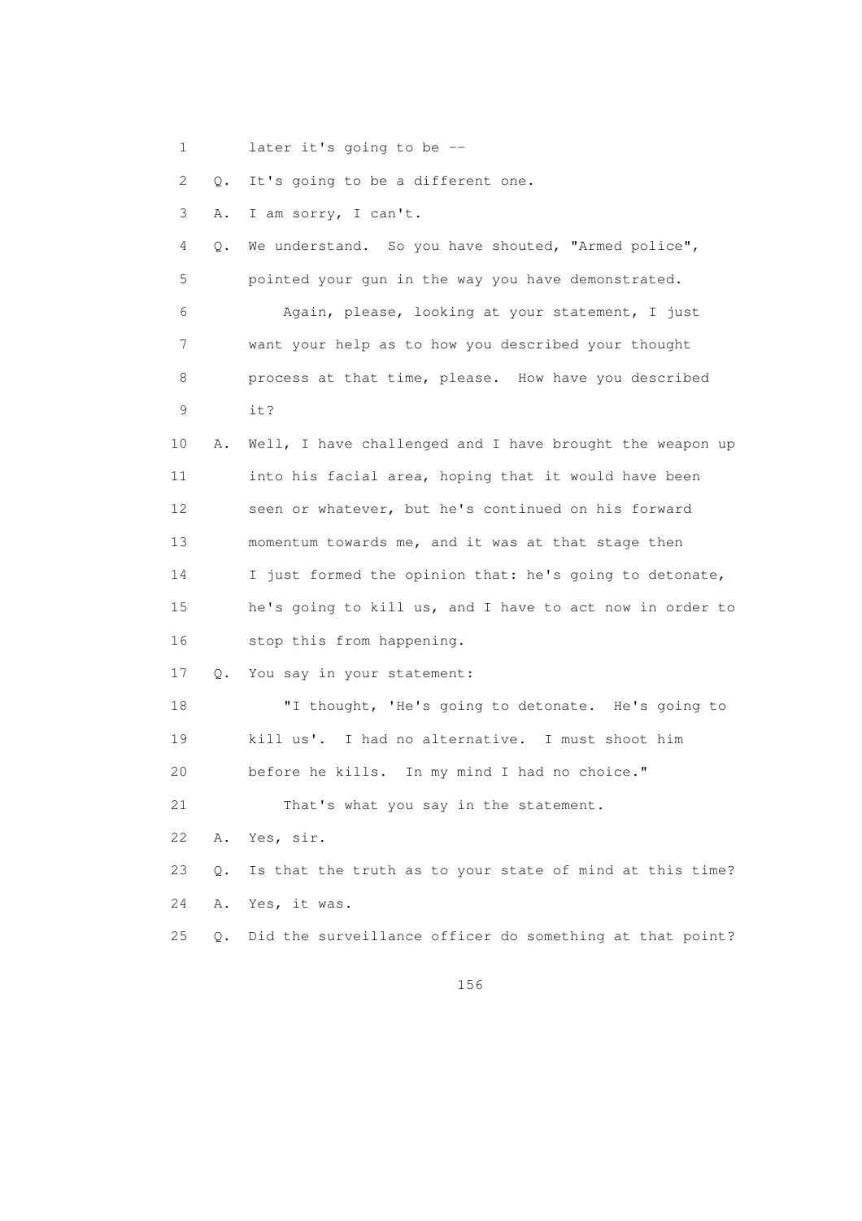1 later it's going to be --

2 Q. It's going to be a different one.

3 A. I am sorry, I can't.

4 Q. We understand. So you have shouted, "Armed police",

5 pointed your gun in the way you have demonstrated.

6 Again, please, looking at your statement, I just

7 want your help as to how you described your thought

8 process at that time, please. How have you described

9 it?

10 A. Well, I have challenged and I have brought the weapon up

11 into his facial area, hoping that it would have been

12 seen or whatever, but he's continued on his forward

13 momentum towards me, and it was at that stage then

14 I just formed the opinion that: he's going to detonate,

15 he's going to kill us, and I have to act now in order to

16 stop this from happening.

17 Q. You say in your statement:

18 "I thought, 'He's going to detonate. He's going to

19 kill us'. I had no alternative. I must shoot him

20 before he kills. In my mind I had no choice."

21 That's what you say in the statement.

22 A. Yes, sir.

23 Q. Is that the truth as to your state of mind at this time?

24 A. Yes, it was.

25 Q. Did the surveillance officer do something at that point?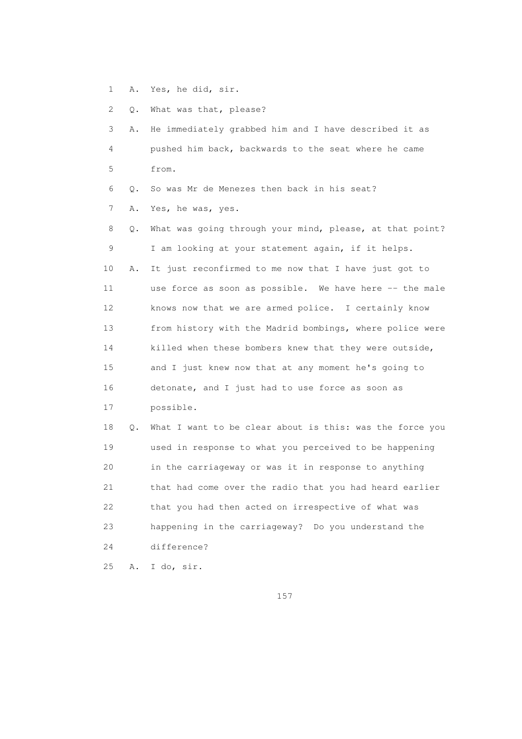1 A. Yes, he did, sir.

2 Q. What was that, please?

3 A. He immediately grabbed him and I have described it as

4 pushed him back, backwards to the seat where he came

5 from.

6 Q. So was Mr de Menezes then back in his seat?

7 A. Yes, he was, yes.

8 Q. What was going through your mind, please, at that point?

9 I am looking at your statement again, if it helps.

10 A. It just reconfirmed to me now that I have just got to

11 use force as soon as possible. We have here -- the male

12 knows now that we are armed police. I certainly know

13 from history with the Madrid bombings, where police were

14 killed when these bombers knew that they were outside,

15 and I just knew now that at any moment he's going to

16 detonate, and I just had to use force as soon as

17 possible.

18 Q. What I want to be clear about is this: was the force you

19 used in response to what you perceived to be happening

20 in the carriageway or was it in response to anything

21 that had come over the radio that you had heard earlier

22 that you had then acted on irrespective of what was

23 happening in the carriageway? Do you understand the

24 difference?

25 A. I do, sir.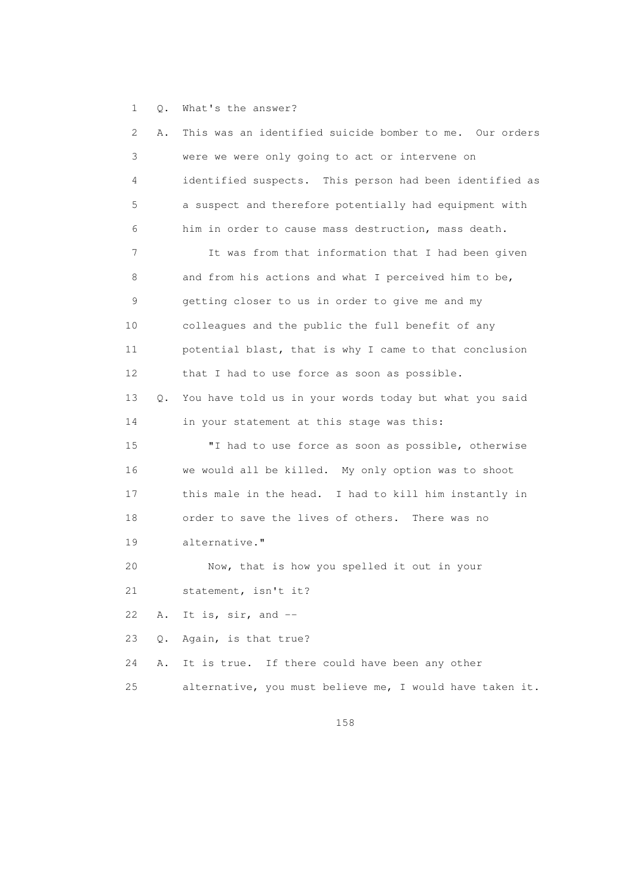1 Q. What's the answer?

2 A. This was an identified suicide bomber to me. Our orders

3 were we were only going to act or intervene on

4 identified suspects. This person had been identified as

5 a suspect and therefore potentially had equipment with

6 him in order to cause mass destruction, mass death.

7 It was from that information that I had been given

8 and from his actions and what I perceived him to be,

9 getting closer to us in order to give me and my

10 colleagues and the public the full benefit of any

11 potential blast, that is why I came to that conclusion

12 that I had to use force as soon as possible.

13 Q. You have told us in your words today but what you said

14 in your statement at this stage was this:

15 "I had to use force as soon as possible, otherwise

16 we would all be killed. My only option was to shoot

17 this male in the head. I had to kill him instantly in

18 order to save the lives of others. There was no

19 alternative."

20 Now, that is how you spelled it out in your

21 statement, isn't it?

22 A. It is, sir, and --

23 Q. Again, is that true?

24 A. It is true. If there could have been any other

25 alternative, you must believe me, I would have taken it.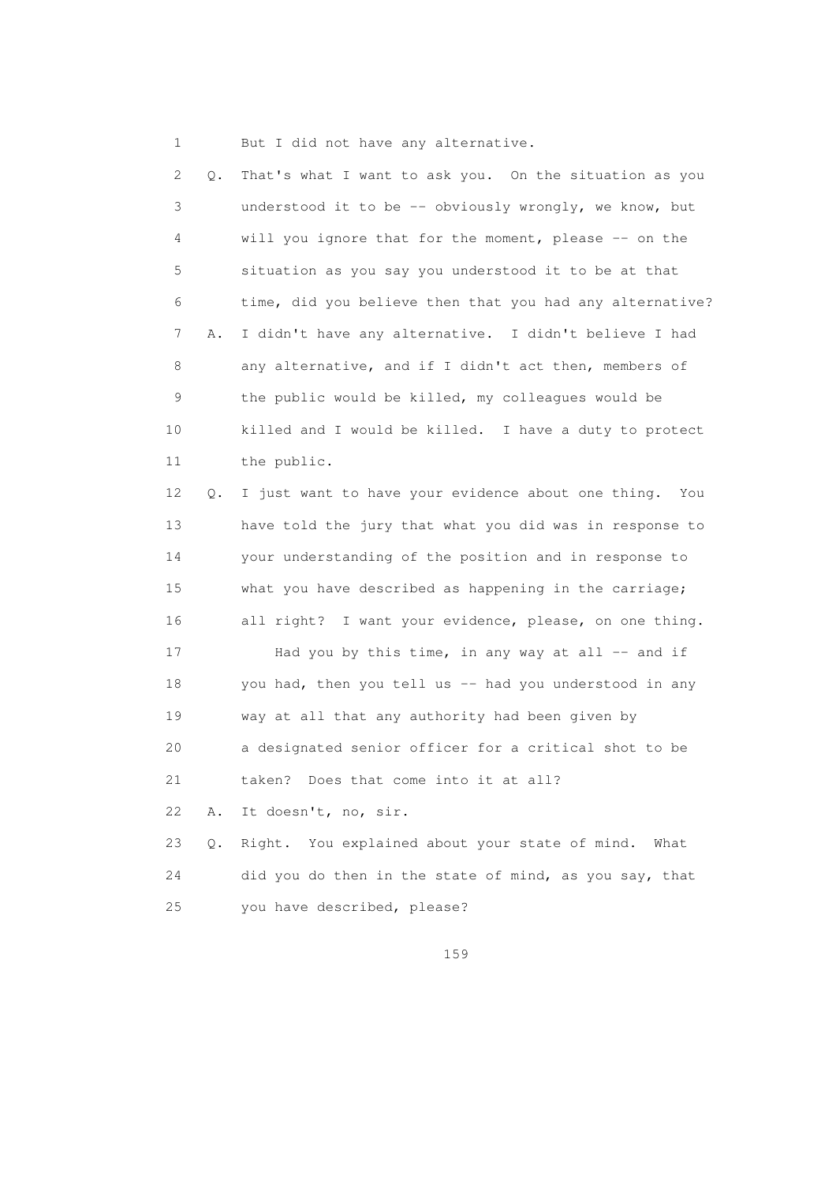1 But I did not have any alternative.

2 Q. That's what I want to ask you. On the situation as you
3 understood it to be -- obviously wrongly, we know, but
4 will you ignore that for the moment, please -- on the
5 situation as you say you understood it to be at that
6 time, did you believe then that you had any alternative?

7 A. I didn't have any alternative. I didn't believe I had
8 any alternative, and if I didn't act then, members of
9 the public would be killed, my colleagues would be
10 killed and I would be killed. I have a duty to protect
11 the public.

12 Q. I just want to have your evidence about one thing. You
13 have told the jury that what you did was in response to
14 your understanding of the position and in response to
15 what you have described as happening in the carriage;
16 all right? I want your evidence, please, on one thing.

17 Had you by this time, in any way at all -- and if
18 you had, then you tell us -- had you understood in any
19 way at all that any authority had been given by
20 a designated senior officer for a critical shot to be
21 taken? Does that come into it at all?

22 A. It doesn't, no, sir.

23 Q. Right. You explained about your state of mind. What
24 did you do then in the state of mind, as you say, that
25 you have described, please?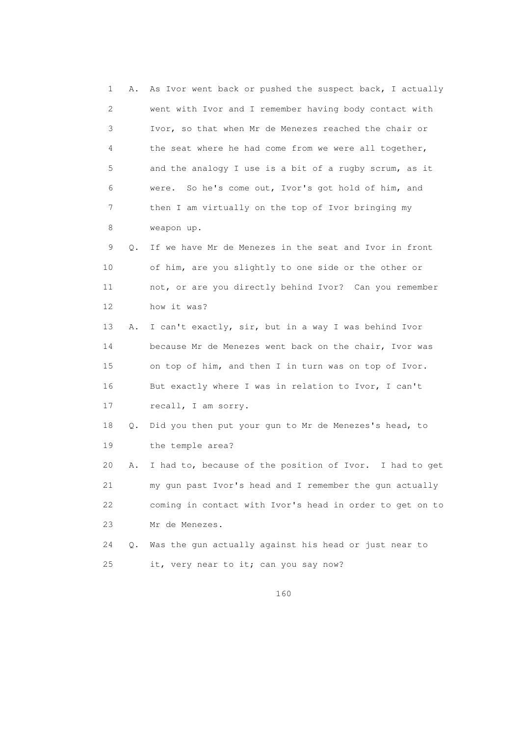1 A. As Ivor went back or pushed the suspect back, I actually
2 went with Ivor and I remember having body contact with
3 Ivor, so that when Mr de Menezes reached the chair or
4 the seat where he had come from we were all together,
5 and the analogy I use is a bit of a rugby scrum, as it
6 were. So he's come out, Ivor's got hold of him, and
7 then I am virtually on the top of Ivor bringing my
8 weapon up.

9 Q. If we have Mr de Menezes in the seat and Ivor in front
10 of him, are you slightly to one side or the other or
11 not, or are you directly behind Ivor? Can you remember
12 how it was?

13 A. I can't exactly, sir, but in a way I was behind Ivor
14 because Mr de Menezes went back on the chair, Ivor was
15 on top of him, and then I in turn was on top of Ivor.
16 But exactly where I was in relation to Ivor, I can't
17 recall, I am sorry.

18 Q. Did you then put your gun to Mr de Menezes's head, to
19 the temple area?

20 A. I had to, because of the position of Ivor. I had to get
21 my gun past Ivor's head and I remember the gun actually
22 coming in contact with Ivor's head in order to get on to
23 Mr de Menezes.

24 Q. Was the gun actually against his head or just near to
25 it, very near to it; can you say now?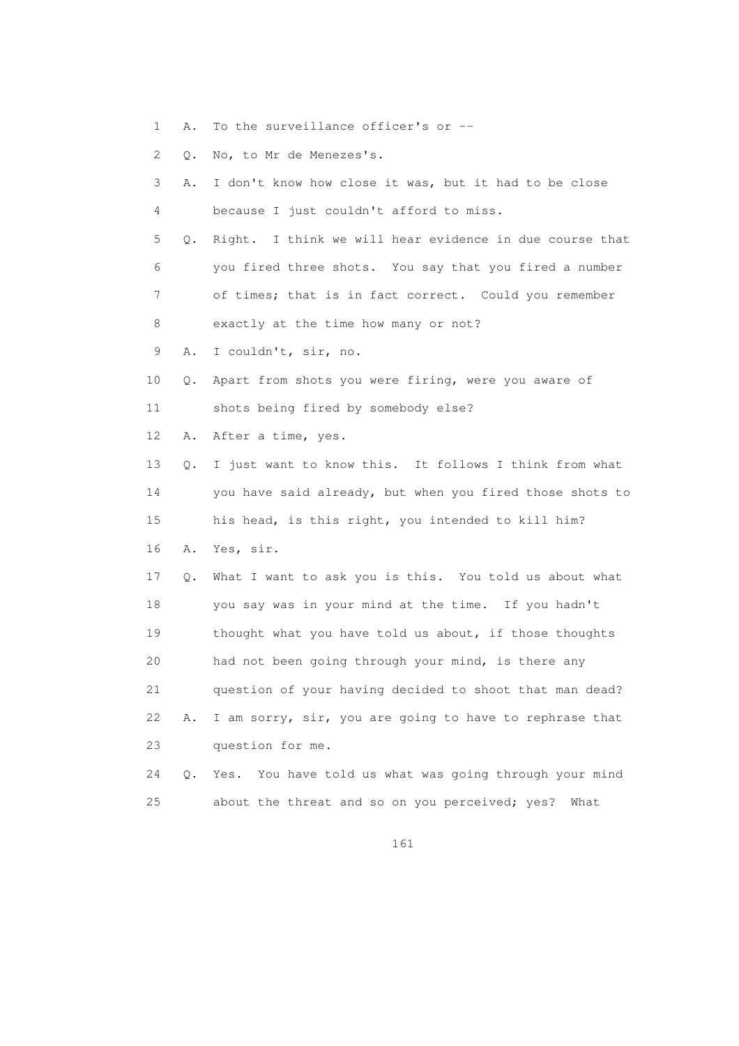1 A. To the surveillance officer's or --

2 Q. No, to Mr de Menezes's.

3 A. I don't know how close it was, but it had to be close

4 because I just couldn't afford to miss.

5 Q. Right. I think we will hear evidence in due course that

6 you fired three shots. You say that you fired a number

7 of times; that is in fact correct. Could you remember

8 exactly at the time how many or not?

9 A. I couldn't, sir, no.

10 Q. Apart from shots you were firing, were you aware of

11 shots being fired by somebody else?

12 A. After a time, yes.

13 Q. I just want to know this. It follows I think from what

14 you have said already, but when you fired those shots to

15 his head, is this right, you intended to kill him?

16 A. Yes, sir.

17 Q. What I want to ask you is this. You told us about what

18 you say was in your mind at the time. If you hadn't

19 thought what you have told us about, if those thoughts

20 had not been going through your mind, is there any

21 question of your having decided to shoot that man dead?

22 A. I am sorry, sir, you are going to have to rephrase that

23 question for me.

24 Q. Yes. You have told us what was going through your mind

25 about the threat and so on you perceived; yes? What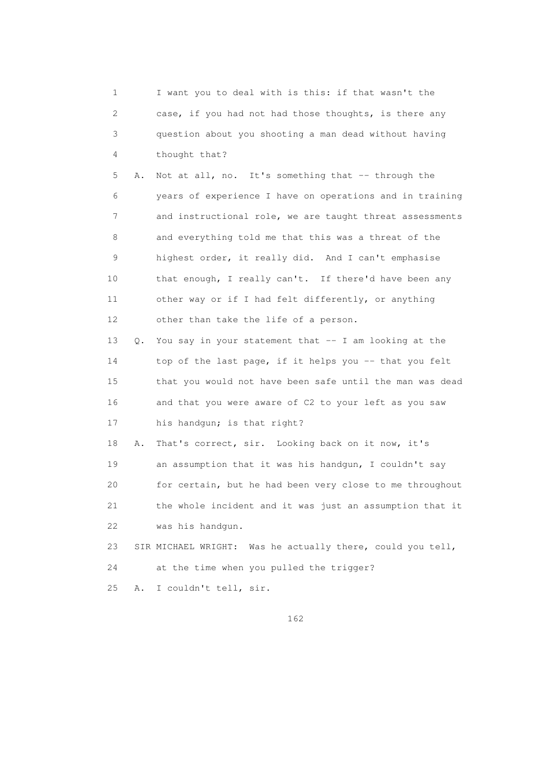1 I want you to deal with is this: if that wasn't the
2 case, if you had not had those thoughts, is there any
3 question about you shooting a man dead without having
4 thought that?

5 A. Not at all, no. It's something that -- through the
6 years of experience I have on operations and in training
7 and instructional role, we are taught threat assessments
8 and everything told me that this was a threat of the
9 highest order, it really did. And I can't emphasise
10 that enough, I really can't. If there'd have been any
11 other way or if I had felt differently, or anything
12 other than take the life of a person.

13 Q. You say in your statement that -- I am looking at the
14 top of the last page, if it helps you -- that you felt
15 that you would not have been safe until the man was dead
16 and that you were aware of C2 to your left as you saw
17 his handgun; is that right?

18 A. That's correct, sir. Looking back on it now, it's
19 an assumption that it was his handgun, I couldn't say
20 for certain, but he had been very close to me throughout
21 the whole incident and it was just an assumption that it
22 was his handgun.

23 SIR MICHAEL WRIGHT: Was he actually there, could you tell,
24 at the time when you pulled the trigger?

25 A. I couldn't tell, sir.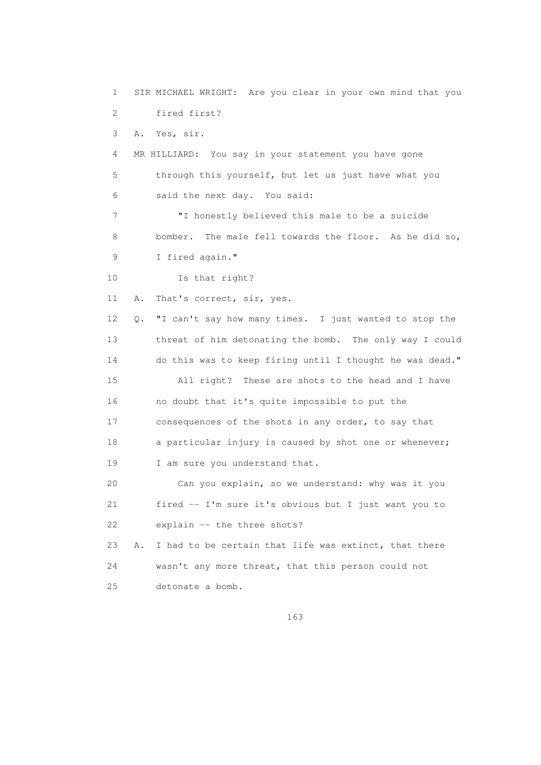1 SIR MICHAEL WRIGHT: Are you clear in your own mind that you
2 fired first?
3 A. Yes, sir.
4 MR HILLIARD: You say in your statement you have gone
5 through this yourself, but let us just have what you
6 said the next day. You said:
7 "I honestly believed this male to be a suicide
8 bomber. The male fell towards the floor. As he did so,
9 I fired again."
10 Is that right?
11 A. That's correct, sir, yes.
12 Q. "I can't say how many times. I just wanted to stop the
13 threat of him detonating the bomb. The only way I could
14 do this was to keep firing until I thought he was dead."
15 All right? These are shots to the head and I have
16 no doubt that it's quite impossible to put the
17 consequences of the shots in any order, to say that
18 a particular injury is caused by shot one or whenever;
19 I am sure you understand that.
20 Can you explain, so we understand: why was it you
21 fired -- I'm sure it's obvious but I just want you to
22 explain -- the three shots?
23 A. I had to be certain that life was extinct, that there
24 wasn't any more threat, that this person could not
25 detonate a bomb.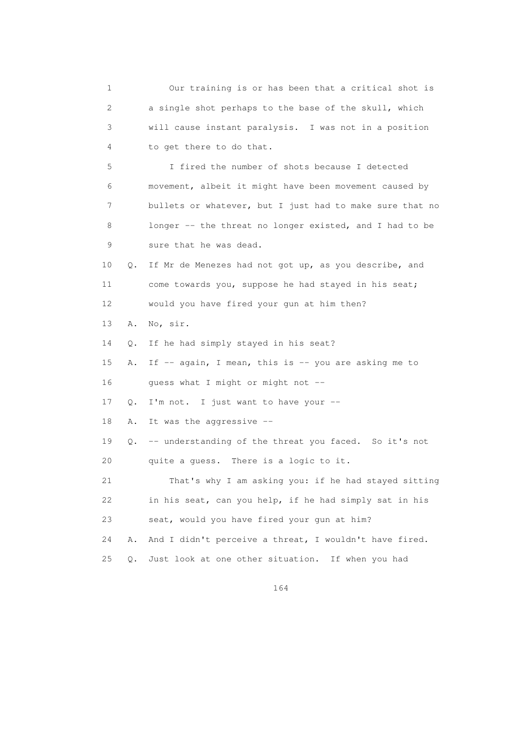1 Our training is or has been that a critical shot is
2 a single shot perhaps to the base of the skull, which
3 will cause instant paralysis. I was not in a position
4 to get there to do that.

5 I fired the number of shots because I detected
6 movement, albeit it might have been movement caused by
7 bullets or whatever, but I just had to make sure that no
8 longer -- the threat no longer existed, and I had to be
9 sure that he was dead.

10 Q. If Mr de Menezes had not got up, as you describe, and
11 come towards you, suppose he had stayed in his seat;
12 would you have fired your gun at him then?

13 A. No, sir.

14 Q. If he had simply stayed in his seat?

15 A. If -- again, I mean, this is -- you are asking me to
16 guess what I might or might not --

17 Q. I'm not. I just want to have your --

18 A. It was the aggressive --

19 Q. -- understanding of the threat you faced. So it's not
20 quite a guess. There is a logic to it.

21 That's why I am asking you: if he had stayed sitting
22 in his seat, can you help, if he had simply sat in his
23 seat, would you have fired your gun at him?

24 A. And I didn't perceive a threat, I wouldn't have fired.

25 Q. Just look at one other situation. If when you had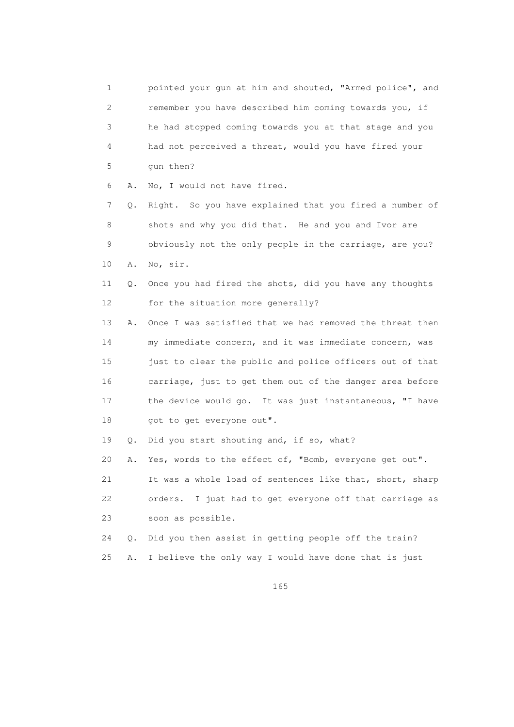1 pointed your gun at him and shouted, "Armed police", and
2 remember you have described him coming towards you, if
3 he had stopped coming towards you at that stage and you
4 had not perceived a threat, would you have fired your
5 gun then?

6 A. No, I would not have fired.

7 Q. Right. So you have explained that you fired a number of
8 shots and why you did that. He and you and Ivor are
9 obviously not the only people in the carriage, are you?

10 A. No, sir.

11 Q. Once you had fired the shots, did you have any thoughts
12 for the situation more generally?

13 A. Once I was satisfied that we had removed the threat then
14 my immediate concern, and it was immediate concern, was
15 just to clear the public and police officers out of that
16 carriage, just to get them out of the danger area before
17 the device would go. It was just instantaneous, "I have
18 got to get everyone out".

19 Q. Did you start shouting and, if so, what?

20 A. Yes, words to the effect of, "Bomb, everyone get out".
21 It was a whole load of sentences like that, short, sharp
22 orders. I just had to get everyone off that carriage as
23 soon as possible.

24 Q. Did you then assist in getting people off the train?

25 A. I believe the only way I would have done that is just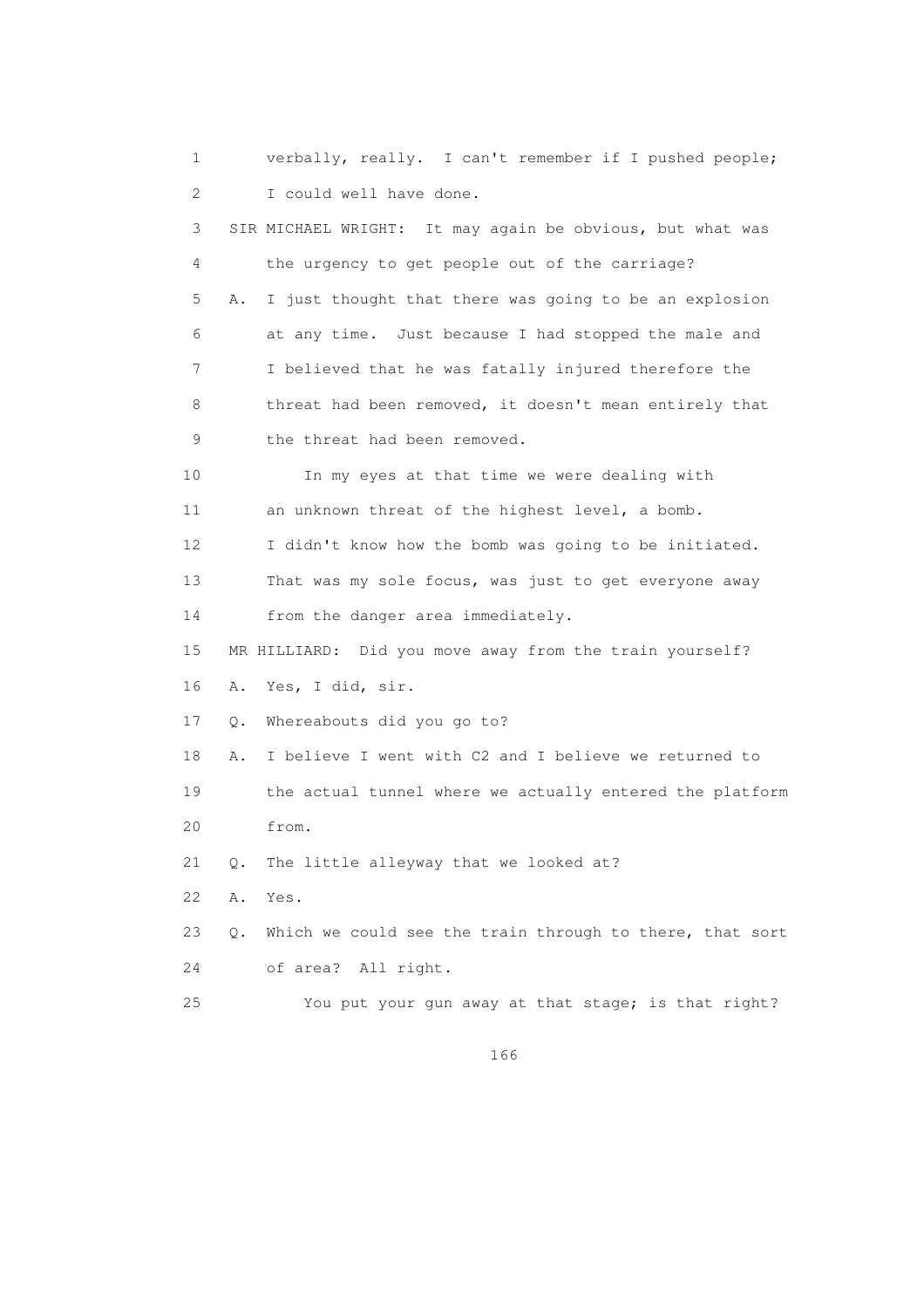verbally, really. I can't remember if I pushed people; I could well have done.

SIR MICHAEL WRIGHT: It may again be obvious, but what was the urgency to get people out of the carriage?

A. I just thought that there was going to be an explosion at any time. Just because I had stopped the male and I believed that he was fatally injured therefore the threat had been removed, it doesn't mean entirely that the threat had been removed.

In my eyes at that time we were dealing with an unknown threat of the highest level, a bomb. I didn't know how the bomb was going to be initiated. That was my sole focus, was just to get everyone away from the danger area immediately.

MR HILLIARD: Did you move away from the train yourself?

A. Yes, I did, sir.

Q. Whereabouts did you go to?

A. I believe I went with C2 and I believe we returned to the actual tunnel where we actually entered the platform from.

Q. The little alleyway that we looked at?

A. Yes.

Q. Which we could see the train through to there, that sort of area? All right.

You put your gun away at that stage; is that right?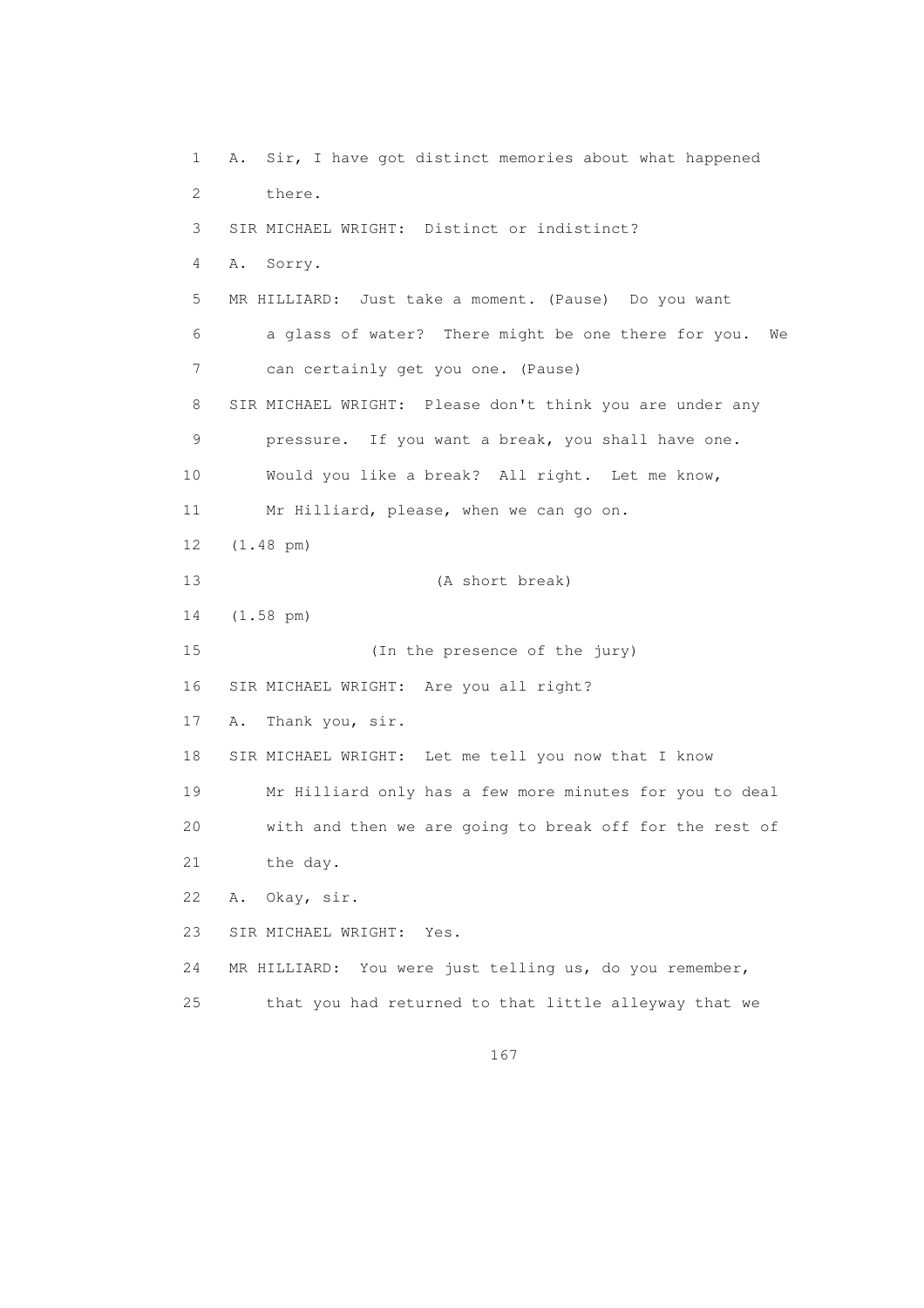1 A. Sir, I have got distinct memories about what happened

2 there.

3 SIR MICHAEL WRIGHT: Distinct or indistinct?

4 A. Sorry.

5 MR HILLIARD: Just take a moment. (Pause) Do you want

6 a glass of water? There might be one there for you. We

7 can certainly get you one. (Pause)

8 SIR MICHAEL WRIGHT: Please don't think you are under any

9 pressure. If you want a break, you shall have one.

10 Would you like a break? All right. Let me know,

11 Mr Hilliard, please, when we can go on.

12 (1.48 pm)

13 (A short break)

14 (1.58 pm)

15 (In the presence of the jury)

16 SIR MICHAEL WRIGHT: Are you all right?

17 A. Thank you, sir.

18 SIR MICHAEL WRIGHT: Let me tell you now that I know

19 Mr Hilliard only has a few more minutes for you to deal

20 with and then we are going to break off for the rest of

21 the day.

22 A. Okay, sir.

23 SIR MICHAEL WRIGHT: Yes.

24 MR HILLIARD: You were just telling us, do you remember,

25 that you had returned to that little alleyway that we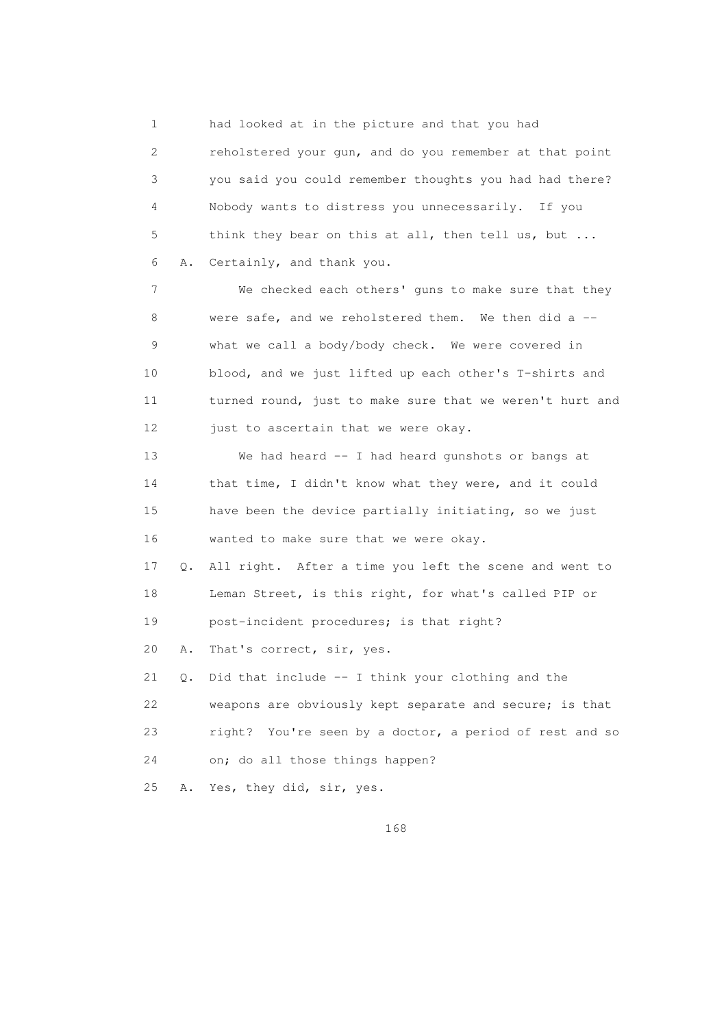1 had looked at in the picture and that you had
2 reholstered your gun, and do you remember at that point
3 you said you could remember thoughts you had had there?
4 Nobody wants to distress you unnecessarily. If you
5 think they bear on this at all, then tell us, but ...
6 A. Certainly, and thank you.
7 We checked each others' guns to make sure that they
8 were safe, and we reholstered them. We then did a --
9 what we call a body/body check. We were covered in
10 blood, and we just lifted up each other's T-shirts and
11 turned round, just to make sure that we weren't hurt and
12 just to ascertain that we were okay.
13 We had heard -- I had heard gunshots or bangs at
14 that time, I didn't know what they were, and it could
15 have been the device partially initiating, so we just
16 wanted to make sure that we were okay.
17 Q. All right. After a time you left the scene and went to
18 Leman Street, is this right, for what's called PIP or
19 post-incident procedures; is that right?
20 A. That's correct, sir, yes.
21 Q. Did that include -- I think your clothing and the
22 weapons are obviously kept separate and secure; is that
23 right? You're seen by a doctor, a period of rest and so
24 on; do all those things happen?
25 A. Yes, they did, sir, yes.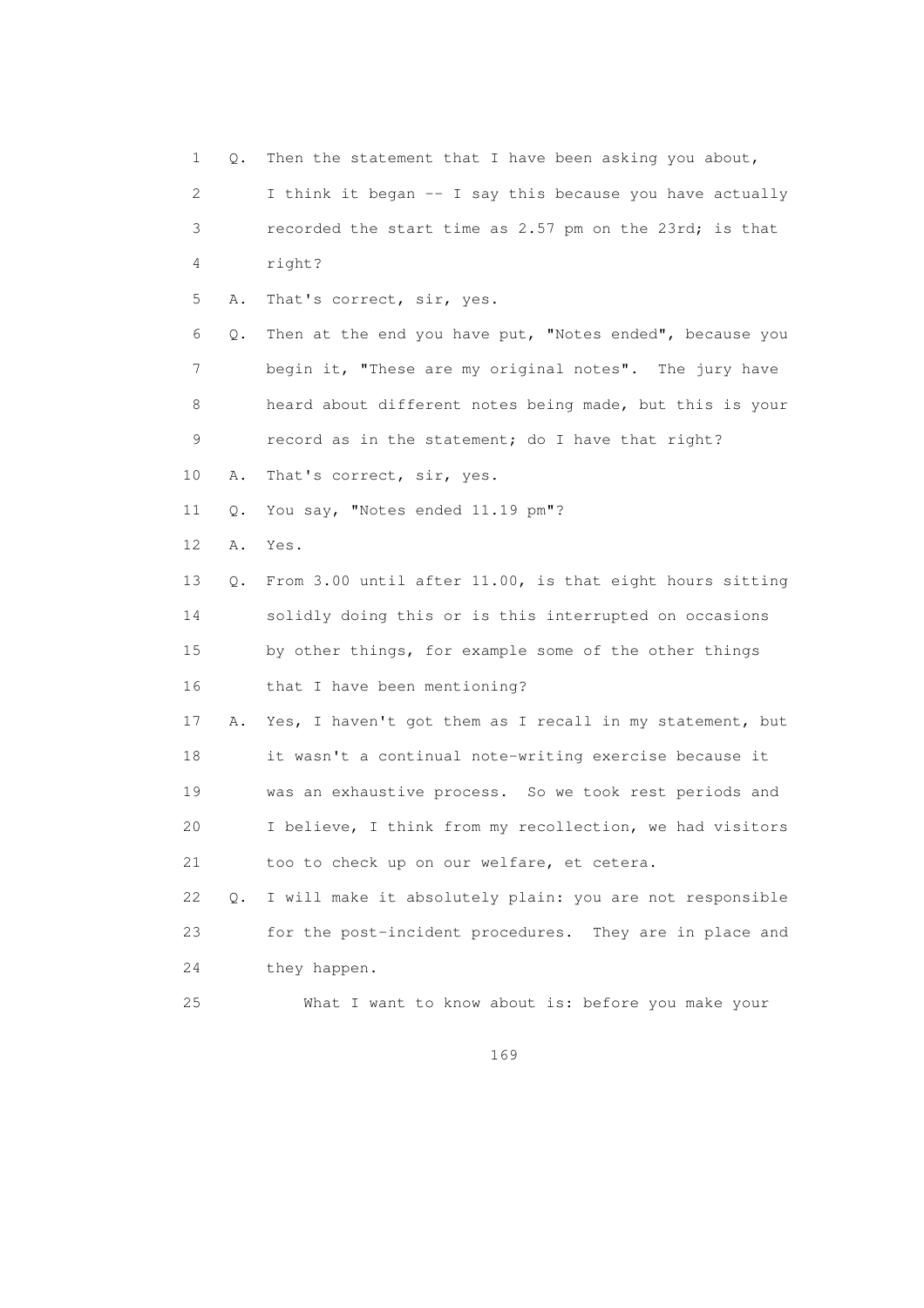1 Q. Then the statement that I have been asking you about,
2 I think it began -- I say this because you have actually
3 recorded the start time as 2.57 pm on the 23rd; is that
4 right?
5 A. That's correct, sir, yes.
6 Q. Then at the end you have put, "Notes ended", because you
7 begin it, "These are my original notes". The jury have
8 heard about different notes being made, but this is your
9 record as in the statement; do I have that right?
10 A. That's correct, sir, yes.
11 Q. You say, "Notes ended 11.19 pm"?
12 A. Yes.
13 Q. From 3.00 until after 11.00, is that eight hours sitting
14 solidly doing this or is this interrupted on occasions
15 by other things, for example some of the other things
16 that I have been mentioning?
17 A. Yes, I haven't got them as I recall in my statement, but
18 it wasn't a continual note-writing exercise because it
19 was an exhaustive process. So we took rest periods and
20 I believe, I think from my recollection, we had visitors
21 too to check up on our welfare, et cetera.
22 Q. I will make it absolutely plain: you are not responsible
23 for the post-incident procedures. They are in place and
24 they happen.
25 What I want to know about is: before you make your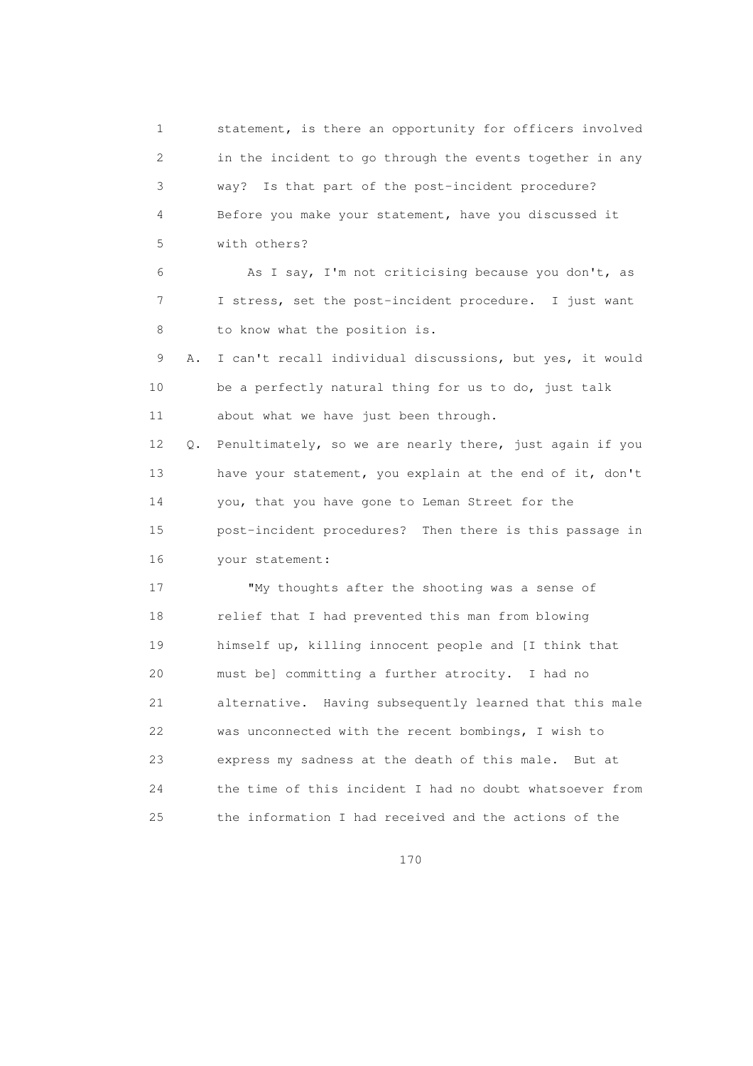1 statement, is there an opportunity for officers involved
2 in the incident to go through the events together in any
3 way? Is that part of the post-incident procedure?
4 Before you make your statement, have you discussed it
5 with others?

6 As I say, I'm not criticising because you don't, as
7 I stress, set the post-incident procedure. I just want
8 to know what the position is.

9 A. I can't recall individual discussions, but yes, it would
10 be a perfectly natural thing for us to do, just talk
11 about what we have just been through.

12 Q. Penultimately, so we are nearly there, just again if you
13 have your statement, you explain at the end of it, don't
14 you, that you have gone to Leman Street for the
15 post-incident procedures? Then there is this passage in
16 your statement:

17 "My thoughts after the shooting was a sense of
18 relief that I had prevented this man from blowing
19 himself up, killing innocent people and [I think that
20 must be] committing a further atrocity. I had no
21 alternative. Having subsequently learned that this male
22 was unconnected with the recent bombings, I wish to
23 express my sadness at the death of this male. But at
24 the time of this incident I had no doubt whatsoever from
25 the information I had received and the actions of the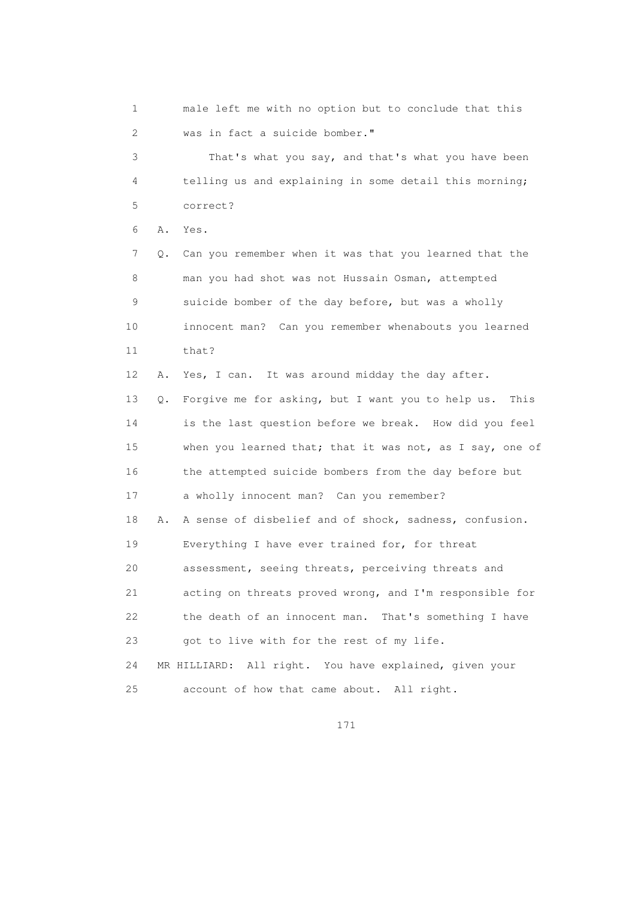male left me with no option but to conclude that this was in fact a suicide bomber."

That's what you say, and that's what you have been telling us and explaining in some detail this morning; correct?

A. Yes.

Q. Can you remember when it was that you learned that the man you had shot was not Hussain Osman, attempted suicide bomber of the day before, but was a wholly innocent man? Can you remember whenabouts you learned that?

A. Yes, I can. It was around midday the day after.

Q. Forgive me for asking, but I want you to help us. This is the last question before we break. How did you feel when you learned that; that it was not, as I say, one of the attempted suicide bombers from the day before but a wholly innocent man? Can you remember?

A. A sense of disbelief and of shock, sadness, confusion. Everything I have ever trained for, for threat assessment, seeing threats, perceiving threats and acting on threats proved wrong, and I'm responsible for the death of an innocent man. That's something I have got to live with for the rest of my life.

MR HILLIARD: All right. You have explained, given your account of how that came about. All right.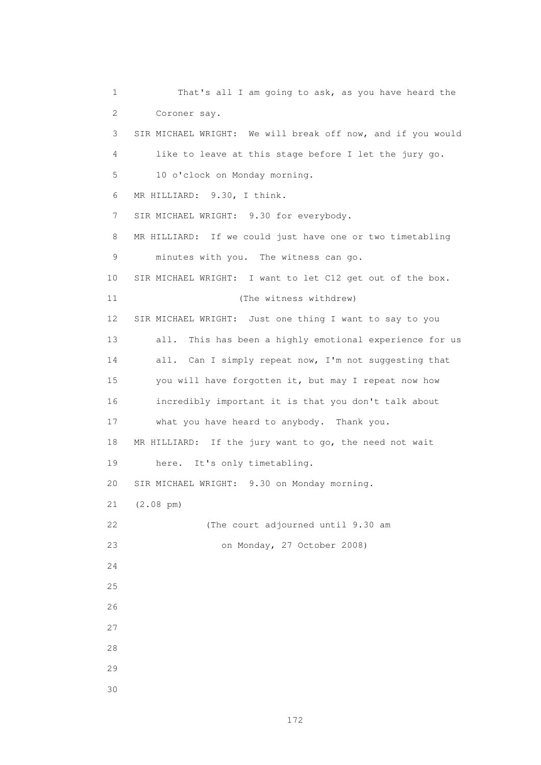That's all I am going to ask, as you have heard the Coroner say.

SIR MICHAEL WRIGHT: We will break off now, and if you would like to leave at this stage before I let the jury go. 10 o'clock on Monday morning.

MR HILLIARD: 9.30, I think.

SIR MICHAEL WRIGHT: 9.30 for everybody.

MR HILLIARD: If we could just have one or two timetabling minutes with you. The witness can go.

SIR MICHAEL WRIGHT: I want to let C12 get out of the box.

(The witness withdrew)

SIR MICHAEL WRIGHT: Just one thing I want to say to you all. This has been a highly emotional experience for us all. Can I simply repeat now, I'm not suggesting that you will have forgotten it, but may I repeat now how incredibly important it is that you don't talk about what you have heard to anybody. Thank you.

MR HILLIARD: If the jury want to go, the need not wait here. It's only timetabling.

SIR MICHAEL WRIGHT: 9.30 on Monday morning.

(2.08 pm)

(The court adjourned until 9.30 am on Monday, 27 October 2008)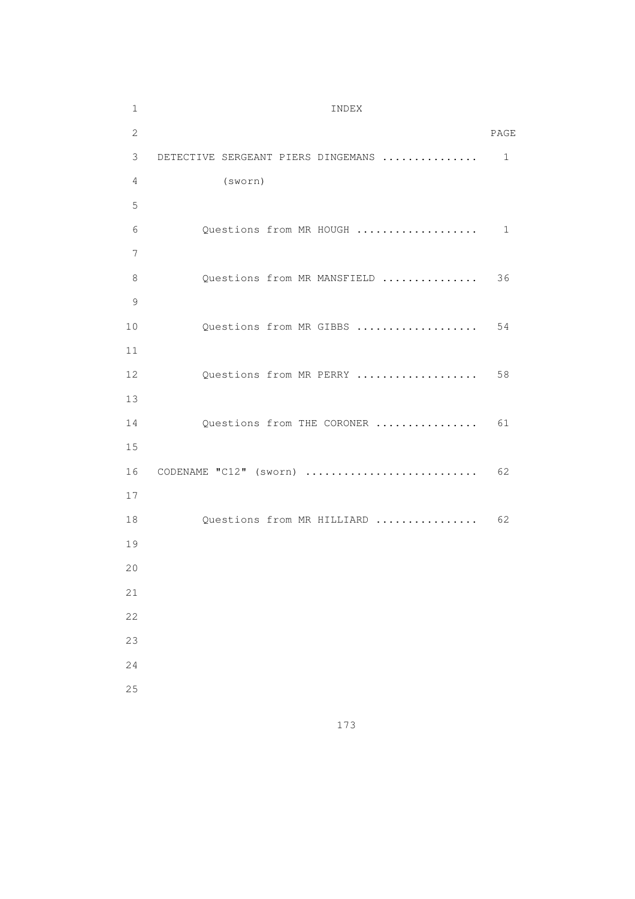# INDEX

| | PAGE |
|---|---|
| DETECTIVE SERGEANT PIERS DINGEMANS (sworn) | 1 |
| Questions from MR HOUGH | 1 |
| Questions from MR MANSFIELD | 36 |
| Questions from MR GIBBS | 54 |
| Questions from MR PERRY | 58 |
| Questions from THE CORONER | 61 |
| CODENAME "C12" (sworn) | 62 |
| Questions from MR HILLIARD | 62 |